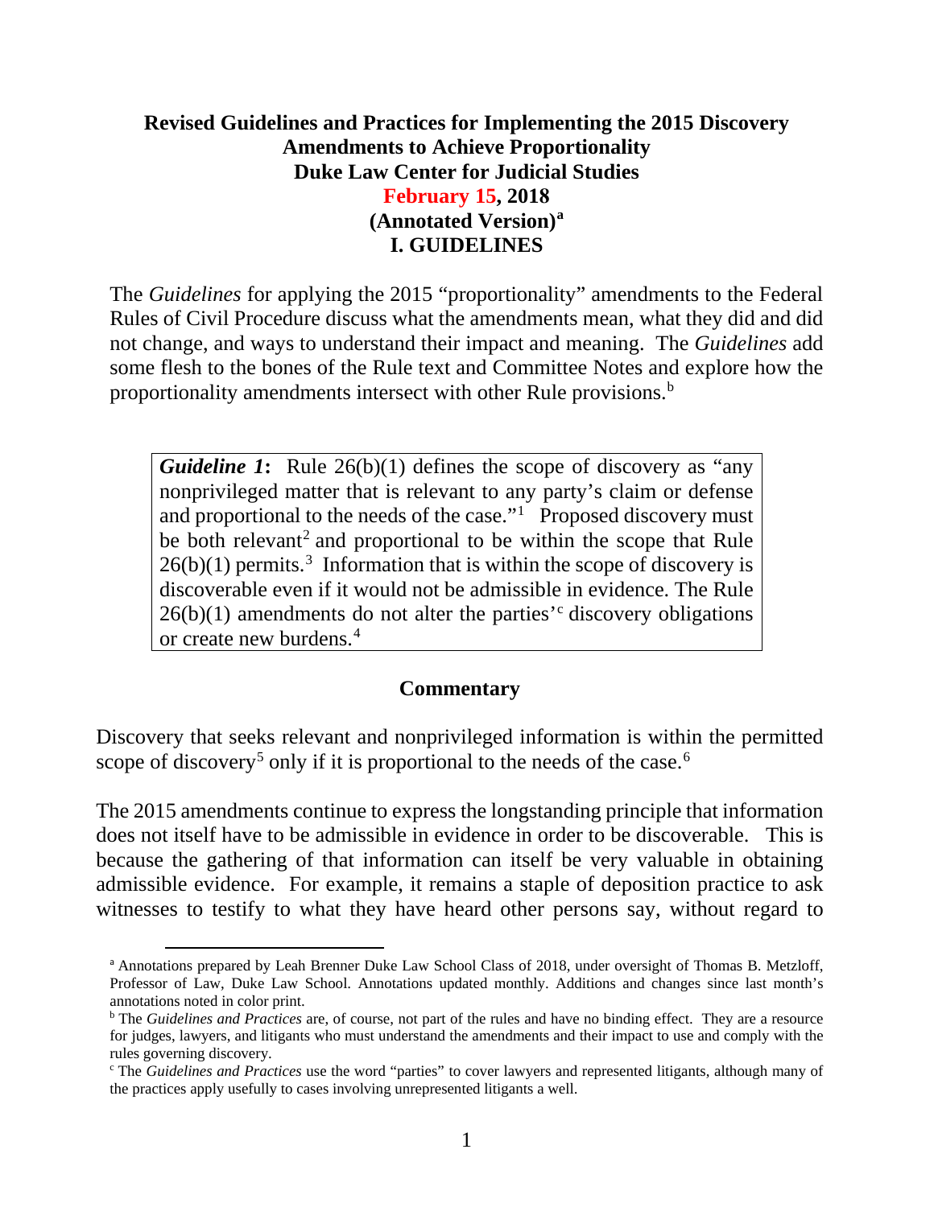# Revised Guidelines and Practices for Implementing the 2015 Discovery Amendments to Achieve Proportionality

## Duke Law Center for Judicial Studies

## February 15, 2018

## (Annotated Version)[a]

## I. GUIDELINES

The *Guidelines* for applying the 2015 "proportionality" amendments to the Federal Rules of Civil Procedure discuss what the amendments mean, what they did and did not change, and ways to understand their impact and meaning. The *Guidelines* add some flesh to the bones of the Rule text and Committee Notes and explore how the proportionality amendments intersect with other Rule provisions.[b]

> ***Guideline 1*:** Rule 26(b)(1) defines the scope of discovery as "any nonprivileged matter that is relevant to any party's claim or defense and proportional to the needs of the case."[1] Proposed discovery must be both relevant[2] and proportional to be within the scope that Rule 26(b)(1) permits.[3] Information that is within the scope of discovery is discoverable even if it would not be admissible in evidence. The Rule 26(b)(1) amendments do not alter the parties'[c] discovery obligations or create new burdens.[4]

### Commentary

Discovery that seeks relevant and nonprivileged information is within the permitted scope of discovery[5] only if it is proportional to the needs of the case.[6]

The 2015 amendments continue to express the longstanding principle that information does not itself have to be admissible in evidence in order to be discoverable. This is because the gathering of that information can itself be very valuable in obtaining admissible evidence. For example, it remains a staple of deposition practice to ask witnesses to testify to what they have heard other persons say, without regard to

---

[a] Annotations prepared by Leah Brenner Duke Law School Class of 2018, under oversight of Thomas B. Metzloff, Professor of Law, Duke Law School. Annotations updated monthly. Additions and changes since last month's annotations noted in color print.

[b] The *Guidelines and Practices* are, of course, not part of the rules and have no binding effect. They are a resource for judges, lawyers, and litigants who must understand the amendments and their impact to use and comply with the rules governing discovery.

[c] The *Guidelines and Practices* use the word "parties" to cover lawyers and represented litigants, although many of the practices apply usefully to cases involving unrepresented litigants a well.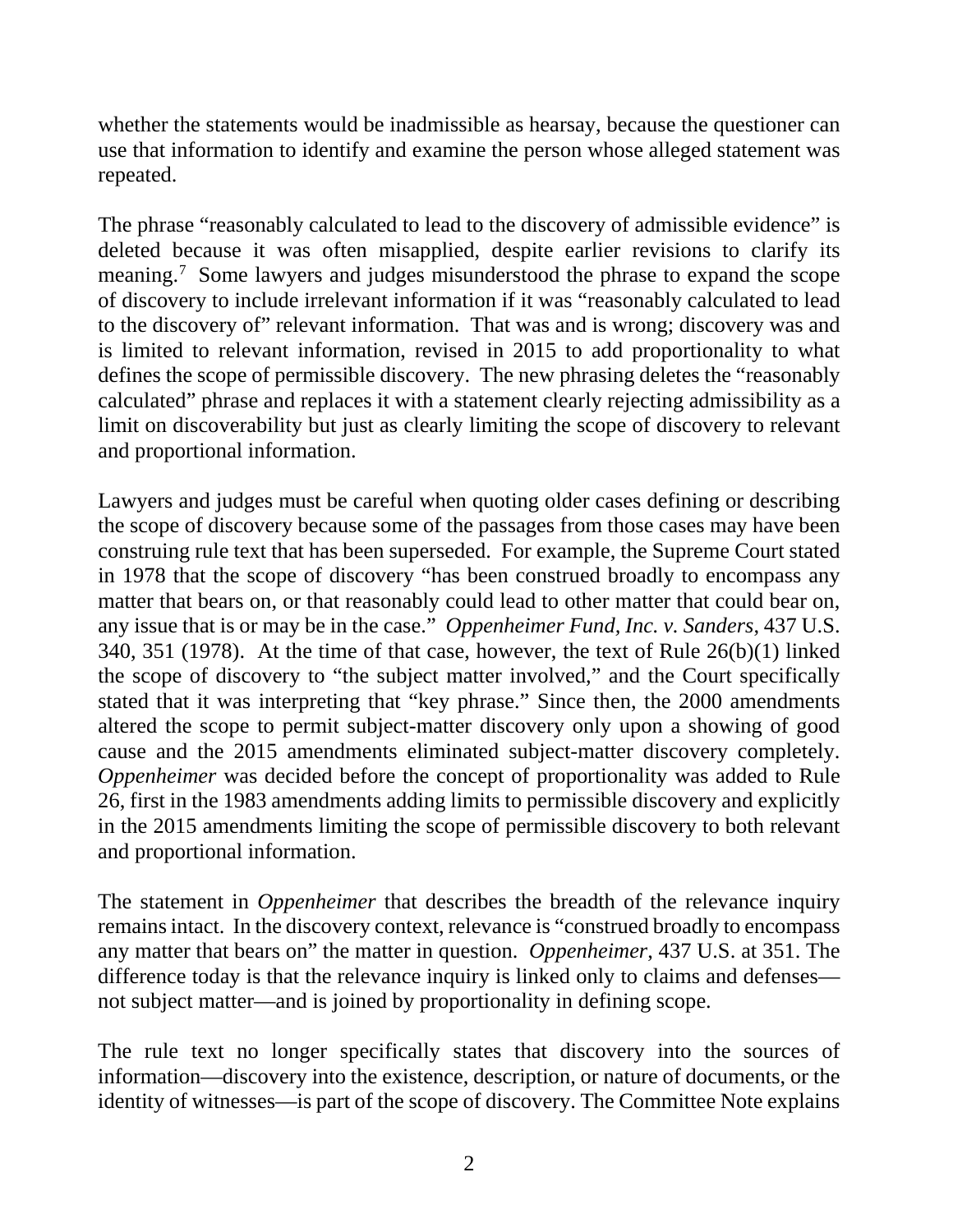whether the statements would be inadmissible as hearsay, because the questioner can use that information to identify and examine the person whose alleged statement was repeated.

The phrase "reasonably calculated to lead to the discovery of admissible evidence" is deleted because it was often misapplied, despite earlier revisions to clarify its meaning.[7] Some lawyers and judges misunderstood the phrase to expand the scope of discovery to include irrelevant information if it was "reasonably calculated to lead to the discovery of" relevant information. That was and is wrong; discovery was and is limited to relevant information, revised in 2015 to add proportionality to what defines the scope of permissible discovery. The new phrasing deletes the "reasonably calculated" phrase and replaces it with a statement clearly rejecting admissibility as a limit on discoverability but just as clearly limiting the scope of discovery to relevant and proportional information.

Lawyers and judges must be careful when quoting older cases defining or describing the scope of discovery because some of the passages from those cases may have been construing rule text that has been superseded. For example, the Supreme Court stated in 1978 that the scope of discovery "has been construed broadly to encompass any matter that bears on, or that reasonably could lead to other matter that could bear on, any issue that is or may be in the case." *Oppenheimer Fund, Inc. v. Sanders*, 437 U.S. 340, 351 (1978). At the time of that case, however, the text of Rule 26(b)(1) linked the scope of discovery to "the subject matter involved," and the Court specifically stated that it was interpreting that "key phrase." Since then, the 2000 amendments altered the scope to permit subject-matter discovery only upon a showing of good cause and the 2015 amendments eliminated subject-matter discovery completely. *Oppenheimer* was decided before the concept of proportionality was added to Rule 26, first in the 1983 amendments adding limits to permissible discovery and explicitly in the 2015 amendments limiting the scope of permissible discovery to both relevant and proportional information.

The statement in *Oppenheimer* that describes the breadth of the relevance inquiry remains intact. In the discovery context, relevance is "construed broadly to encompass any matter that bears on" the matter in question. *Oppenheimer*, 437 U.S. at 351. The difference today is that the relevance inquiry is linked only to claims and defenses—not subject matter—and is joined by proportionality in defining scope.

The rule text no longer specifically states that discovery into the sources of information—discovery into the existence, description, or nature of documents, or the identity of witnesses—is part of the scope of discovery. The Committee Note explains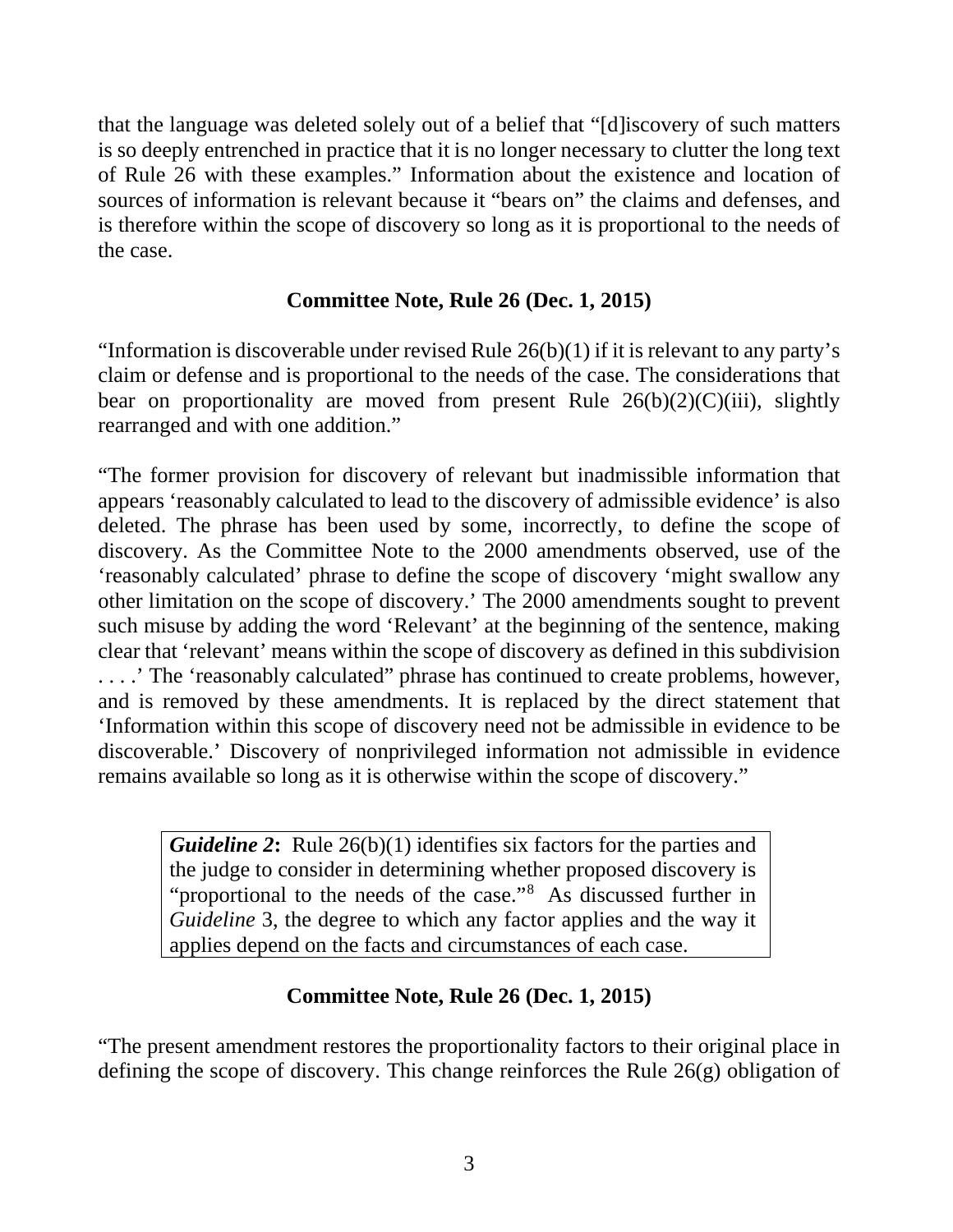that the language was deleted solely out of a belief that "[d]iscovery of such matters is so deeply entrenched in practice that it is no longer necessary to clutter the long text of Rule 26 with these examples." Information about the existence and location of sources of information is relevant because it "bears on" the claims and defenses, and is therefore within the scope of discovery so long as it is proportional to the needs of the case.

**Committee Note, Rule 26 (Dec. 1, 2015)**

"Information is discoverable under revised Rule 26(b)(1) if it is relevant to any party's claim or defense and is proportional to the needs of the case. The considerations that bear on proportionality are moved from present Rule 26(b)(2)(C)(iii), slightly rearranged and with one addition."

"The former provision for discovery of relevant but inadmissible information that appears 'reasonably calculated to lead to the discovery of admissible evidence' is also deleted. The phrase has been used by some, incorrectly, to define the scope of discovery. As the Committee Note to the 2000 amendments observed, use of the 'reasonably calculated' phrase to define the scope of discovery 'might swallow any other limitation on the scope of discovery.' The 2000 amendments sought to prevent such misuse by adding the word 'Relevant' at the beginning of the sentence, making clear that 'relevant' means within the scope of discovery as defined in this subdivision . . . .' The 'reasonably calculated" phrase has continued to create problems, however, and is removed by these amendments. It is replaced by the direct statement that 'Information within this scope of discovery need not be admissible in evidence to be discoverable.' Discovery of nonprivileged information not admissible in evidence remains available so long as it is otherwise within the scope of discovery."

> ***Guideline 2*:** Rule 26(b)(1) identifies six factors for the parties and the judge to consider in determining whether proposed discovery is "proportional to the needs of the case."[8] As discussed further in *Guideline* 3, the degree to which any factor applies and the way it applies depend on the facts and circumstances of each case.

**Committee Note, Rule 26 (Dec. 1, 2015)**

"The present amendment restores the proportionality factors to their original place in defining the scope of discovery. This change reinforces the Rule 26(g) obligation of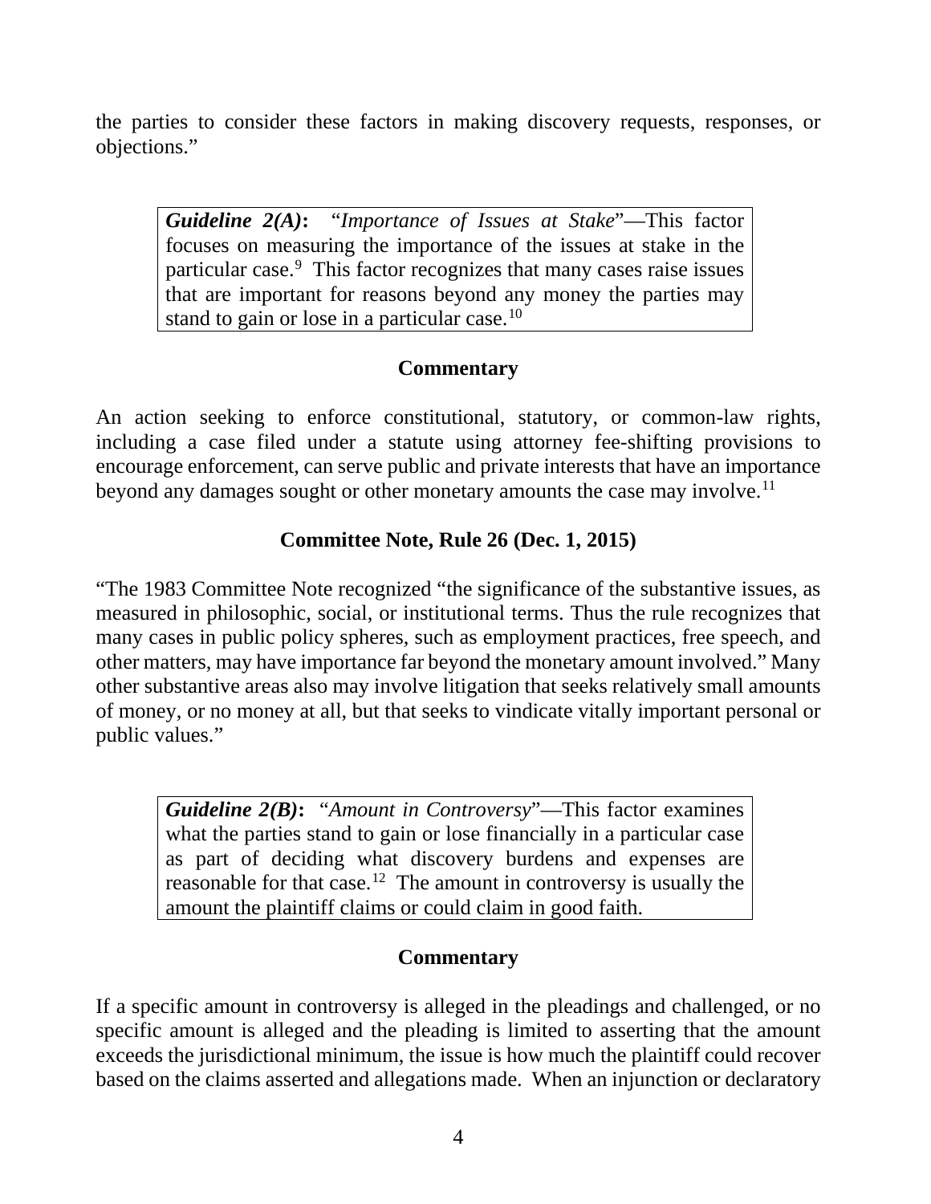the parties to consider these factors in making discovery requests, responses, or objections."

> ***Guideline 2(A)*:** "*Importance of Issues at Stake*"—This factor focuses on measuring the importance of the issues at stake in the particular case.[9] This factor recognizes that many cases raise issues that are important for reasons beyond any money the parties may stand to gain or lose in a particular case.[10]

**Commentary**

An action seeking to enforce constitutional, statutory, or common-law rights, including a case filed under a statute using attorney fee-shifting provisions to encourage enforcement, can serve public and private interests that have an importance beyond any damages sought or other monetary amounts the case may involve.[11]

**Committee Note, Rule 26 (Dec. 1, 2015)**

"The 1983 Committee Note recognized "the significance of the substantive issues, as measured in philosophic, social, or institutional terms. Thus the rule recognizes that many cases in public policy spheres, such as employment practices, free speech, and other matters, may have importance far beyond the monetary amount involved." Many other substantive areas also may involve litigation that seeks relatively small amounts of money, or no money at all, but that seeks to vindicate vitally important personal or public values."

> ***Guideline 2(B)*:** "*Amount in Controversy*"—This factor examines what the parties stand to gain or lose financially in a particular case as part of deciding what discovery burdens and expenses are reasonable for that case.[12] The amount in controversy is usually the amount the plaintiff claims or could claim in good faith.

**Commentary**

If a specific amount in controversy is alleged in the pleadings and challenged, or no specific amount is alleged and the pleading is limited to asserting that the amount exceeds the jurisdictional minimum, the issue is how much the plaintiff could recover based on the claims asserted and allegations made. When an injunction or declaratory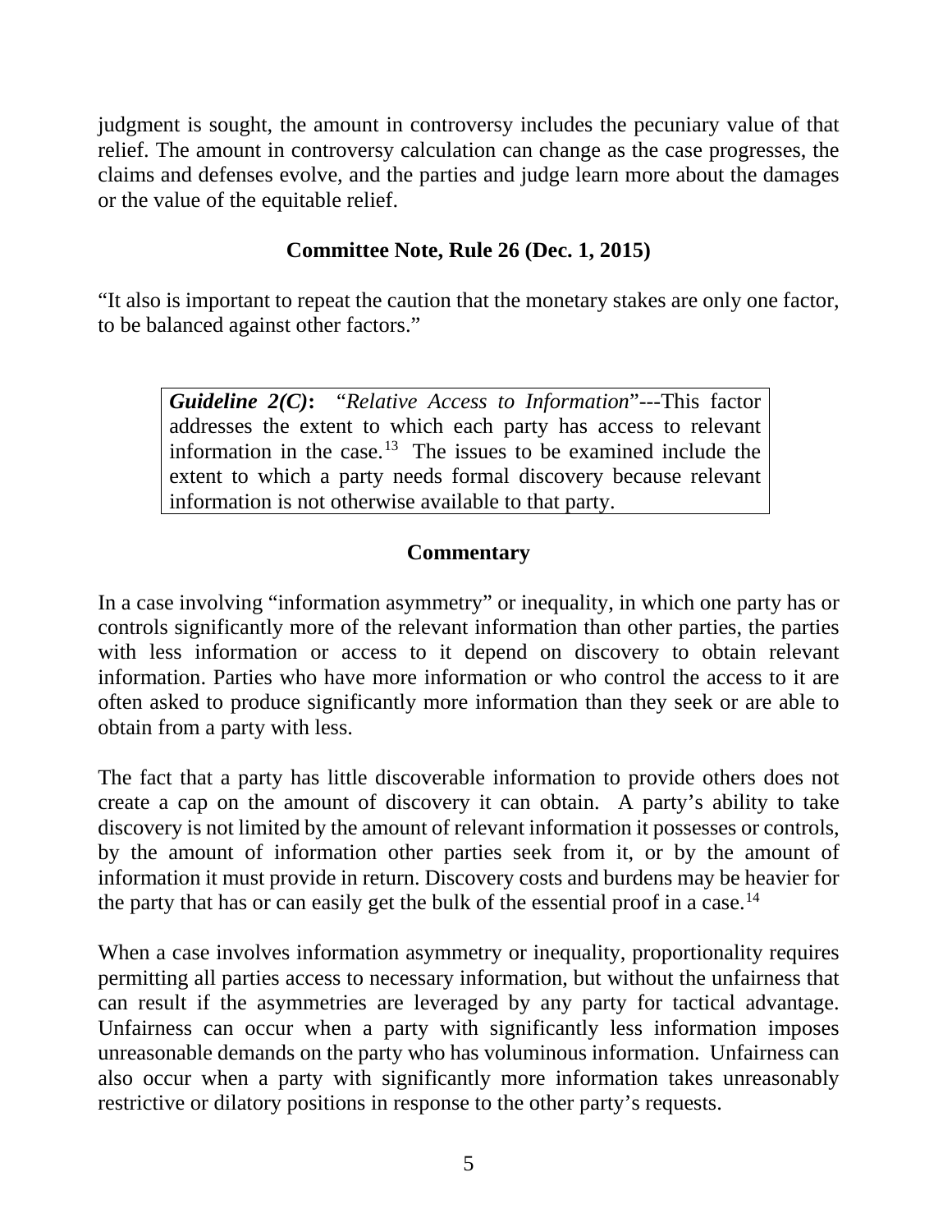judgment is sought, the amount in controversy includes the pecuniary value of that relief. The amount in controversy calculation can change as the case progresses, the claims and defenses evolve, and the parties and judge learn more about the damages or the value of the equitable relief.

### Committee Note, Rule 26 (Dec. 1, 2015)

"It also is important to repeat the caution that the monetary stakes are only one factor, to be balanced against other factors."

> ***Guideline 2(C)*:** "*Relative Access to Information*"---This factor addresses the extent to which each party has access to relevant information in the case.[13] The issues to be examined include the extent to which a party needs formal discovery because relevant information is not otherwise available to that party.

### Commentary

In a case involving "information asymmetry" or inequality, in which one party has or controls significantly more of the relevant information than other parties, the parties with less information or access to it depend on discovery to obtain relevant information. Parties who have more information or who control the access to it are often asked to produce significantly more information than they seek or are able to obtain from a party with less.

The fact that a party has little discoverable information to provide others does not create a cap on the amount of discovery it can obtain. A party's ability to take discovery is not limited by the amount of relevant information it possesses or controls, by the amount of information other parties seek from it, or by the amount of information it must provide in return. Discovery costs and burdens may be heavier for the party that has or can easily get the bulk of the essential proof in a case.[14]

When a case involves information asymmetry or inequality, proportionality requires permitting all parties access to necessary information, but without the unfairness that can result if the asymmetries are leveraged by any party for tactical advantage. Unfairness can occur when a party with significantly less information imposes unreasonable demands on the party who has voluminous information. Unfairness can also occur when a party with significantly more information takes unreasonably restrictive or dilatory positions in response to the other party's requests.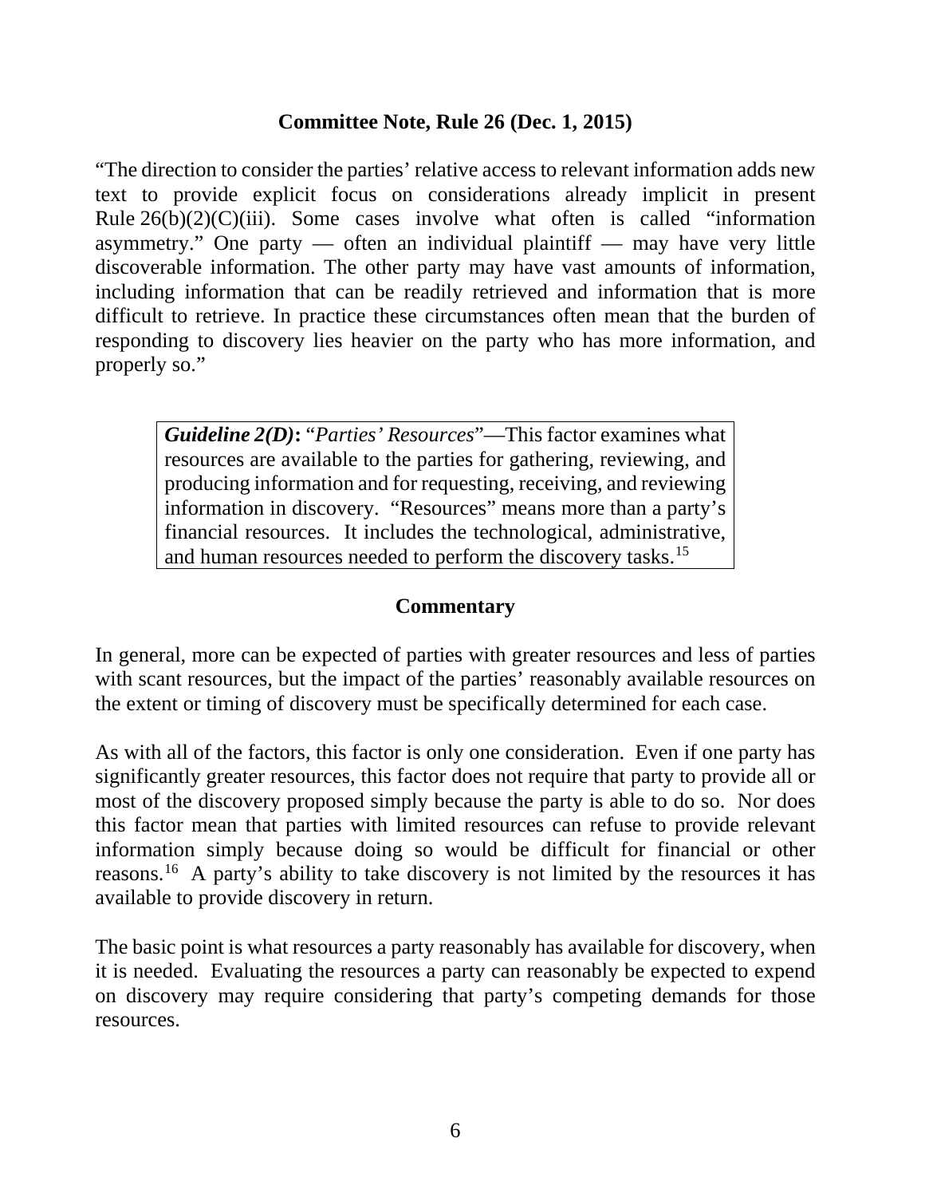**Committee Note, Rule 26 (Dec. 1, 2015)**

"The direction to consider the parties' relative access to relevant information adds new text to provide explicit focus on considerations already implicit in present Rule 26(b)(2)(C)(iii). Some cases involve what often is called "information asymmetry." One party — often an individual plaintiff — may have very little discoverable information. The other party may have vast amounts of information, including information that can be readily retrieved and information that is more difficult to retrieve. In practice these circumstances often mean that the burden of responding to discovery lies heavier on the party who has more information, and properly so."

> ***Guideline 2(D)*:** "*Parties' Resources*"—This factor examines what resources are available to the parties for gathering, reviewing, and producing information and for requesting, receiving, and reviewing information in discovery. "Resources" means more than a party's financial resources. It includes the technological, administrative, and human resources needed to perform the discovery tasks.[15]

**Commentary**

In general, more can be expected of parties with greater resources and less of parties with scant resources, but the impact of the parties' reasonably available resources on the extent or timing of discovery must be specifically determined for each case.

As with all of the factors, this factor is only one consideration. Even if one party has significantly greater resources, this factor does not require that party to provide all or most of the discovery proposed simply because the party is able to do so. Nor does this factor mean that parties with limited resources can refuse to provide relevant information simply because doing so would be difficult for financial or other reasons.[16] A party's ability to take discovery is not limited by the resources it has available to provide discovery in return.

The basic point is what resources a party reasonably has available for discovery, when it is needed. Evaluating the resources a party can reasonably be expected to expend on discovery may require considering that party's competing demands for those resources.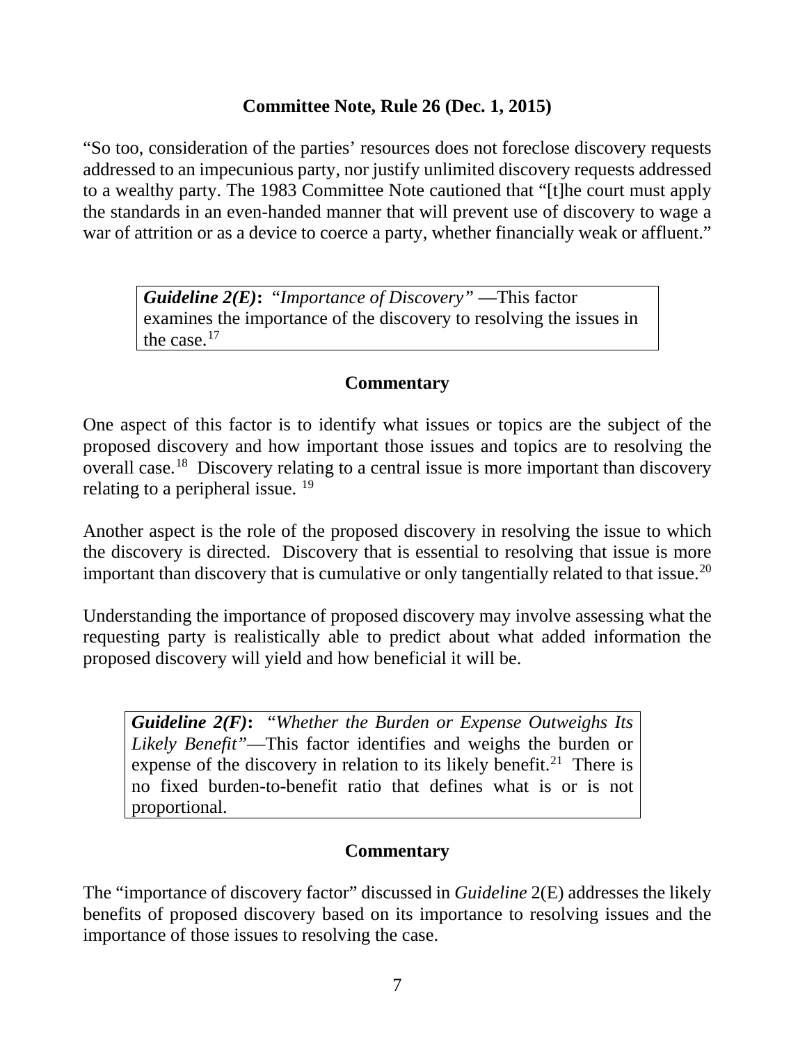**Committee Note, Rule 26 (Dec. 1, 2015)**

"So too, consideration of the parties' resources does not foreclose discovery requests addressed to an impecunious party, nor justify unlimited discovery requests addressed to a wealthy party. The 1983 Committee Note cautioned that "[t]he court must apply the standards in an even-handed manner that will prevent use of discovery to wage a war of attrition or as a device to coerce a party, whether financially weak or affluent."

> ***Guideline 2(E)*****:** *"Importance of Discovery"* —This factor examines the importance of the discovery to resolving the issues in the case.[17]

**Commentary**

One aspect of this factor is to identify what issues or topics are the subject of the proposed discovery and how important those issues and topics are to resolving the overall case.[18] Discovery relating to a central issue is more important than discovery relating to a peripheral issue. [19]

Another aspect is the role of the proposed discovery in resolving the issue to which the discovery is directed. Discovery that is essential to resolving that issue is more important than discovery that is cumulative or only tangentially related to that issue.[20]

Understanding the importance of proposed discovery may involve assessing what the requesting party is realistically able to predict about what added information the proposed discovery will yield and how beneficial it will be.

> ***Guideline 2(F)*****:** *"Whether the Burden or Expense Outweighs Its Likely Benefit"*—This factor identifies and weighs the burden or expense of the discovery in relation to its likely benefit.[21] There is no fixed burden-to-benefit ratio that defines what is or is not proportional.

**Commentary**

The "importance of discovery factor" discussed in *Guideline* 2(E) addresses the likely benefits of proposed discovery based on its importance to resolving issues and the importance of those issues to resolving the case.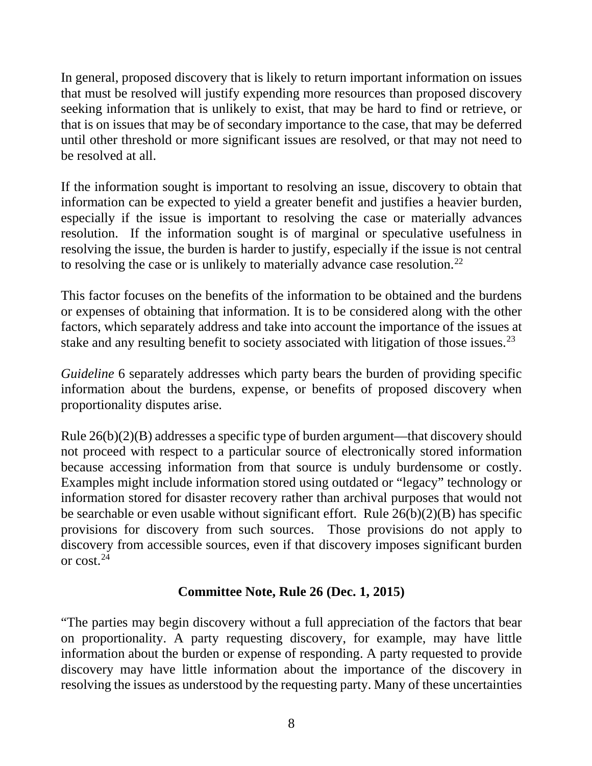In general, proposed discovery that is likely to return important information on issues that must be resolved will justify expending more resources than proposed discovery seeking information that is unlikely to exist, that may be hard to find or retrieve, or that is on issues that may be of secondary importance to the case, that may be deferred until other threshold or more significant issues are resolved, or that may not need to be resolved at all.

If the information sought is important to resolving an issue, discovery to obtain that information can be expected to yield a greater benefit and justifies a heavier burden, especially if the issue is important to resolving the case or materially advances resolution. If the information sought is of marginal or speculative usefulness in resolving the issue, the burden is harder to justify, especially if the issue is not central to resolving the case or is unlikely to materially advance case resolution.[22]

This factor focuses on the benefits of the information to be obtained and the burdens or expenses of obtaining that information. It is to be considered along with the other factors, which separately address and take into account the importance of the issues at stake and any resulting benefit to society associated with litigation of those issues.[23]

*Guideline* 6 separately addresses which party bears the burden of providing specific information about the burdens, expense, or benefits of proposed discovery when proportionality disputes arise.

Rule 26(b)(2)(B) addresses a specific type of burden argument—that discovery should not proceed with respect to a particular source of electronically stored information because accessing information from that source is unduly burdensome or costly. Examples might include information stored using outdated or "legacy" technology or information stored for disaster recovery rather than archival purposes that would not be searchable or even usable without significant effort. Rule 26(b)(2)(B) has specific provisions for discovery from such sources. Those provisions do not apply to discovery from accessible sources, even if that discovery imposes significant burden or cost.[24]

### Committee Note, Rule 26 (Dec. 1, 2015)

"The parties may begin discovery without a full appreciation of the factors that bear on proportionality. A party requesting discovery, for example, may have little information about the burden or expense of responding. A party requested to provide discovery may have little information about the importance of the discovery in resolving the issues as understood by the requesting party. Many of these uncertainties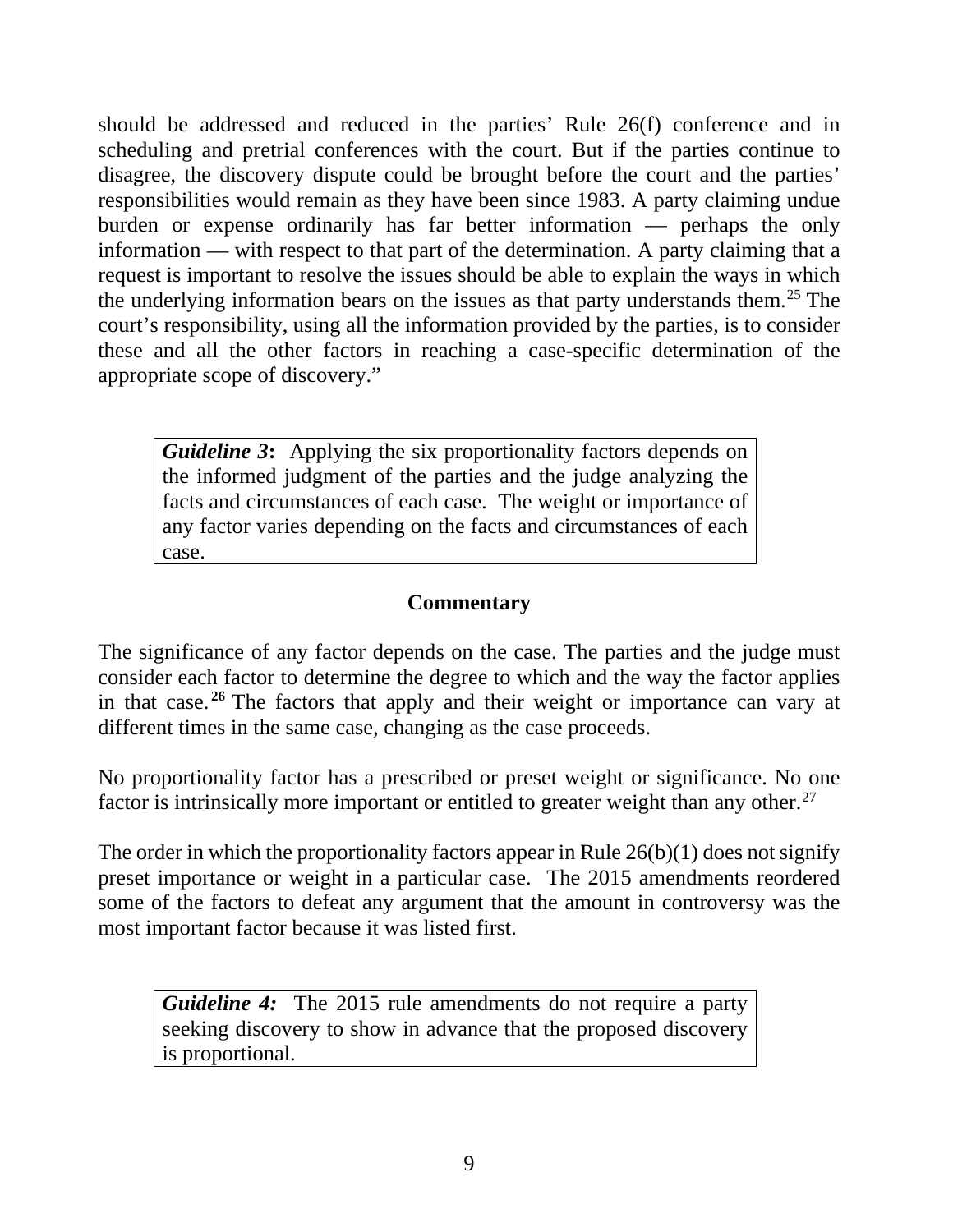should be addressed and reduced in the parties' Rule 26(f) conference and in scheduling and pretrial conferences with the court. But if the parties continue to disagree, the discovery dispute could be brought before the court and the parties' responsibilities would remain as they have been since 1983. A party claiming undue burden or expense ordinarily has far better information — perhaps the only information — with respect to that part of the determination. A party claiming that a request is important to resolve the issues should be able to explain the ways in which the underlying information bears on the issues as that party understands them.[25] The court's responsibility, using all the information provided by the parties, is to consider these and all the other factors in reaching a case-specific determination of the appropriate scope of discovery."

> ***Guideline 3*:** Applying the six proportionality factors depends on the informed judgment of the parties and the judge analyzing the facts and circumstances of each case. The weight or importance of any factor varies depending on the facts and circumstances of each case.

### Commentary

The significance of any factor depends on the case. The parties and the judge must consider each factor to determine the degree to which and the way the factor applies in that case.[26] The factors that apply and their weight or importance can vary at different times in the same case, changing as the case proceeds.

No proportionality factor has a prescribed or preset weight or significance. No one factor is intrinsically more important or entitled to greater weight than any other.[27]

The order in which the proportionality factors appear in Rule 26(b)(1) does not signify preset importance or weight in a particular case. The 2015 amendments reordered some of the factors to defeat any argument that the amount in controversy was the most important factor because it was listed first.

> ***Guideline 4:*** The 2015 rule amendments do not require a party seeking discovery to show in advance that the proposed discovery is proportional.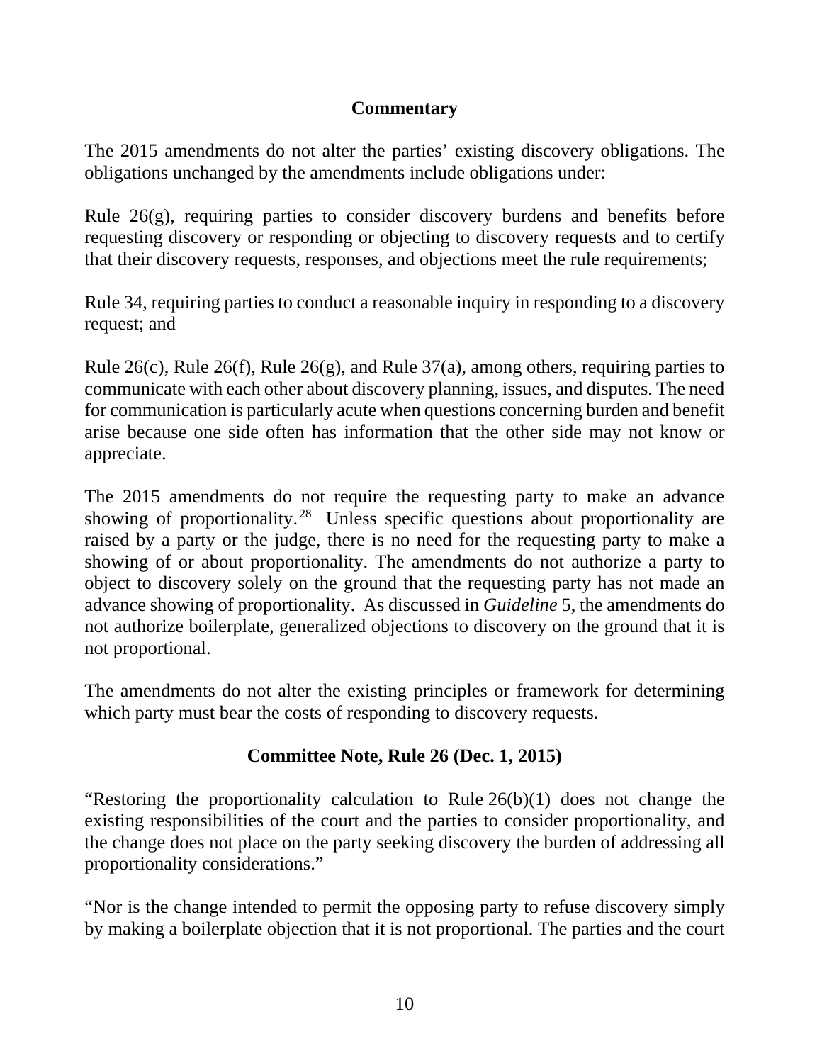## Commentary

The 2015 amendments do not alter the parties' existing discovery obligations. The obligations unchanged by the amendments include obligations under:

Rule 26(g), requiring parties to consider discovery burdens and benefits before requesting discovery or responding or objecting to discovery requests and to certify that their discovery requests, responses, and objections meet the rule requirements;

Rule 34, requiring parties to conduct a reasonable inquiry in responding to a discovery request; and

Rule 26(c), Rule 26(f), Rule 26(g), and Rule 37(a), among others, requiring parties to communicate with each other about discovery planning, issues, and disputes. The need for communication is particularly acute when questions concerning burden and benefit arise because one side often has information that the other side may not know or appreciate.

The 2015 amendments do not require the requesting party to make an advance showing of proportionality.[28] Unless specific questions about proportionality are raised by a party or the judge, there is no need for the requesting party to make a showing of or about proportionality. The amendments do not authorize a party to object to discovery solely on the ground that the requesting party has not made an advance showing of proportionality. As discussed in *Guideline* 5, the amendments do not authorize boilerplate, generalized objections to discovery on the ground that it is not proportional.

The amendments do not alter the existing principles or framework for determining which party must bear the costs of responding to discovery requests.

## Committee Note, Rule 26 (Dec. 1, 2015)

"Restoring the proportionality calculation to Rule 26(b)(1) does not change the existing responsibilities of the court and the parties to consider proportionality, and the change does not place on the party seeking discovery the burden of addressing all proportionality considerations."

"Nor is the change intended to permit the opposing party to refuse discovery simply by making a boilerplate objection that it is not proportional. The parties and the court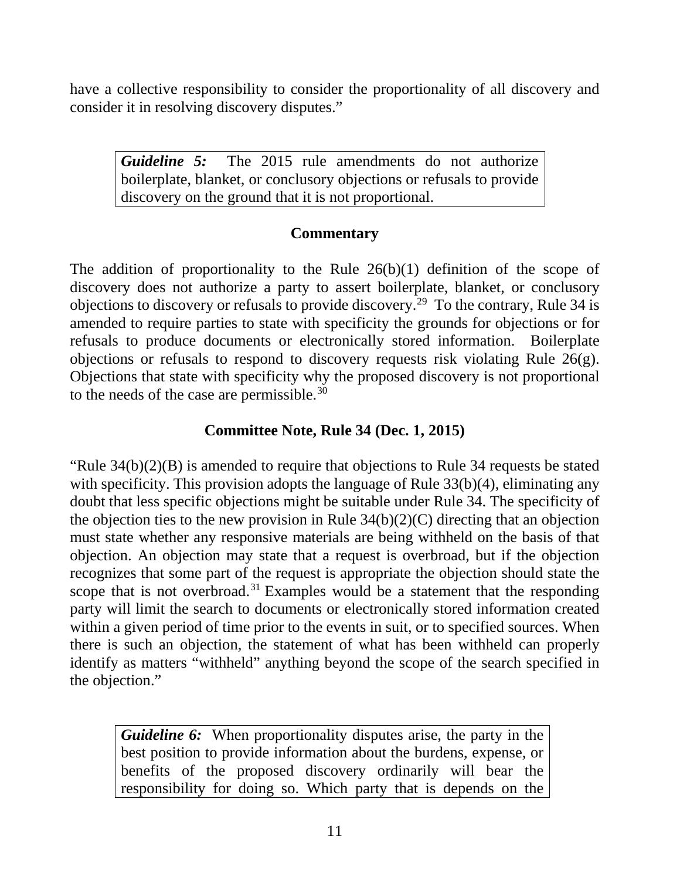have a collective responsibility to consider the proportionality of all discovery and consider it in resolving discovery disputes."

> ***Guideline 5:*** The 2015 rule amendments do not authorize boilerplate, blanket, or conclusory objections or refusals to provide discovery on the ground that it is not proportional.

### Commentary

The addition of proportionality to the Rule 26(b)(1) definition of the scope of discovery does not authorize a party to assert boilerplate, blanket, or conclusory objections to discovery or refusals to provide discovery.[29] To the contrary, Rule 34 is amended to require parties to state with specificity the grounds for objections or for refusals to produce documents or electronically stored information. Boilerplate objections or refusals to respond to discovery requests risk violating Rule 26(g). Objections that state with specificity why the proposed discovery is not proportional to the needs of the case are permissible.[30]

### Committee Note, Rule 34 (Dec. 1, 2015)

"Rule 34(b)(2)(B) is amended to require that objections to Rule 34 requests be stated with specificity. This provision adopts the language of Rule 33(b)(4), eliminating any doubt that less specific objections might be suitable under Rule 34. The specificity of the objection ties to the new provision in Rule 34(b)(2)(C) directing that an objection must state whether any responsive materials are being withheld on the basis of that objection. An objection may state that a request is overbroad, but if the objection recognizes that some part of the request is appropriate the objection should state the scope that is not overbroad.[31] Examples would be a statement that the responding party will limit the search to documents or electronically stored information created within a given period of time prior to the events in suit, or to specified sources. When there is such an objection, the statement of what has been withheld can properly identify as matters "withheld" anything beyond the scope of the search specified in the objection."

> ***Guideline 6:*** When proportionality disputes arise, the party in the best position to provide information about the burdens, expense, or benefits of the proposed discovery ordinarily will bear the responsibility for doing so. Which party that is depends on the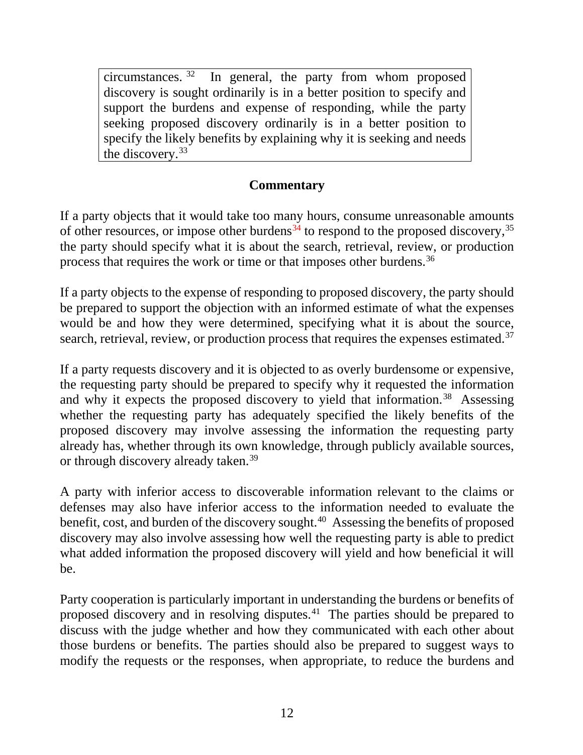circumstances.[32] In general, the party from whom proposed discovery is sought ordinarily is in a better position to specify and support the burdens and expense of responding, while the party seeking proposed discovery ordinarily is in a better position to specify the likely benefits by explaining why it is seeking and needs the discovery.[33]

### Commentary

If a party objects that it would take too many hours, consume unreasonable amounts of other resources, or impose other burdens[34] to respond to the proposed discovery,[35] the party should specify what it is about the search, retrieval, review, or production process that requires the work or time or that imposes other burdens.[36]

If a party objects to the expense of responding to proposed discovery, the party should be prepared to support the objection with an informed estimate of what the expenses would be and how they were determined, specifying what it is about the source, search, retrieval, review, or production process that requires the expenses estimated.[37]

If a party requests discovery and it is objected to as overly burdensome or expensive, the requesting party should be prepared to specify why it requested the information and why it expects the proposed discovery to yield that information.[38] Assessing whether the requesting party has adequately specified the likely benefits of the proposed discovery may involve assessing the information the requesting party already has, whether through its own knowledge, through publicly available sources, or through discovery already taken.[39]

A party with inferior access to discoverable information relevant to the claims or defenses may also have inferior access to the information needed to evaluate the benefit, cost, and burden of the discovery sought.[40] Assessing the benefits of proposed discovery may also involve assessing how well the requesting party is able to predict what added information the proposed discovery will yield and how beneficial it will be.

Party cooperation is particularly important in understanding the burdens or benefits of proposed discovery and in resolving disputes.[41] The parties should be prepared to discuss with the judge whether and how they communicated with each other about those burdens or benefits. The parties should also be prepared to suggest ways to modify the requests or the responses, when appropriate, to reduce the burdens and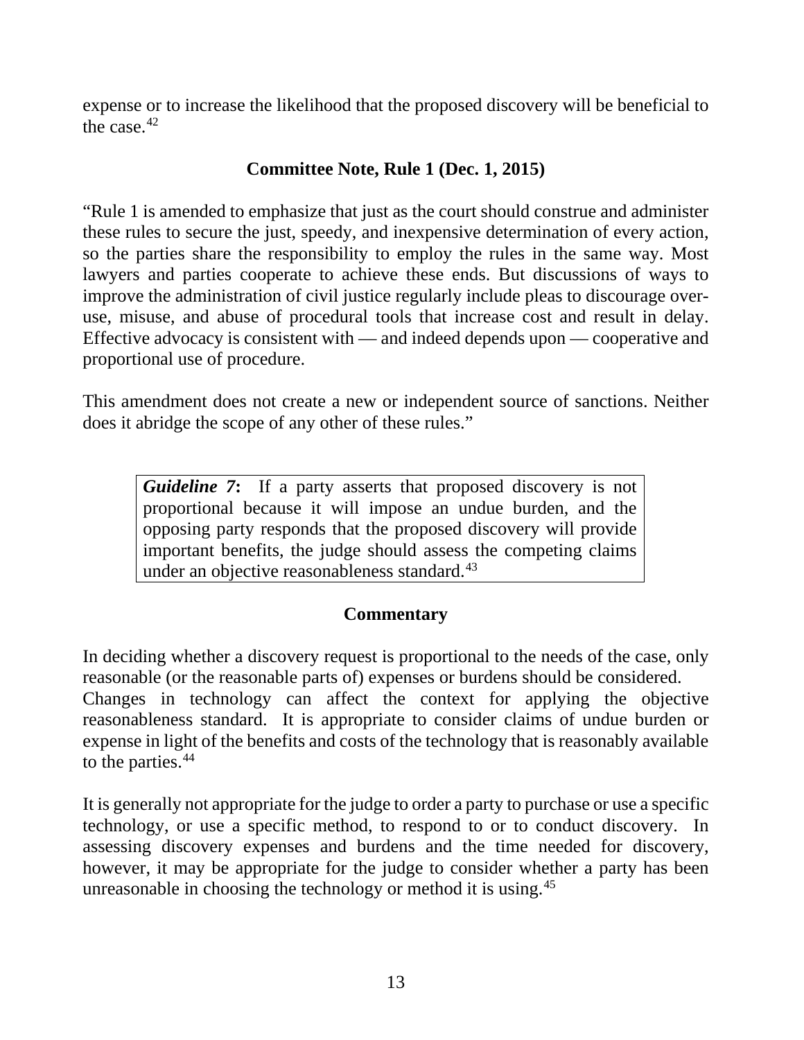expense or to increase the likelihood that the proposed discovery will be beneficial to the case.[42]

### Committee Note, Rule 1 (Dec. 1, 2015)

"Rule 1 is amended to emphasize that just as the court should construe and administer these rules to secure the just, speedy, and inexpensive determination of every action, so the parties share the responsibility to employ the rules in the same way. Most lawyers and parties cooperate to achieve these ends. But discussions of ways to improve the administration of civil justice regularly include pleas to discourage over-use, misuse, and abuse of procedural tools that increase cost and result in delay. Effective advocacy is consistent with — and indeed depends upon — cooperative and proportional use of procedure.

This amendment does not create a new or independent source of sanctions. Neither does it abridge the scope of any other of these rules."

> ***Guideline 7*:** If a party asserts that proposed discovery is not proportional because it will impose an undue burden, and the opposing party responds that the proposed discovery will provide important benefits, the judge should assess the competing claims under an objective reasonableness standard.[43]

### Commentary

In deciding whether a discovery request is proportional to the needs of the case, only reasonable (or the reasonable parts of) expenses or burdens should be considered. Changes in technology can affect the context for applying the objective reasonableness standard. It is appropriate to consider claims of undue burden or expense in light of the benefits and costs of the technology that is reasonably available to the parties.[44]

It is generally not appropriate for the judge to order a party to purchase or use a specific technology, or use a specific method, to respond to or to conduct discovery. In assessing discovery expenses and burdens and the time needed for discovery, however, it may be appropriate for the judge to consider whether a party has been unreasonable in choosing the technology or method it is using.[45]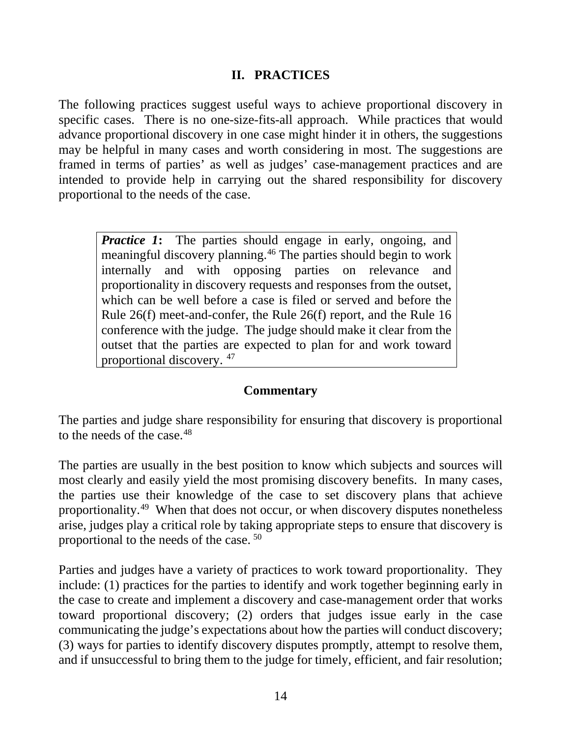## II. PRACTICES

The following practices suggest useful ways to achieve proportional discovery in specific cases. There is no one-size-fits-all approach. While practices that would advance proportional discovery in one case might hinder it in others, the suggestions may be helpful in many cases and worth considering in most. The suggestions are framed in terms of parties' as well as judges' case-management practices and are intended to provide help in carrying out the shared responsibility for discovery proportional to the needs of the case.

> ***Practice 1*:** The parties should engage in early, ongoing, and meaningful discovery planning.[46] The parties should begin to work internally and with opposing parties on relevance and proportionality in discovery requests and responses from the outset, which can be well before a case is filed or served and before the Rule 26(f) meet-and-confer, the Rule 26(f) report, and the Rule 16 conference with the judge. The judge should make it clear from the outset that the parties are expected to plan for and work toward proportional discovery.[47]

**Commentary**

The parties and judge share responsibility for ensuring that discovery is proportional to the needs of the case.[48]

The parties are usually in the best position to know which subjects and sources will most clearly and easily yield the most promising discovery benefits. In many cases, the parties use their knowledge of the case to set discovery plans that achieve proportionality.[49] When that does not occur, or when discovery disputes nonetheless arise, judges play a critical role by taking appropriate steps to ensure that discovery is proportional to the needs of the case.[50]

Parties and judges have a variety of practices to work toward proportionality. They include: (1) practices for the parties to identify and work together beginning early in the case to create and implement a discovery and case-management order that works toward proportional discovery; (2) orders that judges issue early in the case communicating the judge's expectations about how the parties will conduct discovery; (3) ways for parties to identify discovery disputes promptly, attempt to resolve them, and if unsuccessful to bring them to the judge for timely, efficient, and fair resolution;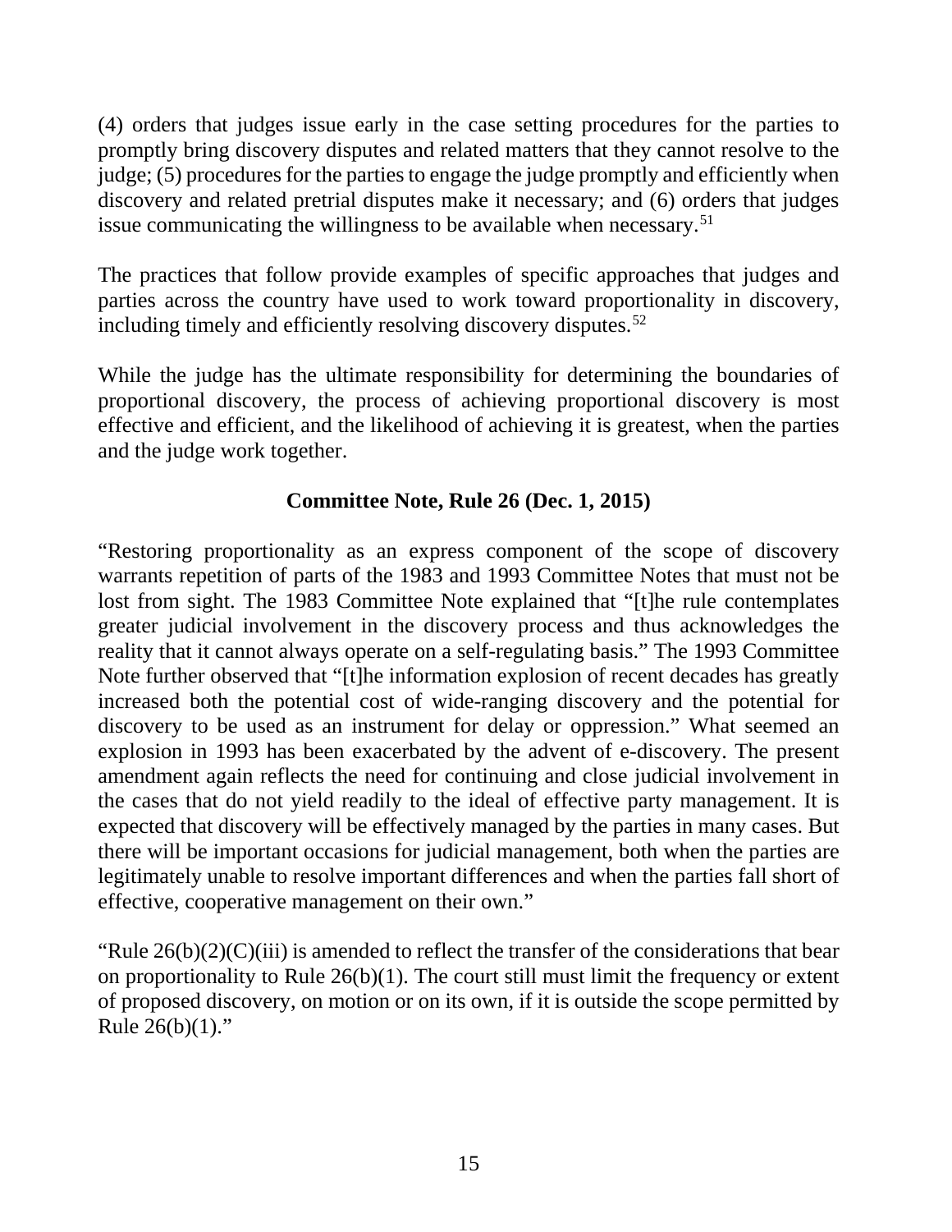(4) orders that judges issue early in the case setting procedures for the parties to promptly bring discovery disputes and related matters that they cannot resolve to the judge; (5) procedures for the parties to engage the judge promptly and efficiently when discovery and related pretrial disputes make it necessary; and (6) orders that judges issue communicating the willingness to be available when necessary.[51]

The practices that follow provide examples of specific approaches that judges and parties across the country have used to work toward proportionality in discovery, including timely and efficiently resolving discovery disputes.[52]

While the judge has the ultimate responsibility for determining the boundaries of proportional discovery, the process of achieving proportional discovery is most effective and efficient, and the likelihood of achieving it is greatest, when the parties and the judge work together.

**Committee Note, Rule 26 (Dec. 1, 2015)**

"Restoring proportionality as an express component of the scope of discovery warrants repetition of parts of the 1983 and 1993 Committee Notes that must not be lost from sight. The 1983 Committee Note explained that "[t]he rule contemplates greater judicial involvement in the discovery process and thus acknowledges the reality that it cannot always operate on a self-regulating basis." The 1993 Committee Note further observed that "[t]he information explosion of recent decades has greatly increased both the potential cost of wide-ranging discovery and the potential for discovery to be used as an instrument for delay or oppression." What seemed an explosion in 1993 has been exacerbated by the advent of e-discovery. The present amendment again reflects the need for continuing and close judicial involvement in the cases that do not yield readily to the ideal of effective party management. It is expected that discovery will be effectively managed by the parties in many cases. But there will be important occasions for judicial management, both when the parties are legitimately unable to resolve important differences and when the parties fall short of effective, cooperative management on their own."

"Rule 26(b)(2)(C)(iii) is amended to reflect the transfer of the considerations that bear on proportionality to Rule 26(b)(1). The court still must limit the frequency or extent of proposed discovery, on motion or on its own, if it is outside the scope permitted by Rule 26(b)(1)."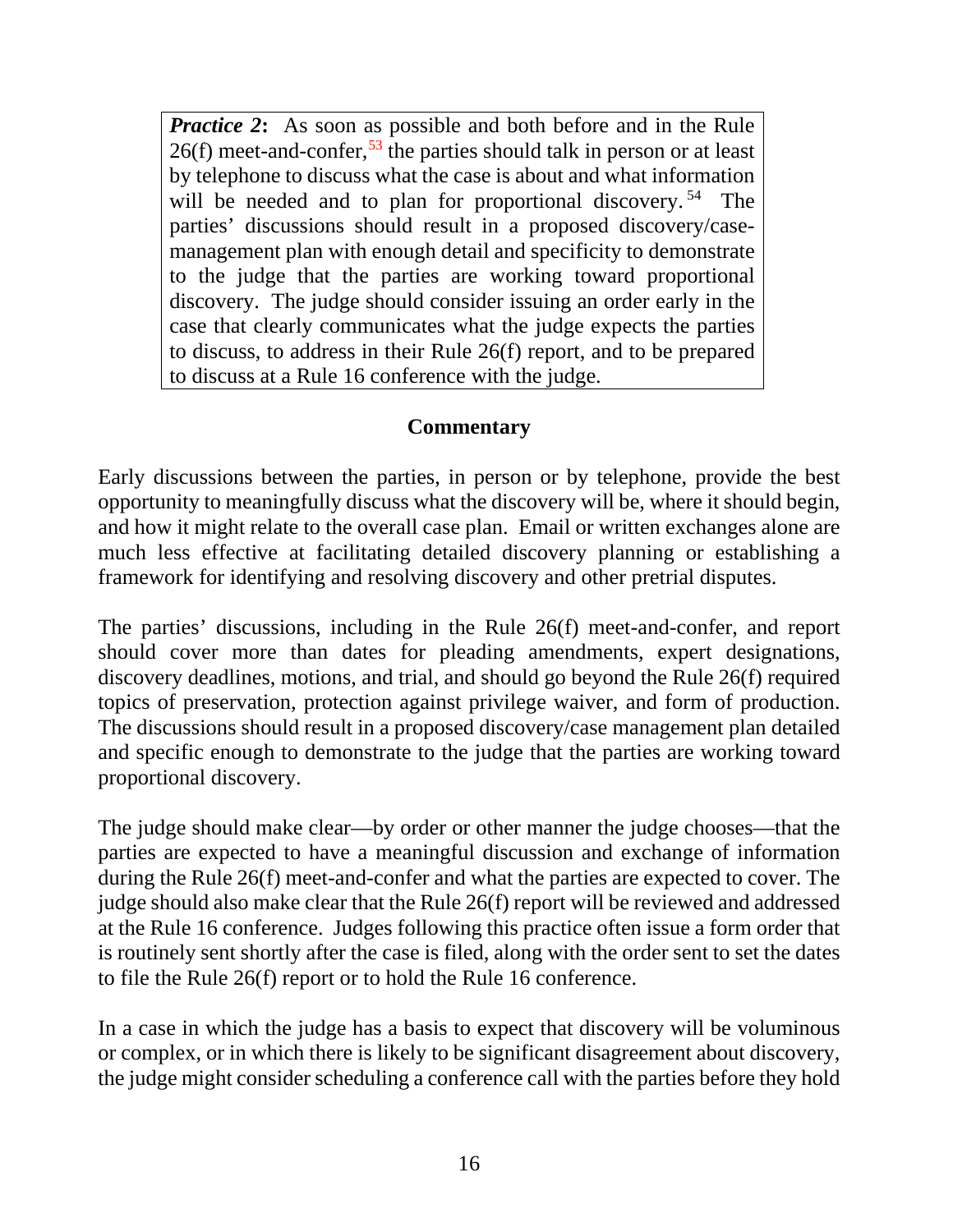***Practice 2*:** As soon as possible and both before and in the Rule 26(f) meet-and-confer,[53] the parties should talk in person or at least by telephone to discuss what the case is about and what information will be needed and to plan for proportional discovery.[54] The parties' discussions should result in a proposed discovery/case-management plan with enough detail and specificity to demonstrate to the judge that the parties are working toward proportional discovery. The judge should consider issuing an order early in the case that clearly communicates what the judge expects the parties to discuss, to address in their Rule 26(f) report, and to be prepared to discuss at a Rule 16 conference with the judge.

**Commentary**

Early discussions between the parties, in person or by telephone, provide the best opportunity to meaningfully discuss what the discovery will be, where it should begin, and how it might relate to the overall case plan. Email or written exchanges alone are much less effective at facilitating detailed discovery planning or establishing a framework for identifying and resolving discovery and other pretrial disputes.

The parties' discussions, including in the Rule 26(f) meet-and-confer, and report should cover more than dates for pleading amendments, expert designations, discovery deadlines, motions, and trial, and should go beyond the Rule 26(f) required topics of preservation, protection against privilege waiver, and form of production. The discussions should result in a proposed discovery/case management plan detailed and specific enough to demonstrate to the judge that the parties are working toward proportional discovery.

The judge should make clear—by order or other manner the judge chooses—that the parties are expected to have a meaningful discussion and exchange of information during the Rule 26(f) meet-and-confer and what the parties are expected to cover. The judge should also make clear that the Rule 26(f) report will be reviewed and addressed at the Rule 16 conference. Judges following this practice often issue a form order that is routinely sent shortly after the case is filed, along with the order sent to set the dates to file the Rule 26(f) report or to hold the Rule 16 conference.

In a case in which the judge has a basis to expect that discovery will be voluminous or complex, or in which there is likely to be significant disagreement about discovery, the judge might consider scheduling a conference call with the parties before they hold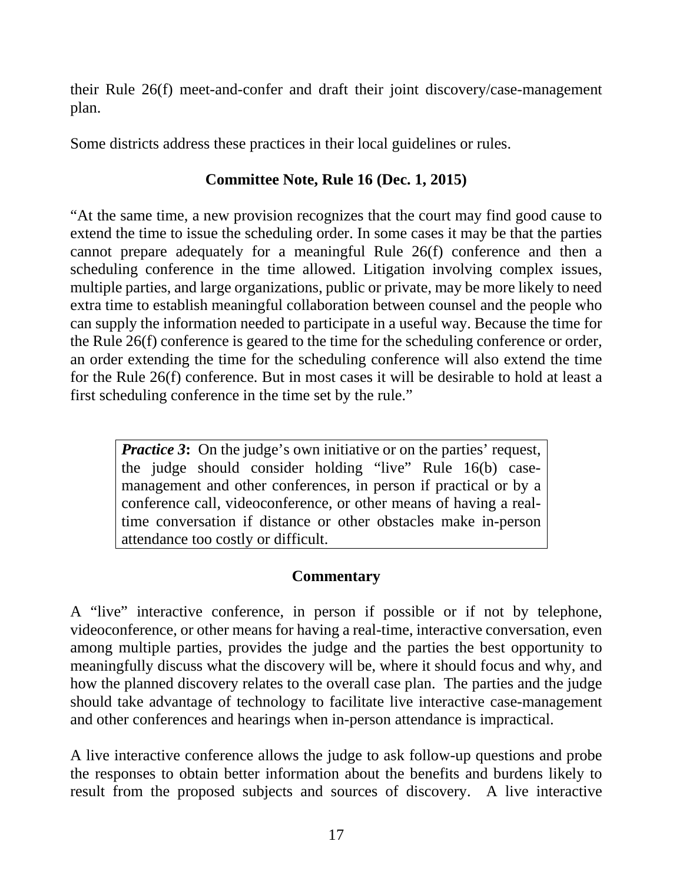their Rule 26(f) meet-and-confer and draft their joint discovery/case-management plan.

Some districts address these practices in their local guidelines or rules.

**Committee Note, Rule 16 (Dec. 1, 2015)**

"At the same time, a new provision recognizes that the court may find good cause to extend the time to issue the scheduling order. In some cases it may be that the parties cannot prepare adequately for a meaningful Rule 26(f) conference and then a scheduling conference in the time allowed. Litigation involving complex issues, multiple parties, and large organizations, public or private, may be more likely to need extra time to establish meaningful collaboration between counsel and the people who can supply the information needed to participate in a useful way. Because the time for the Rule 26(f) conference is geared to the time for the scheduling conference or order, an order extending the time for the scheduling conference will also extend the time for the Rule 26(f) conference. But in most cases it will be desirable to hold at least a first scheduling conference in the time set by the rule."

> ***Practice 3*****:** On the judge's own initiative or on the parties' request, the judge should consider holding "live" Rule 16(b) case-management and other conferences, in person if practical or by a conference call, videoconference, or other means of having a real-time conversation if distance or other obstacles make in-person attendance too costly or difficult.

**Commentary**

A "live" interactive conference, in person if possible or if not by telephone, videoconference, or other means for having a real-time, interactive conversation, even among multiple parties, provides the judge and the parties the best opportunity to meaningfully discuss what the discovery will be, where it should focus and why, and how the planned discovery relates to the overall case plan. The parties and the judge should take advantage of technology to facilitate live interactive case-management and other conferences and hearings when in-person attendance is impractical.

A live interactive conference allows the judge to ask follow-up questions and probe the responses to obtain better information about the benefits and burdens likely to result from the proposed subjects and sources of discovery. A live interactive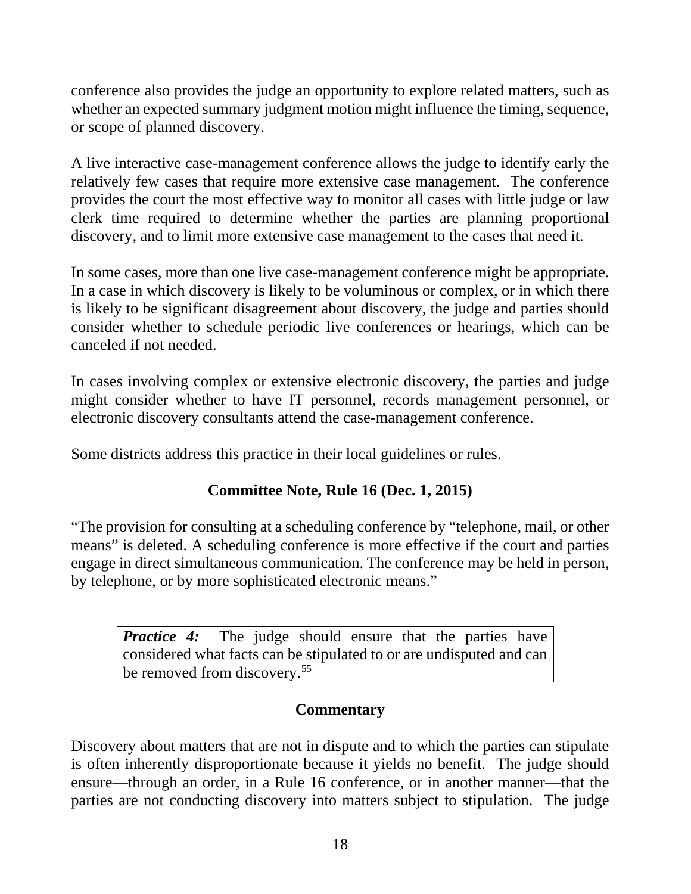conference also provides the judge an opportunity to explore related matters, such as whether an expected summary judgment motion might influence the timing, sequence, or scope of planned discovery.

A live interactive case-management conference allows the judge to identify early the relatively few cases that require more extensive case management. The conference provides the court the most effective way to monitor all cases with little judge or law clerk time required to determine whether the parties are planning proportional discovery, and to limit more extensive case management to the cases that need it.

In some cases, more than one live case-management conference might be appropriate. In a case in which discovery is likely to be voluminous or complex, or in which there is likely to be significant disagreement about discovery, the judge and parties should consider whether to schedule periodic live conferences or hearings, which can be canceled if not needed.

In cases involving complex or extensive electronic discovery, the parties and judge might consider whether to have IT personnel, records management personnel, or electronic discovery consultants attend the case-management conference.

Some districts address this practice in their local guidelines or rules.

**Committee Note, Rule 16 (Dec. 1, 2015)**

"The provision for consulting at a scheduling conference by "telephone, mail, or other means" is deleted. A scheduling conference is more effective if the court and parties engage in direct simultaneous communication. The conference may be held in person, by telephone, or by more sophisticated electronic means."

> ***Practice 4:*** The judge should ensure that the parties have considered what facts can be stipulated to or are undisputed and can be removed from discovery.[55]

**Commentary**

Discovery about matters that are not in dispute and to which the parties can stipulate is often inherently disproportionate because it yields no benefit. The judge should ensure—through an order, in a Rule 16 conference, or in another manner—that the parties are not conducting discovery into matters subject to stipulation. The judge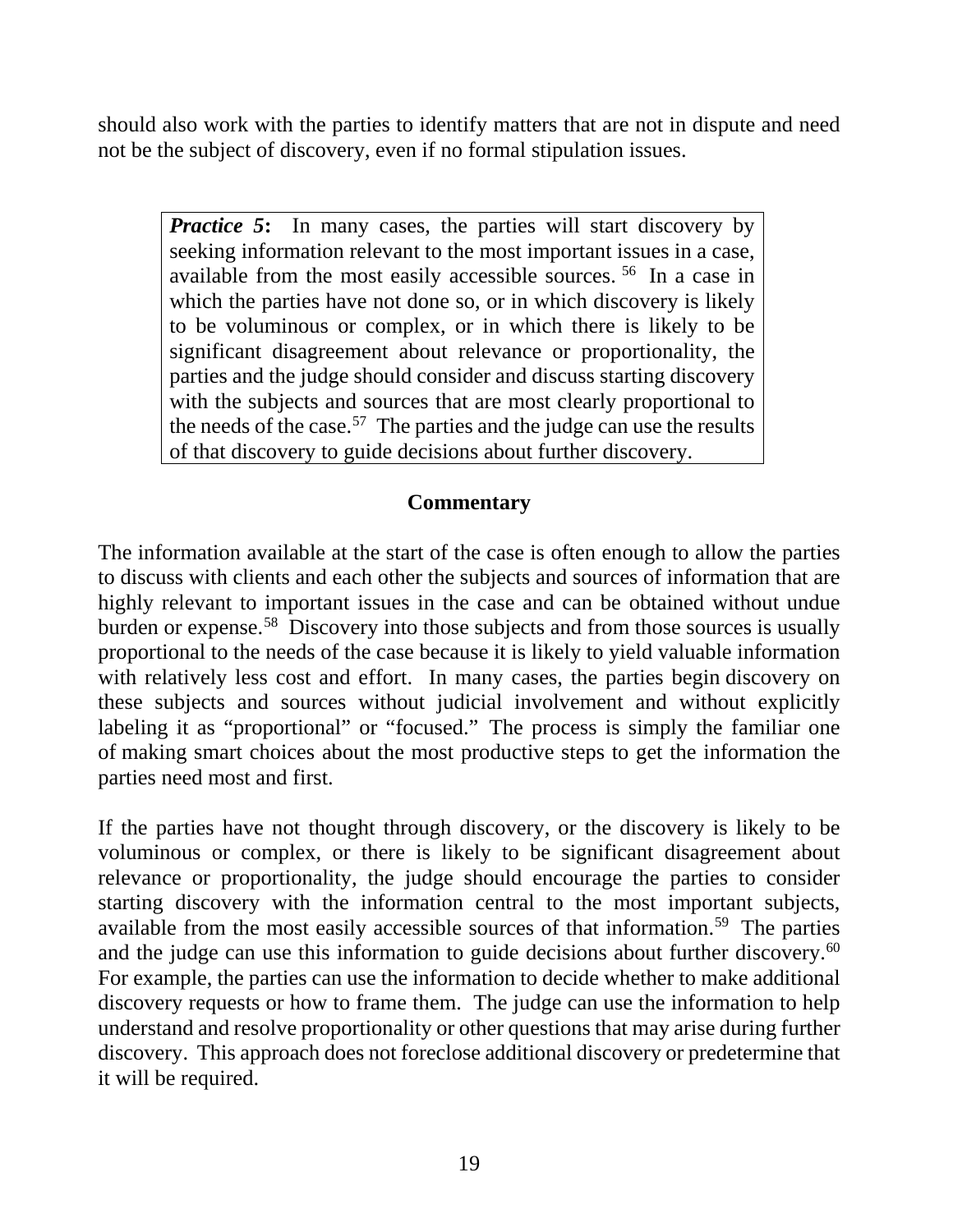should also work with the parties to identify matters that are not in dispute and need not be the subject of discovery, even if no formal stipulation issues.

> ***Practice 5*:** In many cases, the parties will start discovery by seeking information relevant to the most important issues in a case, available from the most easily accessible sources.[56] In a case in which the parties have not done so, or in which discovery is likely to be voluminous or complex, or in which there is likely to be significant disagreement about relevance or proportionality, the parties and the judge should consider and discuss starting discovery with the subjects and sources that are most clearly proportional to the needs of the case.[57] The parties and the judge can use the results of that discovery to guide decisions about further discovery.

**Commentary**

The information available at the start of the case is often enough to allow the parties to discuss with clients and each other the subjects and sources of information that are highly relevant to important issues in the case and can be obtained without undue burden or expense.[58] Discovery into those subjects and from those sources is usually proportional to the needs of the case because it is likely to yield valuable information with relatively less cost and effort. In many cases, the parties begin discovery on these subjects and sources without judicial involvement and without explicitly labeling it as "proportional" or "focused." The process is simply the familiar one of making smart choices about the most productive steps to get the information the parties need most and first.

If the parties have not thought through discovery, or the discovery is likely to be voluminous or complex, or there is likely to be significant disagreement about relevance or proportionality, the judge should encourage the parties to consider starting discovery with the information central to the most important subjects, available from the most easily accessible sources of that information.[59] The parties and the judge can use this information to guide decisions about further discovery.[60] For example, the parties can use the information to decide whether to make additional discovery requests or how to frame them. The judge can use the information to help understand and resolve proportionality or other questions that may arise during further discovery. This approach does not foreclose additional discovery or predetermine that it will be required.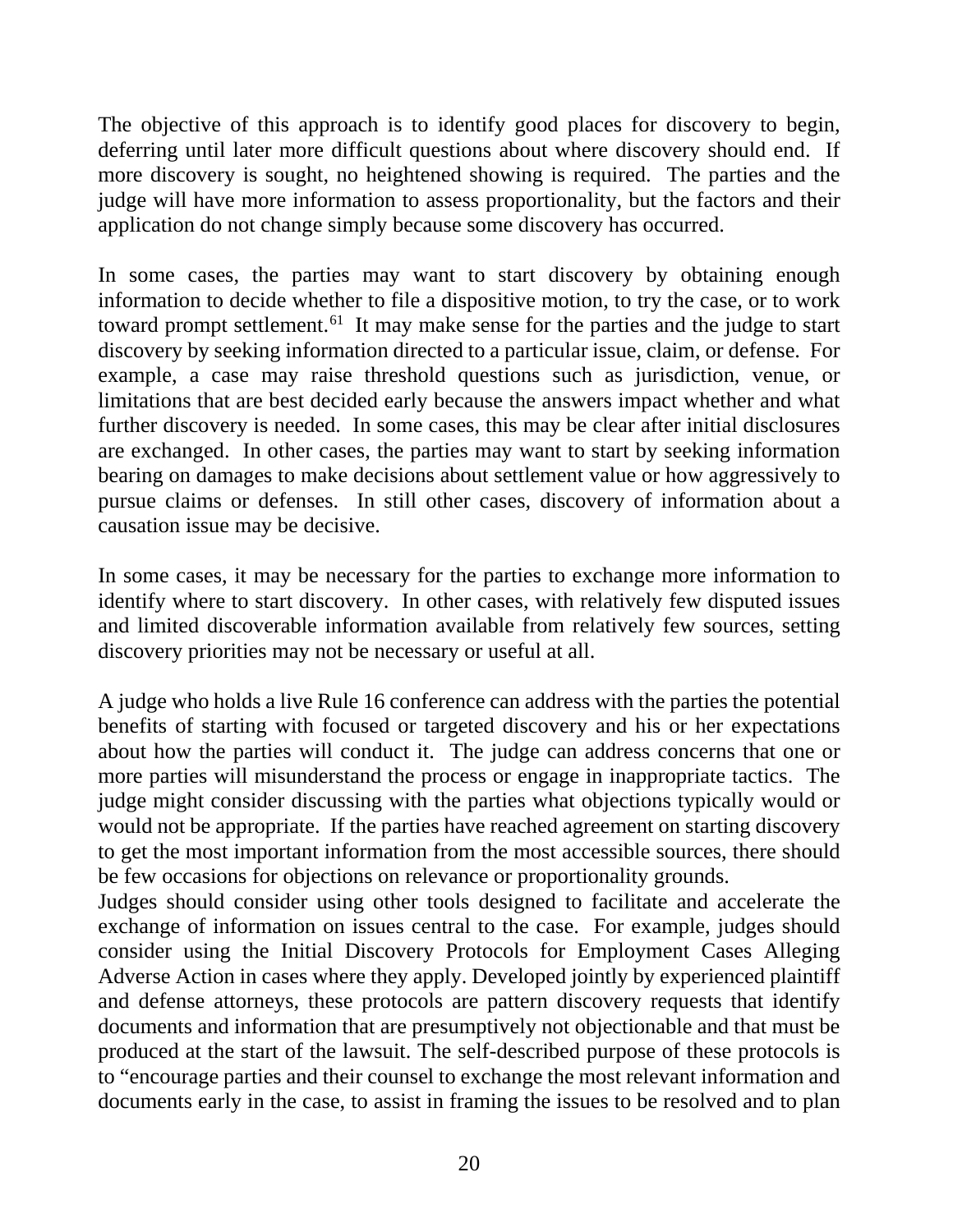The objective of this approach is to identify good places for discovery to begin, deferring until later more difficult questions about where discovery should end. If more discovery is sought, no heightened showing is required. The parties and the judge will have more information to assess proportionality, but the factors and their application do not change simply because some discovery has occurred.

In some cases, the parties may want to start discovery by obtaining enough information to decide whether to file a dispositive motion, to try the case, or to work toward prompt settlement.[61] It may make sense for the parties and the judge to start discovery by seeking information directed to a particular issue, claim, or defense. For example, a case may raise threshold questions such as jurisdiction, venue, or limitations that are best decided early because the answers impact whether and what further discovery is needed. In some cases, this may be clear after initial disclosures are exchanged. In other cases, the parties may want to start by seeking information bearing on damages to make decisions about settlement value or how aggressively to pursue claims or defenses. In still other cases, discovery of information about a causation issue may be decisive.

In some cases, it may be necessary for the parties to exchange more information to identify where to start discovery. In other cases, with relatively few disputed issues and limited discoverable information available from relatively few sources, setting discovery priorities may not be necessary or useful at all.

A judge who holds a live Rule 16 conference can address with the parties the potential benefits of starting with focused or targeted discovery and his or her expectations about how the parties will conduct it. The judge can address concerns that one or more parties will misunderstand the process or engage in inappropriate tactics. The judge might consider discussing with the parties what objections typically would or would not be appropriate. If the parties have reached agreement on starting discovery to get the most important information from the most accessible sources, there should be few occasions for objections on relevance or proportionality grounds.

Judges should consider using other tools designed to facilitate and accelerate the exchange of information on issues central to the case. For example, judges should consider using the Initial Discovery Protocols for Employment Cases Alleging Adverse Action in cases where they apply. Developed jointly by experienced plaintiff and defense attorneys, these protocols are pattern discovery requests that identify documents and information that are presumptively not objectionable and that must be produced at the start of the lawsuit. The self-described purpose of these protocols is to "encourage parties and their counsel to exchange the most relevant information and documents early in the case, to assist in framing the issues to be resolved and to plan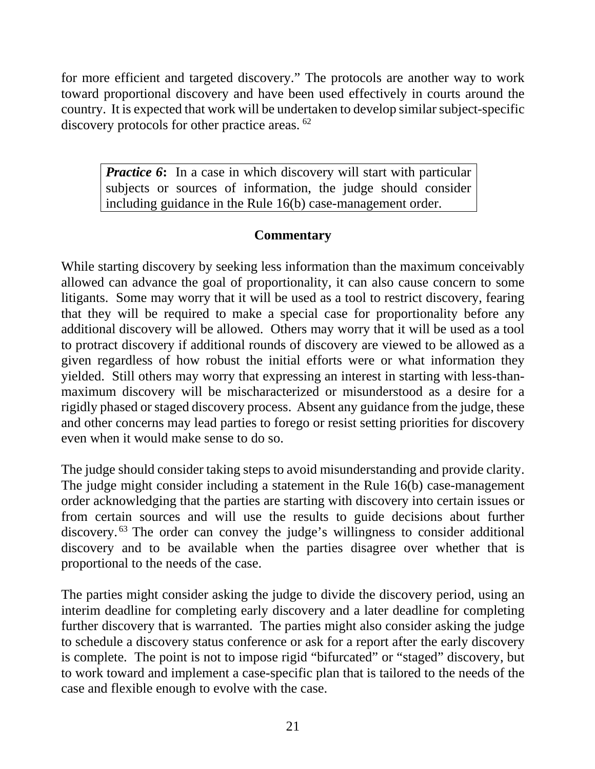for more efficient and targeted discovery." The protocols are another way to work toward proportional discovery and have been used effectively in courts around the country. It is expected that work will be undertaken to develop similar subject-specific discovery protocols for other practice areas. [62]

> ***Practice 6*:** In a case in which discovery will start with particular subjects or sources of information, the judge should consider including guidance in the Rule 16(b) case-management order.

**Commentary**

While starting discovery by seeking less information than the maximum conceivably allowed can advance the goal of proportionality, it can also cause concern to some litigants. Some may worry that it will be used as a tool to restrict discovery, fearing that they will be required to make a special case for proportionality before any additional discovery will be allowed. Others may worry that it will be used as a tool to protract discovery if additional rounds of discovery are viewed to be allowed as a given regardless of how robust the initial efforts were or what information they yielded. Still others may worry that expressing an interest in starting with less-than-maximum discovery will be mischaracterized or misunderstood as a desire for a rigidly phased or staged discovery process. Absent any guidance from the judge, these and other concerns may lead parties to forego or resist setting priorities for discovery even when it would make sense to do so.

The judge should consider taking steps to avoid misunderstanding and provide clarity. The judge might consider including a statement in the Rule 16(b) case-management order acknowledging that the parties are starting with discovery into certain issues or from certain sources and will use the results to guide decisions about further discovery. [63] The order can convey the judge's willingness to consider additional discovery and to be available when the parties disagree over whether that is proportional to the needs of the case.

The parties might consider asking the judge to divide the discovery period, using an interim deadline for completing early discovery and a later deadline for completing further discovery that is warranted. The parties might also consider asking the judge to schedule a discovery status conference or ask for a report after the early discovery is complete. The point is not to impose rigid "bifurcated" or "staged" discovery, but to work toward and implement a case-specific plan that is tailored to the needs of the case and flexible enough to evolve with the case.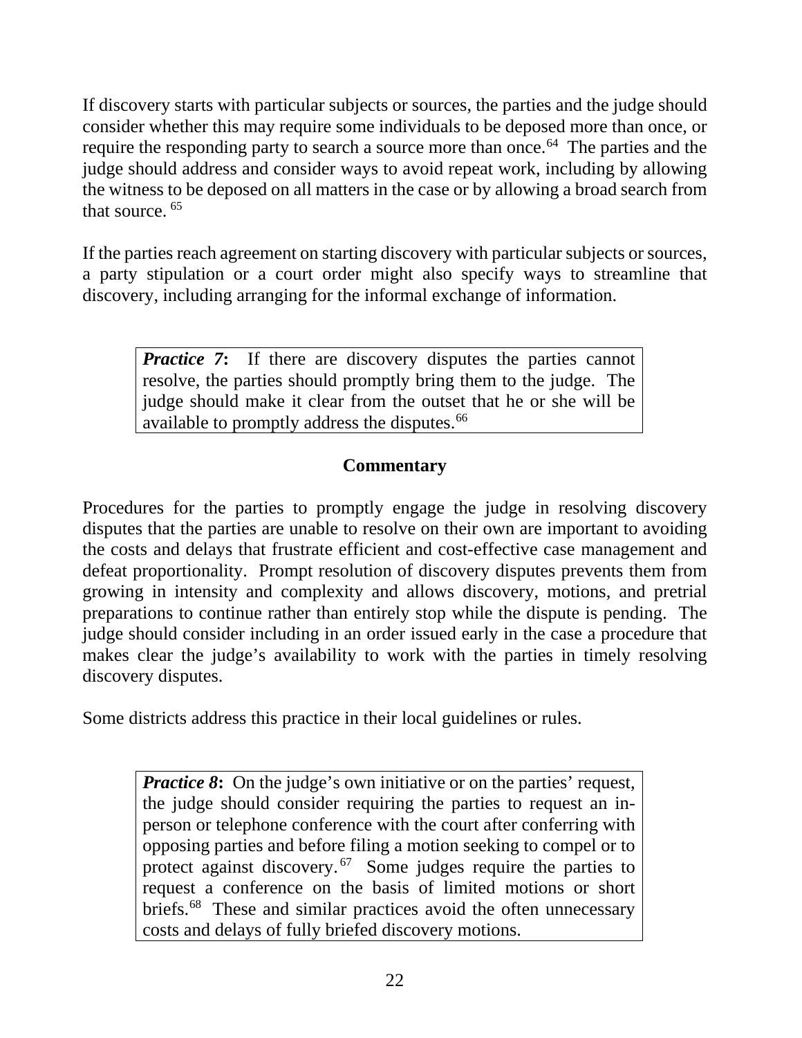If discovery starts with particular subjects or sources, the parties and the judge should consider whether this may require some individuals to be deposed more than once, or require the responding party to search a source more than once.[64] The parties and the judge should address and consider ways to avoid repeat work, including by allowing the witness to be deposed on all matters in the case or by allowing a broad search from that source.[65]

If the parties reach agreement on starting discovery with particular subjects or sources, a party stipulation or a court order might also specify ways to streamline that discovery, including arranging for the informal exchange of information.

> ***Practice 7*****:** If there are discovery disputes the parties cannot resolve, the parties should promptly bring them to the judge. The judge should make it clear from the outset that he or she will be available to promptly address the disputes.[66]

**Commentary**

Procedures for the parties to promptly engage the judge in resolving discovery disputes that the parties are unable to resolve on their own are important to avoiding the costs and delays that frustrate efficient and cost-effective case management and defeat proportionality. Prompt resolution of discovery disputes prevents them from growing in intensity and complexity and allows discovery, motions, and pretrial preparations to continue rather than entirely stop while the dispute is pending. The judge should consider including in an order issued early in the case a procedure that makes clear the judge's availability to work with the parties in timely resolving discovery disputes.

Some districts address this practice in their local guidelines or rules.

> ***Practice 8*****:** On the judge's own initiative or on the parties' request, the judge should consider requiring the parties to request an in-person or telephone conference with the court after conferring with opposing parties and before filing a motion seeking to compel or to protect against discovery.[67] Some judges require the parties to request a conference on the basis of limited motions or short briefs.[68] These and similar practices avoid the often unnecessary costs and delays of fully briefed discovery motions.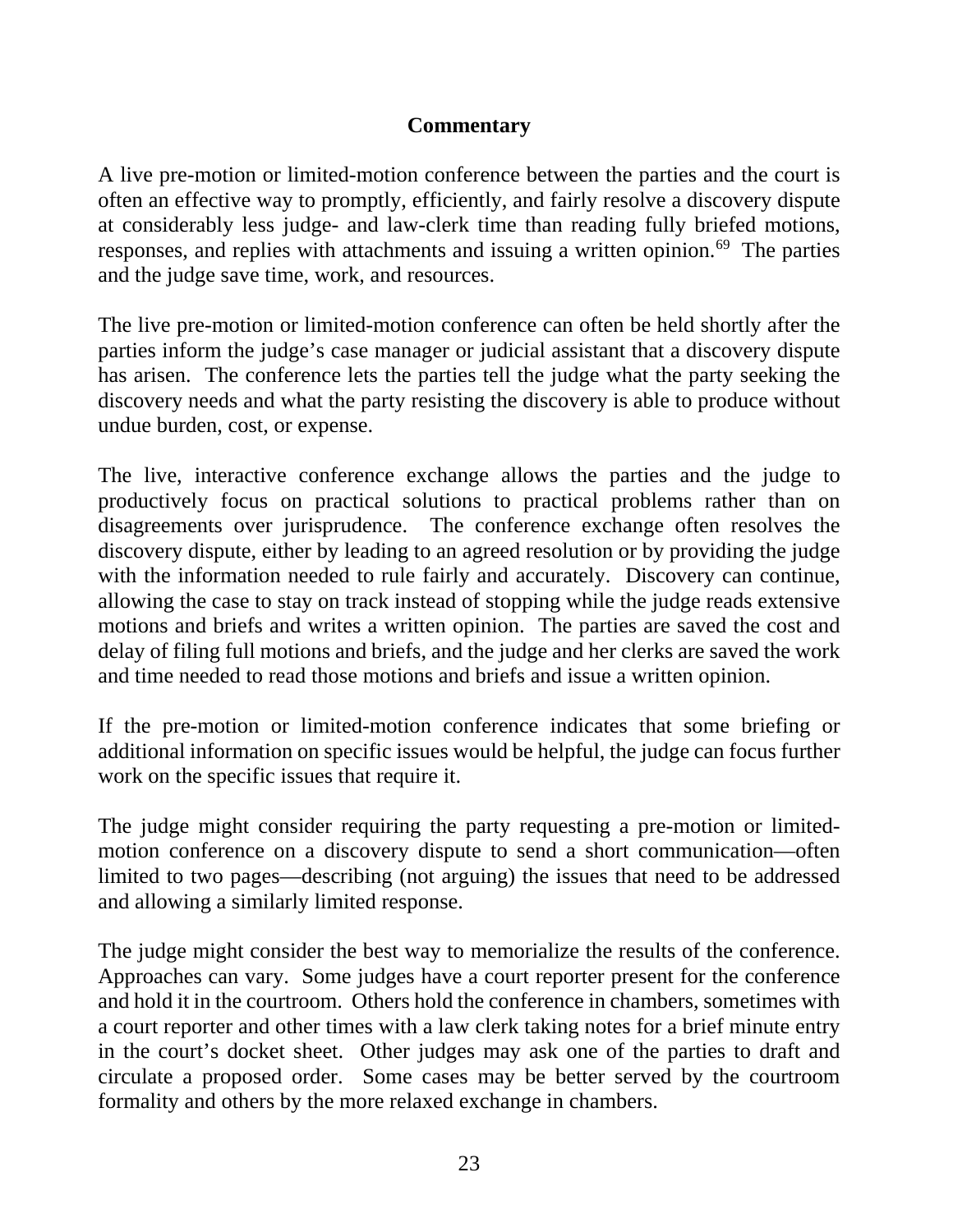**Commentary**

A live pre-motion or limited-motion conference between the parties and the court is often an effective way to promptly, efficiently, and fairly resolve a discovery dispute at considerably less judge- and law-clerk time than reading fully briefed motions, responses, and replies with attachments and issuing a written opinion.[69] The parties and the judge save time, work, and resources.

The live pre-motion or limited-motion conference can often be held shortly after the parties inform the judge's case manager or judicial assistant that a discovery dispute has arisen. The conference lets the parties tell the judge what the party seeking the discovery needs and what the party resisting the discovery is able to produce without undue burden, cost, or expense.

The live, interactive conference exchange allows the parties and the judge to productively focus on practical solutions to practical problems rather than on disagreements over jurisprudence. The conference exchange often resolves the discovery dispute, either by leading to an agreed resolution or by providing the judge with the information needed to rule fairly and accurately. Discovery can continue, allowing the case to stay on track instead of stopping while the judge reads extensive motions and briefs and writes a written opinion. The parties are saved the cost and delay of filing full motions and briefs, and the judge and her clerks are saved the work and time needed to read those motions and briefs and issue a written opinion.

If the pre-motion or limited-motion conference indicates that some briefing or additional information on specific issues would be helpful, the judge can focus further work on the specific issues that require it.

The judge might consider requiring the party requesting a pre-motion or limited-motion conference on a discovery dispute to send a short communication—often limited to two pages—describing (not arguing) the issues that need to be addressed and allowing a similarly limited response.

The judge might consider the best way to memorialize the results of the conference. Approaches can vary. Some judges have a court reporter present for the conference and hold it in the courtroom. Others hold the conference in chambers, sometimes with a court reporter and other times with a law clerk taking notes for a brief minute entry in the court's docket sheet. Other judges may ask one of the parties to draft and circulate a proposed order. Some cases may be better served by the courtroom formality and others by the more relaxed exchange in chambers.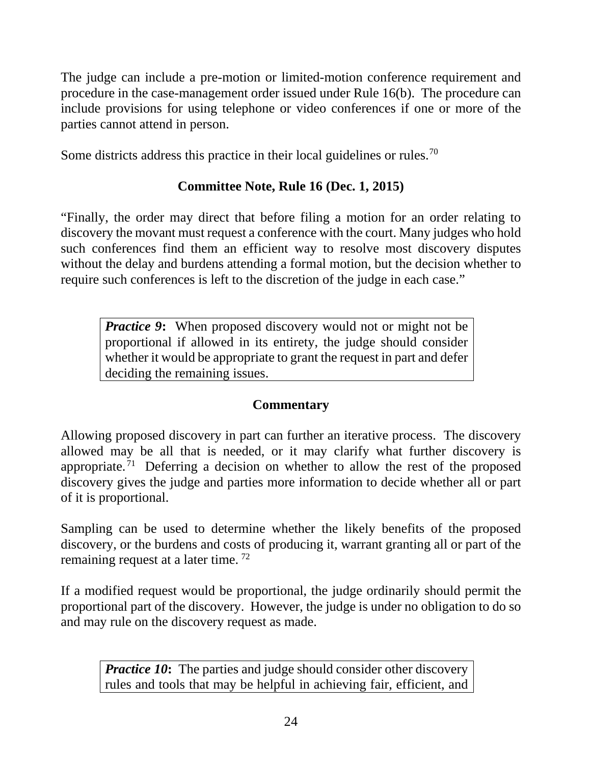The judge can include a pre-motion or limited-motion conference requirement and procedure in the case-management order issued under Rule 16(b). The procedure can include provisions for using telephone or video conferences if one or more of the parties cannot attend in person.

Some districts address this practice in their local guidelines or rules.[70]

**Committee Note, Rule 16 (Dec. 1, 2015)**

"Finally, the order may direct that before filing a motion for an order relating to discovery the movant must request a conference with the court. Many judges who hold such conferences find them an efficient way to resolve most discovery disputes without the delay and burdens attending a formal motion, but the decision whether to require such conferences is left to the discretion of the judge in each case."

> ***Practice 9*:** When proposed discovery would not or might not be proportional if allowed in its entirety, the judge should consider whether it would be appropriate to grant the request in part and defer deciding the remaining issues.

**Commentary**

Allowing proposed discovery in part can further an iterative process. The discovery allowed may be all that is needed, or it may clarify what further discovery is appropriate.[71] Deferring a decision on whether to allow the rest of the proposed discovery gives the judge and parties more information to decide whether all or part of it is proportional.

Sampling can be used to determine whether the likely benefits of the proposed discovery, or the burdens and costs of producing it, warrant granting all or part of the remaining request at a later time.[72]

If a modified request would be proportional, the judge ordinarily should permit the proportional part of the discovery. However, the judge is under no obligation to do so and may rule on the discovery request as made.

> ***Practice 10*:** The parties and judge should consider other discovery rules and tools that may be helpful in achieving fair, efficient, and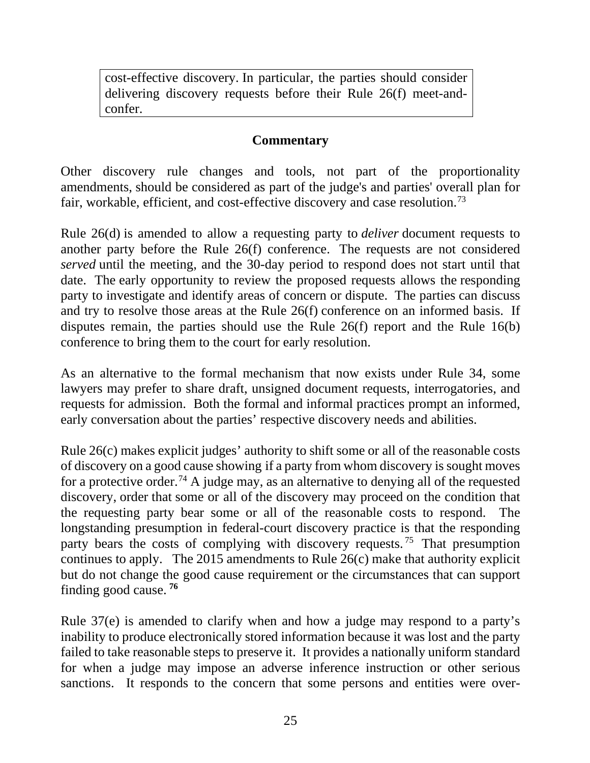cost-effective discovery. In particular, the parties should consider delivering discovery requests before their Rule 26(f) meet-and-confer.

## Commentary

Other discovery rule changes and tools, not part of the proportionality amendments, should be considered as part of the judge's and parties' overall plan for fair, workable, efficient, and cost-effective discovery and case resolution.[73]

Rule 26(d) is amended to allow a requesting party to *deliver* document requests to another party before the Rule 26(f) conference. The requests are not considered *served* until the meeting, and the 30-day period to respond does not start until that date. The early opportunity to review the proposed requests allows the responding party to investigate and identify areas of concern or dispute. The parties can discuss and try to resolve those areas at the Rule 26(f) conference on an informed basis. If disputes remain, the parties should use the Rule 26(f) report and the Rule 16(b) conference to bring them to the court for early resolution.

As an alternative to the formal mechanism that now exists under Rule 34, some lawyers may prefer to share draft, unsigned document requests, interrogatories, and requests for admission. Both the formal and informal practices prompt an informed, early conversation about the parties' respective discovery needs and abilities.

Rule 26(c) makes explicit judges' authority to shift some or all of the reasonable costs of discovery on a good cause showing if a party from whom discovery is sought moves for a protective order.[74] A judge may, as an alternative to denying all of the requested discovery, order that some or all of the discovery may proceed on the condition that the requesting party bear some or all of the reasonable costs to respond. The longstanding presumption in federal-court discovery practice is that the responding party bears the costs of complying with discovery requests.[75] That presumption continues to apply. The 2015 amendments to Rule 26(c) make that authority explicit but do not change the good cause requirement or the circumstances that can support finding good cause.[76]

Rule 37(e) is amended to clarify when and how a judge may respond to a party's inability to produce electronically stored information because it was lost and the party failed to take reasonable steps to preserve it. It provides a nationally uniform standard for when a judge may impose an adverse inference instruction or other serious sanctions. It responds to the concern that some persons and entities were over-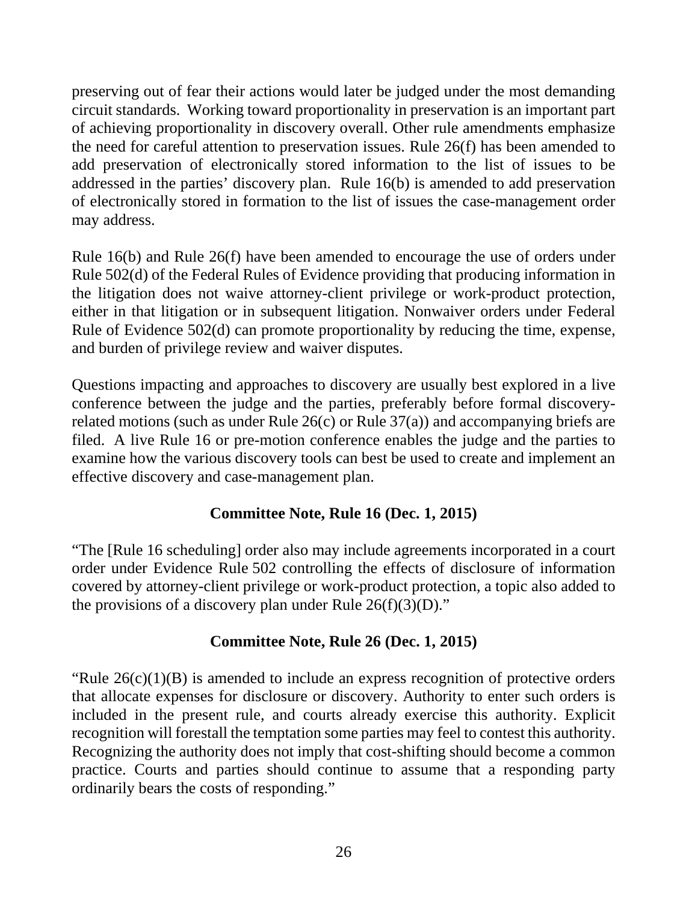preserving out of fear their actions would later be judged under the most demanding circuit standards. Working toward proportionality in preservation is an important part of achieving proportionality in discovery overall. Other rule amendments emphasize the need for careful attention to preservation issues. Rule 26(f) has been amended to add preservation of electronically stored information to the list of issues to be addressed in the parties' discovery plan. Rule 16(b) is amended to add preservation of electronically stored in formation to the list of issues the case-management order may address.

Rule 16(b) and Rule 26(f) have been amended to encourage the use of orders under Rule 502(d) of the Federal Rules of Evidence providing that producing information in the litigation does not waive attorney-client privilege or work-product protection, either in that litigation or in subsequent litigation. Nonwaiver orders under Federal Rule of Evidence 502(d) can promote proportionality by reducing the time, expense, and burden of privilege review and waiver disputes.

Questions impacting and approaches to discovery are usually best explored in a live conference between the judge and the parties, preferably before formal discovery-related motions (such as under Rule 26(c) or Rule 37(a)) and accompanying briefs are filed. A live Rule 16 or pre-motion conference enables the judge and the parties to examine how the various discovery tools can best be used to create and implement an effective discovery and case-management plan.

### Committee Note, Rule 16 (Dec. 1, 2015)

"The [Rule 16 scheduling] order also may include agreements incorporated in a court order under Evidence Rule 502 controlling the effects of disclosure of information covered by attorney-client privilege or work-product protection, a topic also added to the provisions of a discovery plan under Rule 26(f)(3)(D)."

### Committee Note, Rule 26 (Dec. 1, 2015)

"Rule 26(c)(1)(B) is amended to include an express recognition of protective orders that allocate expenses for disclosure or discovery. Authority to enter such orders is included in the present rule, and courts already exercise this authority. Explicit recognition will forestall the temptation some parties may feel to contest this authority. Recognizing the authority does not imply that cost-shifting should become a common practice. Courts and parties should continue to assume that a responding party ordinarily bears the costs of responding."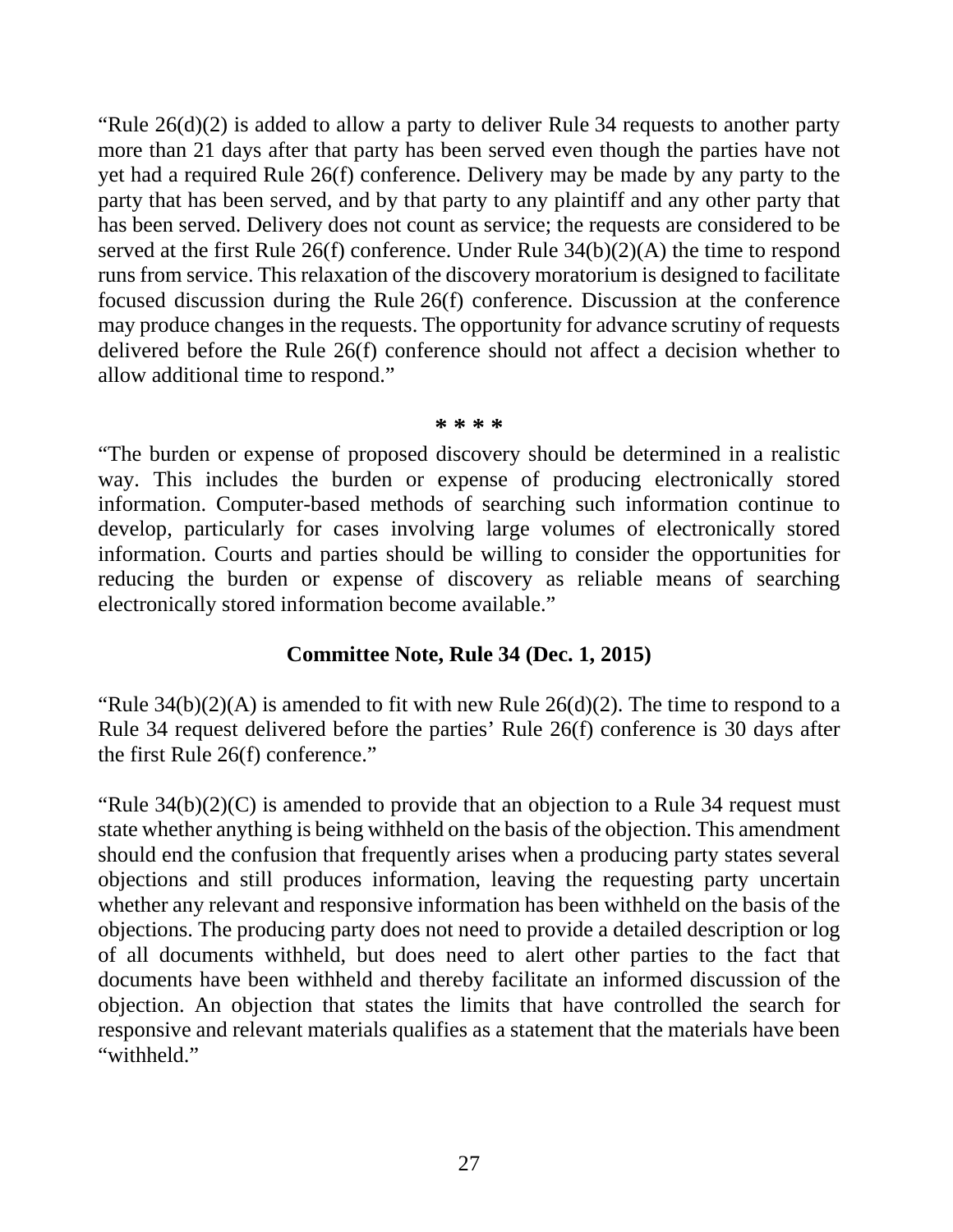"Rule 26(d)(2) is added to allow a party to deliver Rule 34 requests to another party more than 21 days after that party has been served even though the parties have not yet had a required Rule 26(f) conference. Delivery may be made by any party to the party that has been served, and by that party to any plaintiff and any other party that has been served. Delivery does not count as service; the requests are considered to be served at the first Rule 26(f) conference. Under Rule 34(b)(2)(A) the time to respond runs from service. This relaxation of the discovery moratorium is designed to facilitate focused discussion during the Rule 26(f) conference. Discussion at the conference may produce changes in the requests. The opportunity for advance scrutiny of requests delivered before the Rule 26(f) conference should not affect a decision whether to allow additional time to respond."

**\* \* \* \***

"The burden or expense of proposed discovery should be determined in a realistic way. This includes the burden or expense of producing electronically stored information. Computer-based methods of searching such information continue to develop, particularly for cases involving large volumes of electronically stored information. Courts and parties should be willing to consider the opportunities for reducing the burden or expense of discovery as reliable means of searching electronically stored information become available."

### Committee Note, Rule 34 (Dec. 1, 2015)

"Rule 34(b)(2)(A) is amended to fit with new Rule 26(d)(2). The time to respond to a Rule 34 request delivered before the parties' Rule 26(f) conference is 30 days after the first Rule 26(f) conference."

"Rule 34(b)(2)(C) is amended to provide that an objection to a Rule 34 request must state whether anything is being withheld on the basis of the objection. This amendment should end the confusion that frequently arises when a producing party states several objections and still produces information, leaving the requesting party uncertain whether any relevant and responsive information has been withheld on the basis of the objections. The producing party does not need to provide a detailed description or log of all documents withheld, but does need to alert other parties to the fact that documents have been withheld and thereby facilitate an informed discussion of the objection. An objection that states the limits that have controlled the search for responsive and relevant materials qualifies as a statement that the materials have been "withheld."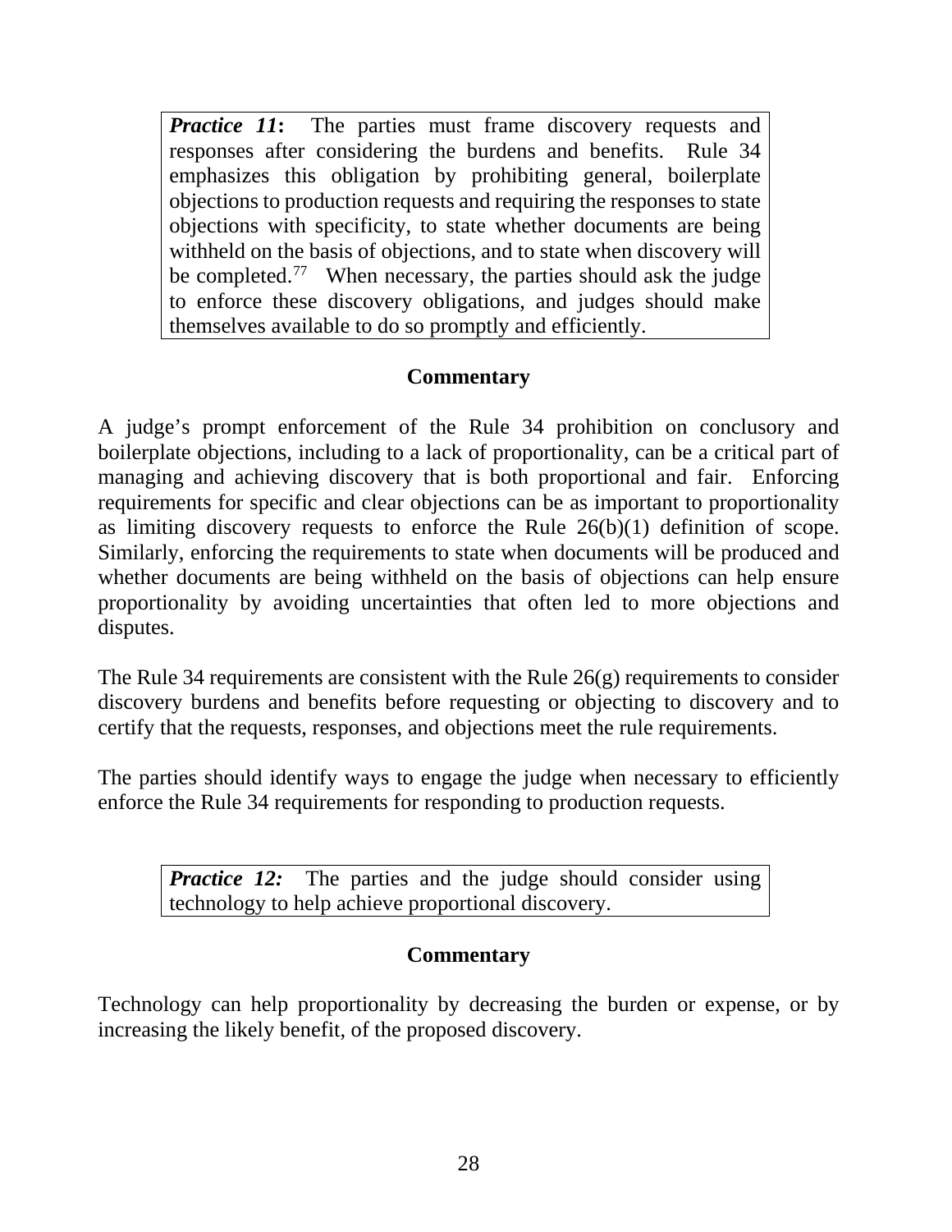***Practice 11*:** The parties must frame discovery requests and responses after considering the burdens and benefits. Rule 34 emphasizes this obligation by prohibiting general, boilerplate objections to production requests and requiring the responses to state objections with specificity, to state whether documents are being withheld on the basis of objections, and to state when discovery will be completed.[77] When necessary, the parties should ask the judge to enforce these discovery obligations, and judges should make themselves available to do so promptly and efficiently.

**Commentary**

A judge's prompt enforcement of the Rule 34 prohibition on conclusory and boilerplate objections, including to a lack of proportionality, can be a critical part of managing and achieving discovery that is both proportional and fair. Enforcing requirements for specific and clear objections can be as important to proportionality as limiting discovery requests to enforce the Rule 26(b)(1) definition of scope. Similarly, enforcing the requirements to state when documents will be produced and whether documents are being withheld on the basis of objections can help ensure proportionality by avoiding uncertainties that often led to more objections and disputes.

The Rule 34 requirements are consistent with the Rule 26(g) requirements to consider discovery burdens and benefits before requesting or objecting to discovery and to certify that the requests, responses, and objections meet the rule requirements.

The parties should identify ways to engage the judge when necessary to efficiently enforce the Rule 34 requirements for responding to production requests.

***Practice 12:*** The parties and the judge should consider using technology to help achieve proportional discovery.

**Commentary**

Technology can help proportionality by decreasing the burden or expense, or by increasing the likely benefit, of the proposed discovery.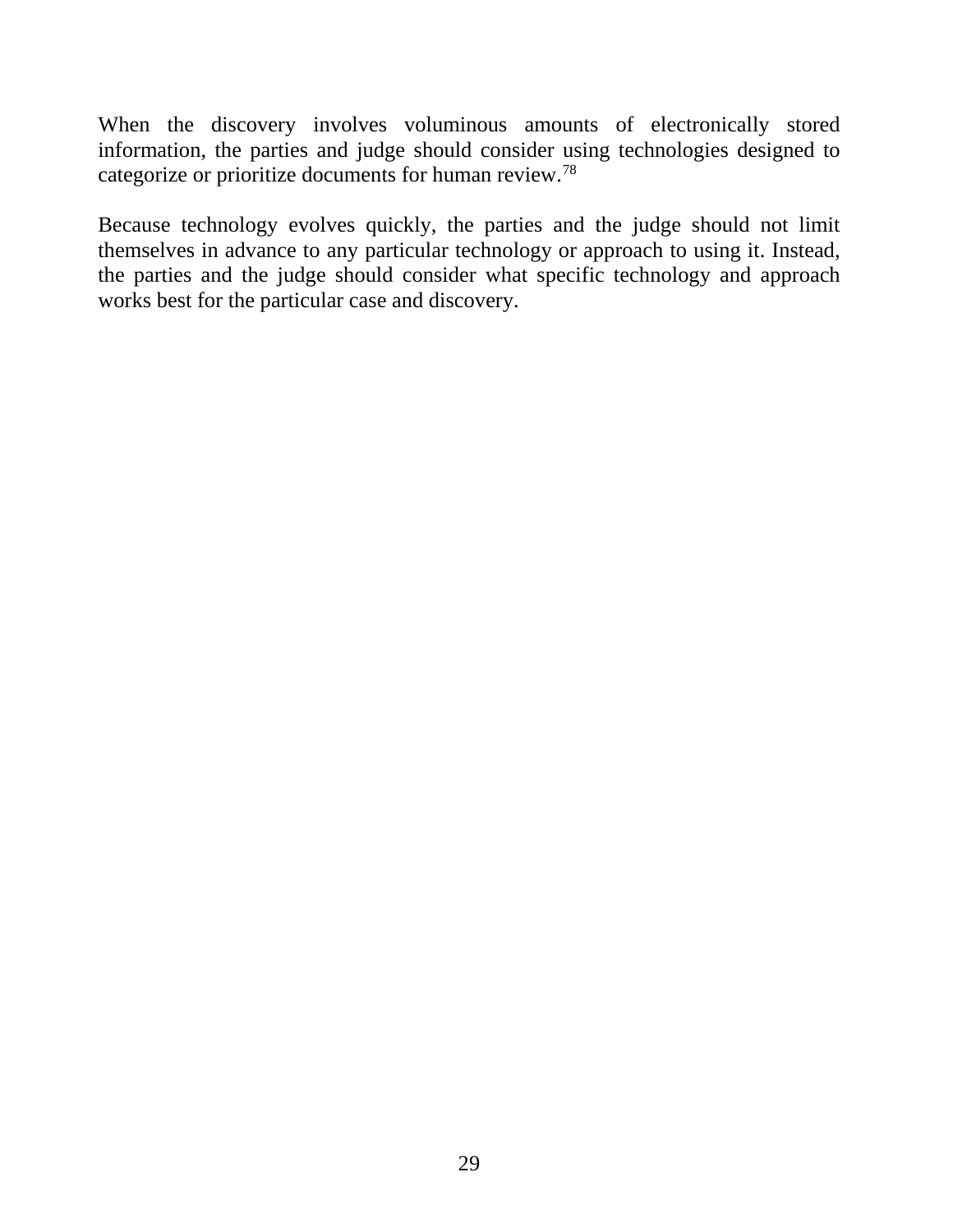When the discovery involves voluminous amounts of electronically stored information, the parties and judge should consider using technologies designed to categorize or prioritize documents for human review.[78]

Because technology evolves quickly, the parties and the judge should not limit themselves in advance to any particular technology or approach to using it. Instead, the parties and the judge should consider what specific technology and approach works best for the particular case and discovery.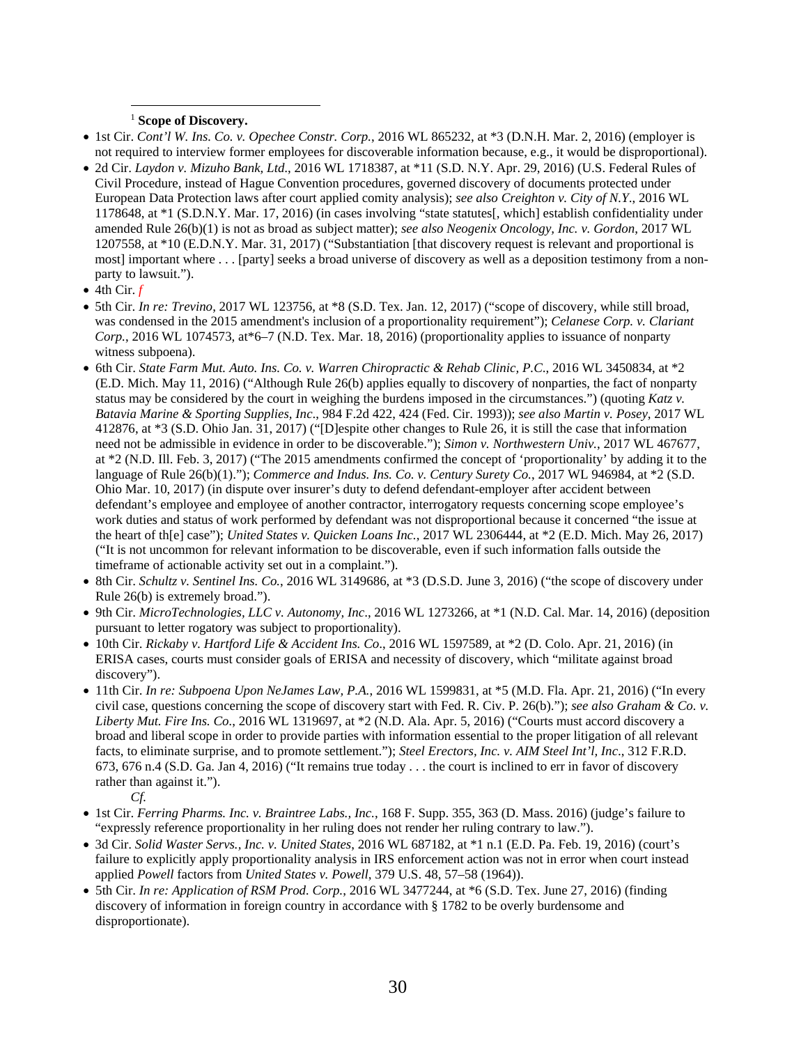[1] **Scope of Discovery.**

- 1st Cir. *Cont'l W. Ins. Co. v. Opechee Constr. Corp.*, 2016 WL 865232, at *3 (D.N.H. Mar. 2, 2016) (employer is not required to interview former employees for discoverable information because, e.g., it would be disproportional).
- 2d Cir. *Laydon v. Mizuho Bank, Ltd*., 2016 WL 1718387, at *11 (S.D. N.Y. Apr. 29, 2016) (U.S. Federal Rules of Civil Procedure, instead of Hague Convention procedures, governed discovery of documents protected under European Data Protection laws after court applied comity analysis); *see also Creighton v. City of N.Y*., 2016 WL 1178648, at *1 (S.D.N.Y. Mar. 17, 2016) (in cases involving "state statutes[, which] establish confidentiality under amended Rule 26(b)(1) is not as broad as subject matter); *see also Neogenix Oncology, Inc. v. Gordon*, 2017 WL 1207558, at *10 (E.D.N.Y. Mar. 31, 2017) ("Substantiation [that discovery request is relevant and proportional is most] important where . . . [party] seeks a broad universe of discovery as well as a deposition testimony from a non-party to lawsuit.").
- 4th Cir. *f*
- 5th Cir. *In re: Trevino*, 2017 WL 123756, at *8 (S.D. Tex. Jan. 12, 2017) ("scope of discovery, while still broad, was condensed in the 2015 amendment's inclusion of a proportionality requirement"); *Celanese Corp. v. Clariant Corp.*, 2016 WL 1074573, at*6–7 (N.D. Tex. Mar. 18, 2016) (proportionality applies to issuance of nonparty witness subpoena).
- 6th Cir. *State Farm Mut. Auto. Ins. Co. v. Warren Chiropractic & Rehab Clinic, P.C*., 2016 WL 3450834, at *2 (E.D. Mich. May 11, 2016) ("Although Rule 26(b) applies equally to discovery of nonparties, the fact of nonparty status may be considered by the court in weighing the burdens imposed in the circumstances.") (quoting *Katz v. Batavia Marine & Sporting Supplies, Inc*., 984 F.2d 422, 424 (Fed. Cir. 1993)); *see also Martin v. Posey*, 2017 WL 412876, at *3 (S.D. Ohio Jan. 31, 2017) ("[D]espite other changes to Rule 26, it is still the case that information need not be admissible in evidence in order to be discoverable."); *Simon v. Northwestern Univ.*, 2017 WL 467677, at *2 (N.D. Ill. Feb. 3, 2017) ("The 2015 amendments confirmed the concept of 'proportionality' by adding it to the language of Rule 26(b)(1)."); *Commerce and Indus. Ins. Co. v. Century Surety Co.*, 2017 WL 946984, at *2 (S.D. Ohio Mar. 10, 2017) (in dispute over insurer's duty to defend defendant-employer after accident between defendant's employee and employee of another contractor, interrogatory requests concerning scope employee's work duties and status of work performed by defendant was not disproportional because it concerned "the issue at the heart of th[e] case"); *United States v. Quicken Loans Inc.*, 2017 WL 2306444, at *2 (E.D. Mich. May 26, 2017) ("It is not uncommon for relevant information to be discoverable, even if such information falls outside the timeframe of actionable activity set out in a complaint.").
- 8th Cir. *Schultz v. Sentinel Ins. Co.*, 2016 WL 3149686, at *3 (D.S.D. June 3, 2016) ("the scope of discovery under Rule 26(b) is extremely broad.").
- 9th Cir. *MicroTechnologies, LLC v. Autonomy, Inc*., 2016 WL 1273266, at *1 (N.D. Cal. Mar. 14, 2016) (deposition pursuant to letter rogatory was subject to proportionality).
- 10th Cir. *Rickaby v. Hartford Life & Accident Ins. Co*., 2016 WL 1597589, at *2 (D. Colo. Apr. 21, 2016) (in ERISA cases, courts must consider goals of ERISA and necessity of discovery, which "militate against broad discovery").
- 11th Cir. *In re: Subpoena Upon NeJames Law, P.A.*, 2016 WL 1599831, at *5 (M.D. Fla. Apr. 21, 2016) ("In every civil case, questions concerning the scope of discovery start with Fed. R. Civ. P. 26(b)."); *see also Graham & Co. v. Liberty Mut. Fire Ins. Co.*, 2016 WL 1319697, at *2 (N.D. Ala. Apr. 5, 2016) ("Courts must accord discovery a broad and liberal scope in order to provide parties with information essential to the proper litigation of all relevant facts, to eliminate surprise, and to promote settlement."); *Steel Erectors, Inc. v. AIM Steel Int'l, Inc*., 312 F.R.D. 673, 676 n.4 (S.D. Ga. Jan 4, 2016) ("It remains true today . . . the court is inclined to err in favor of discovery rather than against it.").

*Cf.*

- 1st Cir. *Ferring Pharms. Inc. v. Braintree Labs., Inc.*, 168 F. Supp. 355, 363 (D. Mass. 2016) (judge's failure to "expressly reference proportionality in her ruling does not render her ruling contrary to law.").
- 3d Cir. *Solid Waster Servs., Inc. v. United States*, 2016 WL 687182, at *1 n.1 (E.D. Pa. Feb. 19, 2016) (court's failure to explicitly apply proportionality analysis in IRS enforcement action was not in error when court instead applied *Powell* factors from *United States v. Powell*, 379 U.S. 48, 57–58 (1964)).
- 5th Cir. *In re: Application of RSM Prod. Corp.*, 2016 WL 3477244, at *6 (S.D. Tex. June 27, 2016) (finding discovery of information in foreign country in accordance with § 1782 to be overly burdensome and disproportionate).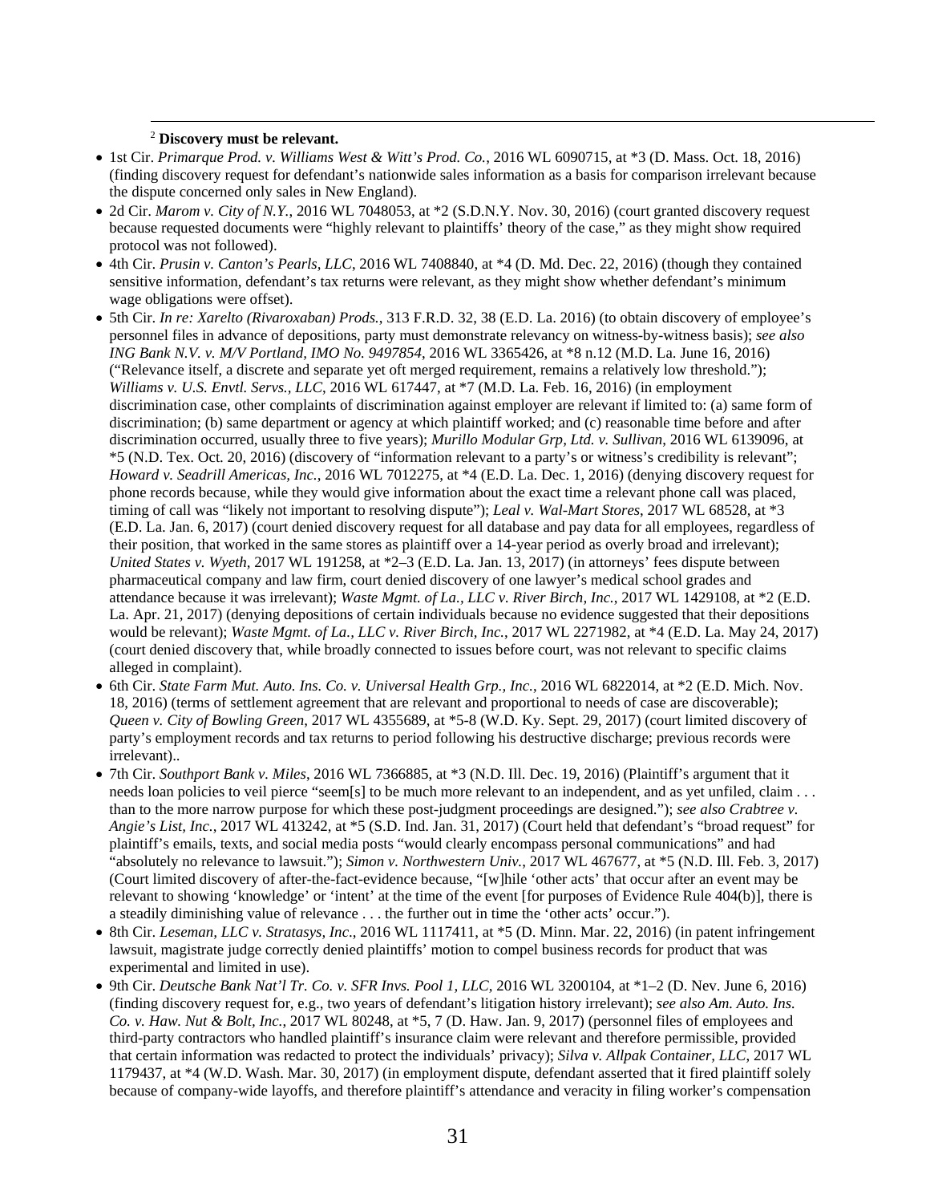[2] **Discovery must be relevant.**

- 1st Cir. *Primarque Prod. v. Williams West & Witt's Prod. Co.*, 2016 WL 6090715, at *3 (D. Mass. Oct. 18, 2016) (finding discovery request for defendant's nationwide sales information as a basis for comparison irrelevant because the dispute concerned only sales in New England).
- 2d Cir. *Marom v. City of N.Y.*, 2016 WL 7048053, at *2 (S.D.N.Y. Nov. 30, 2016) (court granted discovery request because requested documents were "highly relevant to plaintiffs' theory of the case," as they might show required protocol was not followed).
- 4th Cir. *Prusin v. Canton's Pearls, LLC*, 2016 WL 7408840, at *4 (D. Md. Dec. 22, 2016) (though they contained sensitive information, defendant's tax returns were relevant, as they might show whether defendant's minimum wage obligations were offset).
- 5th Cir. *In re: Xarelto (Rivaroxaban) Prods.*, 313 F.R.D. 32, 38 (E.D. La. 2016) (to obtain discovery of employee's personnel files in advance of depositions, party must demonstrate relevancy on witness-by-witness basis); *see also ING Bank N.V. v. M/V Portland, IMO No. 9497854*, 2016 WL 3365426, at *8 n.12 (M.D. La. June 16, 2016) ("Relevance itself, a discrete and separate yet oft merged requirement, remains a relatively low threshold."); *Williams v. U.S. Envtl. Servs., LLC*, 2016 WL 617447, at *7 (M.D. La. Feb. 16, 2016) (in employment discrimination case, other complaints of discrimination against employer are relevant if limited to: (a) same form of discrimination; (b) same department or agency at which plaintiff worked; and (c) reasonable time before and after discrimination occurred, usually three to five years); *Murillo Modular Grp, Ltd. v. Sullivan*, 2016 WL 6139096, at *5 (N.D. Tex. Oct. 20, 2016) (discovery of "information relevant to a party's or witness's credibility is relevant"; *Howard v. Seadrill Americas, Inc.*, 2016 WL 7012275, at *4 (E.D. La. Dec. 1, 2016) (denying discovery request for phone records because, while they would give information about the exact time a relevant phone call was placed, timing of call was "likely not important to resolving dispute"); *Leal v. Wal-Mart Stores*, 2017 WL 68528, at *3 (E.D. La. Jan. 6, 2017) (court denied discovery request for all database and pay data for all employees, regardless of their position, that worked in the same stores as plaintiff over a 14-year period as overly broad and irrelevant); *United States v. Wyeth*, 2017 WL 191258, at *2–3 (E.D. La. Jan. 13, 2017) (in attorneys' fees dispute between pharmaceutical company and law firm, court denied discovery of one lawyer's medical school grades and attendance because it was irrelevant); *Waste Mgmt. of La., LLC v. River Birch, Inc.*, 2017 WL 1429108, at *2 (E.D. La. Apr. 21, 2017) (denying depositions of certain individuals because no evidence suggested that their depositions would be relevant); *Waste Mgmt. of La., LLC v. River Birch, Inc.*, 2017 WL 2271982, at *4 (E.D. La. May 24, 2017) (court denied discovery that, while broadly connected to issues before court, was not relevant to specific claims alleged in complaint).
- 6th Cir. *State Farm Mut. Auto. Ins. Co. v. Universal Health Grp., Inc.*, 2016 WL 6822014, at *2 (E.D. Mich. Nov. 18, 2016) (terms of settlement agreement that are relevant and proportional to needs of case are discoverable); *Queen v. City of Bowling Green*, 2017 WL 4355689, at *5-8 (W.D. Ky. Sept. 29, 2017) (court limited discovery of party's employment records and tax returns to period following his destructive discharge; previous records were irrelevant)..
- 7th Cir. *Southport Bank v. Miles*, 2016 WL 7366885, at *3 (N.D. Ill. Dec. 19, 2016) (Plaintiff's argument that it needs loan policies to veil pierce "seem[s] to be much more relevant to an independent, and as yet unfiled, claim . . . than to the more narrow purpose for which these post-judgment proceedings are designed."); *see also Crabtree v. Angie's List, Inc.*, 2017 WL 413242, at *5 (S.D. Ind. Jan. 31, 2017) (Court held that defendant's "broad request" for plaintiff's emails, texts, and social media posts "would clearly encompass personal communications" and had "absolutely no relevance to lawsuit."); *Simon v. Northwestern Univ.*, 2017 WL 467677, at *5 (N.D. Ill. Feb. 3, 2017) (Court limited discovery of after-the-fact-evidence because, "[w]hile 'other acts' that occur after an event may be relevant to showing 'knowledge' or 'intent' at the time of the event [for purposes of Evidence Rule 404(b)], there is a steadily diminishing value of relevance . . . the further out in time the 'other acts' occur.").
- 8th Cir. *Leseman, LLC v. Stratasys, Inc.*, 2016 WL 1117411, at *5 (D. Minn. Mar. 22, 2016) (in patent infringement lawsuit, magistrate judge correctly denied plaintiffs' motion to compel business records for product that was experimental and limited in use).
- 9th Cir. *Deutsche Bank Nat'l Tr. Co. v. SFR Invs. Pool 1, LLC*, 2016 WL 3200104, at *1–2 (D. Nev. June 6, 2016) (finding discovery request for, e.g., two years of defendant's litigation history irrelevant); *see also Am. Auto. Ins. Co. v. Haw. Nut & Bolt, Inc.*, 2017 WL 80248, at *5, 7 (D. Haw. Jan. 9, 2017) (personnel files of employees and third-party contractors who handled plaintiff's insurance claim were relevant and therefore permissible, provided that certain information was redacted to protect the individuals' privacy); *Silva v. Allpak Container, LLC*, 2017 WL 1179437, at *4 (W.D. Wash. Mar. 30, 2017) (in employment dispute, defendant asserted that it fired plaintiff solely because of company-wide layoffs, and therefore plaintiff's attendance and veracity in filing worker's compensation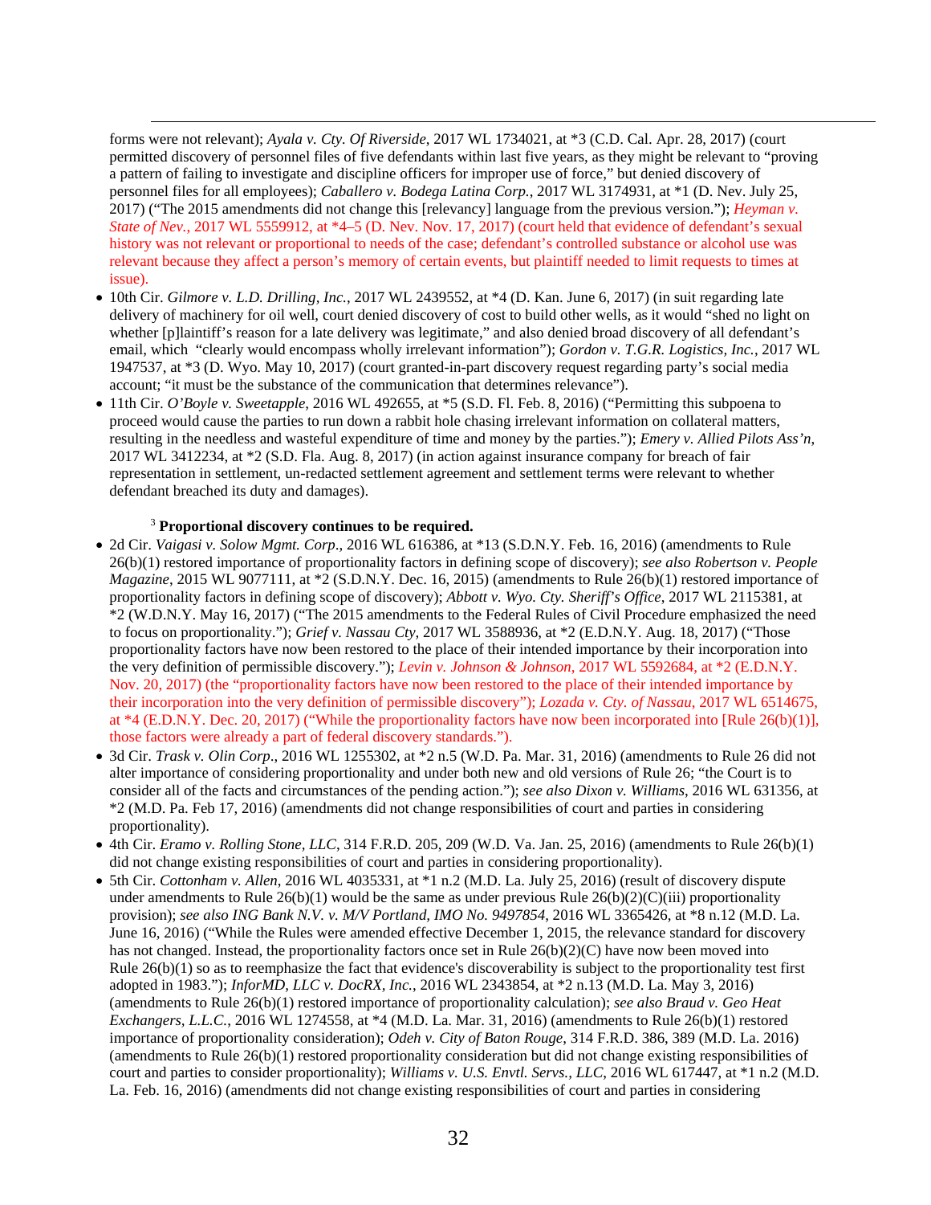forms were not relevant); *Ayala v. Cty. Of Riverside*, 2017 WL 1734021, at *3 (C.D. Cal. Apr. 28, 2017) (court permitted discovery of personnel files of five defendants within last five years, as they might be relevant to "proving a pattern of failing to investigate and discipline officers for improper use of force," but denied discovery of personnel files for all employees); *Caballero v. Bodega Latina Corp.*, 2017 WL 3174931, at *1 (D. Nev. July 25, 2017) ("The 2015 amendments did not change this [relevancy] language from the previous version."); *Heyman v. State of Nev.*, 2017 WL 5559912, at *4–5 (D. Nev. Nov. 17, 2017) (court held that evidence of defendant's sexual history was not relevant or proportional to needs of the case; defendant's controlled substance or alcohol use was relevant because they affect a person's memory of certain events, but plaintiff needed to limit requests to times at issue).

- 10th Cir. *Gilmore v. L.D. Drilling, Inc.*, 2017 WL 2439552, at *4 (D. Kan. June 6, 2017) (in suit regarding late delivery of machinery for oil well, court denied discovery of cost to build other wells, as it would "shed no light on whether [p]laintiff's reason for a late delivery was legitimate," and also denied broad discovery of all defendant's email, which "clearly would encompass wholly irrelevant information"); *Gordon v. T.G.R. Logistics, Inc.*, 2017 WL 1947537, at *3 (D. Wyo. May 10, 2017) (court granted-in-part discovery request regarding party's social media account; "it must be the substance of the communication that determines relevance").
- 11th Cir. *O'Boyle v. Sweetapple*, 2016 WL 492655, at *5 (S.D. Fl. Feb. 8, 2016) ("Permitting this subpoena to proceed would cause the parties to run down a rabbit hole chasing irrelevant information on collateral matters, resulting in the needless and wasteful expenditure of time and money by the parties."); *Emery v. Allied Pilots Ass'n*, 2017 WL 3412234, at *2 (S.D. Fla. Aug. 8, 2017) (in action against insurance company for breach of fair representation in settlement, un-redacted settlement agreement and settlement terms were relevant to whether defendant breached its duty and damages).

[3] **Proportional discovery continues to be required.**

- 2d Cir. *Vaigasi v. Solow Mgmt. Corp*., 2016 WL 616386, at *13 (S.D.N.Y. Feb. 16, 2016) (amendments to Rule 26(b)(1) restored importance of proportionality factors in defining scope of discovery); *see also Robertson v. People Magazine*, 2015 WL 9077111, at *2 (S.D.N.Y. Dec. 16, 2015) (amendments to Rule 26(b)(1) restored importance of proportionality factors in defining scope of discovery); *Abbott v. Wyo. Cty. Sheriff's Office*, 2017 WL 2115381, at *2 (W.D.N.Y. May 16, 2017) ("The 2015 amendments to the Federal Rules of Civil Procedure emphasized the need to focus on proportionality."); *Grief v. Nassau Cty*, 2017 WL 3588936, at *2 (E.D.N.Y. Aug. 18, 2017) ("Those proportionality factors have now been restored to the place of their intended importance by their incorporation into the very definition of permissible discovery."); *Levin v. Johnson & Johnson*, 2017 WL 5592684, at *2 (E.D.N.Y. Nov. 20, 2017) (the "proportionality factors have now been restored to the place of their intended importance by their incorporation into the very definition of permissible discovery"); *Lozada v. Cty. of Nassau*, 2017 WL 6514675, at *4 (E.D.N.Y. Dec. 20, 2017) ("While the proportionality factors have now been incorporated into [Rule 26(b)(1)], those factors were already a part of federal discovery standards.").
- 3d Cir. *Trask v. Olin Corp*., 2016 WL 1255302, at *2 n.5 (W.D. Pa. Mar. 31, 2016) (amendments to Rule 26 did not alter importance of considering proportionality and under both new and old versions of Rule 26; "the Court is to consider all of the facts and circumstances of the pending action."); *see also Dixon v. Williams*, 2016 WL 631356, at *2 (M.D. Pa. Feb 17, 2016) (amendments did not change responsibilities of court and parties in considering proportionality).
- 4th Cir. *Eramo v. Rolling Stone, LLC*, 314 F.R.D. 205, 209 (W.D. Va. Jan. 25, 2016) (amendments to Rule 26(b)(1) did not change existing responsibilities of court and parties in considering proportionality).
- 5th Cir. *Cottonham v. Allen*, 2016 WL 4035331, at *1 n.2 (M.D. La. July 25, 2016) (result of discovery dispute under amendments to Rule 26(b)(1) would be the same as under previous Rule 26(b)(2)(C)(iii) proportionality provision); *see also ING Bank N.V. v. M/V Portland, IMO No. 9497854*, 2016 WL 3365426, at *8 n.12 (M.D. La. June 16, 2016) ("While the Rules were amended effective December 1, 2015, the relevance standard for discovery has not changed. Instead, the proportionality factors once set in Rule 26(b)(2)(C) have now been moved into Rule 26(b)(1) so as to reemphasize the fact that evidence's discoverability is subject to the proportionality test first adopted in 1983."); *InforMD, LLC v. DocRX, Inc.*, 2016 WL 2343854, at *2 n.13 (M.D. La. May 3, 2016) (amendments to Rule 26(b)(1) restored importance of proportionality calculation); *see also Braud v. Geo Heat Exchangers, L.L.C.*, 2016 WL 1274558, at *4 (M.D. La. Mar. 31, 2016) (amendments to Rule 26(b)(1) restored importance of proportionality consideration); *Odeh v. City of Baton Rouge*, 314 F.R.D. 386, 389 (M.D. La. 2016) (amendments to Rule 26(b)(1) restored proportionality consideration but did not change existing responsibilities of court and parties to consider proportionality); *Williams v. U.S. Envtl. Servs., LLC*, 2016 WL 617447, at *1 n.2 (M.D. La. Feb. 16, 2016) (amendments did not change existing responsibilities of court and parties in considering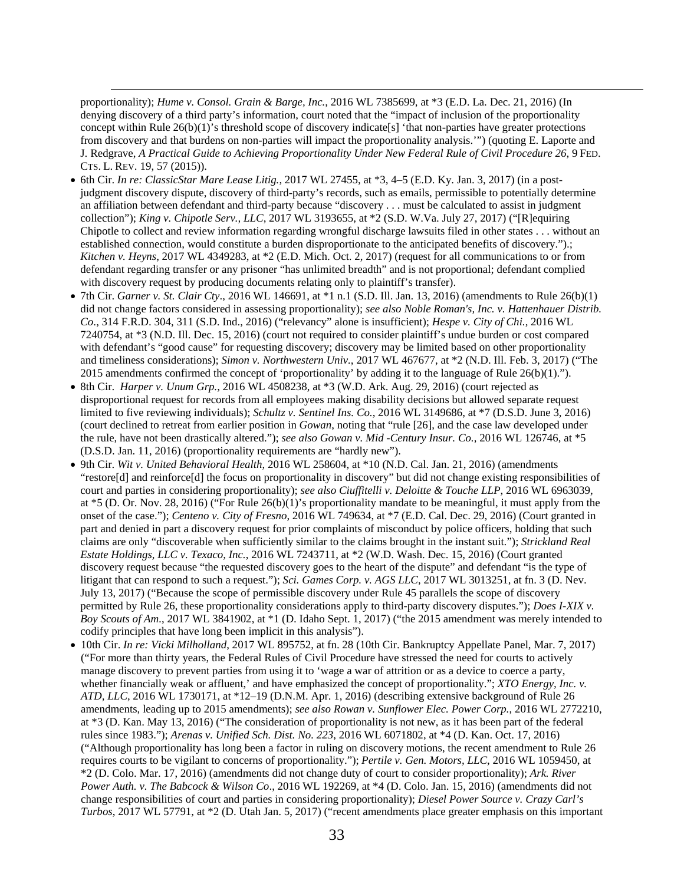proportionality); *Hume v. Consol. Grain & Barge, Inc.*, 2016 WL 7385699, at *3 (E.D. La. Dec. 21, 2016) (In denying discovery of a third party's information, court noted that the "impact of inclusion of the proportionality concept within Rule 26(b)(1)'s threshold scope of discovery indicate[s] 'that non-parties have greater protections from discovery and that burdens on non-parties will impact the proportionality analysis.'") (quoting E. Laporte and J. Redgrave, *A Practical Guide to Achieving Proportionality Under New Federal Rule of Civil Procedure 26*, 9 FED. CTS. L. REV. 19, 57 (2015)).

- 6th Cir. *In re: ClassicStar Mare Lease Litig.*, 2017 WL 27455, at *3, 4–5 (E.D. Ky. Jan. 3, 2017) (in a post-judgment discovery dispute, discovery of third-party's records, such as emails, permissible to potentially determine an affiliation between defendant and third-party because "discovery . . . must be calculated to assist in judgment collection"); *King v. Chipotle Serv., LLC*, 2017 WL 3193655, at *2 (S.D. W.Va. July 27, 2017) ("[R]equiring Chipotle to collect and review information regarding wrongful discharge lawsuits filed in other states . . . without an established connection, would constitute a burden disproportionate to the anticipated benefits of discovery.").; *Kitchen v. Heyns*, 2017 WL 4349283, at *2 (E.D. Mich. Oct. 2, 2017) (request for all communications to or from defendant regarding transfer or any prisoner "has unlimited breadth" and is not proportional; defendant complied with discovery request by producing documents relating only to plaintiff's transfer).
- 7th Cir. *Garner v. St. Clair Cty*., 2016 WL 146691, at *1 n.1 (S.D. Ill. Jan. 13, 2016) (amendments to Rule 26(b)(1) did not change factors considered in assessing proportionality); *see also Noble Roman's, Inc. v. Hattenhauer Distrib. Co*., 314 F.R.D. 304, 311 (S.D. Ind., 2016) ("relevancy" alone is insufficient); *Hespe v. City of Chi.*, 2016 WL 7240754, at *3 (N.D. Ill. Dec. 15, 2016) (court not required to consider plaintiff's undue burden or cost compared with defendant's "good cause" for requesting discovery; discovery may be limited based on other proportionality and timeliness considerations); *Simon v. Northwestern Univ.*, 2017 WL 467677, at *2 (N.D. Ill. Feb. 3, 2017) ("The 2015 amendments confirmed the concept of 'proportionality' by adding it to the language of Rule 26(b)(1).").
- 8th Cir. *Harper v. Unum Grp.*, 2016 WL 4508238, at *3 (W.D. Ark. Aug. 29, 2016) (court rejected as disproportional request for records from all employees making disability decisions but allowed separate request limited to five reviewing individuals); *Schultz v. Sentinel Ins. Co.*, 2016 WL 3149686, at *7 (D.S.D. June 3, 2016) (court declined to retreat from earlier position in *Gowan*, noting that "rule [26], and the case law developed under the rule, have not been drastically altered."); *see also Gowan v. Mid -Century Insur. Co.*, 2016 WL 126746, at *5 (D.S.D. Jan. 11, 2016) (proportionality requirements are "hardly new").
- 9th Cir. *Wit v. United Behavioral Health*, 2016 WL 258604, at *10 (N.D. Cal. Jan. 21, 2016) (amendments "restore[d] and reinforce[d] the focus on proportionality in discovery" but did not change existing responsibilities of court and parties in considering proportionality); *see also Ciuffitelli v. Deloitte & Touche LLP*, 2016 WL 6963039, at *5 (D. Or. Nov. 28, 2016) ("For Rule 26(b)(1)'s proportionality mandate to be meaningful, it must apply from the onset of the case."); *Centeno v. City of Fresno*, 2016 WL 749634, at *7 (E.D. Cal. Dec. 29, 2016) (Court granted in part and denied in part a discovery request for prior complaints of misconduct by police officers, holding that such claims are only "discoverable when sufficiently similar to the claims brought in the instant suit."); *Strickland Real Estate Holdings, LLC v. Texaco, Inc.*, 2016 WL 7243711, at *2 (W.D. Wash. Dec. 15, 2016) (Court granted discovery request because "the requested discovery goes to the heart of the dispute" and defendant "is the type of litigant that can respond to such a request."); *Sci. Games Corp. v. AGS LLC*, 2017 WL 3013251, at fn. 3 (D. Nev. July 13, 2017) ("Because the scope of permissible discovery under Rule 45 parallels the scope of discovery permitted by Rule 26, these proportionality considerations apply to third-party discovery disputes."); *Does I-XIX v. Boy Scouts of Am.*, 2017 WL 3841902, at *1 (D. Idaho Sept. 1, 2017) ("the 2015 amendment was merely intended to codify principles that have long been implicit in this analysis").
- 10th Cir. *In re: Vicki Milholland*, 2017 WL 895752, at fn. 28 (10th Cir. Bankruptcy Appellate Panel, Mar. 7, 2017) ("For more than thirty years, the Federal Rules of Civil Procedure have stressed the need for courts to actively manage discovery to prevent parties from using it to 'wage a war of attrition or as a device to coerce a party, whether financially weak or affluent,' and have emphasized the concept of proportionality."; *XTO Energy, Inc. v. ATD, LLC*, 2016 WL 1730171, at *12–19 (D.N.M. Apr. 1, 2016) (describing extensive background of Rule 26 amendments, leading up to 2015 amendments); *see also Rowan v. Sunflower Elec. Power Corp.*, 2016 WL 2772210, at *3 (D. Kan. May 13, 2016) ("The consideration of proportionality is not new, as it has been part of the federal rules since 1983."); *Arenas v. Unified Sch. Dist. No. 223*, 2016 WL 6071802, at *4 (D. Kan. Oct. 17, 2016) ("Although proportionality has long been a factor in ruling on discovery motions, the recent amendment to Rule 26 requires courts to be vigilant to concerns of proportionality."); *Pertile v. Gen. Motors, LLC*, 2016 WL 1059450, at *2 (D. Colo. Mar. 17, 2016) (amendments did not change duty of court to consider proportionality); *Ark. River Power Auth. v. The Babcock & Wilson Co*., 2016 WL 192269, at *4 (D. Colo. Jan. 15, 2016) (amendments did not change responsibilities of court and parties in considering proportionality); *Diesel Power Source v. Crazy Carl's Turbos*, 2017 WL 57791, at *2 (D. Utah Jan. 5, 2017) ("recent amendments place greater emphasis on this important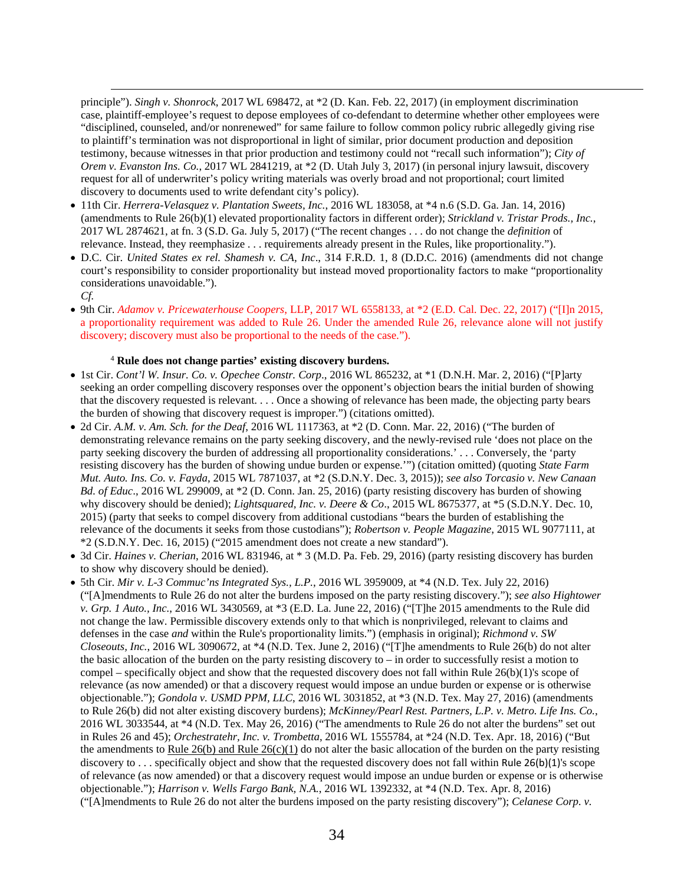principle"). *Singh v. Shonrock*, 2017 WL 698472, at *2 (D. Kan. Feb. 22, 2017) (in employment discrimination case, plaintiff-employee's request to depose employees of co-defendant to determine whether other employees were "disciplined, counseled, and/or nonrenewed" for same failure to follow common policy rubric allegedly giving rise to plaintiff's termination was not disproportional in light of similar, prior document production and deposition testimony, because witnesses in that prior production and testimony could not "recall such information"); *City of Orem v. Evanston Ins. Co.*, 2017 WL 2841219, at *2 (D. Utah July 3, 2017) (in personal injury lawsuit, discovery request for all of underwriter's policy writing materials was overly broad and not proportional; court limited discovery to documents used to write defendant city's policy).

- 11th Cir. *Herrera-Velasquez v. Plantation Sweets, Inc.*, 2016 WL 183058, at *4 n.6 (S.D. Ga. Jan. 14, 2016) (amendments to Rule 26(b)(1) elevated proportionality factors in different order); *Strickland v. Tristar Prods., Inc.*, 2017 WL 2874621, at fn. 3 (S.D. Ga. July 5, 2017) ("The recent changes . . . do not change the *definition* of relevance. Instead, they reemphasize . . . requirements already present in the Rules, like proportionality.").
- D.C. Cir. *United States ex rel. Shamesh v. CA, Inc*., 314 F.R.D. 1, 8 (D.D.C. 2016) (amendments did not change court's responsibility to consider proportionality but instead moved proportionality factors to make "proportionality considerations unavoidable.").

*Cf.*

- 9th Cir. *Adamov v. Pricewaterhouse Coopers*, LLP, 2017 WL 6558133, at *2 (E.D. Cal. Dec. 22, 2017) ("[I]n 2015, a proportionality requirement was added to Rule 26. Under the amended Rule 26, relevance alone will not justify discovery; discovery must also be proportional to the needs of the case.").

[4] **Rule does not change parties' existing discovery burdens.**

- 1st Cir. *Cont'l W. Insur. Co. v. Opechee Constr. Corp*., 2016 WL 865232, at *1 (D.N.H. Mar. 2, 2016) ("[P]arty seeking an order compelling discovery responses over the opponent's objection bears the initial burden of showing that the discovery requested is relevant. . . . Once a showing of relevance has been made, the objecting party bears the burden of showing that discovery request is improper.") (citations omitted).
- 2d Cir. *A.M. v. Am. Sch. for the Deaf*, 2016 WL 1117363, at *2 (D. Conn. Mar. 22, 2016) ("The burden of demonstrating relevance remains on the party seeking discovery, and the newly-revised rule 'does not place on the party seeking discovery the burden of addressing all proportionality considerations.' . . . Conversely, the 'party resisting discovery has the burden of showing undue burden or expense.'") (citation omitted) (quoting *State Farm Mut. Auto. Ins. Co. v. Fayda*, 2015 WL 7871037, at *2 (S.D.N.Y. Dec. 3, 2015)); *see also Torcasio v. New Canaan Bd. of Educ*., 2016 WL 299009, at *2 (D. Conn. Jan. 25, 2016) (party resisting discovery has burden of showing why discovery should be denied); *Lightsquared, Inc. v. Deere & Co*., 2015 WL 8675377, at *5 (S.D.N.Y. Dec. 10, 2015) (party that seeks to compel discovery from additional custodians "bears the burden of establishing the relevance of the documents it seeks from those custodians"); *Robertson v. People Magazine*, 2015 WL 9077111, at *2 (S.D.N.Y. Dec. 16, 2015) ("2015 amendment does not create a new standard").
- 3d Cir. *Haines v. Cherian*, 2016 WL 831946, at * 3 (M.D. Pa. Feb. 29, 2016) (party resisting discovery has burden to show why discovery should be denied).
- 5th Cir. *Mir v. L-3 Commuc'ns Integrated Sys., L.P.*, 2016 WL 3959009, at *4 (N.D. Tex. July 22, 2016) ("[A]mendments to Rule 26 do not alter the burdens imposed on the party resisting discovery."); *see also Hightower v. Grp. 1 Auto., Inc.*, 2016 WL 3430569, at *3 (E.D. La. June 22, 2016) ("[T]he 2015 amendments to the Rule did not change the law. Permissible discovery extends only to that which is nonprivileged, relevant to claims and defenses in the case *and* within the Rule's proportionality limits.") (emphasis in original); *Richmond v. SW Closeouts, Inc.*, 2016 WL 3090672, at *4 (N.D. Tex. June 2, 2016) ("[T]he amendments to Rule 26(b) do not alter the basic allocation of the burden on the party resisting discovery to – in order to successfully resist a motion to compel – specifically object and show that the requested discovery does not fall within Rule 26(b)(1)'s scope of relevance (as now amended) or that a discovery request would impose an undue burden or expense or is otherwise objectionable."); *Gondola v. USMD PPM, LLC*, 2016 WL 3031852, at *3 (N.D. Tex. May 27, 2016) (amendments to Rule 26(b) did not alter existing discovery burdens); *McKinney/Pearl Rest. Partners, L.P. v. Metro. Life Ins. Co.*, 2016 WL 3033544, at *4 (N.D. Tex. May 26, 2016) ("The amendments to Rule 26 do not alter the burdens" set out in Rules 26 and 45); *Orchestratehr, Inc. v. Trombetta*, 2016 WL 1555784, at *24 (N.D. Tex. Apr. 18, 2016) ("But the amendments to Rule 26(b) and Rule 26(c)(1) do not alter the basic allocation of the burden on the party resisting discovery to . . . specifically object and show that the requested discovery does not fall within Rule 26(b)(1)'s scope of relevance (as now amended) or that a discovery request would impose an undue burden or expense or is otherwise objectionable."); *Harrison v. Wells Fargo Bank, N.A.*, 2016 WL 1392332, at *4 (N.D. Tex. Apr. 8, 2016) ("[A]mendments to Rule 26 do not alter the burdens imposed on the party resisting discovery"); *Celanese Corp. v.*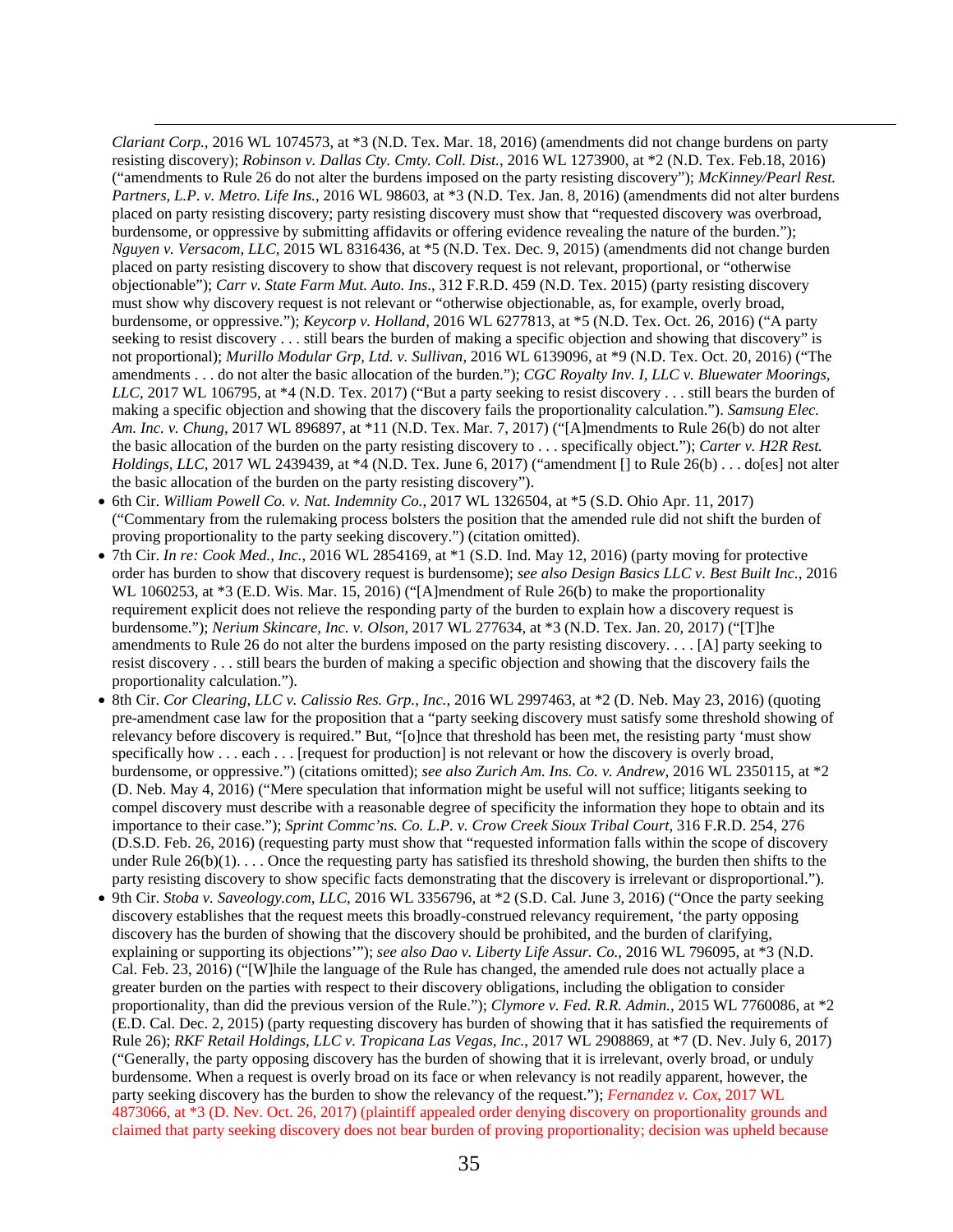*Clariant Corp.*, 2016 WL 1074573, at *3 (N.D. Tex. Mar. 18, 2016) (amendments did not change burdens on party resisting discovery); *Robinson v. Dallas Cty. Cmty. Coll. Dist.*, 2016 WL 1273900, at *2 (N.D. Tex. Feb.18, 2016) ("amendments to Rule 26 do not alter the burdens imposed on the party resisting discovery"); *McKinney/Pearl Rest. Partners, L.P. v. Metro. Life Ins.*, 2016 WL 98603, at *3 (N.D. Tex. Jan. 8, 2016) (amendments did not alter burdens placed on party resisting discovery; party resisting discovery must show that "requested discovery was overbroad, burdensome, or oppressive by submitting affidavits or offering evidence revealing the nature of the burden."); *Nguyen v. Versacom, LLC*, 2015 WL 8316436, at *5 (N.D. Tex. Dec. 9, 2015) (amendments did not change burden placed on party resisting discovery to show that discovery request is not relevant, proportional, or "otherwise objectionable"); *Carr v. State Farm Mut. Auto. Ins.*, 312 F.R.D. 459 (N.D. Tex. 2015) (party resisting discovery must show why discovery request is not relevant or "otherwise objectionable, as, for example, overly broad, burdensome, or oppressive."); *Keycorp v. Holland*, 2016 WL 6277813, at *5 (N.D. Tex. Oct. 26, 2016) ("A party seeking to resist discovery . . . still bears the burden of making a specific objection and showing that discovery" is not proportional); *Murillo Modular Grp, Ltd. v. Sullivan*, 2016 WL 6139096, at *9 (N.D. Tex. Oct. 20, 2016) ("The amendments . . . do not alter the basic allocation of the burden."); *CGC Royalty Inv. I, LLC v. Bluewater Moorings, LLC*, 2017 WL 106795, at *4 (N.D. Tex. 2017) ("But a party seeking to resist discovery . . . still bears the burden of making a specific objection and showing that the discovery fails the proportionality calculation."). *Samsung Elec. Am. Inc. v. Chung*, 2017 WL 896897, at *11 (N.D. Tex. Mar. 7, 2017) ("[A]mendments to Rule 26(b) do not alter the basic allocation of the burden on the party resisting discovery to . . . specifically object."); *Carter v. H2R Rest. Holdings, LLC*, 2017 WL 2439439, at *4 (N.D. Tex. June 6, 2017) ("amendment [] to Rule 26(b) . . . do[es] not alter the basic allocation of the burden on the party resisting discovery").

- 6th Cir. *William Powell Co. v. Nat. Indemnity Co.*, 2017 WL 1326504, at *5 (S.D. Ohio Apr. 11, 2017) ("Commentary from the rulemaking process bolsters the position that the amended rule did not shift the burden of proving proportionality to the party seeking discovery.") (citation omitted).
- 7th Cir. *In re: Cook Med., Inc.*, 2016 WL 2854169, at *1 (S.D. Ind. May 12, 2016) (party moving for protective order has burden to show that discovery request is burdensome); *see also Design Basics LLC v. Best Built Inc.*, 2016 WL 1060253, at *3 (E.D. Wis. Mar. 15, 2016) ("[A]mendment of Rule 26(b) to make the proportionality requirement explicit does not relieve the responding party of the burden to explain how a discovery request is burdensome."); *Nerium Skincare, Inc. v. Olson*, 2017 WL 277634, at *3 (N.D. Tex. Jan. 20, 2017) ("[T]he amendments to Rule 26 do not alter the burdens imposed on the party resisting discovery. . . . [A] party seeking to resist discovery . . . still bears the burden of making a specific objection and showing that the discovery fails the proportionality calculation.").
- 8th Cir. *Cor Clearing, LLC v. Calissio Res. Grp., Inc.*, 2016 WL 2997463, at *2 (D. Neb. May 23, 2016) (quoting pre-amendment case law for the proposition that a "party seeking discovery must satisfy some threshold showing of relevancy before discovery is required." But, "[o]nce that threshold has been met, the resisting party 'must show specifically how . . . each . . . [request for production] is not relevant or how the discovery is overly broad, burdensome, or oppressive.") (citations omitted); *see also Zurich Am. Ins. Co. v. Andrew*, 2016 WL 2350115, at *2 (D. Neb. May 4, 2016) ("Mere speculation that information might be useful will not suffice; litigants seeking to compel discovery must describe with a reasonable degree of specificity the information they hope to obtain and its importance to their case."); *Sprint Commc'ns. Co. L.P. v. Crow Creek Sioux Tribal Court*, 316 F.R.D. 254, 276 (D.S.D. Feb. 26, 2016) (requesting party must show that "requested information falls within the scope of discovery under Rule 26(b)(1). . . . Once the requesting party has satisfied its threshold showing, the burden then shifts to the party resisting discovery to show specific facts demonstrating that the discovery is irrelevant or disproportional.").
- 9th Cir. *Stoba v. Saveology.com, LLC*, 2016 WL 3356796, at *2 (S.D. Cal. June 3, 2016) ("Once the party seeking discovery establishes that the request meets this broadly-construed relevancy requirement, 'the party opposing discovery has the burden of showing that the discovery should be prohibited, and the burden of clarifying, explaining or supporting its objections'"); *see also Dao v. Liberty Life Assur. Co.*, 2016 WL 796095, at *3 (N.D. Cal. Feb. 23, 2016) ("[W]hile the language of the Rule has changed, the amended rule does not actually place a greater burden on the parties with respect to their discovery obligations, including the obligation to consider proportionality, than did the previous version of the Rule."); *Clymore v. Fed. R.R. Admin.*, 2015 WL 7760086, at *2 (E.D. Cal. Dec. 2, 2015) (party requesting discovery has burden of showing that it has satisfied the requirements of Rule 26); *RKF Retail Holdings, LLC v. Tropicana Las Vegas, Inc.*, 2017 WL 2908869, at *7 (D. Nev. July 6, 2017) ("Generally, the party opposing discovery has the burden of showing that it is irrelevant, overly broad, or unduly burdensome. When a request is overly broad on its face or when relevancy is not readily apparent, however, the party seeking discovery has the burden to show the relevancy of the request."); *Fernandez v. Cox*, 2017 WL 4873066, at *3 (D. Nev. Oct. 26, 2017) (plaintiff appealed order denying discovery on proportionality grounds and claimed that party seeking discovery does not bear burden of proving proportionality; decision was upheld because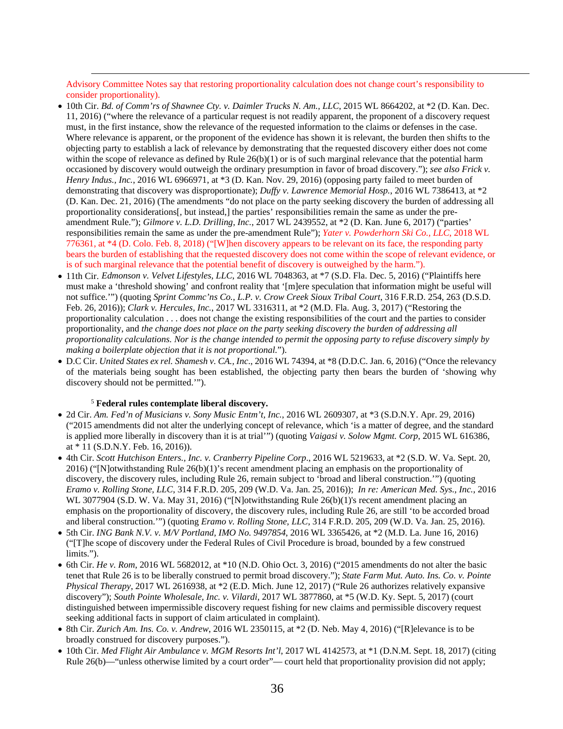Advisory Committee Notes say that restoring proportionality calculation does not change court's responsibility to consider proportionality).

- 10th Cir. *Bd. of Comm'rs of Shawnee Cty. v. Daimler Trucks N. Am., LLC*, 2015 WL 8664202, at *2 (D. Kan. Dec. 11, 2016) ("where the relevance of a particular request is not readily apparent, the proponent of a discovery request must, in the first instance, show the relevance of the requested information to the claims or defenses in the case. Where relevance is apparent, or the proponent of the evidence has shown it is relevant, the burden then shifts to the objecting party to establish a lack of relevance by demonstrating that the requested discovery either does not come within the scope of relevance as defined by Rule 26(b)(1) or is of such marginal relevance that the potential harm occasioned by discovery would outweigh the ordinary presumption in favor of broad discovery."); *see also Frick v. Henry Indus., Inc.*, 2016 WL 6966971, at *3 (D. Kan. Nov. 29, 2016) (opposing party failed to meet burden of demonstrating that discovery was disproportionate); *Duffy v. Lawrence Memorial Hosp.*, 2016 WL 7386413, at *2 (D. Kan. Dec. 21, 2016) (The amendments "do not place on the party seeking discovery the burden of addressing all proportionality considerations[, but instead,] the parties' responsibilities remain the same as under the pre-amendment Rule."); *Gilmore v. L.D. Drilling, Inc.*, 2017 WL 2439552, at *2 (D. Kan. June 6, 2017) ("parties' responsibilities remain the same as under the pre-amendment Rule"); *Yater v. Powderhorn Ski Co., LLC*, 2018 WL 776361, at *4 (D. Colo. Feb. 8, 2018) ("[W]hen discovery appears to be relevant on its face, the responding party bears the burden of establishing that the requested discovery does not come within the scope of relevant evidence, or is of such marginal relevance that the potential benefit of discovery is outweighed by the harm.").
- 11th Cir. *Edmonson v. Velvet Lifestyles, LLC*, 2016 WL 7048363, at *7 (S.D. Fla. Dec. 5, 2016) ("Plaintiffs here must make a 'threshold showing' and confront reality that '[m]ere speculation that information might be useful will not suffice.'") (quoting *Sprint Commc'ns Co., L.P. v. Crow Creek Sioux Tribal Court*, 316 F.R.D. 254, 263 (D.S.D. Feb. 26, 2016)); *Clark v. Hercules, Inc.*, 2017 WL 3316311, at *2 (M.D. Fla. Aug. 3, 2017) ("Restoring the proportionality calculation . . . does not change the existing responsibilities of the court and the parties to consider proportionality, and *the change does not place on the party seeking discovery the burden of addressing all proportionality calculations. Nor is the change intended to permit the opposing party to refuse discovery simply by making a boilerplate objection that it is not proportional.*").
- D.C Cir. *United States ex rel. Shamesh v. CA., Inc*., 2016 WL 74394, at *8 (D.D.C. Jan. 6, 2016) ("Once the relevancy of the materials being sought has been established, the objecting party then bears the burden of 'showing why discovery should not be permitted.'").

[5] **Federal rules contemplate liberal discovery.**

- 2d Cir. *Am. Fed'n of Musicians v. Sony Music Entm't, Inc.*, 2016 WL 2609307, at *3 (S.D.N.Y. Apr. 29, 2016) ("2015 amendments did not alter the underlying concept of relevance, which 'is a matter of degree, and the standard is applied more liberally in discovery than it is at trial'") (quoting *Vaigasi v. Solow Mgmt. Corp*, 2015 WL 616386, at * 11 (S.D.N.Y. Feb. 16, 2016)).
- 4th Cir. *Scott Hutchison Enters., Inc. v. Cranberry Pipeline Corp*., 2016 WL 5219633, at *2 (S.D. W. Va. Sept. 20, 2016) ("[N]otwithstanding Rule 26(b)(1)'s recent amendment placing an emphasis on the proportionality of discovery, the discovery rules, including Rule 26, remain subject to 'broad and liberal construction.'") (quoting *Eramo v. Rolling Stone, LLC*, 314 F.R.D. 205, 209 (W.D. Va. Jan. 25, 2016)); *In re: American Med. Sys., Inc.*, 2016 WL 3077904 (S.D. W. Va. May 31, 2016) ("[N]otwithstanding Rule 26(b)(1)'s recent amendment placing an emphasis on the proportionality of discovery, the discovery rules, including Rule 26, are still 'to be accorded broad and liberal construction.'") (quoting *Eramo v. Rolling Stone, LLC*, 314 F.R.D. 205, 209 (W.D. Va. Jan. 25, 2016).
- 5th Cir. *ING Bank N.V. v. M/V Portland, IMO No. 9497854*, 2016 WL 3365426, at *2 (M.D. La. June 16, 2016) ("[T]he scope of discovery under the Federal Rules of Civil Procedure is broad, bounded by a few construed limits.").
- 6th Cir. *He v. Rom*, 2016 WL 5682012, at *10 (N.D. Ohio Oct. 3, 2016) ("2015 amendments do not alter the basic tenet that Rule 26 is to be liberally construed to permit broad discovery."); *State Farm Mut. Auto. Ins. Co. v. Pointe Physical Therapy*, 2017 WL 2616938, at *2 (E.D. Mich. June 12, 2017) ("Rule 26 authorizes relatively expansive discovery"); *South Pointe Wholesale, Inc. v. Vilardi*, 2017 WL 3877860, at *5 (W.D. Ky. Sept. 5, 2017) (court distinguished between impermissible discovery request fishing for new claims and permissible discovery request seeking additional facts in support of claim articulated in complaint).
- 8th Cir. *Zurich Am. Ins. Co. v. Andrew*, 2016 WL 2350115, at *2 (D. Neb. May 4, 2016) ("[R]elevance is to be broadly construed for discovery purposes.").
- 10th Cir. *Med Flight Air Ambulance v. MGM Resorts Int'l*, 2017 WL 4142573, at *1 (D.N.M. Sept. 18, 2017) (citing Rule 26(b)—"unless otherwise limited by a court order"— court held that proportionality provision did not apply;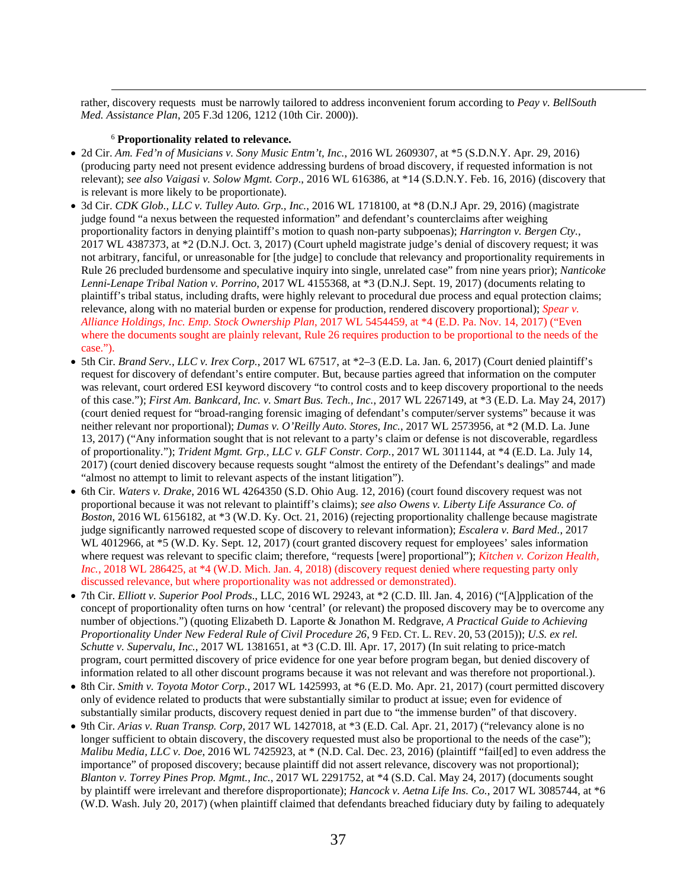rather, discovery requests must be narrowly tailored to address inconvenient forum according to *Peay v. BellSouth Med. Assistance Plan*, 205 F.3d 1206, 1212 (10th Cir. 2000)).

[6] **Proportionality related to relevance.**

- 2d Cir. *Am. Fed'n of Musicians v. Sony Music Entm't, Inc.*, 2016 WL 2609307, at *5 (S.D.N.Y. Apr. 29, 2016) (producing party need not present evidence addressing burdens of broad discovery, if requested information is not relevant); *see also Vaigasi v. Solow Mgmt. Corp*., 2016 WL 616386, at *14 (S.D.N.Y. Feb. 16, 2016) (discovery that is relevant is more likely to be proportionate).
- 3d Cir. *CDK Glob., LLC v. Tulley Auto. Grp., Inc.*, 2016 WL 1718100, at *8 (D.N.J Apr. 29, 2016) (magistrate judge found "a nexus between the requested information" and defendant's counterclaims after weighing proportionality factors in denying plaintiff's motion to quash non-party subpoenas); *Harrington v. Bergen Cty.*, 2017 WL 4387373, at *2 (D.N.J. Oct. 3, 2017) (Court upheld magistrate judge's denial of discovery request; it was not arbitrary, fanciful, or unreasonable for [the judge] to conclude that relevancy and proportionality requirements in Rule 26 precluded burdensome and speculative inquiry into single, unrelated case" from nine years prior); *Nanticoke Lenni-Lenape Tribal Nation v. Porrino*, 2017 WL 4155368, at *3 (D.N.J. Sept. 19, 2017) (documents relating to plaintiff's tribal status, including drafts, were highly relevant to procedural due process and equal protection claims; relevance, along with no material burden or expense for production, rendered discovery proportional); *Spear v. Alliance Holdings, Inc. Emp. Stock Ownership Plan*, 2017 WL 5454459, at *4 (E.D. Pa. Nov. 14, 2017) ("Even where the documents sought are plainly relevant, Rule 26 requires production to be proportional to the needs of the case.").
- 5th Cir. *Brand Serv., LLC v. Irex Corp.*, 2017 WL 67517, at *2–3 (E.D. La. Jan. 6, 2017) (Court denied plaintiff's request for discovery of defendant's entire computer. But, because parties agreed that information on the computer was relevant, court ordered ESI keyword discovery "to control costs and to keep discovery proportional to the needs of this case."); *First Am. Bankcard, Inc. v. Smart Bus. Tech., Inc.*, 2017 WL 2267149, at *3 (E.D. La. May 24, 2017) (court denied request for "broad-ranging forensic imaging of defendant's computer/server systems" because it was neither relevant nor proportional); *Dumas v. O'Reilly Auto. Stores, Inc.*, 2017 WL 2573956, at *2 (M.D. La. June 13, 2017) ("Any information sought that is not relevant to a party's claim or defense is not discoverable, regardless of proportionality."); *Trident Mgmt. Grp., LLC v. GLF Constr. Corp.*, 2017 WL 3011144, at *4 (E.D. La. July 14, 2017) (court denied discovery because requests sought "almost the entirety of the Defendant's dealings" and made "almost no attempt to limit to relevant aspects of the instant litigation").
- 6th Cir. *Waters v. Drake*, 2016 WL 4264350 (S.D. Ohio Aug. 12, 2016) (court found discovery request was not proportional because it was not relevant to plaintiff's claims); *see also Owens v. Liberty Life Assurance Co. of Boston*, 2016 WL 6156182, at *3 (W.D. Ky. Oct. 21, 2016) (rejecting proportionality challenge because magistrate judge significantly narrowed requested scope of discovery to relevant information); *Escalera v. Bard Med.*, 2017 WL 4012966, at *5 (W.D. Ky. Sept. 12, 2017) (court granted discovery request for employees' sales information where request was relevant to specific claim; therefore, "requests [were] proportional"); *Kitchen v. Corizon Health, Inc.*, 2018 WL 286425, at *4 (W.D. Mich. Jan. 4, 2018) (discovery request denied where requesting party only discussed relevance, but where proportionality was not addressed or demonstrated).
- 7th Cir. *Elliott v. Superior Pool Prods*., LLC, 2016 WL 29243, at *2 (C.D. Ill. Jan. 4, 2016) ("[A]pplication of the concept of proportionality often turns on how 'central' (or relevant) the proposed discovery may be to overcome any number of objections.") (quoting Elizabeth D. Laporte & Jonathon M. Redgrave, *A Practical Guide to Achieving Proportionality Under New Federal Rule of Civil Procedure 26*, 9 FED. CT. L. REV. 20, 53 (2015)); *U.S. ex rel. Schutte v. Supervalu, Inc.*, 2017 WL 1381651, at *3 (C.D. Ill. Apr. 17, 2017) (In suit relating to price-match program, court permitted discovery of price evidence for one year before program began, but denied discovery of information related to all other discount programs because it was not relevant and was therefore not proportional.).
- 8th Cir. *Smith v. Toyota Motor Corp.*, 2017 WL 1425993, at *6 (E.D. Mo. Apr. 21, 2017) (court permitted discovery only of evidence related to products that were substantially similar to product at issue; even for evidence of substantially similar products, discovery request denied in part due to "the immense burden" of that discovery.
- 9th Cir. *Arias v. Ruan Transp. Corp*, 2017 WL 1427018, at *3 (E.D. Cal. Apr. 21, 2017) ("relevancy alone is no longer sufficient to obtain discovery, the discovery requested must also be proportional to the needs of the case"); *Malibu Media, LLC v. Doe*, 2016 WL 7425923, at * (N.D. Cal. Dec. 23, 2016) (plaintiff "fail[ed] to even address the importance" of proposed discovery; because plaintiff did not assert relevance, discovery was not proportional); *Blanton v. Torrey Pines Prop. Mgmt., Inc.*, 2017 WL 2291752, at *4 (S.D. Cal. May 24, 2017) (documents sought by plaintiff were irrelevant and therefore disproportionate); *Hancock v. Aetna Life Ins. Co.*, 2017 WL 3085744, at *6 (W.D. Wash. July 20, 2017) (when plaintiff claimed that defendants breached fiduciary duty by failing to adequately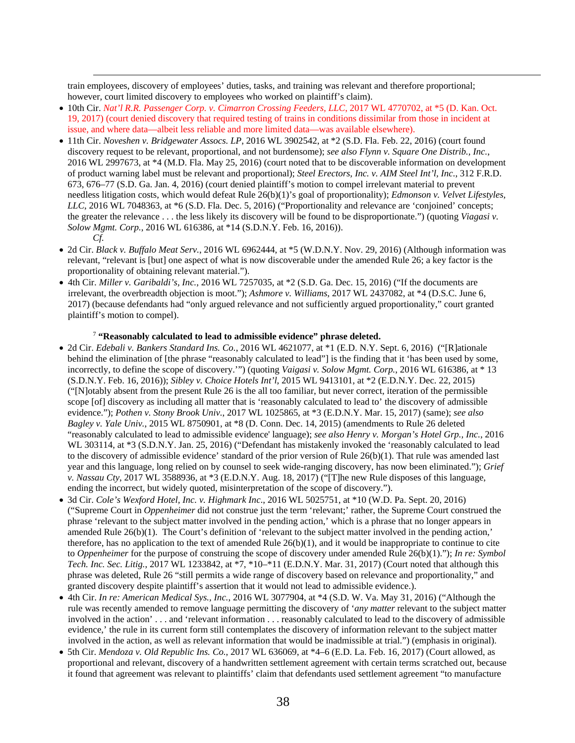train employees, discovery of employees' duties, tasks, and training was relevant and therefore proportional; however, court limited discovery to employees who worked on plaintiff's claim).

- 10th Cir. *Nat'l R.R. Passenger Corp. v. Cimarron Crossing Feeders, LLC*, 2017 WL 4770702, at *5 (D. Kan. Oct. 19, 2017) (court denied discovery that required testing of trains in conditions dissimilar from those in incident at issue, and where data—albeit less reliable and more limited data—was available elsewhere).
- 11th Cir. *Noveshen v. Bridgewater Assocs. LP*, 2016 WL 3902542, at *2 (S.D. Fla. Feb. 22, 2016) (court found discovery request to be relevant, proportional, and not burdensome); *see also Flynn v. Square One Distrib., Inc.*, 2016 WL 2997673, at *4 (M.D. Fla. May 25, 2016) (court noted that to be discoverable information on development of product warning label must be relevant and proportional); *Steel Erectors, Inc. v. AIM Steel Int'l, Inc.*, 312 F.R.D. 673, 676–77 (S.D. Ga. Jan. 4, 2016) (court denied plaintiff's motion to compel irrelevant material to prevent needless litigation costs, which would defeat Rule 26(b)(1)'s goal of proportionality); *Edmonson v. Velvet Lifestyles, LLC*, 2016 WL 7048363, at *6 (S.D. Fla. Dec. 5, 2016) ("Proportionality and relevance are 'conjoined' concepts; the greater the relevance . . . the less likely its discovery will be found to be disproportionate.") (quoting *Viagasi v. Solow Mgmt. Corp.*, 2016 WL 616386, at *14 (S.D.N.Y. Feb. 16, 2016)).

*Cf.*

- 2d Cir. *Black v. Buffalo Meat Serv.*, 2016 WL 6962444, at *5 (W.D.N.Y. Nov. 29, 2016) (Although information was relevant, "relevant is [but] one aspect of what is now discoverable under the amended Rule 26; a key factor is the proportionality of obtaining relevant material.").
- 4th Cir. *Miller v. Garibaldi's, Inc.*, 2016 WL 7257035, at *2 (S.D. Ga. Dec. 15, 2016) ("If the documents are irrelevant, the overbreadth objection is moot."); *Ashmore v. Williams*, 2017 WL 2437082, at *4 (D.S.C. June 6, 2017) (because defendants had "only argued relevance and not sufficiently argued proportionality," court granted plaintiff's motion to compel).

[7] **"Reasonably calculated to lead to admissible evidence" phrase deleted.**

- 2d Cir. *Edebali v. Bankers Standard Ins. Co.*, 2016 WL 4621077, at *1 (E.D. N.Y. Sept. 6, 2016) ("[R]ationale behind the elimination of [the phrase "reasonably calculated to lead"] is the finding that it 'has been used by some, incorrectly, to define the scope of discovery.'") (quoting *Vaigasi v. Solow Mgmt. Corp.*, 2016 WL 616386, at * 13 (S.D.N.Y. Feb. 16, 2016)); *Sibley v. Choice Hotels Int'l*, 2015 WL 9413101, at *2 (E.D.N.Y. Dec. 22, 2015) ("[N]otably absent from the present Rule 26 is the all too familiar, but never correct, iteration of the permissible scope [of] discovery as including all matter that is 'reasonably calculated to lead to' the discovery of admissible evidence."); *Pothen v. Stony Brook Univ.*, 2017 WL 1025865, at *3 (E.D.N.Y. Mar. 15, 2017) (same); *see also Bagley v. Yale Univ.*, 2015 WL 8750901, at *8 (D. Conn. Dec. 14, 2015) (amendments to Rule 26 deleted "reasonably calculated to lead to admissible evidence' language); *see also Henry v. Morgan's Hotel Grp., Inc.*, 2016 WL 303114, at *3 (S.D.N.Y. Jan. 25, 2016) ("Defendant has mistakenly invoked the 'reasonably calculated to lead to the discovery of admissible evidence' standard of the prior version of Rule 26(b)(1). That rule was amended last year and this language, long relied on by counsel to seek wide-ranging discovery, has now been eliminated."); *Grief v. Nassau Cty*, 2017 WL 3588936, at *3 (E.D.N.Y. Aug. 18, 2017) ("[T]he new Rule disposes of this language, ending the incorrect, but widely quoted, misinterpretation of the scope of discovery.").
- 3d Cir. *Cole's Wexford Hotel, Inc. v. Highmark Inc*., 2016 WL 5025751, at *10 (W.D. Pa. Sept. 20, 2016) ("Supreme Court in *Oppenheimer* did not construe just the term 'relevant;' rather, the Supreme Court construed the phrase 'relevant to the subject matter involved in the pending action,' which is a phrase that no longer appears in amended Rule 26(b)(1). The Court's definition of 'relevant to the subject matter involved in the pending action,' therefore, has no application to the text of amended Rule 26(b)(1), and it would be inappropriate to continue to cite to *Oppenheimer* for the purpose of construing the scope of discovery under amended Rule 26(b)(1)."); *In re: Symbol Tech. Inc. Sec. Litig.*, 2017 WL 1233842, at *7, *10–*11 (E.D.N.Y. Mar. 31, 2017) (Court noted that although this phrase was deleted, Rule 26 "still permits a wide range of discovery based on relevance and proportionality," and granted discovery despite plaintiff's assertion that it would not lead to admissible evidence.).
- 4th Cir. *In re: American Medical Sys., Inc.*, 2016 WL 3077904, at *4 (S.D. W. Va. May 31, 2016) ("Although the rule was recently amended to remove language permitting the discovery of '*any matter* relevant to the subject matter involved in the action' . . . and 'relevant information . . . reasonably calculated to lead to the discovery of admissible evidence,' the rule in its current form still contemplates the discovery of information relevant to the subject matter involved in the action, as well as relevant information that would be inadmissible at trial.") (emphasis in original).
- 5th Cir. *Mendoza v. Old Republic Ins. Co.*, 2017 WL 636069, at *4–6 (E.D. La. Feb. 16, 2017) (Court allowed, as proportional and relevant, discovery of a handwritten settlement agreement with certain terms scratched out, because it found that agreement was relevant to plaintiffs' claim that defendants used settlement agreement "to manufacture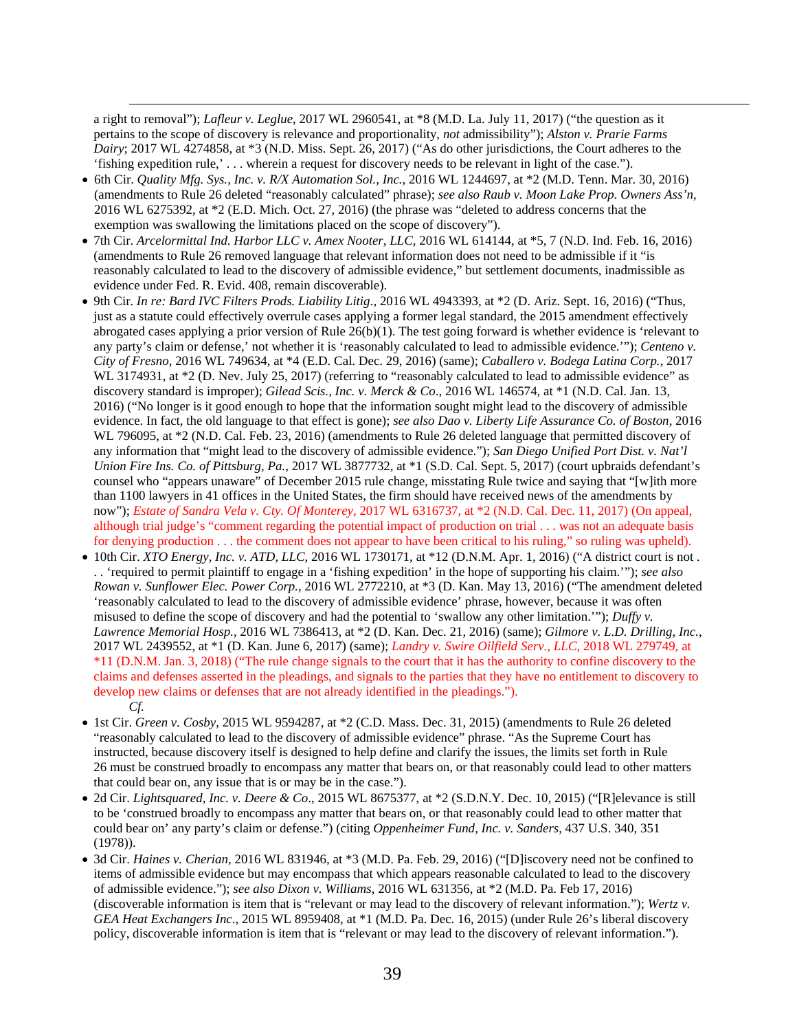a right to removal"); *Lafleur v. Leglue*, 2017 WL 2960541, at *8 (M.D. La. July 11, 2017) ("the question as it pertains to the scope of discovery is relevance and proportionality, *not* admissibility"); *Alston v. Prarie Farms Dairy*; 2017 WL 4274858, at *3 (N.D. Miss. Sept. 26, 2017) ("As do other jurisdictions, the Court adheres to the 'fishing expedition rule,' . . . wherein a request for discovery needs to be relevant in light of the case.").

- 6th Cir. *Quality Mfg. Sys., Inc. v. R/X Automation Sol., Inc.*, 2016 WL 1244697, at *2 (M.D. Tenn. Mar. 30, 2016) (amendments to Rule 26 deleted "reasonably calculated" phrase); *see also Raub v. Moon Lake Prop. Owners Ass'n*, 2016 WL 6275392, at *2 (E.D. Mich. Oct. 27, 2016) (the phrase was "deleted to address concerns that the exemption was swallowing the limitations placed on the scope of discovery").
- 7th Cir. *Arcelormittal Ind. Harbor LLC v. Amex Nooter, LLC*, 2016 WL 614144, at *5, 7 (N.D. Ind. Feb. 16, 2016) (amendments to Rule 26 removed language that relevant information does not need to be admissible if it "is reasonably calculated to lead to the discovery of admissible evidence," but settlement documents, inadmissible as evidence under Fed. R. Evid. 408, remain discoverable).
- 9th Cir. *In re: Bard IVC Filters Prods. Liability Litig*., 2016 WL 4943393, at *2 (D. Ariz. Sept. 16, 2016) ("Thus, just as a statute could effectively overrule cases applying a former legal standard, the 2015 amendment effectively abrogated cases applying a prior version of Rule 26(b)(1). The test going forward is whether evidence is 'relevant to any party's claim or defense,' not whether it is 'reasonably calculated to lead to admissible evidence.'"); *Centeno v. City of Fresno*, 2016 WL 749634, at *4 (E.D. Cal. Dec. 29, 2016) (same); *Caballero v. Bodega Latina Corp.*, 2017 WL 3174931, at *2 (D. Nev. July 25, 2017) (referring to "reasonably calculated to lead to admissible evidence" as discovery standard is improper); *Gilead Scis., Inc. v. Merck & Co*., 2016 WL 146574, at *1 (N.D. Cal. Jan. 13, 2016) ("No longer is it good enough to hope that the information sought might lead to the discovery of admissible evidence. In fact, the old language to that effect is gone); *see also Dao v. Liberty Life Assurance Co. of Boston*, 2016 WL 796095, at *2 (N.D. Cal. Feb. 23, 2016) (amendments to Rule 26 deleted language that permitted discovery of any information that "might lead to the discovery of admissible evidence."); *San Diego Unified Port Dist. v. Nat'l Union Fire Ins. Co. of Pittsburg, Pa.*, 2017 WL 3877732, at *1 (S.D. Cal. Sept. 5, 2017) (court upbraids defendant's counsel who "appears unaware" of December 2015 rule change, misstating Rule twice and saying that "[w]ith more than 1100 lawyers in 41 offices in the United States, the firm should have received news of the amendments by now"); *Estate of Sandra Vela v. Cty. Of Monterey*, 2017 WL 6316737, at *2 (N.D. Cal. Dec. 11, 2017) (On appeal, although trial judge's "comment regarding the potential impact of production on trial . . . was not an adequate basis for denying production . . . the comment does not appear to have been critical to his ruling," so ruling was upheld).
- 10th Cir. *XTO Energy, Inc. v. ATD, LLC*, 2016 WL 1730171, at *12 (D.N.M. Apr. 1, 2016) ("A district court is not . . . 'required to permit plaintiff to engage in a 'fishing expedition' in the hope of supporting his claim.'"); *see also Rowan v. Sunflower Elec. Power Corp.*, 2016 WL 2772210, at *3 (D. Kan. May 13, 2016) ("The amendment deleted 'reasonably calculated to lead to the discovery of admissible evidence' phrase, however, because it was often misused to define the scope of discovery and had the potential to 'swallow any other limitation.'"); *Duffy v. Lawrence Memorial Hosp.*, 2016 WL 7386413, at *2 (D. Kan. Dec. 21, 2016) (same); *Gilmore v. L.D. Drilling, Inc.*, 2017 WL 2439552, at *1 (D. Kan. June 6, 2017) (same); *Landry v. Swire Oilfield Serv., LLC*, 2018 WL 279749, at *11 (D.N.M. Jan. 3, 2018) ("The rule change signals to the court that it has the authority to confine discovery to the claims and defenses asserted in the pleadings, and signals to the parties that they have no entitlement to discovery to develop new claims or defenses that are not already identified in the pleadings.").

*Cf.*

- 1st Cir. *Green v. Cosby*, 2015 WL 9594287, at *2 (C.D. Mass. Dec. 31, 2015) (amendments to Rule 26 deleted "reasonably calculated to lead to the discovery of admissible evidence" phrase. "As the Supreme Court has instructed, because discovery itself is designed to help define and clarify the issues, the limits set forth in Rule 26 must be construed broadly to encompass any matter that bears on, or that reasonably could lead to other matters that could bear on, any issue that is or may be in the case.").
- 2d Cir. *Lightsquared, Inc. v. Deere & Co*., 2015 WL 8675377, at *2 (S.D.N.Y. Dec. 10, 2015) ("[R]elevance is still to be 'construed broadly to encompass any matter that bears on, or that reasonably could lead to other matter that could bear on' any party's claim or defense.") (citing *Oppenheimer Fund, Inc. v. Sanders*, 437 U.S. 340, 351 (1978)).
- 3d Cir. *Haines v. Cherian*, 2016 WL 831946, at *3 (M.D. Pa. Feb. 29, 2016) ("[D]iscovery need not be confined to items of admissible evidence but may encompass that which appears reasonable calculated to lead to the discovery of admissible evidence."); *see also Dixon v. Williams*, 2016 WL 631356, at *2 (M.D. Pa. Feb 17, 2016) (discoverable information is item that is "relevant or may lead to the discovery of relevant information."); *Wertz v. GEA Heat Exchangers Inc.*, 2015 WL 8959408, at *1 (M.D. Pa. Dec. 16, 2015) (under Rule 26's liberal discovery policy, discoverable information is item that is "relevant or may lead to the discovery of relevant information.").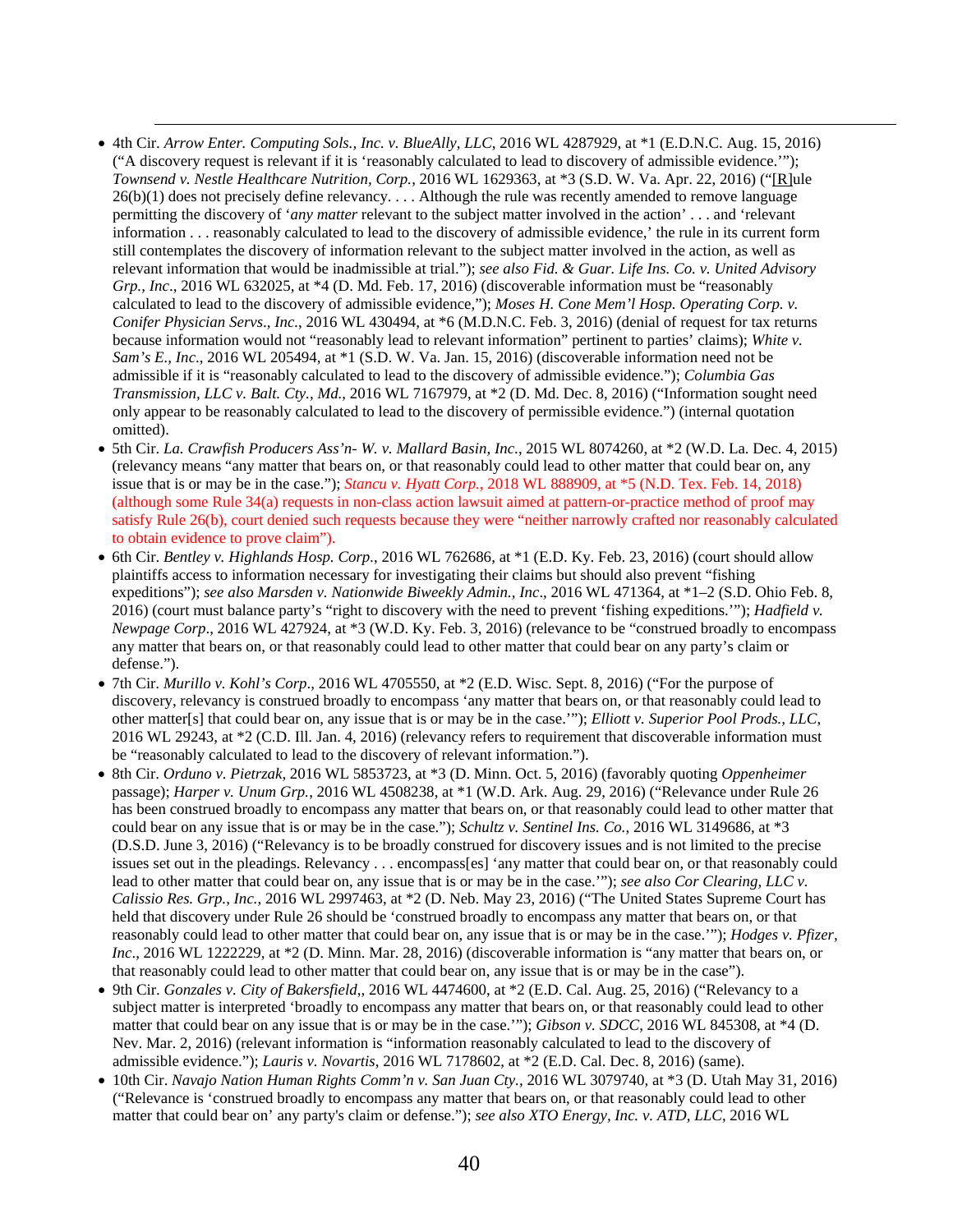- 4th Cir. *Arrow Enter. Computing Sols., Inc. v. BlueAlly, LLC*, 2016 WL 4287929, at *1 (E.D.N.C. Aug. 15, 2016) ("A discovery request is relevant if it is 'reasonably calculated to lead to discovery of admissible evidence.'"); *Townsend v. Nestle Healthcare Nutrition, Corp.*, 2016 WL 1629363, at *3 (S.D. W. Va. Apr. 22, 2016) ("[R]ule 26(b)(1) does not precisely define relevancy. . . . Although the rule was recently amended to remove language permitting the discovery of '*any matter* relevant to the subject matter involved in the action' . . . and 'relevant information . . . reasonably calculated to lead to the discovery of admissible evidence,' the rule in its current form still contemplates the discovery of information relevant to the subject matter involved in the action, as well as relevant information that would be inadmissible at trial."); *see also Fid. & Guar. Life Ins. Co. v. United Advisory Grp., Inc*., 2016 WL 632025, at *4 (D. Md. Feb. 17, 2016) (discoverable information must be "reasonably calculated to lead to the discovery of admissible evidence,"); *Moses H. Cone Mem'l Hosp. Operating Corp. v. Conifer Physician Servs., Inc*., 2016 WL 430494, at *6 (M.D.N.C. Feb. 3, 2016) (denial of request for tax returns because information would not "reasonably lead to relevant information" pertinent to parties' claims); *White v. Sam's E., Inc*., 2016 WL 205494, at *1 (S.D. W. Va. Jan. 15, 2016) (discoverable information need not be admissible if it is "reasonably calculated to lead to the discovery of admissible evidence."); *Columbia Gas Transmission, LLC v. Balt. Cty., Md.*, 2016 WL 7167979, at *2 (D. Md. Dec. 8, 2016) ("Information sought need only appear to be reasonably calculated to lead to the discovery of permissible evidence.") (internal quotation omitted).
- 5th Cir. *La. Crawfish Producers Ass'n- W. v. Mallard Basin, Inc*., 2015 WL 8074260, at *2 (W.D. La. Dec. 4, 2015) (relevancy means "any matter that bears on, or that reasonably could lead to other matter that could bear on, any issue that is or may be in the case."); *Stancu v. Hyatt Corp.*, 2018 WL 888909, at *5 (N.D. Tex. Feb. 14, 2018) (although some Rule 34(a) requests in non-class action lawsuit aimed at pattern-or-practice method of proof may satisfy Rule 26(b), court denied such requests because they were "neither narrowly crafted nor reasonably calculated to obtain evidence to prove claim").
- 6th Cir. *Bentley v. Highlands Hosp. Corp.*, 2016 WL 762686, at *1 (E.D. Ky. Feb. 23, 2016) (court should allow plaintiffs access to information necessary for investigating their claims but should also prevent "fishing expeditions"); *see also Marsden v. Nationwide Biweekly Admin., Inc*., 2016 WL 471364, at *1–2 (S.D. Ohio Feb. 8, 2016) (court must balance party's "right to discovery with the need to prevent 'fishing expeditions.'"); *Hadfield v. Newpage Corp*., 2016 WL 427924, at *3 (W.D. Ky. Feb. 3, 2016) (relevance to be "construed broadly to encompass any matter that bears on, or that reasonably could lead to other matter that could bear on any party's claim or defense.").
- 7th Cir. *Murillo v. Kohl's Corp*., 2016 WL 4705550, at *2 (E.D. Wisc. Sept. 8, 2016) ("For the purpose of discovery, relevancy is construed broadly to encompass 'any matter that bears on, or that reasonably could lead to other matter[s] that could bear on, any issue that is or may be in the case.'"); *Elliott v. Superior Pool Prods., LLC*, 2016 WL 29243, at *2 (C.D. Ill. Jan. 4, 2016) (relevancy refers to requirement that discoverable information must be "reasonably calculated to lead to the discovery of relevant information.").
- 8th Cir. *Orduno v. Pietrzak*, 2016 WL 5853723, at *3 (D. Minn. Oct. 5, 2016) (favorably quoting *Oppenheimer* passage); *Harper v. Unum Grp.*, 2016 WL 4508238, at *1 (W.D. Ark. Aug. 29, 2016) ("Relevance under Rule 26 has been construed broadly to encompass any matter that bears on, or that reasonably could lead to other matter that could bear on any issue that is or may be in the case."); *Schultz v. Sentinel Ins. Co.*, 2016 WL 3149686, at *3 (D.S.D. June 3, 2016) ("Relevancy is to be broadly construed for discovery issues and is not limited to the precise issues set out in the pleadings. Relevancy . . . encompass[es] 'any matter that could bear on, or that reasonably could lead to other matter that could bear on, any issue that is or may be in the case.'"); *see also Cor Clearing, LLC v. Calissio Res. Grp., Inc.*, 2016 WL 2997463, at *2 (D. Neb. May 23, 2016) ("The United States Supreme Court has held that discovery under Rule 26 should be 'construed broadly to encompass any matter that bears on, or that reasonably could lead to other matter that could bear on, any issue that is or may be in the case.'"); *Hodges v. Pfizer, Inc*., 2016 WL 1222229, at *2 (D. Minn. Mar. 28, 2016) (discoverable information is "any matter that bears on, or that reasonably could lead to other matter that could bear on, any issue that is or may be in the case").
- 9th Cir. *Gonzales v. City of Bakersfield*,, 2016 WL 4474600, at *2 (E.D. Cal. Aug. 25, 2016) ("Relevancy to a subject matter is interpreted 'broadly to encompass any matter that bears on, or that reasonably could lead to other matter that could bear on any issue that is or may be in the case.'"); *Gibson v. SDCC*, 2016 WL 845308, at *4 (D. Nev. Mar. 2, 2016) (relevant information is "information reasonably calculated to lead to the discovery of admissible evidence."); *Lauris v. Novartis*, 2016 WL 7178602, at *2 (E.D. Cal. Dec. 8, 2016) (same).
- 10th Cir. *Navajo Nation Human Rights Comm'n v. San Juan Cty.*, 2016 WL 3079740, at *3 (D. Utah May 31, 2016) ("Relevance is 'construed broadly to encompass any matter that bears on, or that reasonably could lead to other matter that could bear on' any party's claim or defense."); *see also XTO Energy, Inc. v. ATD, LLC*, 2016 WL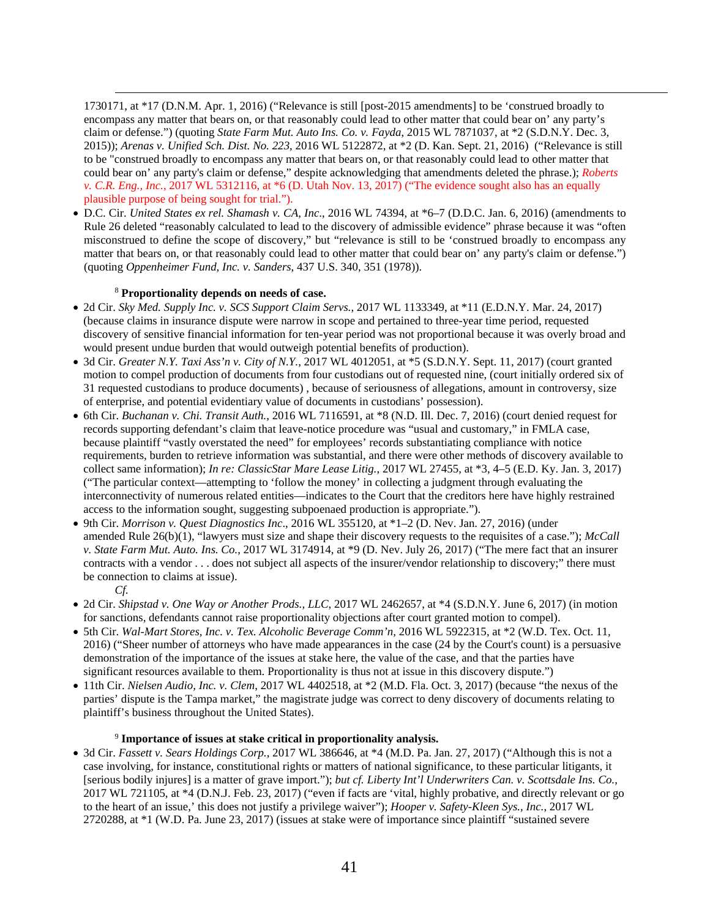1730171, at *17 (D.N.M. Apr. 1, 2016) ("Relevance is still [post-2015 amendments] to be 'construed broadly to encompass any matter that bears on, or that reasonably could lead to other matter that could bear on' any party's claim or defense.") (quoting *State Farm Mut. Auto Ins. Co. v. Fayda*, 2015 WL 7871037, at *2 (S.D.N.Y. Dec. 3, 2015)); *Arenas v. Unified Sch. Dist. No. 223*, 2016 WL 5122872, at *2 (D. Kan. Sept. 21, 2016) ("Relevance is still to be "construed broadly to encompass any matter that bears on, or that reasonably could lead to other matter that could bear on' any party's claim or defense," despite acknowledging that amendments deleted the phrase.); *Roberts v. C.R. Eng., Inc.*, 2017 WL 5312116, at *6 (D. Utah Nov. 13, 2017) ("The evidence sought also has an equally plausible purpose of being sought for trial.").

- D.C. Cir. *United States ex rel. Shamash v. CA, Inc*., 2016 WL 74394, at *6–7 (D.D.C. Jan. 6, 2016) (amendments to Rule 26 deleted "reasonably calculated to lead to the discovery of admissible evidence" phrase because it was "often misconstrued to define the scope of discovery," but "relevance is still to be 'construed broadly to encompass any matter that bears on, or that reasonably could lead to other matter that could bear on' any party's claim or defense.") (quoting *Oppenheimer Fund, Inc. v. Sanders*, 437 U.S. 340, 351 (1978)).

[8] **Proportionality depends on needs of case.**

- 2d Cir. *Sky Med. Supply Inc. v. SCS Support Claim Servs.*, 2017 WL 1133349, at *11 (E.D.N.Y. Mar. 24, 2017) (because claims in insurance dispute were narrow in scope and pertained to three-year time period, requested discovery of sensitive financial information for ten-year period was not proportional because it was overly broad and would present undue burden that would outweigh potential benefits of production).
- 3d Cir. *Greater N.Y. Taxi Ass'n v. City of N.Y.*, 2017 WL 4012051, at *5 (S.D.N.Y. Sept. 11, 2017) (court granted motion to compel production of documents from four custodians out of requested nine, (court initially ordered six of 31 requested custodians to produce documents) , because of seriousness of allegations, amount in controversy, size of enterprise, and potential evidentiary value of documents in custodians' possession).
- 6th Cir. *Buchanan v. Chi. Transit Auth.*, 2016 WL 7116591, at *8 (N.D. Ill. Dec. 7, 2016) (court denied request for records supporting defendant's claim that leave-notice procedure was "usual and customary," in FMLA case, because plaintiff "vastly overstated the need" for employees' records substantiating compliance with notice requirements, burden to retrieve information was substantial, and there were other methods of discovery available to collect same information); *In re: ClassicStar Mare Lease Litig.*, 2017 WL 27455, at *3, 4–5 (E.D. Ky. Jan. 3, 2017) ("The particular context—attempting to 'follow the money' in collecting a judgment through evaluating the interconnectivity of numerous related entities—indicates to the Court that the creditors here have highly restrained access to the information sought, suggesting subpoenaed production is appropriate.").
- 9th Cir. *Morrison v. Quest Diagnostics Inc*., 2016 WL 355120, at *1–2 (D. Nev. Jan. 27, 2016) (under amended Rule 26(b)(1), "lawyers must size and shape their discovery requests to the requisites of a case."); *McCall v. State Farm Mut. Auto. Ins. Co.*, 2017 WL 3174914, at *9 (D. Nev. July 26, 2017) ("The mere fact that an insurer contracts with a vendor . . . does not subject all aspects of the insurer/vendor relationship to discovery;" there must be connection to claims at issue).

*Cf.*

- 2d Cir. *Shipstad v. One Way or Another Prods., LLC*, 2017 WL 2462657, at *4 (S.D.N.Y. June 6, 2017) (in motion for sanctions, defendants cannot raise proportionality objections after court granted motion to compel).
- 5th Cir. *Wal-Mart Stores, Inc. v. Tex. Alcoholic Beverage Comm'n*, 2016 WL 5922315, at *2 (W.D. Tex. Oct. 11, 2016) ("Sheer number of attorneys who have made appearances in the case (24 by the Court's count) is a persuasive demonstration of the importance of the issues at stake here, the value of the case, and that the parties have significant resources available to them. Proportionality is thus not at issue in this discovery dispute.")
- 11th Cir. *Nielsen Audio, Inc. v. Clem*, 2017 WL 4402518, at *2 (M.D. Fla. Oct. 3, 2017) (because "the nexus of the parties' dispute is the Tampa market," the magistrate judge was correct to deny discovery of documents relating to plaintiff's business throughout the United States).

[9] **Importance of issues at stake critical in proportionality analysis.**

- 3d Cir. *Fassett v. Sears Holdings Corp.*, 2017 WL 386646, at *4 (M.D. Pa. Jan. 27, 2017) ("Although this is not a case involving, for instance, constitutional rights or matters of national significance, to these particular litigants, it [serious bodily injures] is a matter of grave import."); *but cf. Liberty Int'l Underwriters Can. v. Scottsdale Ins. Co.*, 2017 WL 721105, at *4 (D.N.J. Feb. 23, 2017) ("even if facts are 'vital, highly probative, and directly relevant or go to the heart of an issue,' this does not justify a privilege waiver"); *Hooper v. Safety-Kleen Sys., Inc.*, 2017 WL 2720288, at *1 (W.D. Pa. June 23, 2017) (issues at stake were of importance since plaintiff "sustained severe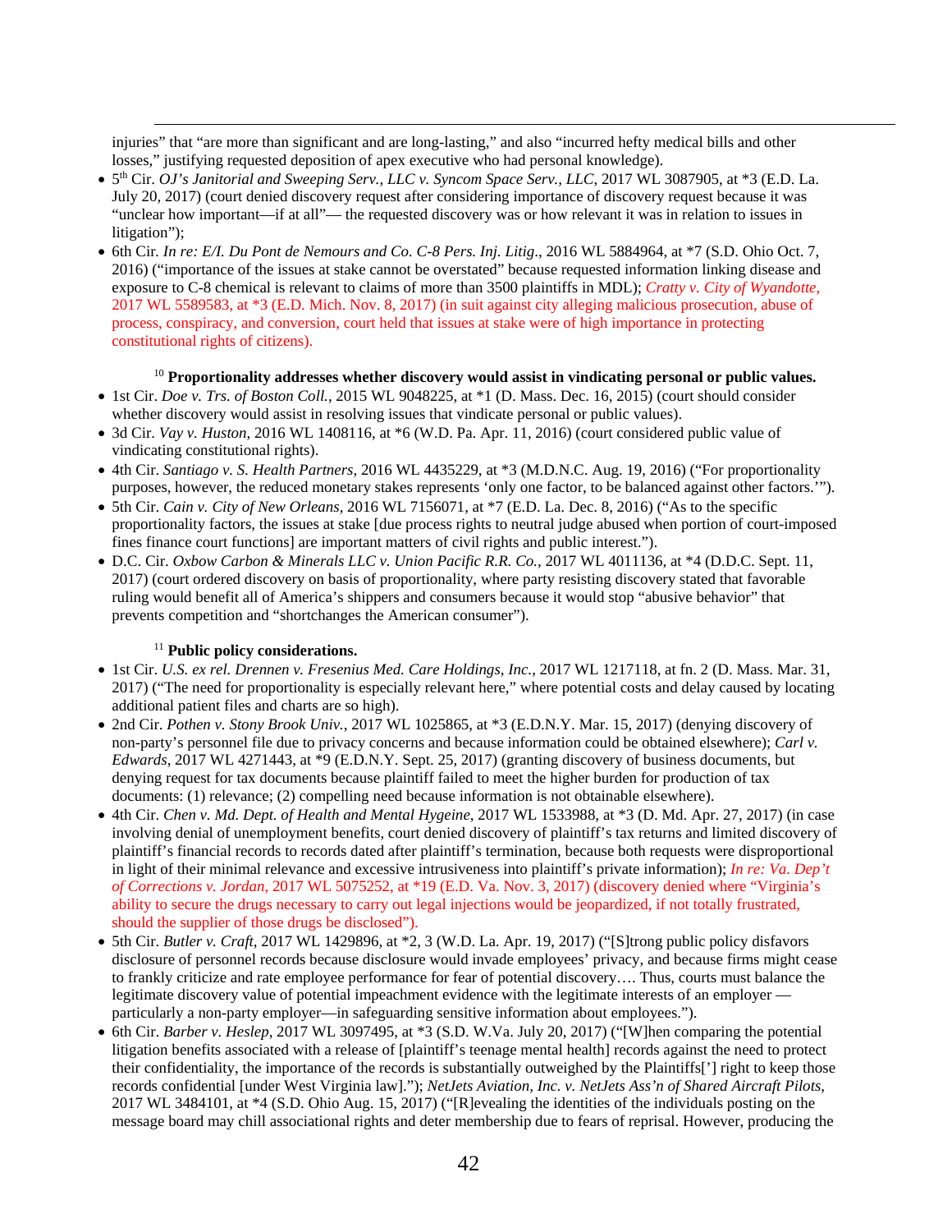injuries" that "are more than significant and are long-lasting," and also "incurred hefty medical bills and other losses," justifying requested deposition of apex executive who had personal knowledge).

- 5th Cir. *OJ's Janitorial and Sweeping Serv., LLC v. Syncom Space Serv., LLC*, 2017 WL 3087905, at *3 (E.D. La. July 20, 2017) (court denied discovery request after considering importance of discovery request because it was "unclear how important—if at all"— the requested discovery was or how relevant it was in relation to issues in litigation");
- 6th Cir. *In re: E/I. Du Pont de Nemours and Co. C-8 Pers. Inj. Litig*., 2016 WL 5884964, at *7 (S.D. Ohio Oct. 7, 2016) ("importance of the issues at stake cannot be overstated" because requested information linking disease and exposure to C-8 chemical is relevant to claims of more than 3500 plaintiffs in MDL); *Cratty v. City of Wyandotte*, 2017 WL 5589583, at *3 (E.D. Mich. Nov. 8, 2017) (in suit against city alleging malicious prosecution, abuse of process, conspiracy, and conversion, court held that issues at stake were of high importance in protecting constitutional rights of citizens).

[10] **Proportionality addresses whether discovery would assist in vindicating personal or public values.**

- 1st Cir. *Doe v. Trs. of Boston Coll.*, 2015 WL 9048225, at *1 (D. Mass. Dec. 16, 2015) (court should consider whether discovery would assist in resolving issues that vindicate personal or public values).
- 3d Cir. *Vay v. Huston*, 2016 WL 1408116, at *6 (W.D. Pa. Apr. 11, 2016) (court considered public value of vindicating constitutional rights).
- 4th Cir. *Santiago v. S. Health Partners*, 2016 WL 4435229, at *3 (M.D.N.C. Aug. 19, 2016) ("For proportionality purposes, however, the reduced monetary stakes represents 'only one factor, to be balanced against other factors.'").
- 5th Cir. *Cain v. City of New Orleans*, 2016 WL 7156071, at *7 (E.D. La. Dec. 8, 2016) ("As to the specific proportionality factors, the issues at stake [due process rights to neutral judge abused when portion of court-imposed fines finance court functions] are important matters of civil rights and public interest.").
- D.C. Cir. *Oxbow Carbon & Minerals LLC v. Union Pacific R.R. Co.*, 2017 WL 4011136, at *4 (D.D.C. Sept. 11, 2017) (court ordered discovery on basis of proportionality, where party resisting discovery stated that favorable ruling would benefit all of America's shippers and consumers because it would stop "abusive behavior" that prevents competition and "shortchanges the American consumer").

[11] **Public policy considerations.**

- 1st Cir. *U.S. ex rel. Drennen v. Fresenius Med. Care Holdings, Inc.*, 2017 WL 1217118, at fn. 2 (D. Mass. Mar. 31, 2017) ("The need for proportionality is especially relevant here," where potential costs and delay caused by locating additional patient files and charts are so high).
- 2nd Cir. *Pothen v. Stony Brook Univ.*, 2017 WL 1025865, at *3 (E.D.N.Y. Mar. 15, 2017) (denying discovery of non-party's personnel file due to privacy concerns and because information could be obtained elsewhere); *Carl v. Edwards*, 2017 WL 4271443, at *9 (E.D.N.Y. Sept. 25, 2017) (granting discovery of business documents, but denying request for tax documents because plaintiff failed to meet the higher burden for production of tax documents: (1) relevance; (2) compelling need because information is not obtainable elsewhere).
- 4th Cir. *Chen v. Md. Dept. of Health and Mental Hygeine*, 2017 WL 1533988, at *3 (D. Md. Apr. 27, 2017) (in case involving denial of unemployment benefits, court denied discovery of plaintiff's tax returns and limited discovery of plaintiff's financial records to records dated after plaintiff's termination, because both requests were disproportional in light of their minimal relevance and excessive intrusiveness into plaintiff's private information); *In re: Va. Dep't of Corrections v. Jordan*, 2017 WL 5075252, at *19 (E.D. Va. Nov. 3, 2017) (discovery denied where "Virginia's ability to secure the drugs necessary to carry out legal injections would be jeopardized, if not totally frustrated, should the supplier of those drugs be disclosed").
- 5th Cir. *Butler v. Craft*, 2017 WL 1429896, at *2, 3 (W.D. La. Apr. 19, 2017) ("[S]trong public policy disfavors disclosure of personnel records because disclosure would invade employees' privacy, and because firms might cease to frankly criticize and rate employee performance for fear of potential discovery…. Thus, courts must balance the legitimate discovery value of potential impeachment evidence with the legitimate interests of an employer — particularly a non-party employer—in safeguarding sensitive information about employees.").
- 6th Cir. *Barber v. Heslep*, 2017 WL 3097495, at *3 (S.D. W.Va. July 20, 2017) ("[W]hen comparing the potential litigation benefits associated with a release of [plaintiff's teenage mental health] records against the need to protect their confidentiality, the importance of the records is substantially outweighed by the Plaintiffs['] right to keep those records confidential [under West Virginia law]."); *NetJets Aviation, Inc. v. NetJets Ass'n of Shared Aircraft Pilots*, 2017 WL 3484101, at *4 (S.D. Ohio Aug. 15, 2017) ("[R]evealing the identities of the individuals posting on the message board may chill associational rights and deter membership due to fears of reprisal. However, producing the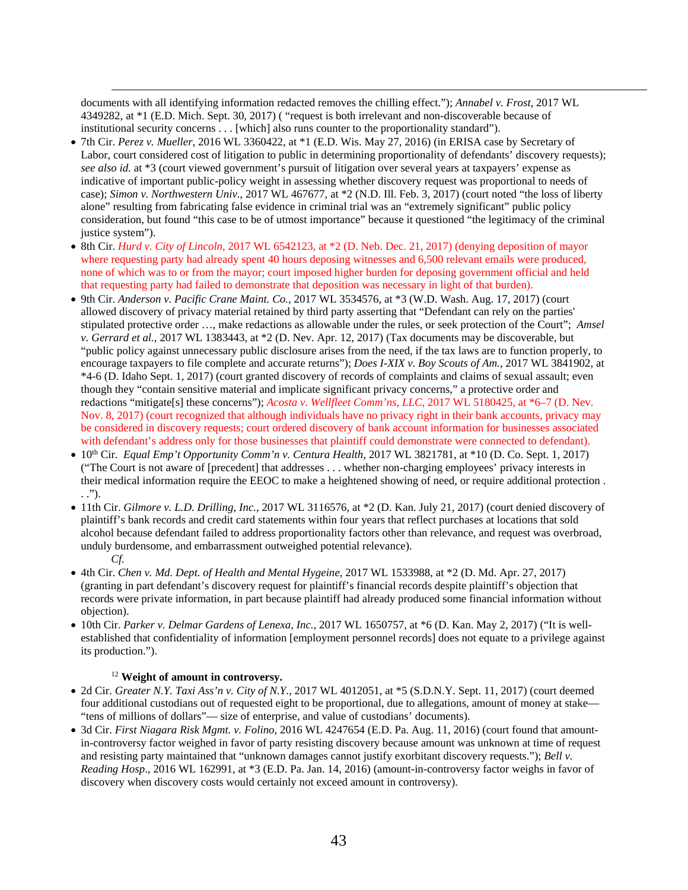documents with all identifying information redacted removes the chilling effect."); *Annabel v. Frost*, 2017 WL 4349282, at *1 (E.D. Mich. Sept. 30, 2017) ( "request is both irrelevant and non-discoverable because of institutional security concerns . . . [which] also runs counter to the proportionality standard").

- 7th Cir. *Perez v. Mueller*, 2016 WL 3360422, at *1 (E.D. Wis. May 27, 2016) (in ERISA case by Secretary of Labor, court considered cost of litigation to public in determining proportionality of defendants' discovery requests); *see also id.* at *3 (court viewed government's pursuit of litigation over several years at taxpayers' expense as indicative of important public-policy weight in assessing whether discovery request was proportional to needs of case); *Simon v. Northwestern Univ.*, 2017 WL 467677, at *2 (N.D. Ill. Feb. 3, 2017) (court noted "the loss of liberty alone" resulting from fabricating false evidence in criminal trial was an "extremely significant" public policy consideration, but found "this case to be of utmost importance" because it questioned "the legitimacy of the criminal justice system").
- 8th Cir. *Hurd v. City of Lincoln*, 2017 WL 6542123, at *2 (D. Neb. Dec. 21, 2017) (denying deposition of mayor where requesting party had already spent 40 hours deposing witnesses and 6,500 relevant emails were produced, none of which was to or from the mayor; court imposed higher burden for deposing government official and held that requesting party had failed to demonstrate that deposition was necessary in light of that burden).
- 9th Cir. *Anderson v. Pacific Crane Maint. Co.*, 2017 WL 3534576, at *3 (W.D. Wash. Aug. 17, 2017) (court allowed discovery of privacy material retained by third party asserting that "Defendant can rely on the parties' stipulated protective order …, make redactions as allowable under the rules, or seek protection of the Court"; *Amsel v. Gerrard et al.*, 2017 WL 1383443, at *2 (D. Nev. Apr. 12, 2017) (Tax documents may be discoverable, but "public policy against unnecessary public disclosure arises from the need, if the tax laws are to function properly, to encourage taxpayers to file complete and accurate returns"); *Does I-XIX v. Boy Scouts of Am.*, 2017 WL 3841902, at *4-6 (D. Idaho Sept. 1, 2017) (court granted discovery of records of complaints and claims of sexual assault; even though they "contain sensitive material and implicate significant privacy concerns," a protective order and redactions "mitigate[s] these concerns"); *Acosta v. Wellfleet Comm'ns, LLC*, 2017 WL 5180425, at *6–7 (D. Nev. Nov. 8, 2017) (court recognized that although individuals have no privacy right in their bank accounts, privacy may be considered in discovery requests; court ordered discovery of bank account information for businesses associated with defendant's address only for those businesses that plaintiff could demonstrate were connected to defendant).
- 10th Cir. *Equal Emp't Opportunity Comm'n v. Centura Health*, 2017 WL 3821781, at *10 (D. Co. Sept. 1, 2017) ("The Court is not aware of [precedent] that addresses . . . whether non-charging employees' privacy interests in their medical information require the EEOC to make a heightened showing of need, or require additional protection . . .").
- 11th Cir. *Gilmore v. L.D. Drilling, Inc.*, 2017 WL 3116576, at *2 (D. Kan. July 21, 2017) (court denied discovery of plaintiff's bank records and credit card statements within four years that reflect purchases at locations that sold alcohol because defendant failed to address proportionality factors other than relevance, and request was overbroad, unduly burdensome, and embarrassment outweighed potential relevance).

*Cf.*

- 4th Cir. *Chen v. Md. Dept. of Health and Mental Hygeine*, 2017 WL 1533988, at *2 (D. Md. Apr. 27, 2017) (granting in part defendant's discovery request for plaintiff's financial records despite plaintiff's objection that records were private information, in part because plaintiff had already produced some financial information without objection).
- 10th Cir. *Parker v. Delmar Gardens of Lenexa, Inc.*, 2017 WL 1650757, at *6 (D. Kan. May 2, 2017) ("It is well-established that confidentiality of information [employment personnel records] does not equate to a privilege against its production.").

[12] **Weight of amount in controversy.**

- 2d Cir. *Greater N.Y. Taxi Ass'n v. City of N.Y.*, 2017 WL 4012051, at *5 (S.D.N.Y. Sept. 11, 2017) (court deemed four additional custodians out of requested eight to be proportional, due to allegations, amount of money at stake—"tens of millions of dollars"— size of enterprise, and value of custodians' documents).
- 3d Cir. *First Niagara Risk Mgmt. v. Folino*, 2016 WL 4247654 (E.D. Pa. Aug. 11, 2016) (court found that amount-in-controversy factor weighed in favor of party resisting discovery because amount was unknown at time of request and resisting party maintained that "unknown damages cannot justify exorbitant discovery requests."); *Bell v. Reading Hosp*., 2016 WL 162991, at *3 (E.D. Pa. Jan. 14, 2016) (amount-in-controversy factor weighs in favor of discovery when discovery costs would certainly not exceed amount in controversy).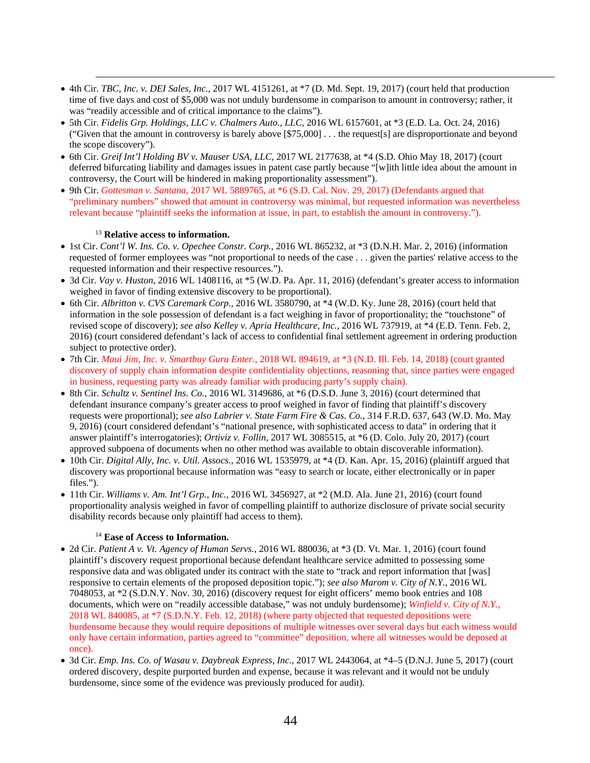- 4th Cir. *TBC, Inc. v. DEI Sales, Inc.*, 2017 WL 4151261, at *7 (D. Md. Sept. 19, 2017) (court held that production time of five days and cost of $5,000 was not unduly burdensome in comparison to amount in controversy; rather, it was "readily accessible and of critical importance to the claims").
- 5th Cir. *Fidelis Grp. Holdings, LLC v. Chalmers Auto., LLC*, 2016 WL 6157601, at *3 (E.D. La. Oct. 24, 2016) ("Given that the amount in controversy is barely above [$75,000] . . . the request[s] are disproportionate and beyond the scope discovery").
- 6th Cir. *Greif Int'l Holding BV v. Mauser USA, LLC*, 2017 WL 2177638, at *4 (S.D. Ohio May 18, 2017) (court deferred bifurcating liability and damages issues in patent case partly because "[w]ith little idea about the amount in controversy, the Court will be hindered in making proportionality assessment").
- 9th Cir. *Gottesman v. Santana*, 2017 WL 5889765, at *6 (S.D. Cal. Nov. 29, 2017) (Defendants argued that "preliminary numbers" showed that amount in controversy was minimal, but requested information was nevertheless relevant because "plaintiff seeks the information at issue, in part, to establish the amount in controversy.").

[13] **Relative access to information.**

- 1st Cir. *Cont'l W. Ins. Co. v. Opechee Constr. Corp.*, 2016 WL 865232, at *3 (D.N.H. Mar. 2, 2016) (information requested of former employees was "not proportional to needs of the case . . . given the parties' relative access to the requested information and their respective resources.").
- 3d Cir. *Vay v. Huston*, 2016 WL 1408116, at *5 (W.D. Pa. Apr. 11, 2016) (defendant's greater access to information weighed in favor of finding extensive discovery to be proportional).
- 6th Cir. *Albritton v. CVS Caremark Corp.*, 2016 WL 3580790, at *4 (W.D. Ky. June 28, 2016) (court held that information in the sole possession of defendant is a fact weighing in favor of proportionality; the "touchstone" of revised scope of discovery); *see also Kelley v. Apria Healthcare, Inc.*, 2016 WL 737919, at *4 (E.D. Tenn. Feb. 2, 2016) (court considered defendant's lack of access to confidential final settlement agreement in ordering production subject to protective order).
- 7th Cir. *Maui Jim, Inc. v. Smartbuy Guru Enter.*, 2018 WL 894619, at *3 (N.D. Ill. Feb. 14, 2018) (court granted discovery of supply chain information despite confidentiality objections, reasoning that, since parties were engaged in business, requesting party was already familiar with producing party's supply chain).
- 8th Cir. *Schultz v. Sentinel Ins. Co.*, 2016 WL 3149686, at *6 (D.S.D. June 3, 2016) (court determined that defendant insurance company's greater access to proof weighed in favor of finding that plaintiff's discovery requests were proportional); *see also Labrier v. State Farm Fire & Cas. Co.*, 314 F.R.D. 637, 643 (W.D. Mo. May 9, 2016) (court considered defendant's "national presence, with sophisticated access to data" in ordering that it answer plaintiff's interrogatories); *Ortiviz v. Follin*, 2017 WL 3085515, at *6 (D. Colo. July 20, 2017) (court approved subpoena of documents when no other method was available to obtain discoverable information).
- 10th Cir. *Digital Ally, Inc. v. Util. Assocs.*, 2016 WL 1535979, at *4 (D. Kan. Apr. 15, 2016) (plaintiff argued that discovery was proportional because information was "easy to search or locate, either electronically or in paper files.").
- 11th Cir. *Williams v. Am. Int'l Grp., Inc.*, 2016 WL 3456927, at *2 (M.D. Ala. June 21, 2016) (court found proportionality analysis weighed in favor of compelling plaintiff to authorize disclosure of private social security disability records because only plaintiff had access to them).

[14] **Ease of Access to Information.**

- 2d Cir. *Patient A v. Vt. Agency of Human Servs.*, 2016 WL 880036, at *3 (D. Vt. Mar. 1, 2016) (court found plaintiff's discovery request proportional because defendant healthcare service admitted to possessing some responsive data and was obligated under its contract with the state to "track and report information that [was] responsive to certain elements of the proposed deposition topic."); *see also Marom v. City of N.Y.*, 2016 WL 7048053, at *2 (S.D.N.Y. Nov. 30, 2016) (discovery request for eight officers' memo book entries and 108 documents, which were on "readily accessible database," was not unduly burdensome); *Winfield v. City of N.Y.*, 2018 WL 840085, at *7 (S.D.N.Y. Feb. 12, 2018) (where party objected that requested depositions were burdensome because they would require depositions of multiple witnesses over several days but each witness would only have certain information, parties agreed to "committee" deposition, where all witnesses would be deposed at once).
- 3d Cir. *Emp. Ins. Co. of Wasau v. Daybreak Express, Inc.*, 2017 WL 2443064, at *4–5 (D.N.J. June 5, 2017) (court ordered discovery, despite purported burden and expense, because it was relevant and it would not be unduly burdensome, since some of the evidence was previously produced for audit).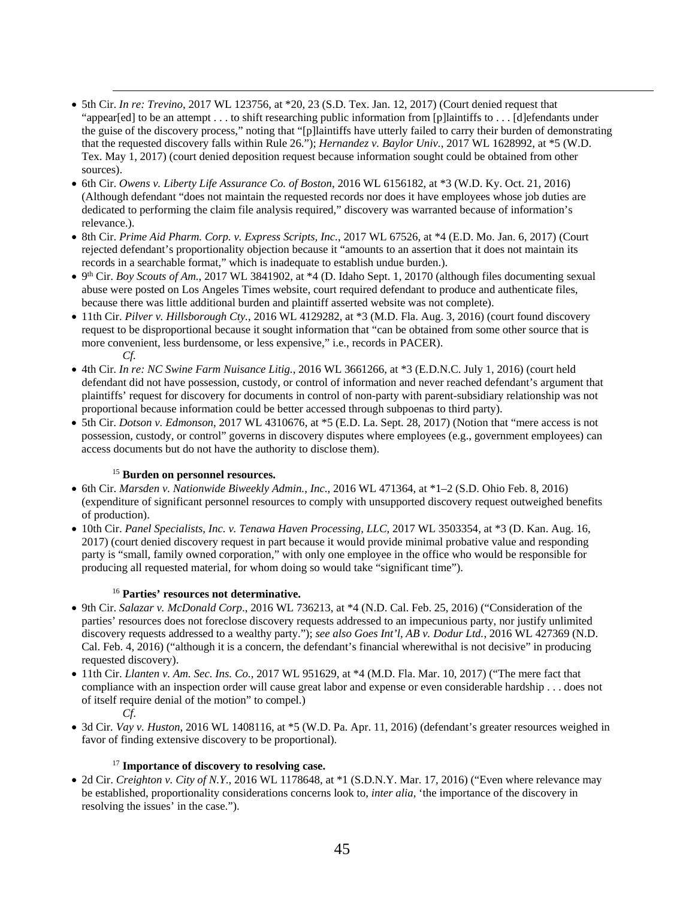- 5th Cir. *In re: Trevino*, 2017 WL 123756, at *20, 23 (S.D. Tex. Jan. 12, 2017) (Court denied request that "appear[ed] to be an attempt . . . to shift researching public information from [p]laintiffs to . . . [d]efendants under the guise of the discovery process," noting that "[p]laintiffs have utterly failed to carry their burden of demonstrating that the requested discovery falls within Rule 26."); *Hernandez v. Baylor Univ.*, 2017 WL 1628992, at *5 (W.D. Tex. May 1, 2017) (court denied deposition request because information sought could be obtained from other sources).
- 6th Cir. *Owens v. Liberty Life Assurance Co. of Boston*, 2016 WL 6156182, at *3 (W.D. Ky. Oct. 21, 2016) (Although defendant "does not maintain the requested records nor does it have employees whose job duties are dedicated to performing the claim file analysis required," discovery was warranted because of information's relevance.).
- 8th Cir. *Prime Aid Pharm. Corp. v. Express Scripts, Inc.*, 2017 WL 67526, at *4 (E.D. Mo. Jan. 6, 2017) (Court rejected defendant's proportionality objection because it "amounts to an assertion that it does not maintain its records in a searchable format," which is inadequate to establish undue burden.).
- 9th Cir. *Boy Scouts of Am.*, 2017 WL 3841902, at *4 (D. Idaho Sept. 1, 20170 (although files documenting sexual abuse were posted on Los Angeles Times website, court required defendant to produce and authenticate files, because there was little additional burden and plaintiff asserted website was not complete).
- 11th Cir. *Pilver v. Hillsborough Cty.*, 2016 WL 4129282, at *3 (M.D. Fla. Aug. 3, 2016) (court found discovery request to be disproportional because it sought information that "can be obtained from some other source that is more convenient, less burdensome, or less expensive," i.e., records in PACER).

*Cf.*

- 4th Cir. *In re: NC Swine Farm Nuisance Litig.*, 2016 WL 3661266, at *3 (E.D.N.C. July 1, 2016) (court held defendant did not have possession, custody, or control of information and never reached defendant's argument that plaintiffs' request for discovery for documents in control of non-party with parent-subsidiary relationship was not proportional because information could be better accessed through subpoenas to third party).
- 5th Cir. *Dotson v. Edmonson*, 2017 WL 4310676, at *5 (E.D. La. Sept. 28, 2017) (Notion that "mere access is not possession, custody, or control" governs in discovery disputes where employees (e.g., government employees) can access documents but do not have the authority to disclose them).

[15] **Burden on personnel resources.**

- 6th Cir. *Marsden v. Nationwide Biweekly Admin., Inc.*, 2016 WL 471364, at *1–2 (S.D. Ohio Feb. 8, 2016) (expenditure of significant personnel resources to comply with unsupported discovery request outweighed benefits of production).
- 10th Cir. *Panel Specialists, Inc. v. Tenawa Haven Processing, LLC*, 2017 WL 3503354, at *3 (D. Kan. Aug. 16, 2017) (court denied discovery request in part because it would provide minimal probative value and responding party is "small, family owned corporation," with only one employee in the office who would be responsible for producing all requested material, for whom doing so would take "significant time").

[16] **Parties' resources not determinative.**

- 9th Cir. *Salazar v. McDonald Corp*., 2016 WL 736213, at *4 (N.D. Cal. Feb. 25, 2016) ("Consideration of the parties' resources does not foreclose discovery requests addressed to an impecunious party, nor justify unlimited discovery requests addressed to a wealthy party."); *see also Goes Int'l, AB v. Dodur Ltd.*, 2016 WL 427369 (N.D. Cal. Feb. 4, 2016) ("although it is a concern, the defendant's financial wherewithal is not decisive" in producing requested discovery).
- 11th Cir. *Llanten v. Am. Sec. Ins. Co.*, 2017 WL 951629, at *4 (M.D. Fla. Mar. 10, 2017) ("The mere fact that compliance with an inspection order will cause great labor and expense or even considerable hardship . . . does not of itself require denial of the motion" to compel.)

*Cf.*

- 3d Cir. *Vay v. Huston*, 2016 WL 1408116, at *5 (W.D. Pa. Apr. 11, 2016) (defendant's greater resources weighed in favor of finding extensive discovery to be proportional).

[17] **Importance of discovery to resolving case.**

- 2d Cir. *Creighton v. City of N.Y.*, 2016 WL 1178648, at *1 (S.D.N.Y. Mar. 17, 2016) ("Even where relevance may be established, proportionality considerations concerns look to, *inter alia*, 'the importance of the discovery in resolving the issues' in the case.").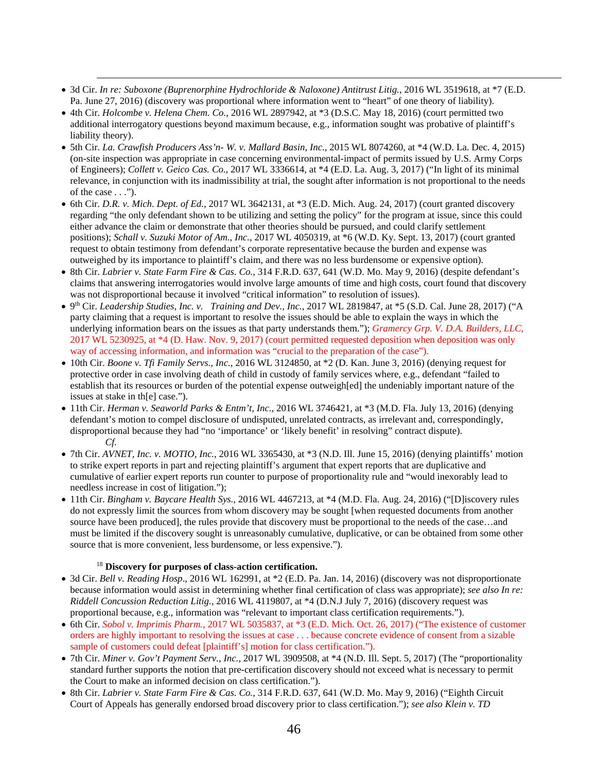- 3d Cir. *In re: Suboxone (Buprenorphine Hydrochloride & Naloxone) Antitrust Litig.*, 2016 WL 3519618, at *7 (E.D. Pa. June 27, 2016) (discovery was proportional where information went to "heart" of one theory of liability).
- 4th Cir. *Holcombe v. Helena Chem. Co.*, 2016 WL 2897942, at *3 (D.S.C. May 18, 2016) (court permitted two additional interrogatory questions beyond maximum because, e.g., information sought was probative of plaintiff's liability theory).
- 5th Cir. *La. Crawfish Producers Ass'n- W. v. Mallard Basin, Inc.*, 2015 WL 8074260, at *4 (W.D. La. Dec. 4, 2015) (on-site inspection was appropriate in case concerning environmental-impact of permits issued by U.S. Army Corps of Engineers); *Collett v. Geico Cas. Co.,* 2017 WL 3336614, at *4 (E.D. La. Aug. 3, 2017) ("In light of its minimal relevance, in conjunction with its inadmissibility at trial, the sought after information is not proportional to the needs of the case . . .").
- 6th Cir. *D.R. v. Mich. Dept. of Ed.*, 2017 WL 3642131, at *3 (E.D. Mich. Aug. 24, 2017) (court granted discovery regarding "the only defendant shown to be utilizing and setting the policy" for the program at issue, since this could either advance the claim or demonstrate that other theories should be pursued, and could clarify settlement positions); *Schall v. Suzuki Motor of Am., Inc.*, 2017 WL 4050319, at *6 (W.D. Ky. Sept. 13, 2017) (court granted request to obtain testimony from defendant's corporate representative because the burden and expense was outweighed by its importance to plaintiff's claim, and there was no less burdensome or expensive option).
- 8th Cir. *Labrier v. State Farm Fire & Cas. Co.*, 314 F.R.D. 637, 641 (W.D. Mo. May 9, 2016) (despite defendant's claims that answering interrogatories would involve large amounts of time and high costs, court found that discovery was not disproportional because it involved "critical information" to resolution of issues).
- 9th Cir. *Leadership Studies, Inc. v. Training and Dev., Inc.*, 2017 WL 2819847, at *5 (S.D. Cal. June 28, 2017) ("A party claiming that a request is important to resolve the issues should be able to explain the ways in which the underlying information bears on the issues as that party understands them."); *Gramercy Grp. V. D.A. Builders, LLC,* 2017 WL 5230925, at *4 (D. Haw. Nov. 9, 2017) (court permitted requested deposition when deposition was only way of accessing information, and information was "crucial to the preparation of the case").
- 10th Cir. *Boone v. Tfi Family Servs., Inc.*, 2016 WL 3124850, at *2 (D. Kan. June 3, 2016) (denying request for protective order in case involving death of child in custody of family services where, e.g., defendant "failed to establish that its resources or burden of the potential expense outweigh[ed] the undeniably important nature of the issues at stake in th[e] case.").
- 11th Cir. *Herman v. Seaworld Parks & Entm't, Inc.*, 2016 WL 3746421, at *3 (M.D. Fla. July 13, 2016) (denying defendant's motion to compel disclosure of undisputed, unrelated contracts, as irrelevant and, correspondingly, disproportional because they had "no 'importance' or 'likely benefit' in resolving" contract dispute).

*Cf.*

- 7th Cir. *AVNET, Inc. v. MOTIO, Inc.*, 2016 WL 3365430, at *3 (N.D. Ill. June 15, 2016) (denying plaintiffs' motion to strike expert reports in part and rejecting plaintiff's argument that expert reports that are duplicative and cumulative of earlier expert reports run counter to purpose of proportionality rule and "would inexorably lead to needless increase in cost of litigation.");
- 11th Cir. *Bingham v. Baycare Health Sys.*, 2016 WL 4467213, at *4 (M.D. Fla. Aug. 24, 2016) ("[D]iscovery rules do not expressly limit the sources from whom discovery may be sought [when requested documents from another source have been produced], the rules provide that discovery must be proportional to the needs of the case…and must be limited if the discovery sought is unreasonably cumulative, duplicative, or can be obtained from some other source that is more convenient, less burdensome, or less expensive.").

[18] **Discovery for purposes of class-action certification.**

- 3d Cir. *Bell v. Reading Hosp*., 2016 WL 162991, at *2 (E.D. Pa. Jan. 14, 2016) (discovery was not disproportionate because information would assist in determining whether final certification of class was appropriate); *see also In re: Riddell Concussion Reduction Litig.*, 2016 WL 4119807, at *4 (D.N.J July 7, 2016) (discovery request was proportional because, e.g., information was "relevant to important class certification requirements.").
- 6th Cir. *Sobol v. Imprimis Pharm.*, 2017 WL 5035837, at *3 (E.D. Mich. Oct. 26, 2017) ("The existence of customer orders are highly important to resolving the issues at case . . . because concrete evidence of consent from a sizable sample of customers could defeat [plaintiff's] motion for class certification.").
- 7th Cir. *Miner v. Gov't Payment Serv., Inc.*, 2017 WL 3909508, at *4 (N.D. Ill. Sept. 5, 2017) (The "proportionality standard further supports the notion that pre-certification discovery should not exceed what is necessary to permit the Court to make an informed decision on class certification.").
- 8th Cir. *Labrier v. State Farm Fire & Cas. Co.*, 314 F.R.D. 637, 641 (W.D. Mo. May 9, 2016) ("Eighth Circuit Court of Appeals has generally endorsed broad discovery prior to class certification."); *see also Klein v. TD*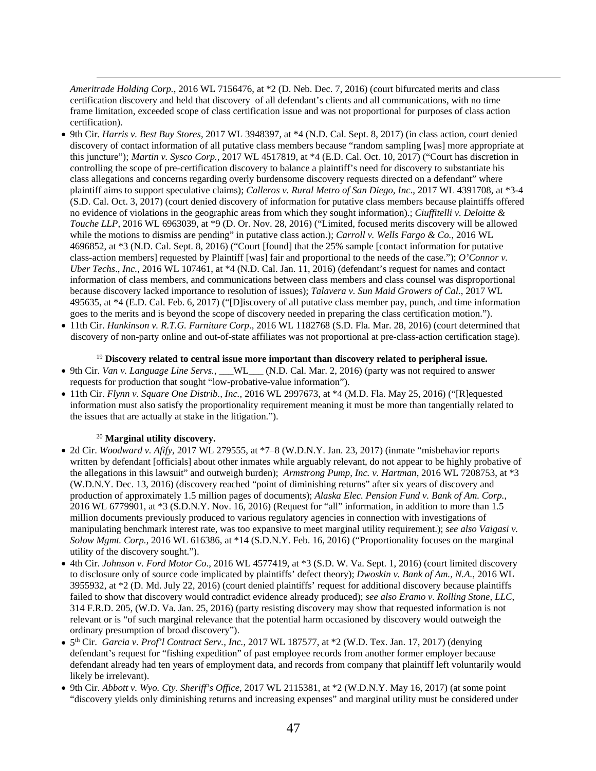*Ameritrade Holding Corp.*, 2016 WL 7156476, at *2 (D. Neb. Dec. 7, 2016) (court bifurcated merits and class certification discovery and held that discovery of all defendant's clients and all communications, with no time frame limitation, exceeded scope of class certification issue and was not proportional for purposes of class action certification).

- 9th Cir. *Harris v. Best Buy Stores*, 2017 WL 3948397, at *4 (N.D. Cal. Sept. 8, 2017) (in class action, court denied discovery of contact information of all putative class members because "random sampling [was] more appropriate at this juncture"); *Martin v. Sysco Corp.*, 2017 WL 4517819, at *4 (E.D. Cal. Oct. 10, 2017) ("Court has discretion in controlling the scope of pre-certification discovery to balance a plaintiff's need for discovery to substantiate his class allegations and concerns regarding overly burdensome discovery requests directed on a defendant" where plaintiff aims to support speculative claims); *Calleros v. Rural Metro of San Diego, Inc*., 2017 WL 4391708, at *3-4 (S.D. Cal. Oct. 3, 2017) (court denied discovery of information for putative class members because plaintiffs offered no evidence of violations in the geographic areas from which they sought information).; *Ciuffitelli v. Deloitte & Touche LLP*, 2016 WL 6963039, at *9 (D. Or. Nov. 28, 2016) ("Limited, focused merits discovery will be allowed while the motions to dismiss are pending" in putative class action.); *Carroll v. Wells Fargo & Co.*, 2016 WL 4696852, at *3 (N.D. Cal. Sept. 8, 2016) ("Court [found] that the 25% sample [contact information for putative class-action members] requested by Plaintiff [was] fair and proportional to the needs of the case."); *O'Connor v. Uber Techs., Inc.*, 2016 WL 107461, at *4 (N.D. Cal. Jan. 11, 2016) (defendant's request for names and contact information of class members, and communications between class members and class counsel was disproportional because discovery lacked importance to resolution of issues); *Talavera v. Sun Maid Growers of Cal.*, 2017 WL 495635, at *4 (E.D. Cal. Feb. 6, 2017) ("[D]iscovery of all putative class member pay, punch, and time information goes to the merits and is beyond the scope of discovery needed in preparing the class certification motion.").
- 11th Cir. *Hankinson v. R.T.G. Furniture Corp*., 2016 WL 1182768 (S.D. Fla. Mar. 28, 2016) (court determined that discovery of non-party online and out-of-state affiliates was not proportional at pre-class-action certification stage).

[19] **Discovery related to central issue more important than discovery related to peripheral issue.**

- 9th Cir. *Van v. Language Line Servs.*, ___WL___ (N.D. Cal. Mar. 2, 2016) (party was not required to answer requests for production that sought "low-probative-value information").
- 11th Cir. *Flynn v. Square One Distrib., Inc.*, 2016 WL 2997673, at *4 (M.D. Fla. May 25, 2016) ("[R]equested information must also satisfy the proportionality requirement meaning it must be more than tangentially related to the issues that are actually at stake in the litigation.").

[20] **Marginal utility discovery.**

- 2d Cir. *Woodward v. Afify*, 2017 WL 279555, at *7–8 (W.D.N.Y. Jan. 23, 2017) (inmate "misbehavior reports written by defendant [officials] about other inmates while arguably relevant, do not appear to be highly probative of the allegations in this lawsuit" and outweigh burden); *Armstrong Pump, Inc. v. Hartman*, 2016 WL 7208753, at *3 (W.D.N.Y. Dec. 13, 2016) (discovery reached "point of diminishing returns" after six years of discovery and production of approximately 1.5 million pages of documents); *Alaska Elec. Pension Fund v. Bank of Am. Corp.*, 2016 WL 6779901, at *3 (S.D.N.Y. Nov. 16, 2016) (Request for "all" information, in addition to more than 1.5 million documents previously produced to various regulatory agencies in connection with investigations of manipulating benchmark interest rate, was too expansive to meet marginal utility requirement.); *see also Vaigasi v. Solow Mgmt. Corp.*, 2016 WL 616386, at *14 (S.D.N.Y. Feb. 16, 2016) ("Proportionality focuses on the marginal utility of the discovery sought.").
- 4th Cir. *Johnson v. Ford Motor Co*., 2016 WL 4577419, at *3 (S.D. W. Va. Sept. 1, 2016) (court limited discovery to disclosure only of source code implicated by plaintiffs' defect theory); *Dwoskin v. Bank of Am., N.A.*, 2016 WL 3955932, at *2 (D. Md. July 22, 2016) (court denied plaintiffs' request for additional discovery because plaintiffs failed to show that discovery would contradict evidence already produced); *see also Eramo v. Rolling Stone, LLC*, 314 F.R.D. 205, (W.D. Va. Jan. 25, 2016) (party resisting discovery may show that requested information is not relevant or is "of such marginal relevance that the potential harm occasioned by discovery would outweigh the ordinary presumption of broad discovery").
- 5th Cir. *Garcia v. Prof'l Contract Serv., Inc.*, 2017 WL 187577, at *2 (W.D. Tex. Jan. 17, 2017) (denying defendant's request for "fishing expedition" of past employee records from another former employer because defendant already had ten years of employment data, and records from company that plaintiff left voluntarily would likely be irrelevant).
- 9th Cir. *Abbott v. Wyo. Cty. Sheriff's Office*, 2017 WL 2115381, at *2 (W.D.N.Y. May 16, 2017) (at some point "discovery yields only diminishing returns and increasing expenses" and marginal utility must be considered under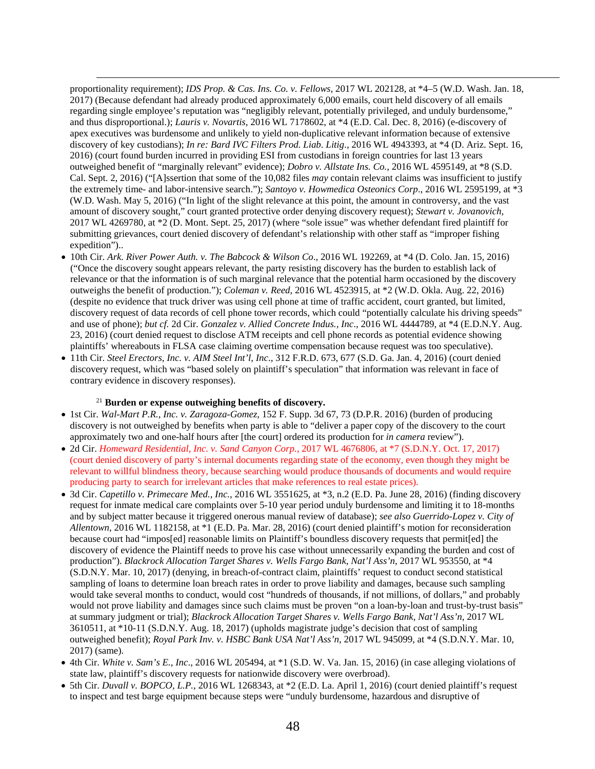proportionality requirement); *IDS Prop. & Cas. Ins. Co. v. Fellows*, 2017 WL 202128, at *4–5 (W.D. Wash. Jan. 18, 2017) (Because defendant had already produced approximately 6,000 emails, court held discovery of all emails regarding single employee's reputation was "negligibly relevant, potentially privileged, and unduly burdensome," and thus disproportional.); *Lauris v. Novartis*, 2016 WL 7178602, at *4 (E.D. Cal. Dec. 8, 2016) (e-discovery of apex executives was burdensome and unlikely to yield non-duplicative relevant information because of extensive discovery of key custodians); *In re: Bard IVC Filters Prod. Liab. Litig*., 2016 WL 4943393, at *4 (D. Ariz. Sept. 16, 2016) (court found burden incurred in providing ESI from custodians in foreign countries for last 13 years outweighed benefit of "marginally relevant" evidence); *Dobro v. Allstate Ins. Co.*, 2016 WL 4595149, at *8 (S.D. Cal. Sept. 2, 2016) ("[A]ssertion that some of the 10,082 files *may* contain relevant claims was insufficient to justify the extremely time- and labor-intensive search."); *Santoyo v. Howmedica Osteonics Corp*., 2016 WL 2595199, at *3 (W.D. Wash. May 5, 2016) ("In light of the slight relevance at this point, the amount in controversy, and the vast amount of discovery sought," court granted protective order denying discovery request); *Stewart v. Jovanovich*, 2017 WL 4269780, at *2 (D. Mont. Sept. 25, 2017) (where "sole issue" was whether defendant fired plaintiff for submitting grievances, court denied discovery of defendant's relationship with other staff as "improper fishing expedition")..

- 10th Cir. *Ark. River Power Auth. v. The Babcock & Wilson Co*., 2016 WL 192269, at *4 (D. Colo. Jan. 15, 2016) ("Once the discovery sought appears relevant, the party resisting discovery has the burden to establish lack of relevance or that the information is of such marginal relevance that the potential harm occasioned by the discovery outweighs the benefit of production."); *Coleman v. Reed*, 2016 WL 4523915, at *2 (W.D. Okla. Aug. 22, 2016) (despite no evidence that truck driver was using cell phone at time of traffic accident, court granted, but limited, discovery request of data records of cell phone tower records, which could "potentially calculate his driving speeds" and use of phone); *but cf.* 2d Cir. *Gonzalez v. Allied Concrete Indus., Inc*., 2016 WL 4444789, at *4 (E.D.N.Y. Aug. 23, 2016) (court denied request to disclose ATM receipts and cell phone records as potential evidence showing plaintiffs' whereabouts in FLSA case claiming overtime compensation because request was too speculative).
- 11th Cir. *Steel Erectors, Inc. v. AIM Steel Int'l, Inc*., 312 F.R.D. 673, 677 (S.D. Ga. Jan. 4, 2016) (court denied discovery request, which was "based solely on plaintiff's speculation" that information was relevant in face of contrary evidence in discovery responses).

[21] **Burden or expense outweighing benefits of discovery.**

- 1st Cir. *Wal-Mart P.R., Inc. v. Zaragoza-Gomez*, 152 F. Supp. 3d 67, 73 (D.P.R. 2016) (burden of producing discovery is not outweighed by benefits when party is able to "deliver a paper copy of the discovery to the court approximately two and one-half hours after [the court] ordered its production for *in camera* review").
- 2d Cir. *Homeward Residential, Inc. v. Sand Canyon Corp.*, 2017 WL 4676806, at *7 (S.D.N.Y. Oct. 17, 2017) (court denied discovery of party's internal documents regarding state of the economy, even though they might be relevant to willful blindness theory, because searching would produce thousands of documents and would require producing party to search for irrelevant articles that make references to real estate prices).
- 3d Cir. *Capetillo v. Primecare Med., Inc.*, 2016 WL 3551625, at *3, n.2 (E.D. Pa. June 28, 2016) (finding discovery request for inmate medical care complaints over 5-10 year period unduly burdensome and limiting it to 18-months and by subject matter because it triggered onerous manual review of database); *see also Guerrido-Lopez v. City of Allentown*, 2016 WL 1182158, at *1 (E.D. Pa. Mar. 28, 2016) (court denied plaintiff's motion for reconsideration because court had "impos[ed] reasonable limits on Plaintiff's boundless discovery requests that permit[ed] the discovery of evidence the Plaintiff needs to prove his case without unnecessarily expanding the burden and cost of production"). *Blackrock Allocation Target Shares v. Wells Fargo Bank, Nat'l Ass'n*, 2017 WL 953550, at *4 (S.D.N.Y. Mar. 10, 2017) (denying, in breach-of-contract claim, plaintiffs' request to conduct second statistical sampling of loans to determine loan breach rates in order to prove liability and damages, because such sampling would take several months to conduct, would cost "hundreds of thousands, if not millions, of dollars," and probably would not prove liability and damages since such claims must be proven "on a loan-by-loan and trust-by-trust basis" at summary judgment or trial); *Blackrock Allocation Target Shares v. Wells Fargo Bank, Nat'l Ass'n*, 2017 WL 3610511, at *10-11 (S.D.N.Y. Aug. 18, 2017) (upholds magistrate judge's decision that cost of sampling outweighed benefit); *Royal Park Inv. v. HSBC Bank USA Nat'l Ass'n*, 2017 WL 945099, at *4 (S.D.N.Y. Mar. 10, 2017) (same).
- 4th Cir. *White v. Sam's E., Inc*., 2016 WL 205494, at *1 (S.D. W. Va. Jan. 15, 2016) (in case alleging violations of state law, plaintiff's discovery requests for nationwide discovery were overbroad).
- 5th Cir. *Duvall v. BOPCO, L.P.*, 2016 WL 1268343, at *2 (E.D. La. April 1, 2016) (court denied plaintiff's request to inspect and test barge equipment because steps were "unduly burdensome, hazardous and disruptive of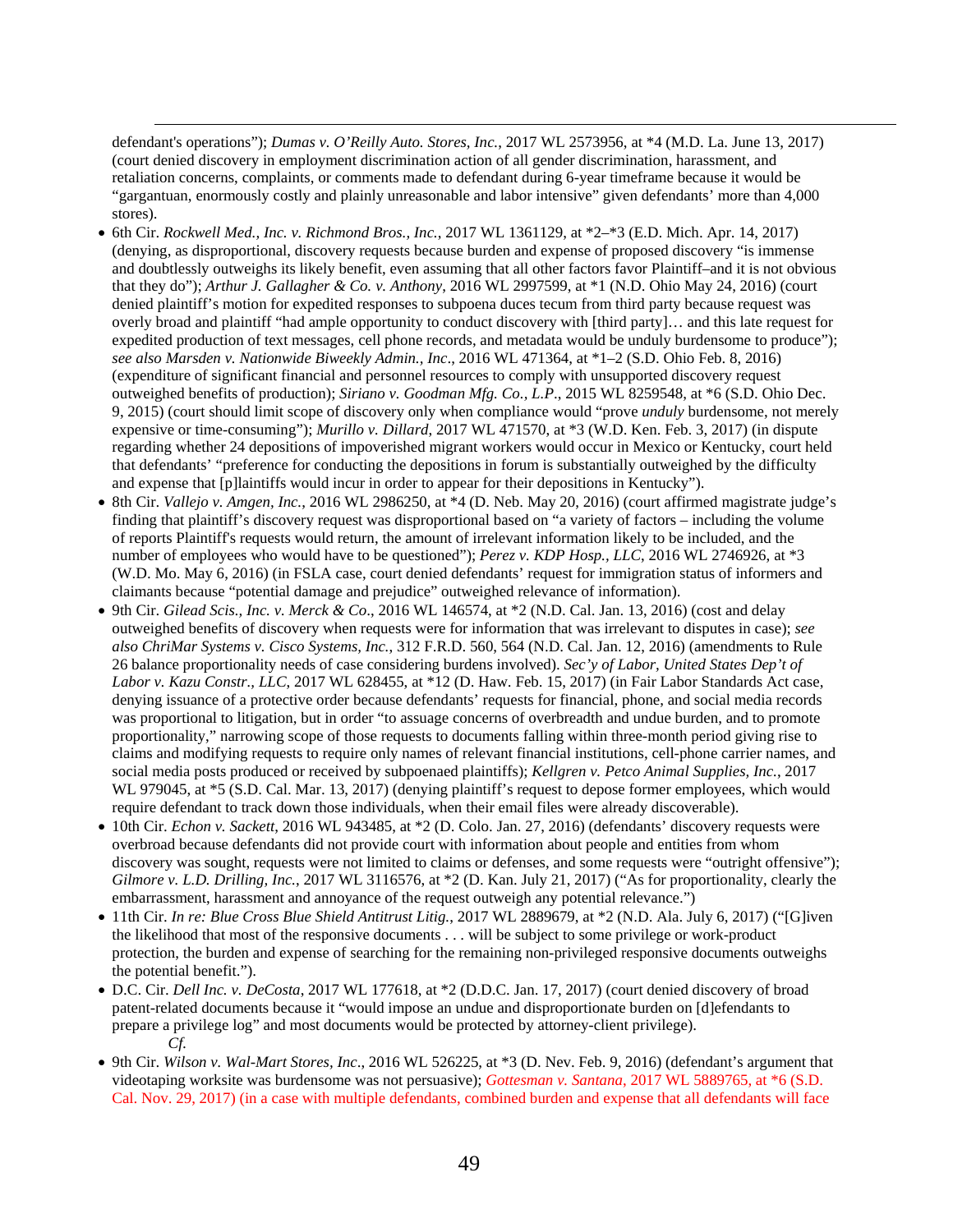defendant's operations"); *Dumas v. O'Reilly Auto. Stores, Inc.*, 2017 WL 2573956, at *4 (M.D. La. June 13, 2017) (court denied discovery in employment discrimination action of all gender discrimination, harassment, and retaliation concerns, complaints, or comments made to defendant during 6-year timeframe because it would be "gargantuan, enormously costly and plainly unreasonable and labor intensive" given defendants' more than 4,000 stores).

- 6th Cir. *Rockwell Med., Inc. v. Richmond Bros., Inc.*, 2017 WL 1361129, at *2–*3 (E.D. Mich. Apr. 14, 2017) (denying, as disproportional, discovery requests because burden and expense of proposed discovery "is immense and doubtlessly outweighs its likely benefit, even assuming that all other factors favor Plaintiff–and it is not obvious that they do"); *Arthur J. Gallagher & Co. v. Anthony*, 2016 WL 2997599, at *1 (N.D. Ohio May 24, 2016) (court denied plaintiff's motion for expedited responses to subpoena duces tecum from third party because request was overly broad and plaintiff "had ample opportunity to conduct discovery with [third party]… and this late request for expedited production of text messages, cell phone records, and metadata would be unduly burdensome to produce"); *see also Marsden v. Nationwide Biweekly Admin., Inc*., 2016 WL 471364, at *1–2 (S.D. Ohio Feb. 8, 2016) (expenditure of significant financial and personnel resources to comply with unsupported discovery request outweighed benefits of production); *Siriano v. Goodman Mfg. Co., L.P*., 2015 WL 8259548, at *6 (S.D. Ohio Dec. 9, 2015) (court should limit scope of discovery only when compliance would "prove *unduly* burdensome, not merely expensive or time-consuming"); *Murillo v. Dillard*, 2017 WL 471570, at *3 (W.D. Ken. Feb. 3, 2017) (in dispute regarding whether 24 depositions of impoverished migrant workers would occur in Mexico or Kentucky, court held that defendants' "preference for conducting the depositions in forum is substantially outweighed by the difficulty and expense that [p]laintiffs would incur in order to appear for their depositions in Kentucky").
- 8th Cir. *Vallejo v. Amgen, Inc.*, 2016 WL 2986250, at *4 (D. Neb. May 20, 2016) (court affirmed magistrate judge's finding that plaintiff's discovery request was disproportional based on "a variety of factors – including the volume of reports Plaintiff's requests would return, the amount of irrelevant information likely to be included, and the number of employees who would have to be questioned"); *Perez v. KDP Hosp., LLC*, 2016 WL 2746926, at *3 (W.D. Mo. May 6, 2016) (in FSLA case, court denied defendants' request for immigration status of informers and claimants because "potential damage and prejudice" outweighed relevance of information).
- 9th Cir. *Gilead Scis., Inc. v. Merck & Co*., 2016 WL 146574, at *2 (N.D. Cal. Jan. 13, 2016) (cost and delay outweighed benefits of discovery when requests were for information that was irrelevant to disputes in case); *see also ChriMar Systems v. Cisco Systems, Inc.*, 312 F.R.D. 560, 564 (N.D. Cal. Jan. 12, 2016) (amendments to Rule 26 balance proportionality needs of case considering burdens involved). *Sec'y of Labor, United States Dep't of Labor v. Kazu Constr., LLC*, 2017 WL 628455, at *12 (D. Haw. Feb. 15, 2017) (in Fair Labor Standards Act case, denying issuance of a protective order because defendants' requests for financial, phone, and social media records was proportional to litigation, but in order "to assuage concerns of overbreadth and undue burden, and to promote proportionality," narrowing scope of those requests to documents falling within three-month period giving rise to claims and modifying requests to require only names of relevant financial institutions, cell-phone carrier names, and social media posts produced or received by subpoenaed plaintiffs); *Kellgren v. Petco Animal Supplies, Inc.*, 2017 WL 979045, at *5 (S.D. Cal. Mar. 13, 2017) (denying plaintiff's request to depose former employees, which would require defendant to track down those individuals, when their email files were already discoverable).
- 10th Cir. *Echon v. Sackett*, 2016 WL 943485, at *2 (D. Colo. Jan. 27, 2016) (defendants' discovery requests were overbroad because defendants did not provide court with information about people and entities from whom discovery was sought, requests were not limited to claims or defenses, and some requests were "outright offensive"); *Gilmore v. L.D. Drilling, Inc.*, 2017 WL 3116576, at *2 (D. Kan. July 21, 2017) ("As for proportionality, clearly the embarrassment, harassment and annoyance of the request outweigh any potential relevance.")
- 11th Cir. *In re: Blue Cross Blue Shield Antitrust Litig.*, 2017 WL 2889679, at *2 (N.D. Ala. July 6, 2017) ("[G]iven the likelihood that most of the responsive documents . . . will be subject to some privilege or work-product protection, the burden and expense of searching for the remaining non-privileged responsive documents outweighs the potential benefit.").
- D.C. Cir. *Dell Inc. v. DeCosta*, 2017 WL 177618, at *2 (D.D.C. Jan. 17, 2017) (court denied discovery of broad patent-related documents because it "would impose an undue and disproportionate burden on [d]efendants to prepare a privilege log" and most documents would be protected by attorney-client privilege).

*Cf.*

- 9th Cir. *Wilson v. Wal-Mart Stores, Inc*., 2016 WL 526225, at *3 (D. Nev. Feb. 9, 2016) (defendant's argument that videotaping worksite was burdensome was not persuasive); *Gottesman v. Santana*, 2017 WL 5889765, at *6 (S.D. Cal. Nov. 29, 2017) (in a case with multiple defendants, combined burden and expense that all defendants will face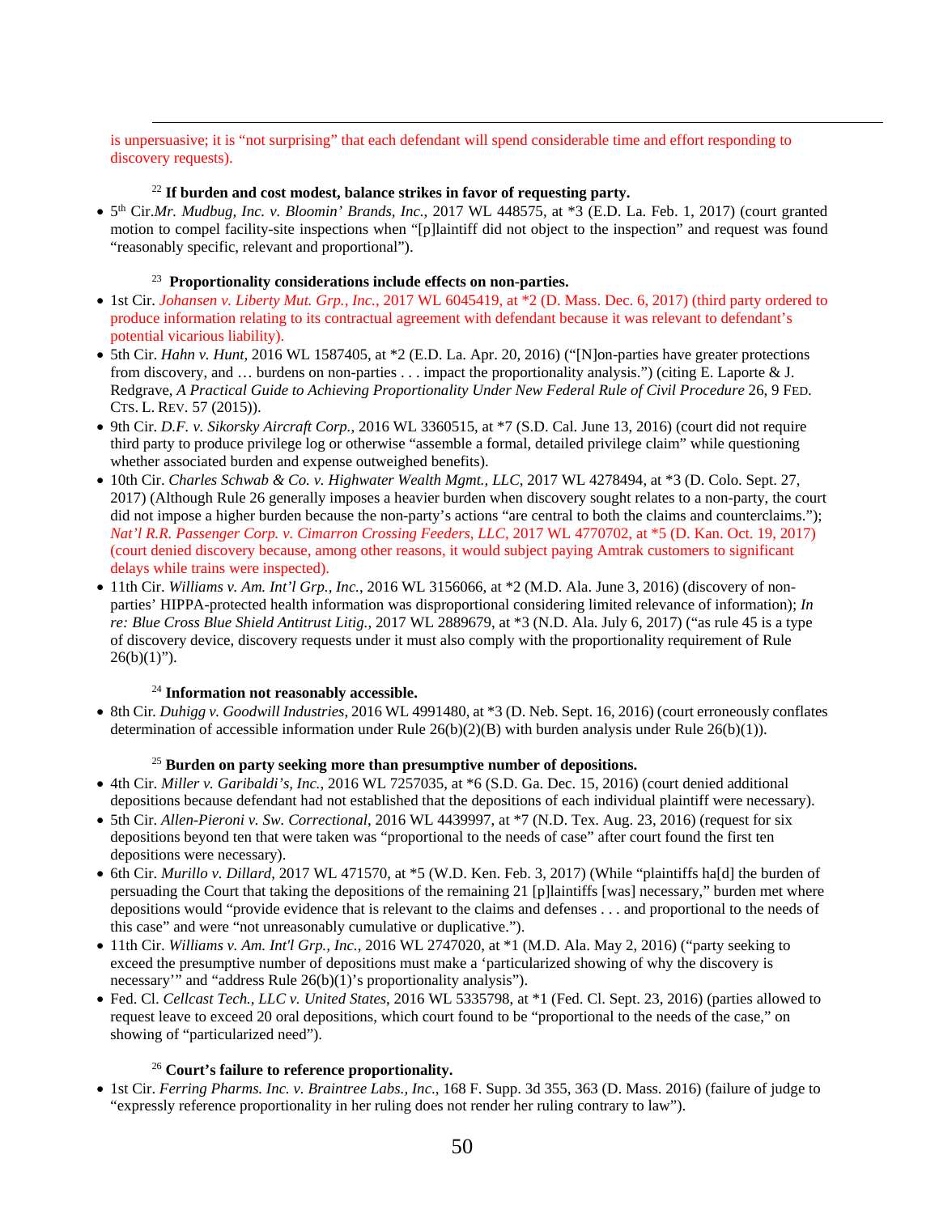is unpersuasive; it is "not surprising" that each defendant will spend considerable time and effort responding to discovery requests).

[22] **If burden and cost modest, balance strikes in favor of requesting party.**

- 5th Cir.*Mr. Mudbug, Inc. v. Bloomin' Brands, Inc.*, 2017 WL 448575, at *3 (E.D. La. Feb. 1, 2017) (court granted motion to compel facility-site inspections when "[p]laintiff did not object to the inspection" and request was found "reasonably specific, relevant and proportional").

[23] **Proportionality considerations include effects on non-parties.**

- 1st Cir. *Johansen v. Liberty Mut. Grp., Inc.*, 2017 WL 6045419, at *2 (D. Mass. Dec. 6, 2017) (third party ordered to produce information relating to its contractual agreement with defendant because it was relevant to defendant's potential vicarious liability).
- 5th Cir. *Hahn v. Hunt*, 2016 WL 1587405, at *2 (E.D. La. Apr. 20, 2016) ("[N]on-parties have greater protections from discovery, and … burdens on non-parties . . . impact the proportionality analysis.") (citing E. Laporte & J. Redgrave, *A Practical Guide to Achieving Proportionality Under New Federal Rule of Civil Procedure* 26, 9 FED. CTS. L. REV. 57 (2015)).
- 9th Cir. *D.F. v. Sikorsky Aircraft Corp.*, 2016 WL 3360515, at *7 (S.D. Cal. June 13, 2016) (court did not require third party to produce privilege log or otherwise "assemble a formal, detailed privilege claim" while questioning whether associated burden and expense outweighed benefits).
- 10th Cir. *Charles Schwab & Co. v. Highwater Wealth Mgmt., LLC*, 2017 WL 4278494, at *3 (D. Colo. Sept. 27, 2017) (Although Rule 26 generally imposes a heavier burden when discovery sought relates to a non-party, the court did not impose a higher burden because the non-party's actions "are central to both the claims and counterclaims."); *Nat'l R.R. Passenger Corp. v. Cimarron Crossing Feeders, LLC*, 2017 WL 4770702, at *5 (D. Kan. Oct. 19, 2017) (court denied discovery because, among other reasons, it would subject paying Amtrak customers to significant delays while trains were inspected).
- 11th Cir. *Williams v. Am. Int'l Grp., Inc.*, 2016 WL 3156066, at *2 (M.D. Ala. June 3, 2016) (discovery of non-parties' HIPPA-protected health information was disproportional considering limited relevance of information); *In re: Blue Cross Blue Shield Antitrust Litig.*, 2017 WL 2889679, at *3 (N.D. Ala. July 6, 2017) ("as rule 45 is a type of discovery device, discovery requests under it must also comply with the proportionality requirement of Rule 26(b)(1)").

[24] **Information not reasonably accessible.**

- 8th Cir. *Duhigg v. Goodwill Industries*, 2016 WL 4991480, at *3 (D. Neb. Sept. 16, 2016) (court erroneously conflates determination of accessible information under Rule 26(b)(2)(B) with burden analysis under Rule 26(b)(1)).

[25] **Burden on party seeking more than presumptive number of depositions.**

- 4th Cir. *Miller v. Garibaldi's, Inc.*, 2016 WL 7257035, at *6 (S.D. Ga. Dec. 15, 2016) (court denied additional depositions because defendant had not established that the depositions of each individual plaintiff were necessary).
- 5th Cir. *Allen-Pieroni v. Sw. Correctional*, 2016 WL 4439997, at *7 (N.D. Tex. Aug. 23, 2016) (request for six depositions beyond ten that were taken was "proportional to the needs of case" after court found the first ten depositions were necessary).
- 6th Cir. *Murillo v. Dillard*, 2017 WL 471570, at *5 (W.D. Ken. Feb. 3, 2017) (While "plaintiffs ha[d] the burden of persuading the Court that taking the depositions of the remaining 21 [p]laintiffs [was] necessary," burden met where depositions would "provide evidence that is relevant to the claims and defenses . . . and proportional to the needs of this case" and were "not unreasonably cumulative or duplicative.").
- 11th Cir. *Williams v. Am. Int'l Grp., Inc.*, 2016 WL 2747020, at *1 (M.D. Ala. May 2, 2016) ("party seeking to exceed the presumptive number of depositions must make a 'particularized showing of why the discovery is necessary'" and "address Rule 26(b)(1)'s proportionality analysis").
- Fed. Cl. *Cellcast Tech., LLC v. United States*, 2016 WL 5335798, at *1 (Fed. Cl. Sept. 23, 2016) (parties allowed to request leave to exceed 20 oral depositions, which court found to be "proportional to the needs of the case," on showing of "particularized need").

[26] **Court's failure to reference proportionality.**

- 1st Cir. *Ferring Pharms. Inc. v. Braintree Labs., Inc.*, 168 F. Supp. 3d 355, 363 (D. Mass. 2016) (failure of judge to "expressly reference proportionality in her ruling does not render her ruling contrary to law").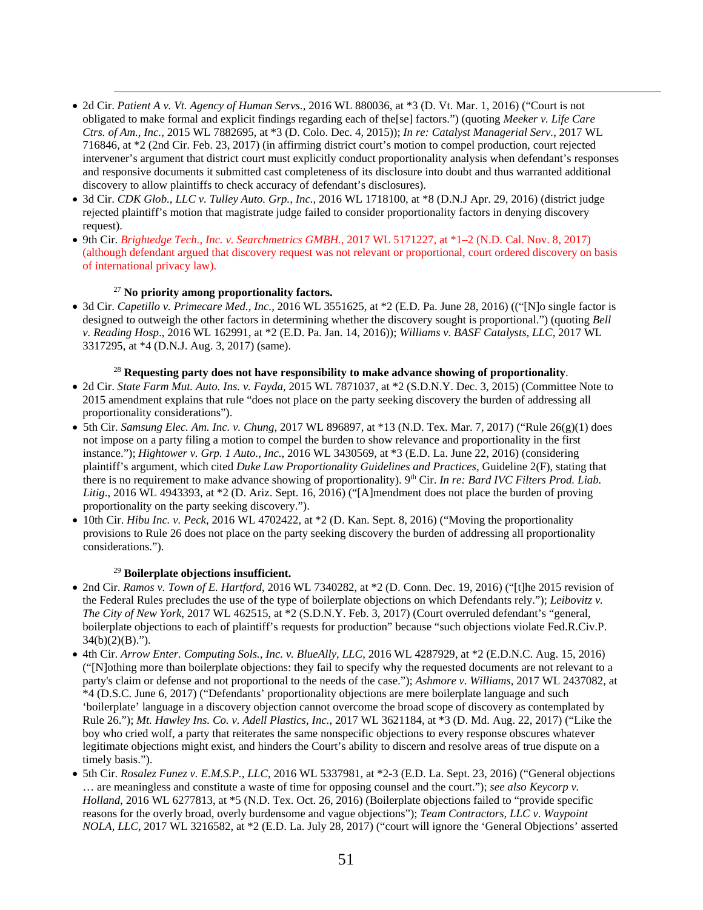- 2d Cir. *Patient A v. Vt. Agency of Human Servs.*, 2016 WL 880036, at *3 (D. Vt. Mar. 1, 2016) ("Court is not obligated to make formal and explicit findings regarding each of the[se] factors.") (quoting *Meeker v. Life Care Ctrs. of Am., Inc.*, 2015 WL 7882695, at *3 (D. Colo. Dec. 4, 2015)); *In re: Catalyst Managerial Serv.*, 2017 WL 716846, at *2 (2nd Cir. Feb. 23, 2017) (in affirming district court's motion to compel production, court rejected intervener's argument that district court must explicitly conduct proportionality analysis when defendant's responses and responsive documents it submitted cast completeness of its disclosure into doubt and thus warranted additional discovery to allow plaintiffs to check accuracy of defendant's disclosures).
- 3d Cir. *CDK Glob., LLC v. Tulley Auto. Grp., Inc.*, 2016 WL 1718100, at *8 (D.N.J Apr. 29, 2016) (district judge rejected plaintiff's motion that magistrate judge failed to consider proportionality factors in denying discovery request).
- 9th Cir. *Brightedge Tech., Inc. v. Searchmetrics GMBH.*, 2017 WL 5171227, at *1–2 (N.D. Cal. Nov. 8, 2017) (although defendant argued that discovery request was not relevant or proportional, court ordered discovery on basis of international privacy law).

[27] **No priority among proportionality factors.**

- 3d Cir. *Capetillo v. Primecare Med., Inc.*, 2016 WL 3551625, at *2 (E.D. Pa. June 28, 2016) (("[N]o single factor is designed to outweigh the other factors in determining whether the discovery sought is proportional.") (quoting *Bell v. Reading Hosp*., 2016 WL 162991, at *2 (E.D. Pa. Jan. 14, 2016)); *Williams v. BASF Catalysts, LLC*, 2017 WL 3317295, at *4 (D.N.J. Aug. 3, 2017) (same).

[28] **Requesting party does not have responsibility to make advance showing of proportionality**.

- 2d Cir. *State Farm Mut. Auto. Ins. v. Fayda*, 2015 WL 7871037, at *2 (S.D.N.Y. Dec. 3, 2015) (Committee Note to 2015 amendment explains that rule "does not place on the party seeking discovery the burden of addressing all proportionality considerations").
- 5th Cir. *Samsung Elec. Am. Inc. v. Chung*, 2017 WL 896897, at *13 (N.D. Tex. Mar. 7, 2017) ("Rule 26(g)(1) does not impose on a party filing a motion to compel the burden to show relevance and proportionality in the first instance."); *Hightower v. Grp. 1 Auto., Inc.*, 2016 WL 3430569, at *3 (E.D. La. June 22, 2016) (considering plaintiff's argument, which cited *Duke Law Proportionality Guidelines and Practices*, Guideline 2(F), stating that there is no requirement to make advance showing of proportionality). 9th Cir. *In re: Bard IVC Filters Prod. Liab. Litig*., 2016 WL 4943393, at *2 (D. Ariz. Sept. 16, 2016) ("[A]mendment does not place the burden of proving proportionality on the party seeking discovery.").
- 10th Cir. *Hibu Inc. v. Peck*, 2016 WL 4702422, at *2 (D. Kan. Sept. 8, 2016) ("Moving the proportionality provisions to Rule 26 does not place on the party seeking discovery the burden of addressing all proportionality considerations.").

[29] **Boilerplate objections insufficient.**

- 2nd Cir. *Ramos v. Town of E. Hartford*, 2016 WL 7340282, at *2 (D. Conn. Dec. 19, 2016) ("[t]he 2015 revision of the Federal Rules precludes the use of the type of boilerplate objections on which Defendants rely."); *Leibovitz v. The City of New York*, 2017 WL 462515, at *2 (S.D.N.Y. Feb. 3, 2017) (Court overruled defendant's "general, boilerplate objections to each of plaintiff's requests for production" because "such objections violate Fed.R.Civ.P. 34(b)(2)(B).").
- 4th Cir. *Arrow Enter. Computing Sols., Inc. v. BlueAlly, LLC*, 2016 WL 4287929, at *2 (E.D.N.C. Aug. 15, 2016) ("[N]othing more than boilerplate objections: they fail to specify why the requested documents are not relevant to a party's claim or defense and not proportional to the needs of the case."); *Ashmore v. Williams*, 2017 WL 2437082, at *4 (D.S.C. June 6, 2017) ("Defendants' proportionality objections are mere boilerplate language and such 'boilerplate' language in a discovery objection cannot overcome the broad scope of discovery as contemplated by Rule 26."); *Mt. Hawley Ins. Co. v. Adell Plastics, Inc.*, 2017 WL 3621184, at *3 (D. Md. Aug. 22, 2017) ("Like the boy who cried wolf, a party that reiterates the same nonspecific objections to every response obscures whatever legitimate objections might exist, and hinders the Court's ability to discern and resolve areas of true dispute on a timely basis.").
- 5th Cir. *Rosalez Funez v. E.M.S.P., LLC*, 2016 WL 5337981, at *2-3 (E.D. La. Sept. 23, 2016) ("General objections … are meaningless and constitute a waste of time for opposing counsel and the court."); *see also Keycorp v. Holland*, 2016 WL 6277813, at *5 (N.D. Tex. Oct. 26, 2016) (Boilerplate objections failed to "provide specific reasons for the overly broad, overly burdensome and vague objections"); *Team Contractors, LLC v. Waypoint NOLA, LLC*, 2017 WL 3216582, at *2 (E.D. La. July 28, 2017) ("court will ignore the 'General Objections' asserted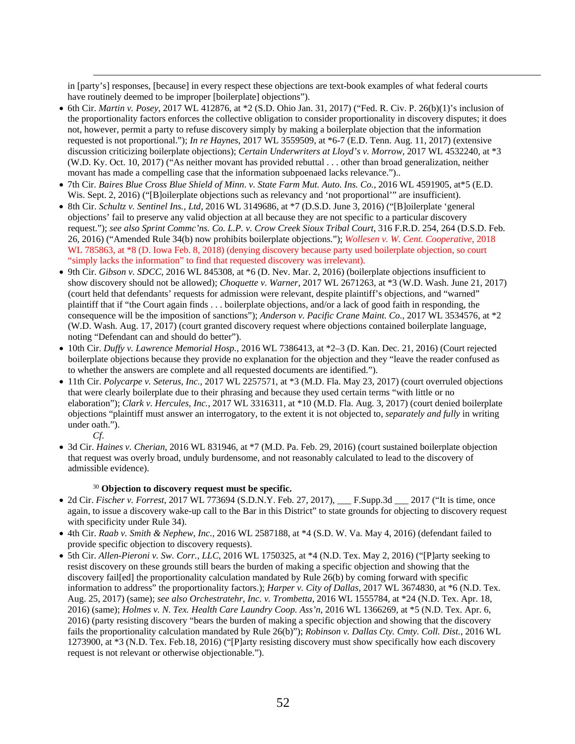in [party's] responses, [because] in every respect these objections are text-book examples of what federal courts have routinely deemed to be improper [boilerplate] objections").

- 6th Cir. *Martin v. Posey*, 2017 WL 412876, at *2 (S.D. Ohio Jan. 31, 2017) ("Fed. R. Civ. P. 26(b)(1)'s inclusion of the proportionality factors enforces the collective obligation to consider proportionality in discovery disputes; it does not, however, permit a party to refuse discovery simply by making a boilerplate objection that the information requested is not proportional."); *In re Haynes*, 2017 WL 3559509, at *6-7 (E.D. Tenn. Aug. 11, 2017) (extensive discussion criticizing boilerplate objections); *Certain Underwriters at Lloyd's v. Morrow*, 2017 WL 4532240, at *3 (W.D. Ky. Oct. 10, 2017) ("As neither movant has provided rebuttal . . . other than broad generalization, neither movant has made a compelling case that the information subpoenaed lacks relevance.")..
- 7th Cir. *Baires Blue Cross Blue Shield of Minn. v. State Farm Mut. Auto. Ins. Co.*, 2016 WL 4591905, at*5 (E.D. Wis. Sept. 2, 2016) ("[B]oilerplate objections such as relevancy and 'not proportional'" are insufficient).
- 8th Cir. *Schultz v. Sentinel Ins., Ltd*, 2016 WL 3149686, at *7 (D.S.D. June 3, 2016) ("[B]oilerplate 'general objections' fail to preserve any valid objection at all because they are not specific to a particular discovery request."); *see also Sprint Commc'ns. Co. L.P. v. Crow Creek Sioux Tribal Court*, 316 F.R.D. 254, 264 (D.S.D. Feb. 26, 2016) ("Amended Rule 34(b) now prohibits boilerplate objections."); *Wollesen v. W. Cent. Cooperative*, 2018 WL 785863, at *8 (D. Iowa Feb. 8, 2018) (denying discovery because party used boilerplate objection, so court "simply lacks the information" to find that requested discovery was irrelevant).
- 9th Cir. *Gibson v. SDCC*, 2016 WL 845308, at *6 (D. Nev. Mar. 2, 2016) (boilerplate objections insufficient to show discovery should not be allowed); *Choquette v. Warner*, 2017 WL 2671263, at *3 (W.D. Wash. June 21, 2017) (court held that defendants' requests for admission were relevant, despite plaintiff's objections, and "warned" plaintiff that if "the Court again finds . . . boilerplate objections, and/or a lack of good faith in responding, the consequence will be the imposition of sanctions"); *Anderson v. Pacific Crane Maint. Co.*, 2017 WL 3534576, at *2 (W.D. Wash. Aug. 17, 2017) (court granted discovery request where objections contained boilerplate language, noting "Defendant can and should do better").
- 10th Cir. *Duffy v. Lawrence Memorial Hosp.*, 2016 WL 7386413, at *2–3 (D. Kan. Dec. 21, 2016) (Court rejected boilerplate objections because they provide no explanation for the objection and they "leave the reader confused as to whether the answers are complete and all requested documents are identified.").
- 11th Cir. *Polycarpe v. Seterus, Inc.*, 2017 WL 2257571, at *3 (M.D. Fla. May 23, 2017) (court overruled objections that were clearly boilerplate due to their phrasing and because they used certain terms "with little or no elaboration"); *Clark v. Hercules, Inc.*, 2017 WL 3316311, at *10 (M.D. Fla. Aug. 3, 2017) (court denied boilerplate objections "plaintiff must answer an interrogatory, to the extent it is not objected to, *separately and fully* in writing under oath.").

*Cf.*

- 3d Cir. *Haines v. Cherian*, 2016 WL 831946, at *7 (M.D. Pa. Feb. 29, 2016) (court sustained boilerplate objection that request was overly broad, unduly burdensome, and not reasonably calculated to lead to the discovery of admissible evidence).

[30] **Objection to discovery request must be specific.**

- 2d Cir. *Fischer v. Forrest*, 2017 WL 773694 (S.D.N.Y. Feb. 27, 2017), ___ F.Supp.3d ___ 2017 ("It is time, once again, to issue a discovery wake-up call to the Bar in this District" to state grounds for objecting to discovery request with specificity under Rule 34).
- 4th Cir. *Raab v. Smith & Nephew, Inc.*, 2016 WL 2587188, at *4 (S.D. W. Va. May 4, 2016) (defendant failed to provide specific objection to discovery requests).
- 5th Cir. *Allen-Pieroni v. Sw. Corr., LLC*, 2016 WL 1750325, at *4 (N.D. Tex. May 2, 2016) ("[P]arty seeking to resist discovery on these grounds still bears the burden of making a specific objection and showing that the discovery fail[ed] the proportionality calculation mandated by Rule 26(b) by coming forward with specific information to address" the proportionality factors.); *Harper v. City of Dallas*, 2017 WL 3674830, at *6 (N.D. Tex. Aug. 25, 2017) (same); *see also Orchestratehr, Inc. v. Trombetta*, 2016 WL 1555784, at *24 (N.D. Tex. Apr. 18, 2016) (same); *Holmes v. N. Tex. Health Care Laundry Coop. Ass'n*, 2016 WL 1366269, at *5 (N.D. Tex. Apr. 6, 2016) (party resisting discovery "bears the burden of making a specific objection and showing that the discovery fails the proportionality calculation mandated by Rule 26(b)"); *Robinson v. Dallas Cty. Cmty. Coll. Dist.*, 2016 WL 1273900, at *3 (N.D. Tex. Feb.18, 2016) ("[P]arty resisting discovery must show specifically how each discovery request is not relevant or otherwise objectionable.").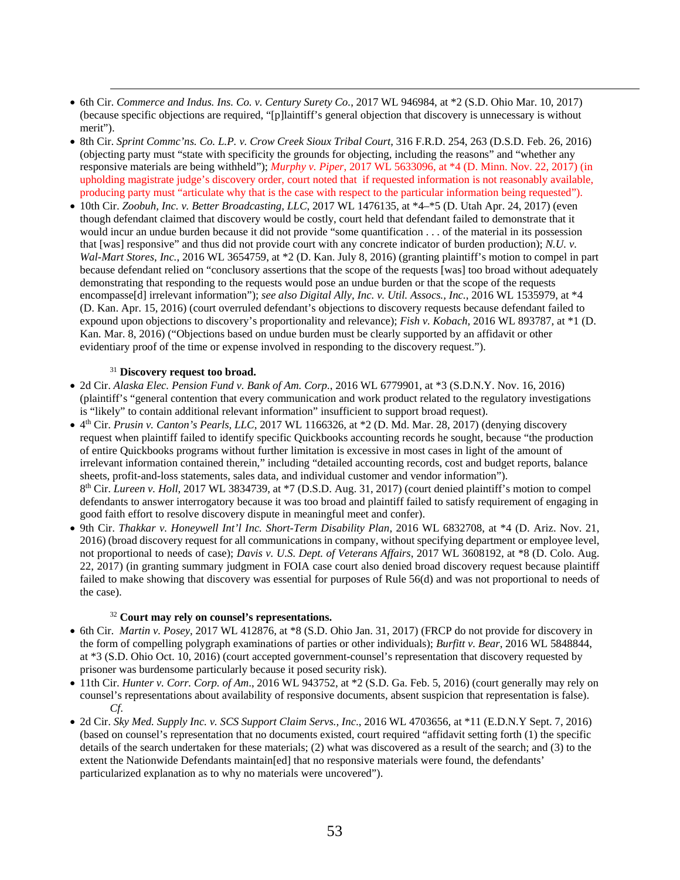- 6th Cir. *Commerce and Indus. Ins. Co. v. Century Surety Co.*, 2017 WL 946984, at *2 (S.D. Ohio Mar. 10, 2017) (because specific objections are required, "[p]laintiff's general objection that discovery is unnecessary is without merit").
- 8th Cir. *Sprint Commc'ns. Co. L.P. v. Crow Creek Sioux Tribal Court*, 316 F.R.D. 254, 263 (D.S.D. Feb. 26, 2016) (objecting party must "state with specificity the grounds for objecting, including the reasons" and "whether any responsive materials are being withheld"); *Murphy v. Piper*, 2017 WL 5633096, at *4 (D. Minn. Nov. 22, 2017) (in upholding magistrate judge's discovery order, court noted that if requested information is not reasonably available, producing party must "articulate why that is the case with respect to the particular information being requested").
- 10th Cir. *Zoobuh, Inc. v. Better Broadcasting, LLC*, 2017 WL 1476135, at *4–*5 (D. Utah Apr. 24, 2017) (even though defendant claimed that discovery would be costly, court held that defendant failed to demonstrate that it would incur an undue burden because it did not provide "some quantification . . . of the material in its possession that [was] responsive" and thus did not provide court with any concrete indicator of burden production); *N.U. v. Wal-Mart Stores, Inc.*, 2016 WL 3654759, at *2 (D. Kan. July 8, 2016) (granting plaintiff's motion to compel in part because defendant relied on "conclusory assertions that the scope of the requests [was] too broad without adequately demonstrating that responding to the requests would pose an undue burden or that the scope of the requests encompasse[d] irrelevant information"); *see also Digital Ally, Inc. v. Util. Assocs., Inc.*, 2016 WL 1535979, at *4 (D. Kan. Apr. 15, 2016) (court overruled defendant's objections to discovery requests because defendant failed to expound upon objections to discovery's proportionality and relevance); *Fish v. Kobach*, 2016 WL 893787, at *1 (D. Kan. Mar. 8, 2016) ("Objections based on undue burden must be clearly supported by an affidavit or other evidentiary proof of the time or expense involved in responding to the discovery request.").

[31] **Discovery request too broad.**

- 2d Cir. *Alaska Elec. Pension Fund v. Bank of Am. Corp.*, 2016 WL 6779901, at *3 (S.D.N.Y. Nov. 16, 2016) (plaintiff's "general contention that every communication and work product related to the regulatory investigations is "likely" to contain additional relevant information" insufficient to support broad request).
- 4th Cir. *Prusin v. Canton's Pearls, LLC*, 2017 WL 1166326, at *2 (D. Md. Mar. 28, 2017) (denying discovery request when plaintiff failed to identify specific Quickbooks accounting records he sought, because "the production of entire Quickbooks programs without further limitation is excessive in most cases in light of the amount of irrelevant information contained therein," including "detailed accounting records, cost and budget reports, balance sheets, profit-and-loss statements, sales data, and individual customer and vendor information").
  8th Cir. *Lureen v. Holl*, 2017 WL 3834739, at *7 (D.S.D. Aug. 31, 2017) (court denied plaintiff's motion to compel defendants to answer interrogatory because it was too broad and plaintiff failed to satisfy requirement of engaging in good faith effort to resolve discovery dispute in meaningful meet and confer).
- 9th Cir. *Thakkar v. Honeywell Int'l Inc. Short-Term Disability Plan*, 2016 WL 6832708, at *4 (D. Ariz. Nov. 21, 2016) (broad discovery request for all communications in company, without specifying department or employee level, not proportional to needs of case); *Davis v. U.S. Dept. of Veterans Affairs*, 2017 WL 3608192, at *8 (D. Colo. Aug. 22, 2017) (in granting summary judgment in FOIA case court also denied broad discovery request because plaintiff failed to make showing that discovery was essential for purposes of Rule 56(d) and was not proportional to needs of the case).

[32] **Court may rely on counsel's representations.**

- 6th Cir. *Martin v. Posey*, 2017 WL 412876, at *8 (S.D. Ohio Jan. 31, 2017) (FRCP do not provide for discovery in the form of compelling polygraph examinations of parties or other individuals); *Burfitt v. Bear*, 2016 WL 5848844, at *3 (S.D. Ohio Oct. 10, 2016) (court accepted government-counsel's representation that discovery requested by prisoner was burdensome particularly because it posed security risk).
- 11th Cir. *Hunter v. Corr. Corp. of Am.*, 2016 WL 943752, at *2 (S.D. Ga. Feb. 5, 2016) (court generally may rely on counsel's representations about availability of responsive documents, absent suspicion that representation is false).
  *Cf.*
- 2d Cir. *Sky Med. Supply Inc. v. SCS Support Claim Servs., Inc.*, 2016 WL 4703656, at *11 (E.D.N.Y Sept. 7, 2016) (based on counsel's representation that no documents existed, court required "affidavit setting forth (1) the specific details of the search undertaken for these materials; (2) what was discovered as a result of the search; and (3) to the extent the Nationwide Defendants maintain[ed] that no responsive materials were found, the defendants' particularized explanation as to why no materials were uncovered").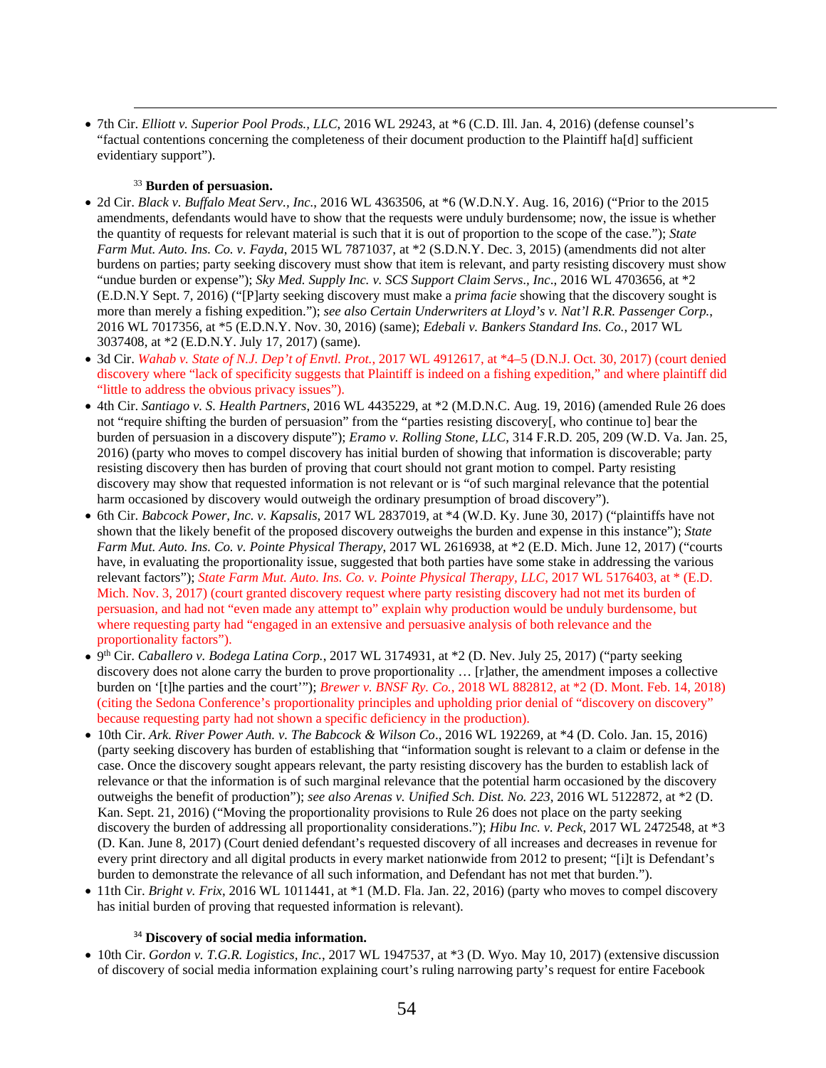- 7th Cir. *Elliott v. Superior Pool Prods., LLC*, 2016 WL 29243, at *6 (C.D. Ill. Jan. 4, 2016) (defense counsel's "factual contentions concerning the completeness of their document production to the Plaintiff ha[d] sufficient evidentiary support").

[33] **Burden of persuasion.**

- 2d Cir. *Black v. Buffalo Meat Serv., Inc.*, 2016 WL 4363506, at *6 (W.D.N.Y. Aug. 16, 2016) ("Prior to the 2015 amendments, defendants would have to show that the requests were unduly burdensome; now, the issue is whether the quantity of requests for relevant material is such that it is out of proportion to the scope of the case."); *State Farm Mut. Auto. Ins. Co. v. Fayda*, 2015 WL 7871037, at *2 (S.D.N.Y. Dec. 3, 2015) (amendments did not alter burdens on parties; party seeking discovery must show that item is relevant, and party resisting discovery must show "undue burden or expense"); *Sky Med. Supply Inc. v. SCS Support Claim Servs., Inc*., 2016 WL 4703656, at *2 (E.D.N.Y Sept. 7, 2016) ("[P]arty seeking discovery must make a *prima facie* showing that the discovery sought is more than merely a fishing expedition."); *see also Certain Underwriters at Lloyd's v. Nat'l R.R. Passenger Corp.*, 2016 WL 7017356, at *5 (E.D.N.Y. Nov. 30, 2016) (same); *Edebali v. Bankers Standard Ins. Co.*, 2017 WL 3037408, at *2 (E.D.N.Y. July 17, 2017) (same).
- 3d Cir. *Wahab v. State of N.J. Dep't of Envtl. Prot.*, 2017 WL 4912617, at *4–5 (D.N.J. Oct. 30, 2017) (court denied discovery where "lack of specificity suggests that Plaintiff is indeed on a fishing expedition," and where plaintiff did "little to address the obvious privacy issues").
- 4th Cir. *Santiago v. S. Health Partners*, 2016 WL 4435229, at *2 (M.D.N.C. Aug. 19, 2016) (amended Rule 26 does not "require shifting the burden of persuasion" from the "parties resisting discovery[, who continue to] bear the burden of persuasion in a discovery dispute"); *Eramo v. Rolling Stone, LLC*, 314 F.R.D. 205, 209 (W.D. Va. Jan. 25, 2016) (party who moves to compel discovery has initial burden of showing that information is discoverable; party resisting discovery then has burden of proving that court should not grant motion to compel. Party resisting discovery may show that requested information is not relevant or is "of such marginal relevance that the potential harm occasioned by discovery would outweigh the ordinary presumption of broad discovery").
- 6th Cir. *Babcock Power, Inc. v. Kapsalis*, 2017 WL 2837019, at *4 (W.D. Ky. June 30, 2017) ("plaintiffs have not shown that the likely benefit of the proposed discovery outweighs the burden and expense in this instance"); *State Farm Mut. Auto. Ins. Co. v. Pointe Physical Therapy*, 2017 WL 2616938, at *2 (E.D. Mich. June 12, 2017) ("courts have, in evaluating the proportionality issue, suggested that both parties have some stake in addressing the various relevant factors"); *State Farm Mut. Auto. Ins. Co. v. Pointe Physical Therapy, LLC*, 2017 WL 5176403, at * (E.D. Mich. Nov. 3, 2017) (court granted discovery request where party resisting discovery had not met its burden of persuasion, and had not "even made any attempt to" explain why production would be unduly burdensome, but where requesting party had "engaged in an extensive and persuasive analysis of both relevance and the proportionality factors").
- 9th Cir. *Caballero v. Bodega Latina Corp.*, 2017 WL 3174931, at *2 (D. Nev. July 25, 2017) ("party seeking discovery does not alone carry the burden to prove proportionality … [r]ather, the amendment imposes a collective burden on '[t]he parties and the court'"); *Brewer v. BNSF Ry. Co.*, 2018 WL 882812, at *2 (D. Mont. Feb. 14, 2018) (citing the Sedona Conference's proportionality principles and upholding prior denial of "discovery on discovery" because requesting party had not shown a specific deficiency in the production).
- 10th Cir. *Ark. River Power Auth. v. The Babcock & Wilson Co*., 2016 WL 192269, at *4 (D. Colo. Jan. 15, 2016) (party seeking discovery has burden of establishing that "information sought is relevant to a claim or defense in the case. Once the discovery sought appears relevant, the party resisting discovery has the burden to establish lack of relevance or that the information is of such marginal relevance that the potential harm occasioned by the discovery outweighs the benefit of production"); *see also Arenas v. Unified Sch. Dist. No. 223*, 2016 WL 5122872, at *2 (D. Kan. Sept. 21, 2016) ("Moving the proportionality provisions to Rule 26 does not place on the party seeking discovery the burden of addressing all proportionality considerations."); *Hibu Inc. v. Peck*, 2017 WL 2472548, at *3 (D. Kan. June 8, 2017) (Court denied defendant's requested discovery of all increases and decreases in revenue for every print directory and all digital products in every market nationwide from 2012 to present; "[i]t is Defendant's burden to demonstrate the relevance of all such information, and Defendant has not met that burden.").
- 11th Cir. *Bright v. Frix*, 2016 WL 1011441, at *1 (M.D. Fla. Jan. 22, 2016) (party who moves to compel discovery has initial burden of proving that requested information is relevant).

[34] **Discovery of social media information.**

- 10th Cir. *Gordon v. T.G.R. Logistics, Inc.*, 2017 WL 1947537, at *3 (D. Wyo. May 10, 2017) (extensive discussion of discovery of social media information explaining court's ruling narrowing party's request for entire Facebook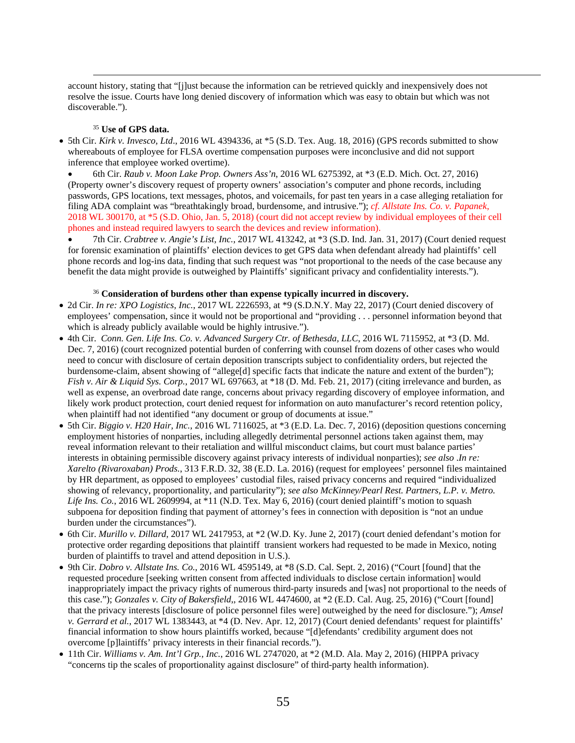account history, stating that "[j]ust because the information can be retrieved quickly and inexpensively does not resolve the issue. Courts have long denied discovery of information which was easy to obtain but which was not discoverable.").

[35] **Use of GPS data.**

- 5th Cir. *Kirk v. Invesco, Ltd*., 2016 WL 4394336, at *5 (S.D. Tex. Aug. 18, 2016) (GPS records submitted to show whereabouts of employee for FLSA overtime compensation purposes were inconclusive and did not support inference that employee worked overtime).
- 6th Cir. *Raub v. Moon Lake Prop. Owners Ass'n*, 2016 WL 6275392, at *3 (E.D. Mich. Oct. 27, 2016) (Property owner's discovery request of property owners' association's computer and phone records, including passwords, GPS locations, text messages, photos, and voicemails, for past ten years in a case alleging retaliation for filing ADA complaint was "breathtakingly broad, burdensome, and intrusive."); *cf. Allstate Ins. Co. v. Papanek*, 2018 WL 300170, at *5 (S.D. Ohio, Jan. 5, 2018) (court did not accept review by individual employees of their cell phones and instead required lawyers to search the devices and review information).
- 7th Cir. *Crabtree v. Angie's List, Inc.*, 2017 WL 413242, at *3 (S.D. Ind. Jan. 31, 2017) (Court denied request for forensic examination of plaintiffs' election devices to get GPS data when defendant already had plaintiffs' cell phone records and log-ins data, finding that such request was "not proportional to the needs of the case because any benefit the data might provide is outweighed by Plaintiffs' significant privacy and confidentiality interests.").

[36] **Consideration of burdens other than expense typically incurred in discovery.**

- 2d Cir. *In re: XPO Logistics, Inc.*, 2017 WL 2226593, at *9 (S.D.N.Y. May 22, 2017) (Court denied discovery of employees' compensation, since it would not be proportional and "providing . . . personnel information beyond that which is already publicly available would be highly intrusive.").
- 4th Cir. *Conn. Gen. Life Ins. Co. v. Advanced Surgery Ctr. of Bethesda, LLC*, 2016 WL 7115952, at *3 (D. Md. Dec. 7, 2016) (court recognized potential burden of conferring with counsel from dozens of other cases who would need to concur with disclosure of certain deposition transcripts subject to confidentiality orders, but rejected the burdensome-claim, absent showing of "allege[d] specific facts that indicate the nature and extent of the burden"); *Fish v. Air & Liquid Sys. Corp.*, 2017 WL 697663, at *18 (D. Md. Feb. 21, 2017) (citing irrelevance and burden, as well as expense, an overbroad date range, concerns about privacy regarding discovery of employee information, and likely work product protection, court denied request for information on auto manufacturer's record retention policy, when plaintiff had not identified "any document or group of documents at issue."
- 5th Cir. *Biggio v. H20 Hair, Inc.*, 2016 WL 7116025, at *3 (E.D. La. Dec. 7, 2016) (deposition questions concerning employment histories of nonparties, including allegedly detrimental personnel actions taken against them, may reveal information relevant to their retaliation and willful misconduct claims, but court must balance parties' interests in obtaining permissible discovery against privacy interests of individual nonparties); *see also .In re: Xarelto (Rivaroxaban) Prods.*, 313 F.R.D. 32, 38 (E.D. La. 2016) (request for employees' personnel files maintained by HR department, as opposed to employees' custodial files, raised privacy concerns and required "individualized showing of relevancy, proportionality, and particularity"); *see also McKinney/Pearl Rest. Partners, L.P. v. Metro. Life Ins. Co.*, 2016 WL 2609994, at *11 (N.D. Tex. May 6, 2016) (court denied plaintiff's motion to squash subpoena for deposition finding that payment of attorney's fees in connection with deposition is "not an undue burden under the circumstances").
- 6th Cir. *Murillo v. Dillard*, 2017 WL 2417953, at *2 (W.D. Ky. June 2, 2017) (court denied defendant's motion for protective order regarding depositions that plaintiff transient workers had requested to be made in Mexico, noting burden of plaintiffs to travel and attend deposition in U.S.).
- 9th Cir. *Dobro v. Allstate Ins. Co.*, 2016 WL 4595149, at *8 (S.D. Cal. Sept. 2, 2016) ("Court [found] that the requested procedure [seeking written consent from affected individuals to disclose certain information] would inappropriately impact the privacy rights of numerous third-party insureds and [was] not proportional to the needs of this case."); *Gonzales v. City of Bakersfield*,, 2016 WL 4474600, at *2 (E.D. Cal. Aug. 25, 2016) ("Court [found] that the privacy interests [disclosure of police personnel files were] outweighed by the need for disclosure."); *Amsel v. Gerrard et al.*, 2017 WL 1383443, at *4 (D. Nev. Apr. 12, 2017) (Court denied defendants' request for plaintiffs' financial information to show hours plaintiffs worked, because "[d]efendants' credibility argument does not overcome [p]laintiffs' privacy interests in their financial records.").
- 11th Cir. *Williams v. Am. Int'l Grp., Inc.*, 2016 WL 2747020, at *2 (M.D. Ala. May 2, 2016) (HIPPA privacy "concerns tip the scales of proportionality against disclosure" of third-party health information).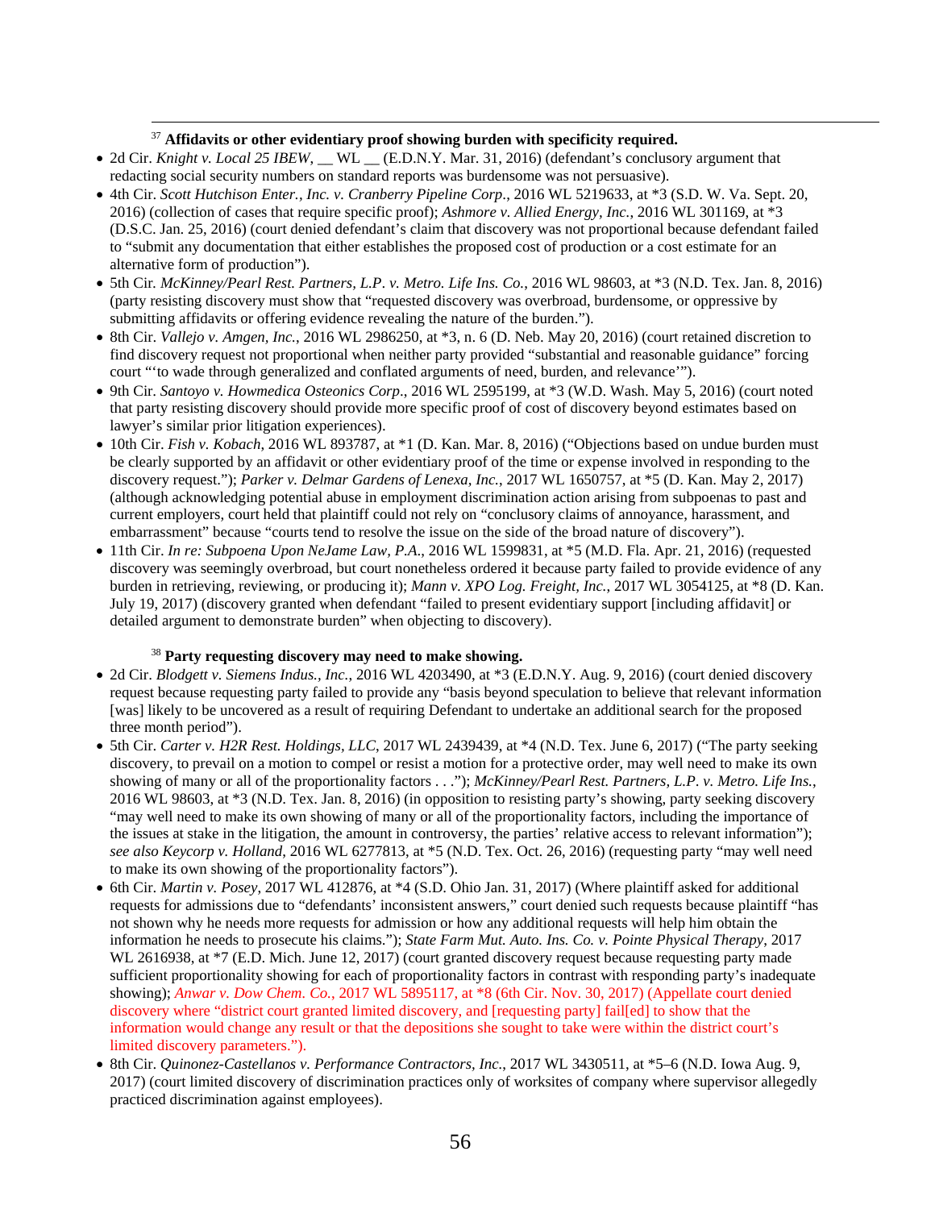[37] **Affidavits or other evidentiary proof showing burden with specificity required.**

- 2d Cir. *Knight v. Local 25 IBEW*, __ WL __ (E.D.N.Y. Mar. 31, 2016) (defendant's conclusory argument that redacting social security numbers on standard reports was burdensome was not persuasive).
- 4th Cir. *Scott Hutchison Enter., Inc. v. Cranberry Pipeline Corp*., 2016 WL 5219633, at *3 (S.D. W. Va. Sept. 20, 2016) (collection of cases that require specific proof); *Ashmore v. Allied Energy, Inc.*, 2016 WL 301169, at *3 (D.S.C. Jan. 25, 2016) (court denied defendant's claim that discovery was not proportional because defendant failed to "submit any documentation that either establishes the proposed cost of production or a cost estimate for an alternative form of production").
- 5th Cir. *McKinney/Pearl Rest. Partners, L.P. v. Metro. Life Ins. Co.*, 2016 WL 98603, at *3 (N.D. Tex. Jan. 8, 2016) (party resisting discovery must show that "requested discovery was overbroad, burdensome, or oppressive by submitting affidavits or offering evidence revealing the nature of the burden.").
- 8th Cir. *Vallejo v. Amgen, Inc.*, 2016 WL 2986250, at *3, n. 6 (D. Neb. May 20, 2016) (court retained discretion to find discovery request not proportional when neither party provided "substantial and reasonable guidance" forcing court "'to wade through generalized and conflated arguments of need, burden, and relevance'").
- 9th Cir. *Santoyo v. Howmedica Osteonics Corp*., 2016 WL 2595199, at *3 (W.D. Wash. May 5, 2016) (court noted that party resisting discovery should provide more specific proof of cost of discovery beyond estimates based on lawyer's similar prior litigation experiences).
- 10th Cir. *Fish v. Kobach*, 2016 WL 893787, at *1 (D. Kan. Mar. 8, 2016) ("Objections based on undue burden must be clearly supported by an affidavit or other evidentiary proof of the time or expense involved in responding to the discovery request."); *Parker v. Delmar Gardens of Lenexa, Inc.*, 2017 WL 1650757, at *5 (D. Kan. May 2, 2017) (although acknowledging potential abuse in employment discrimination action arising from subpoenas to past and current employers, court held that plaintiff could not rely on "conclusory claims of annoyance, harassment, and embarrassment" because "courts tend to resolve the issue on the side of the broad nature of discovery").
- 11th Cir. *In re: Subpoena Upon NeJame Law, P.A.*, 2016 WL 1599831, at *5 (M.D. Fla. Apr. 21, 2016) (requested discovery was seemingly overbroad, but court nonetheless ordered it because party failed to provide evidence of any burden in retrieving, reviewing, or producing it); *Mann v. XPO Log. Freight, Inc.*, 2017 WL 3054125, at *8 (D. Kan. July 19, 2017) (discovery granted when defendant "failed to present evidentiary support [including affidavit] or detailed argument to demonstrate burden" when objecting to discovery).

[38] **Party requesting discovery may need to make showing.**

- 2d Cir. *Blodgett v. Siemens Indus., Inc.*, 2016 WL 4203490, at *3 (E.D.N.Y. Aug. 9, 2016) (court denied discovery request because requesting party failed to provide any "basis beyond speculation to believe that relevant information [was] likely to be uncovered as a result of requiring Defendant to undertake an additional search for the proposed three month period").
- 5th Cir. *Carter v. H2R Rest. Holdings, LLC*, 2017 WL 2439439, at *4 (N.D. Tex. June 6, 2017) ("The party seeking discovery, to prevail on a motion to compel or resist a motion for a protective order, may well need to make its own showing of many or all of the proportionality factors . . ."); *McKinney/Pearl Rest. Partners, L.P. v. Metro. Life Ins.*, 2016 WL 98603, at *3 (N.D. Tex. Jan. 8, 2016) (in opposition to resisting party's showing, party seeking discovery "may well need to make its own showing of many or all of the proportionality factors, including the importance of the issues at stake in the litigation, the amount in controversy, the parties' relative access to relevant information"); *see also Keycorp v. Holland*, 2016 WL 6277813, at *5 (N.D. Tex. Oct. 26, 2016) (requesting party "may well need to make its own showing of the proportionality factors").
- 6th Cir. *Martin v. Posey*, 2017 WL 412876, at *4 (S.D. Ohio Jan. 31, 2017) (Where plaintiff asked for additional requests for admissions due to "defendants' inconsistent answers," court denied such requests because plaintiff "has not shown why he needs more requests for admission or how any additional requests will help him obtain the information he needs to prosecute his claims."); *State Farm Mut. Auto. Ins. Co. v. Pointe Physical Therapy*, 2017 WL 2616938, at *7 (E.D. Mich. June 12, 2017) (court granted discovery request because requesting party made sufficient proportionality showing for each of proportionality factors in contrast with responding party's inadequate showing); *Anwar v. Dow Chem. Co.*, 2017 WL 5895117, at *8 (6th Cir. Nov. 30, 2017) (Appellate court denied discovery where "district court granted limited discovery, and [requesting party] fail[ed] to show that the information would change any result or that the depositions she sought to take were within the district court's limited discovery parameters.").
- 8th Cir. *Quinonez-Castellanos v. Performance Contractors, Inc.*, 2017 WL 3430511, at *5–6 (N.D. Iowa Aug. 9, 2017) (court limited discovery of discrimination practices only of worksites of company where supervisor allegedly practiced discrimination against employees).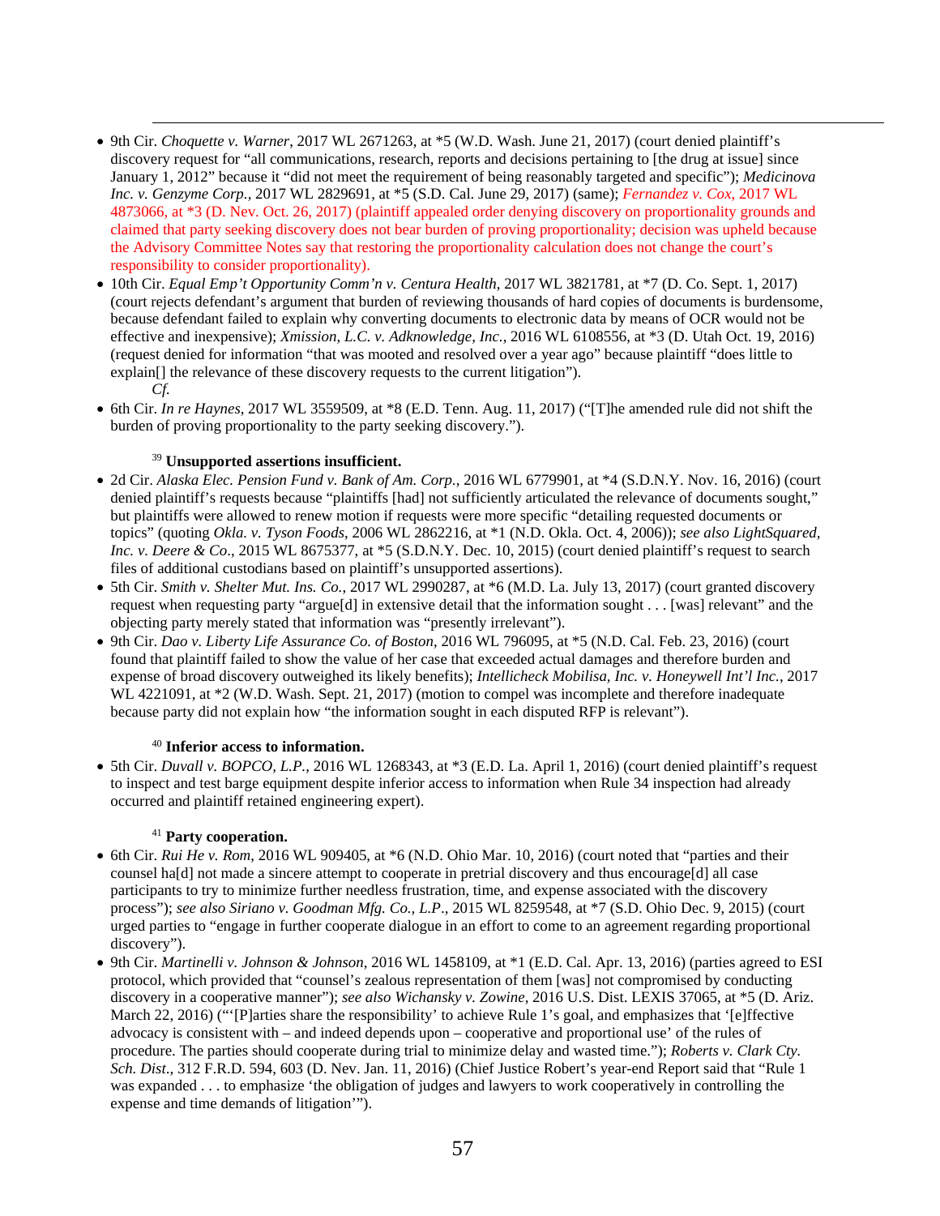- 9th Cir. *Choquette v. Warner*, 2017 WL 2671263, at *5 (W.D. Wash. June 21, 2017) (court denied plaintiff's discovery request for "all communications, research, reports and decisions pertaining to [the drug at issue] since January 1, 2012" because it "did not meet the requirement of being reasonably targeted and specific"); *Medicinova Inc. v. Genzyme Corp.*, 2017 WL 2829691, at *5 (S.D. Cal. June 29, 2017) (same); *Fernandez v. Cox*, 2017 WL 4873066, at *3 (D. Nev. Oct. 26, 2017) (plaintiff appealed order denying discovery on proportionality grounds and claimed that party seeking discovery does not bear burden of proving proportionality; decision was upheld because the Advisory Committee Notes say that restoring the proportionality calculation does not change the court's responsibility to consider proportionality).
- 10th Cir. *Equal Emp't Opportunity Comm'n v. Centura Health*, 2017 WL 3821781, at *7 (D. Co. Sept. 1, 2017) (court rejects defendant's argument that burden of reviewing thousands of hard copies of documents is burdensome, because defendant failed to explain why converting documents to electronic data by means of OCR would not be effective and inexpensive); *Xmission, L.C. v. Adknowledge, Inc.*, 2016 WL 6108556, at *3 (D. Utah Oct. 19, 2016) (request denied for information "that was mooted and resolved over a year ago" because plaintiff "does little to explain[] the relevance of these discovery requests to the current litigation").

  *Cf.*
- 6th Cir. *In re Haynes*, 2017 WL 3559509, at *8 (E.D. Tenn. Aug. 11, 2017) ("[T]he amended rule did not shift the burden of proving proportionality to the party seeking discovery.").

[39] **Unsupported assertions insufficient.**

- 2d Cir. *Alaska Elec. Pension Fund v. Bank of Am. Corp.*, 2016 WL 6779901, at *4 (S.D.N.Y. Nov. 16, 2016) (court denied plaintiff's requests because "plaintiffs [had] not sufficiently articulated the relevance of documents sought," but plaintiffs were allowed to renew motion if requests were more specific "detailing requested documents or topics" (quoting *Okla. v. Tyson Foods*, 2006 WL 2862216, at *1 (N.D. Okla. Oct. 4, 2006)); *see also LightSquared, Inc. v. Deere & Co.*, 2015 WL 8675377, at *5 (S.D.N.Y. Dec. 10, 2015) (court denied plaintiff's request to search files of additional custodians based on plaintiff's unsupported assertions).
- 5th Cir. *Smith v. Shelter Mut. Ins. Co.*, 2017 WL 2990287, at *6 (M.D. La. July 13, 2017) (court granted discovery request when requesting party "argue[d] in extensive detail that the information sought . . . [was] relevant" and the objecting party merely stated that information was "presently irrelevant").
- 9th Cir. *Dao v. Liberty Life Assurance Co. of Boston*, 2016 WL 796095, at *5 (N.D. Cal. Feb. 23, 2016) (court found that plaintiff failed to show the value of her case that exceeded actual damages and therefore burden and expense of broad discovery outweighed its likely benefits); *Intellicheck Mobilisa, Inc. v. Honeywell Int'l Inc.*, 2017 WL 4221091, at *2 (W.D. Wash. Sept. 21, 2017) (motion to compel was incomplete and therefore inadequate because party did not explain how "the information sought in each disputed RFP is relevant").

[40] **Inferior access to information.**

- 5th Cir. *Duvall v. BOPCO, L.P.*, 2016 WL 1268343, at *3 (E.D. La. April 1, 2016) (court denied plaintiff's request to inspect and test barge equipment despite inferior access to information when Rule 34 inspection had already occurred and plaintiff retained engineering expert).

[41] **Party cooperation.**

- 6th Cir. *Rui He v. Rom*, 2016 WL 909405, at *6 (N.D. Ohio Mar. 10, 2016) (court noted that "parties and their counsel ha[d] not made a sincere attempt to cooperate in pretrial discovery and thus encourage[d] all case participants to try to minimize further needless frustration, time, and expense associated with the discovery process"); *see also Siriano v. Goodman Mfg. Co., L.P.*, 2015 WL 8259548, at *7 (S.D. Ohio Dec. 9, 2015) (court urged parties to "engage in further cooperate dialogue in an effort to come to an agreement regarding proportional discovery").
- 9th Cir. *Martinelli v. Johnson & Johnson*, 2016 WL 1458109, at *1 (E.D. Cal. Apr. 13, 2016) (parties agreed to ESI protocol, which provided that "counsel's zealous representation of them [was] not compromised by conducting discovery in a cooperative manner"); *see also Wichansky v. Zowine*, 2016 U.S. Dist. LEXIS 37065, at *5 (D. Ariz. March 22, 2016) ("'[P]arties share the responsibility' to achieve Rule 1's goal, and emphasizes that '[e]ffective advocacy is consistent with – and indeed depends upon – cooperative and proportional use' of the rules of procedure. The parties should cooperate during trial to minimize delay and wasted time."); *Roberts v. Clark Cty. Sch. Dist.*, 312 F.R.D. 594, 603 (D. Nev. Jan. 11, 2016) (Chief Justice Robert's year-end Report said that "Rule 1 was expanded . . . to emphasize 'the obligation of judges and lawyers to work cooperatively in controlling the expense and time demands of litigation'").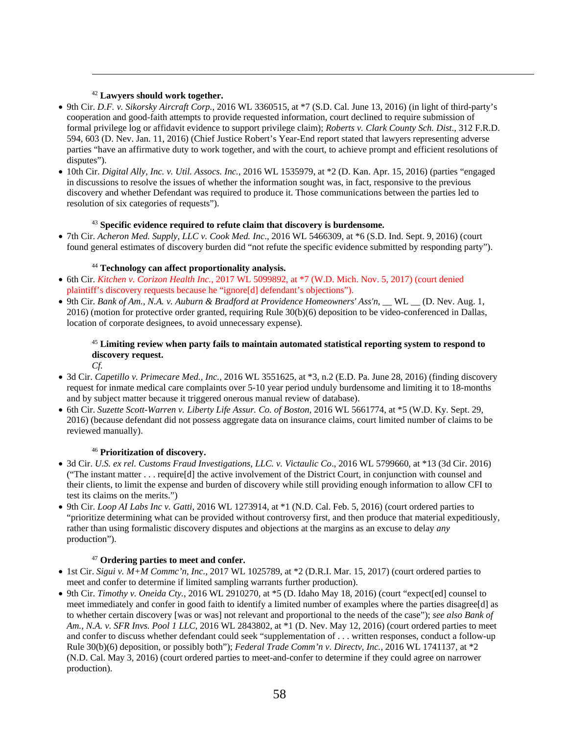[42] **Lawyers should work together.**

- 9th Cir. *D.F. v. Sikorsky Aircraft Corp.*, 2016 WL 3360515, at *7 (S.D. Cal. June 13, 2016) (in light of third-party's cooperation and good-faith attempts to provide requested information, court declined to require submission of formal privilege log or affidavit evidence to support privilege claim); *Roberts v. Clark County Sch. Dist*., 312 F.R.D. 594, 603 (D. Nev. Jan. 11, 2016) (Chief Justice Robert's Year-End report stated that lawyers representing adverse parties "have an affirmative duty to work together, and with the court, to achieve prompt and efficient resolutions of disputes").
- 10th Cir. *Digital Ally, Inc. v. Util. Assocs. Inc.*, 2016 WL 1535979, at *2 (D. Kan. Apr. 15, 2016) (parties "engaged in discussions to resolve the issues of whether the information sought was, in fact, responsive to the previous discovery and whether Defendant was required to produce it. Those communications between the parties led to resolution of six categories of requests").

[43] **Specific evidence required to refute claim that discovery is burdensome.**

- 7th Cir. *Acheron Med. Supply, LLC v. Cook Med. Inc*., 2016 WL 5466309, at *6 (S.D. Ind. Sept. 9, 2016) (court found general estimates of discovery burden did "not refute the specific evidence submitted by responding party").

[44] **Technology can affect proportionality analysis.**

- 6th Cir. *Kitchen v. Corizon Health Inc.*, 2017 WL 5099892, at *7 (W.D. Mich. Nov. 5, 2017) (court denied plaintiff's discovery requests because he "ignore[d] defendant's objections").
- 9th Cir. *Bank of Am., N.A. v. Auburn & Bradford at Providence Homeowners' Ass'n*, __ WL __ (D. Nev. Aug. 1, 2016) (motion for protective order granted, requiring Rule 30(b)(6) deposition to be video-conferenced in Dallas, location of corporate designees, to avoid unnecessary expense).

[45] **Limiting review when party fails to maintain automated statistical reporting system to respond to discovery request.**
*Cf.*

- 3d Cir. *Capetillo v. Primecare Med., Inc.*, 2016 WL 3551625, at *3, n.2 (E.D. Pa. June 28, 2016) (finding discovery request for inmate medical care complaints over 5-10 year period unduly burdensome and limiting it to 18-months and by subject matter because it triggered onerous manual review of database).
- 6th Cir. *Suzette Scott-Warren v. Liberty Life Assur. Co. of Boston,* 2016 WL 5661774, at *5 (W.D. Ky. Sept. 29, 2016) (because defendant did not possess aggregate data on insurance claims, court limited number of claims to be reviewed manually).

[46] **Prioritization of discovery.**

- 3d Cir. *U.S. ex rel. Customs Fraud Investigations, LLC. v. Victaulic Co*., 2016 WL 5799660, at *13 (3d Cir. 2016) ("The instant matter . . . require[d] the active involvement of the District Court, in conjunction with counsel and their clients, to limit the expense and burden of discovery while still providing enough information to allow CFI to test its claims on the merits.")
- 9th Cir. *Loop AI Labs Inc v. Gatti*, 2016 WL 1273914, at *1 (N.D. Cal. Feb. 5, 2016) (court ordered parties to "prioritize determining what can be provided without controversy first, and then produce that material expeditiously, rather than using formalistic discovery disputes and objections at the margins as an excuse to delay *any* production").

[47] **Ordering parties to meet and confer.**

- 1st Cir. *Sigui v. M+M Commc'n, Inc.*, 2017 WL 1025789, at *2 (D.R.I. Mar. 15, 2017) (court ordered parties to meet and confer to determine if limited sampling warrants further production).
- 9th Cir. *Timothy v. Oneida Cty.*, 2016 WL 2910270, at *5 (D. Idaho May 18, 2016) (court "expect[ed] counsel to meet immediately and confer in good faith to identify a limited number of examples where the parties disagree[d] as to whether certain discovery [was or was] not relevant and proportional to the needs of the case"); *see also Bank of Am., N.A. v. SFR Invs. Pool 1 LLC*, 2016 WL 2843802, at *1 (D. Nev. May 12, 2016) (court ordered parties to meet and confer to discuss whether defendant could seek "supplementation of . . . written responses, conduct a follow-up Rule 30(b)(6) deposition, or possibly both"); *Federal Trade Comm'n v. Directv, Inc.*, 2016 WL 1741137, at *2 (N.D. Cal. May 3, 2016) (court ordered parties to meet-and-confer to determine if they could agree on narrower production).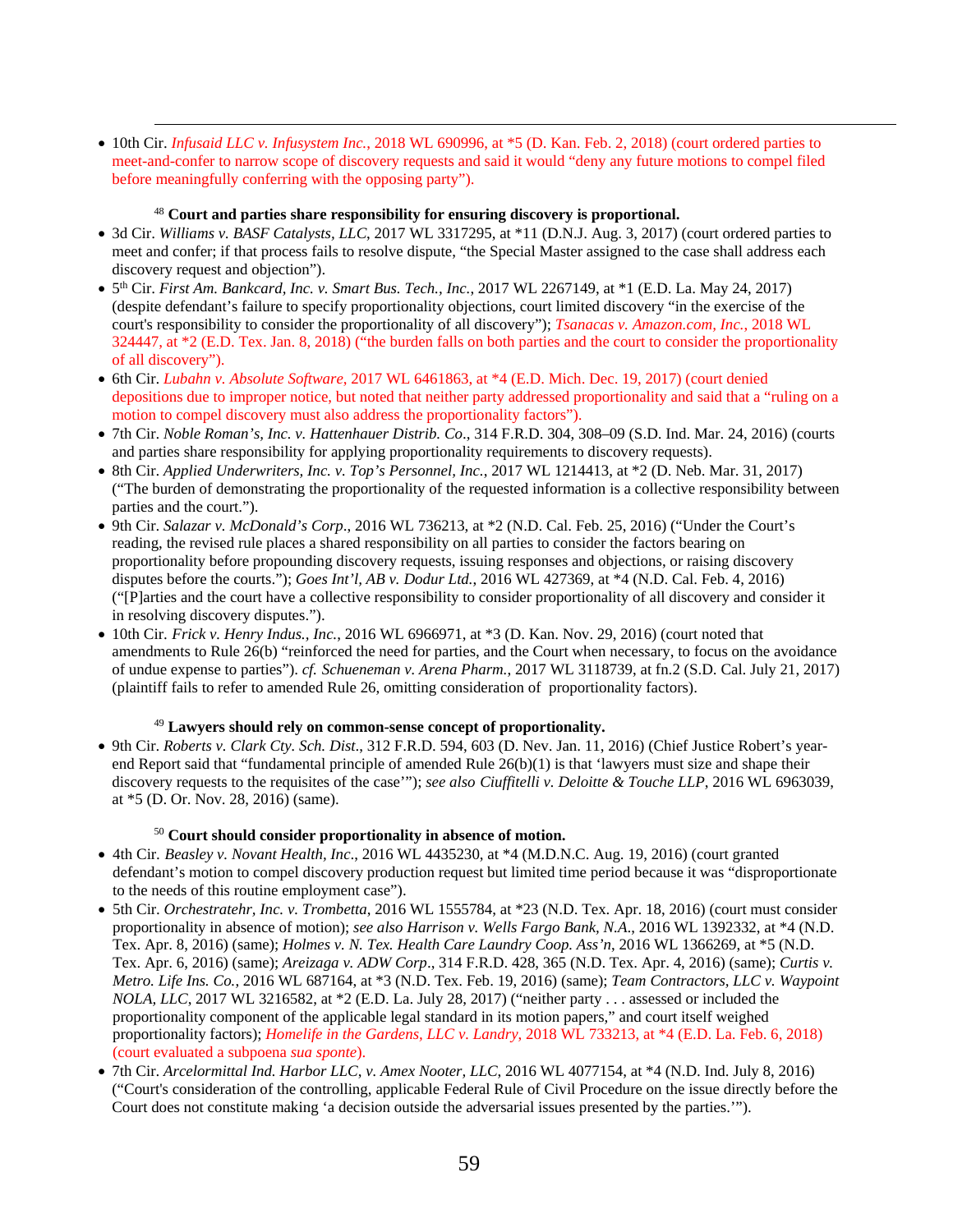- 10th Cir. *Infusaid LLC v. Infusystem Inc.*, 2018 WL 690996, at *5 (D. Kan. Feb. 2, 2018) (court ordered parties to meet-and-confer to narrow scope of discovery requests and said it would "deny any future motions to compel filed before meaningfully conferring with the opposing party").

[48] **Court and parties share responsibility for ensuring discovery is proportional.**

- 3d Cir. *Williams v. BASF Catalysts, LLC*, 2017 WL 3317295, at *11 (D.N.J. Aug. 3, 2017) (court ordered parties to meet and confer; if that process fails to resolve dispute, "the Special Master assigned to the case shall address each discovery request and objection").
- 5th Cir. *First Am. Bankcard, Inc. v. Smart Bus. Tech., Inc.*, 2017 WL 2267149, at *1 (E.D. La. May 24, 2017) (despite defendant's failure to specify proportionality objections, court limited discovery "in the exercise of the court's responsibility to consider the proportionality of all discovery"); *Tsanacas v. Amazon.com, Inc.*, 2018 WL 324447, at *2 (E.D. Tex. Jan. 8, 2018) ("the burden falls on both parties and the court to consider the proportionality of all discovery").
- 6th Cir. *Lubahn v. Absolute Software*, 2017 WL 6461863, at *4 (E.D. Mich. Dec. 19, 2017) (court denied depositions due to improper notice, but noted that neither party addressed proportionality and said that a "ruling on a motion to compel discovery must also address the proportionality factors").
- 7th Cir. *Noble Roman's, Inc. v. Hattenhauer Distrib. Co.*, 314 F.R.D. 304, 308–09 (S.D. Ind. Mar. 24, 2016) (courts and parties share responsibility for applying proportionality requirements to discovery requests).
- 8th Cir. *Applied Underwriters, Inc. v. Top's Personnel, Inc.*, 2017 WL 1214413, at *2 (D. Neb. Mar. 31, 2017) ("The burden of demonstrating the proportionality of the requested information is a collective responsibility between parties and the court.").
- 9th Cir. *Salazar v. McDonald's Corp*., 2016 WL 736213, at *2 (N.D. Cal. Feb. 25, 2016) ("Under the Court's reading, the revised rule places a shared responsibility on all parties to consider the factors bearing on proportionality before propounding discovery requests, issuing responses and objections, or raising discovery disputes before the courts."); *Goes Int'l, AB v. Dodur Ltd.*, 2016 WL 427369, at *4 (N.D. Cal. Feb. 4, 2016) ("[P]arties and the court have a collective responsibility to consider proportionality of all discovery and consider it in resolving discovery disputes.").
- 10th Cir. *Frick v. Henry Indus., Inc.*, 2016 WL 6966971, at *3 (D. Kan. Nov. 29, 2016) (court noted that amendments to Rule 26(b) "reinforced the need for parties, and the Court when necessary, to focus on the avoidance of undue expense to parties"). *cf. Schueneman v. Arena Pharm.*, 2017 WL 3118739, at fn.2 (S.D. Cal. July 21, 2017) (plaintiff fails to refer to amended Rule 26, omitting consideration of proportionality factors).

[49] **Lawyers should rely on common-sense concept of proportionality.**

- 9th Cir. *Roberts v. Clark Cty. Sch. Dist*., 312 F.R.D. 594, 603 (D. Nev. Jan. 11, 2016) (Chief Justice Robert's year-end Report said that "fundamental principle of amended Rule 26(b)(1) is that 'lawyers must size and shape their discovery requests to the requisites of the case'"); *see also Ciuffitelli v. Deloitte & Touche LLP*, 2016 WL 6963039, at *5 (D. Or. Nov. 28, 2016) (same).

[50] **Court should consider proportionality in absence of motion.**

- 4th Cir. *Beasley v. Novant Health, Inc*., 2016 WL 4435230, at *4 (M.D.N.C. Aug. 19, 2016) (court granted defendant's motion to compel discovery production request but limited time period because it was "disproportionate to the needs of this routine employment case").
- 5th Cir. *Orchestratehr, Inc. v. Trombetta*, 2016 WL 1555784, at *23 (N.D. Tex. Apr. 18, 2016) (court must consider proportionality in absence of motion); *see also Harrison v. Wells Fargo Bank, N.A*., 2016 WL 1392332, at *4 (N.D. Tex. Apr. 8, 2016) (same); *Holmes v. N. Tex. Health Care Laundry Coop. Ass'n*, 2016 WL 1366269, at *5 (N.D. Tex. Apr. 6, 2016) (same); *Areizaga v. ADW Corp*., 314 F.R.D. 428, 365 (N.D. Tex. Apr. 4, 2016) (same); *Curtis v. Metro. Life Ins. Co.*, 2016 WL 687164, at *3 (N.D. Tex. Feb. 19, 2016) (same); *Team Contractors, LLC v. Waypoint NOLA, LLC*, 2017 WL 3216582, at *2 (E.D. La. July 28, 2017) ("neither party . . . assessed or included the proportionality component of the applicable legal standard in its motion papers," and court itself weighed proportionality factors); *Homelife in the Gardens, LLC v. Landry*, 2018 WL 733213, at *4 (E.D. La. Feb. 6, 2018) (court evaluated a subpoena *sua sponte*).
- 7th Cir. *Arcelormittal Ind. Harbor LLC, v. Amex Nooter, LLC*, 2016 WL 4077154, at *4 (N.D. Ind. July 8, 2016) ("Court's consideration of the controlling, applicable Federal Rule of Civil Procedure on the issue directly before the Court does not constitute making 'a decision outside the adversarial issues presented by the parties.'").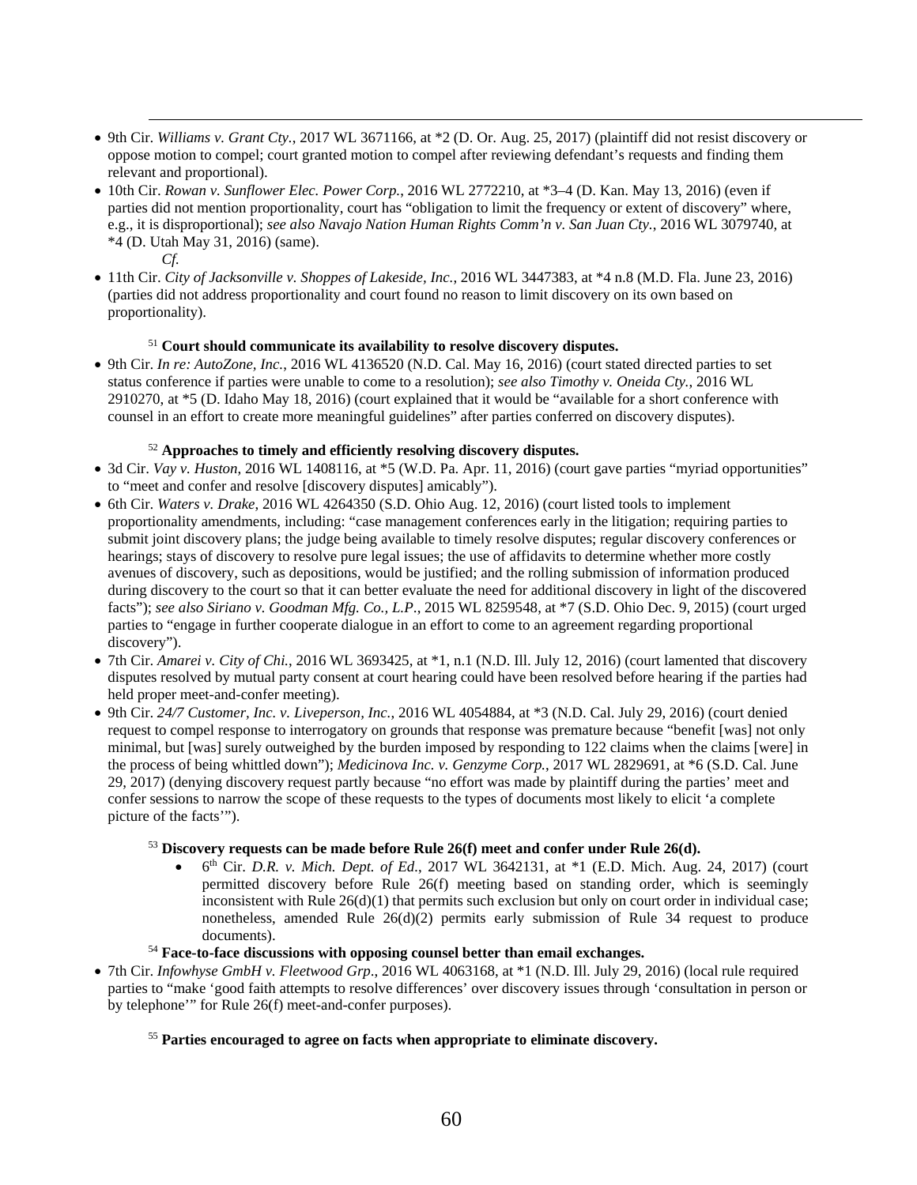- 9th Cir. *Williams v. Grant Cty.*, 2017 WL 3671166, at *2 (D. Or. Aug. 25, 2017) (plaintiff did not resist discovery or oppose motion to compel; court granted motion to compel after reviewing defendant's requests and finding them relevant and proportional).
- 10th Cir. *Rowan v. Sunflower Elec. Power Corp.*, 2016 WL 2772210, at *3–4 (D. Kan. May 13, 2016) (even if parties did not mention proportionality, court has "obligation to limit the frequency or extent of discovery" where, e.g., it is disproportional); *see also Navajo Nation Human Rights Comm'n v. San Juan Cty.*, 2016 WL 3079740, at *4 (D. Utah May 31, 2016) (same).

  *Cf.*
- 11th Cir. *City of Jacksonville v. Shoppes of Lakeside, Inc.*, 2016 WL 3447383, at *4 n.8 (M.D. Fla. June 23, 2016) (parties did not address proportionality and court found no reason to limit discovery on its own based on proportionality).

[51] **Court should communicate its availability to resolve discovery disputes.**

- 9th Cir. *In re: AutoZone, Inc.*, 2016 WL 4136520 (N.D. Cal. May 16, 2016) (court stated directed parties to set status conference if parties were unable to come to a resolution); *see also Timothy v. Oneida Cty.*, 2016 WL 2910270, at *5 (D. Idaho May 18, 2016) (court explained that it would be "available for a short conference with counsel in an effort to create more meaningful guidelines" after parties conferred on discovery disputes).

[52] **Approaches to timely and efficiently resolving discovery disputes.**

- 3d Cir. *Vay v. Huston*, 2016 WL 1408116, at *5 (W.D. Pa. Apr. 11, 2016) (court gave parties "myriad opportunities" to "meet and confer and resolve [discovery disputes] amicably").
- 6th Cir. *Waters v. Drake*, 2016 WL 4264350 (S.D. Ohio Aug. 12, 2016) (court listed tools to implement proportionality amendments, including: "case management conferences early in the litigation; requiring parties to submit joint discovery plans; the judge being available to timely resolve disputes; regular discovery conferences or hearings; stays of discovery to resolve pure legal issues; the use of affidavits to determine whether more costly avenues of discovery, such as depositions, would be justified; and the rolling submission of information produced during discovery to the court so that it can better evaluate the need for additional discovery in light of the discovered facts"); *see also Siriano v. Goodman Mfg. Co., L.P.*, 2015 WL 8259548, at *7 (S.D. Ohio Dec. 9, 2015) (court urged parties to "engage in further cooperate dialogue in an effort to come to an agreement regarding proportional discovery").
- 7th Cir. *Amarei v. City of Chi.*, 2016 WL 3693425, at *1, n.1 (N.D. Ill. July 12, 2016) (court lamented that discovery disputes resolved by mutual party consent at court hearing could have been resolved before hearing if the parties had held proper meet-and-confer meeting).
- 9th Cir. *24/7 Customer, Inc. v. Liveperson, Inc.*, 2016 WL 4054884, at *3 (N.D. Cal. July 29, 2016) (court denied request to compel response to interrogatory on grounds that response was premature because "benefit [was] not only minimal, but [was] surely outweighed by the burden imposed by responding to 122 claims when the claims [were] in the process of being whittled down"); *Medicinova Inc. v. Genzyme Corp.*, 2017 WL 2829691, at *6 (S.D. Cal. June 29, 2017) (denying discovery request partly because "no effort was made by plaintiff during the parties' meet and confer sessions to narrow the scope of these requests to the types of documents most likely to elicit 'a complete picture of the facts'").

[53] **Discovery requests can be made before Rule 26(f) meet and confer under Rule 26(d).**

- 6th Cir. *D.R. v. Mich. Dept. of Ed.*, 2017 WL 3642131, at *1 (E.D. Mich. Aug. 24, 2017) (court permitted discovery before Rule 26(f) meeting based on standing order, which is seemingly inconsistent with Rule 26(d)(1) that permits such exclusion but only on court order in individual case; nonetheless, amended Rule 26(d)(2) permits early submission of Rule 34 request to produce documents).

[54] **Face-to-face discussions with opposing counsel better than email exchanges.**

- 7th Cir. *Infowhyse GmbH v. Fleetwood Grp.*, 2016 WL 4063168, at *1 (N.D. Ill. July 29, 2016) (local rule required parties to "make 'good faith attempts to resolve differences' over discovery issues through 'consultation in person or by telephone'" for Rule 26(f) meet-and-confer purposes).

[55] **Parties encouraged to agree on facts when appropriate to eliminate discovery.**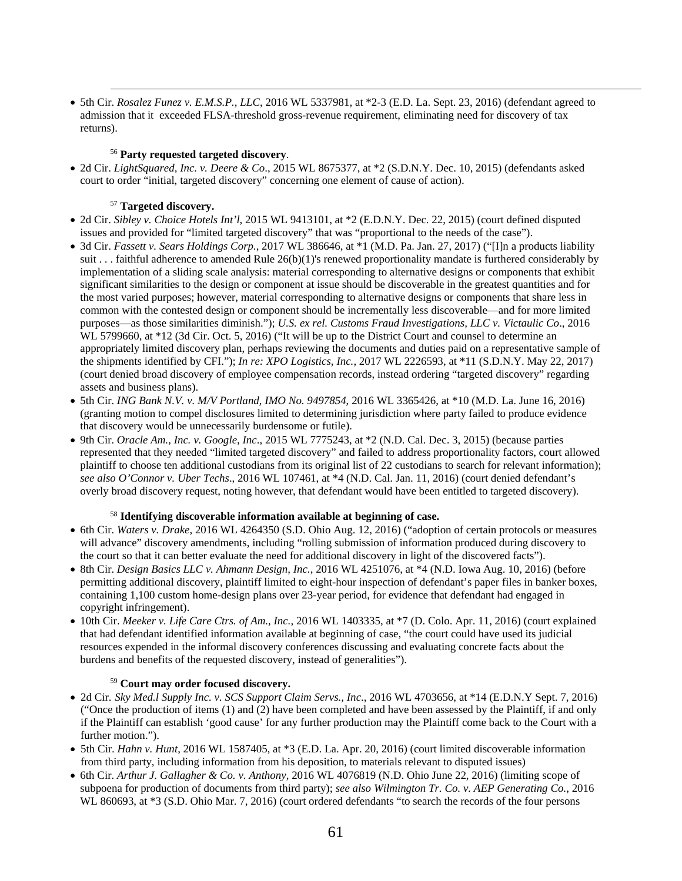- 5th Cir. *Rosalez Funez v. E.M.S.P., LLC*, 2016 WL 5337981, at *2-3 (E.D. La. Sept. 23, 2016) (defendant agreed to admission that it exceeded FLSA-threshold gross-revenue requirement, eliminating need for discovery of tax returns).

[56] **Party requested targeted discovery**.

- 2d Cir. *LightSquared, Inc. v. Deere & Co*., 2015 WL 8675377, at *2 (S.D.N.Y. Dec. 10, 2015) (defendants asked court to order "initial, targeted discovery" concerning one element of cause of action).

[57] **Targeted discovery.**

- 2d Cir. *Sibley v. Choice Hotels Int'l*, 2015 WL 9413101, at *2 (E.D.N.Y. Dec. 22, 2015) (court defined disputed issues and provided for "limited targeted discovery" that was "proportional to the needs of the case").
- 3d Cir. *Fassett v. Sears Holdings Corp.*, 2017 WL 386646, at *1 (M.D. Pa. Jan. 27, 2017) ("[I]n a products liability suit . . . faithful adherence to amended Rule 26(b)(1)'s renewed proportionality mandate is furthered considerably by implementation of a sliding scale analysis: material corresponding to alternative designs or components that exhibit significant similarities to the design or component at issue should be discoverable in the greatest quantities and for the most varied purposes; however, material corresponding to alternative designs or components that share less in common with the contested design or component should be incrementally less discoverable—and for more limited purposes—as those similarities diminish."); *U.S. ex rel. Customs Fraud Investigations, LLC v. Victaulic Co*., 2016 WL 5799660, at *12 (3d Cir. Oct. 5, 2016) ("It will be up to the District Court and counsel to determine an appropriately limited discovery plan, perhaps reviewing the documents and duties paid on a representative sample of the shipments identified by CFI."); *In re: XPO Logistics, Inc.*, 2017 WL 2226593, at *11 (S.D.N.Y. May 22, 2017) (court denied broad discovery of employee compensation records, instead ordering "targeted discovery" regarding assets and business plans).
- 5th Cir. *ING Bank N.V. v. M/V Portland, IMO No. 9497854*, 2016 WL 3365426, at *10 (M.D. La. June 16, 2016) (granting motion to compel disclosures limited to determining jurisdiction where party failed to produce evidence that discovery would be unnecessarily burdensome or futile).
- 9th Cir. *Oracle Am., Inc. v. Google, Inc*., 2015 WL 7775243, at *2 (N.D. Cal. Dec. 3, 2015) (because parties represented that they needed "limited targeted discovery" and failed to address proportionality factors, court allowed plaintiff to choose ten additional custodians from its original list of 22 custodians to search for relevant information); *see also O'Connor v. Uber Techs*., 2016 WL 107461, at *4 (N.D. Cal. Jan. 11, 2016) (court denied defendant's overly broad discovery request, noting however, that defendant would have been entitled to targeted discovery).

[58] **Identifying discoverable information available at beginning of case.**

- 6th Cir. *Waters v. Drake*, 2016 WL 4264350 (S.D. Ohio Aug. 12, 2016) ("adoption of certain protocols or measures will advance" discovery amendments, including "rolling submission of information produced during discovery to the court so that it can better evaluate the need for additional discovery in light of the discovered facts").
- 8th Cir. *Design Basics LLC v. Ahmann Design, Inc.*, 2016 WL 4251076, at *4 (N.D. Iowa Aug. 10, 2016) (before permitting additional discovery, plaintiff limited to eight-hour inspection of defendant's paper files in banker boxes, containing 1,100 custom home-design plans over 23-year period, for evidence that defendant had engaged in copyright infringement).
- 10th Cir. *Meeker v. Life Care Ctrs. of Am., Inc.*, 2016 WL 1403335, at *7 (D. Colo. Apr. 11, 2016) (court explained that had defendant identified information available at beginning of case, "the court could have used its judicial resources expended in the informal discovery conferences discussing and evaluating concrete facts about the burdens and benefits of the requested discovery, instead of generalities").

[59] **Court may order focused discovery.**

- 2d Cir. *Sky Med.l Supply Inc. v. SCS Support Claim Servs., Inc*., 2016 WL 4703656, at *14 (E.D.N.Y Sept. 7, 2016) ("Once the production of items (1) and (2) have been completed and have been assessed by the Plaintiff, if and only if the Plaintiff can establish 'good cause' for any further production may the Plaintiff come back to the Court with a further motion.").
- 5th Cir. *Hahn v. Hunt*, 2016 WL 1587405, at *3 (E.D. La. Apr. 20, 2016) (court limited discoverable information from third party, including information from his deposition, to materials relevant to disputed issues)
- 6th Cir. *Arthur J. Gallagher & Co. v. Anthony*, 2016 WL 4076819 (N.D. Ohio June 22, 2016) (limiting scope of subpoena for production of documents from third party); *see also Wilmington Tr. Co. v. AEP Generating Co.*, 2016 WL 860693, at *3 (S.D. Ohio Mar. 7, 2016) (court ordered defendants "to search the records of the four persons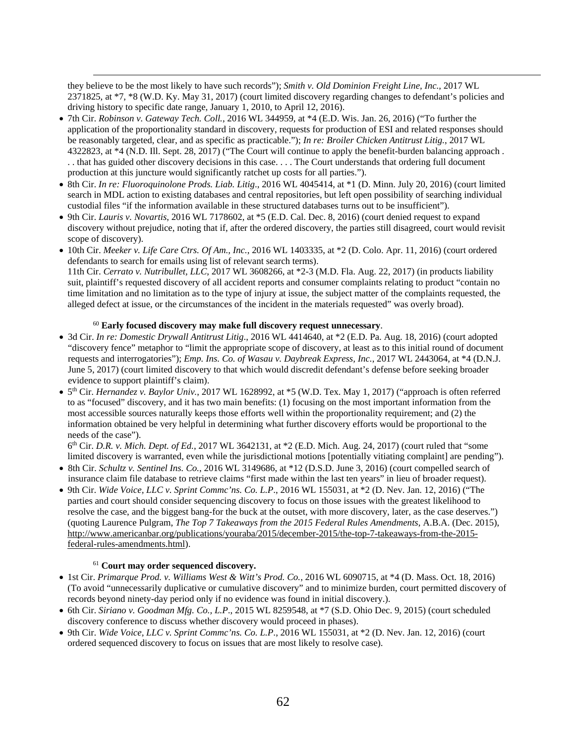they believe to be the most likely to have such records"); *Smith v. Old Dominion Freight Line, Inc.*, 2017 WL 2371825, at *7, *8 (W.D. Ky. May 31, 2017) (court limited discovery regarding changes to defendant's policies and driving history to specific date range, January 1, 2010, to April 12, 2016).

- 7th Cir. *Robinson v. Gateway Tech. Coll.*, 2016 WL 344959, at *4 (E.D. Wis. Jan. 26, 2016) ("To further the application of the proportionality standard in discovery, requests for production of ESI and related responses should be reasonably targeted, clear, and as specific as practicable."); *In re: Broiler Chicken Antitrust Litig.*, 2017 WL 4322823, at *4 (N.D. Ill. Sept. 28, 2017) ("The Court will continue to apply the benefit-burden balancing approach . . . that has guided other discovery decisions in this case. . . . The Court understands that ordering full document production at this juncture would significantly ratchet up costs for all parties.").
- 8th Cir. *In re: Fluoroquinolone Prods. Liab. Litig*., 2016 WL 4045414, at *1 (D. Minn. July 20, 2016) (court limited search in MDL action to existing databases and central repositories, but left open possibility of searching individual custodial files "if the information available in these structured databases turns out to be insufficient").
- 9th Cir. *Lauris v. Novartis*, 2016 WL 7178602, at *5 (E.D. Cal. Dec. 8, 2016) (court denied request to expand discovery without prejudice, noting that if, after the ordered discovery, the parties still disagreed, court would revisit scope of discovery).
- 10th Cir. *Meeker v. Life Care Ctrs. Of Am., Inc.*, 2016 WL 1403335, at *2 (D. Colo. Apr. 11, 2016) (court ordered defendants to search for emails using list of relevant search terms).
  11th Cir. *Cerrato v. Nutribullet, LLC*, 2017 WL 3608266, at *2-3 (M.D. Fla. Aug. 22, 2017) (in products liability suit, plaintiff's requested discovery of all accident reports and consumer complaints relating to product "contain no time limitation and no limitation as to the type of injury at issue, the subject matter of the complaints requested, the alleged defect at issue, or the circumstances of the incident in the materials requested" was overly broad).

[60] **Early focused discovery may make full discovery request unnecessary**.

- 3d Cir. *In re: Domestic Drywall Antitrust Litig*., 2016 WL 4414640, at *2 (E.D. Pa. Aug. 18, 2016) (court adopted "discovery fence" metaphor to "limit the appropriate scope of discovery, at least as to this initial round of document requests and interrogatories"); *Emp. Ins. Co. of Wasau v. Daybreak Express, Inc.*, 2017 WL 2443064, at *4 (D.N.J. June 5, 2017) (court limited discovery to that which would discredit defendant's defense before seeking broader evidence to support plaintiff's claim).
- 5th Cir. *Hernandez v. Baylor Univ.*, 2017 WL 1628992, at *5 (W.D. Tex. May 1, 2017) ("approach is often referred to as "focused" discovery, and it has two main benefits: (1) focusing on the most important information from the most accessible sources naturally keeps those efforts well within the proportionality requirement; and (2) the information obtained be very helpful in determining what further discovery efforts would be proportional to the needs of the case").
  6th Cir. *D.R. v. Mich. Dept. of Ed.*, 2017 WL 3642131, at *2 (E.D. Mich. Aug. 24, 2017) (court ruled that "some limited discovery is warranted, even while the jurisdictional motions [potentially vitiating complaint] are pending").
- 8th Cir. *Schultz v. Sentinel Ins. Co.*, 2016 WL 3149686, at *12 (D.S.D. June 3, 2016) (court compelled search of insurance claim file database to retrieve claims "first made within the last ten years" in lieu of broader request).
- 9th Cir. *Wide Voice, LLC v. Sprint Commc'ns. Co. L.P*., 2016 WL 155031, at *2 (D. Nev. Jan. 12, 2016) ("The parties and court should consider sequencing discovery to focus on those issues with the greatest likelihood to resolve the case, and the biggest bang-for the buck at the outset, with more discovery, later, as the case deserves.") (quoting Laurence Pulgram, *The Top 7 Takeaways from the 2015 Federal Rules Amendments*, A.B.A. (Dec. 2015), http://www.americanbar.org/publications/youraba/2015/december-2015/the-top-7-takeaways-from-the-2015-federal-rules-amendments.html).

[61] **Court may order sequenced discovery.**

- 1st Cir. *Primarque Prod. v. Williams West & Witt's Prod. Co.*, 2016 WL 6090715, at *4 (D. Mass. Oct. 18, 2016) (To avoid "unnecessarily duplicative or cumulative discovery" and to minimize burden, court permitted discovery of records beyond ninety-day period only if no evidence was found in initial discovery.).
- 6th Cir. *Siriano v. Goodman Mfg. Co., L.P*., 2015 WL 8259548, at *7 (S.D. Ohio Dec. 9, 2015) (court scheduled discovery conference to discuss whether discovery would proceed in phases).
- 9th Cir. *Wide Voice, LLC v. Sprint Commc'ns. Co. L.P*., 2016 WL 155031, at *2 (D. Nev. Jan. 12, 2016) (court ordered sequenced discovery to focus on issues that are most likely to resolve case).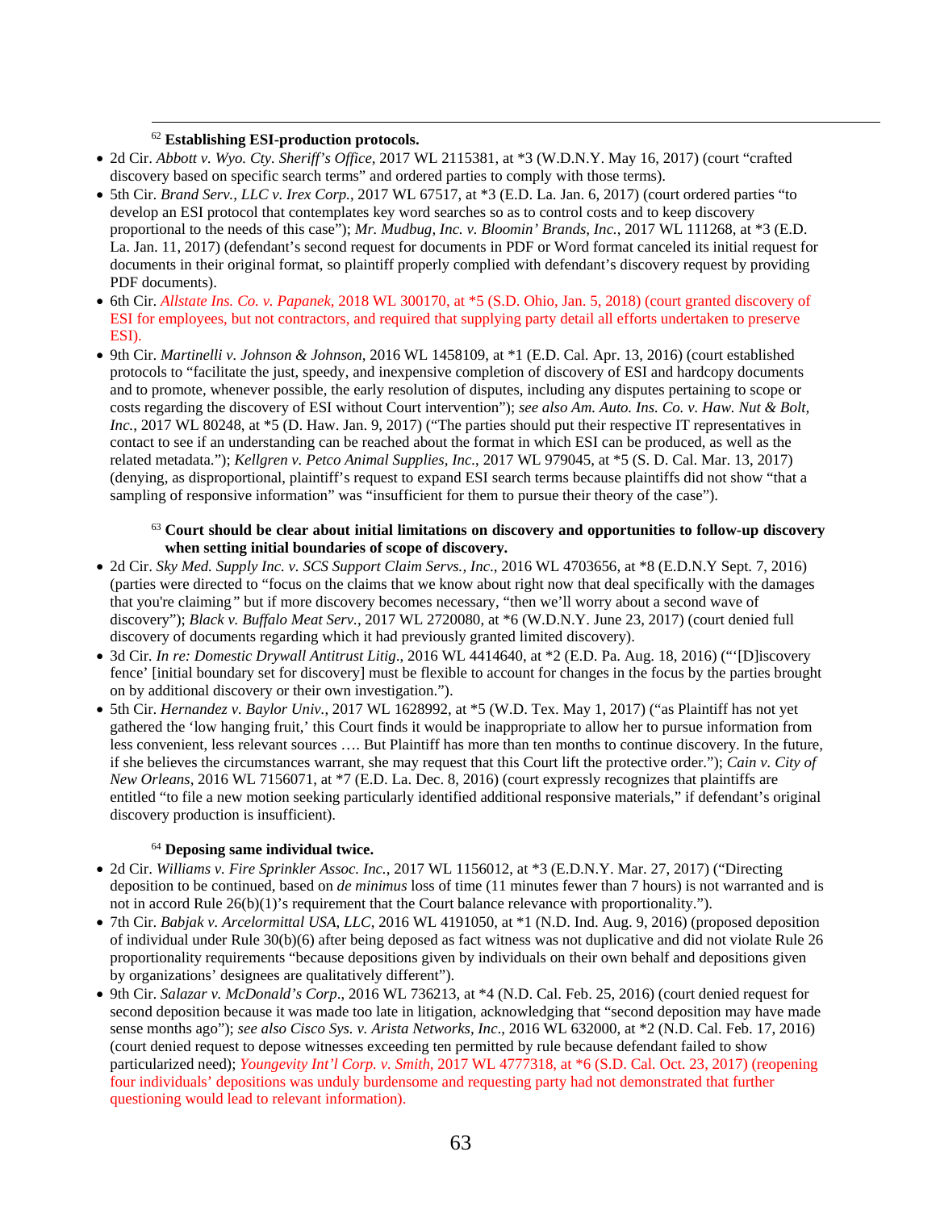[62] **Establishing ESI-production protocols.**

- 2d Cir. *Abbott v. Wyo. Cty. Sheriff's Office*, 2017 WL 2115381, at *3 (W.D.N.Y. May 16, 2017) (court "crafted discovery based on specific search terms" and ordered parties to comply with those terms).
- 5th Cir. *Brand Serv., LLC v. Irex Corp.*, 2017 WL 67517, at *3 (E.D. La. Jan. 6, 2017) (court ordered parties "to develop an ESI protocol that contemplates key word searches so as to control costs and to keep discovery proportional to the needs of this case"); *Mr. Mudbug, Inc. v. Bloomin' Brands, Inc.*, 2017 WL 111268, at *3 (E.D. La. Jan. 11, 2017) (defendant's second request for documents in PDF or Word format canceled its initial request for documents in their original format, so plaintiff properly complied with defendant's discovery request by providing PDF documents).
- 6th Cir. *Allstate Ins. Co. v. Papanek*, 2018 WL 300170, at *5 (S.D. Ohio, Jan. 5, 2018) (court granted discovery of ESI for employees, but not contractors, and required that supplying party detail all efforts undertaken to preserve ESI).
- 9th Cir. *Martinelli v. Johnson & Johnson*, 2016 WL 1458109, at *1 (E.D. Cal. Apr. 13, 2016) (court established protocols to "facilitate the just, speedy, and inexpensive completion of discovery of ESI and hardcopy documents and to promote, whenever possible, the early resolution of disputes, including any disputes pertaining to scope or costs regarding the discovery of ESI without Court intervention"); *see also Am. Auto. Ins. Co. v. Haw. Nut & Bolt, Inc.*, 2017 WL 80248, at *5 (D. Haw. Jan. 9, 2017) ("The parties should put their respective IT representatives in contact to see if an understanding can be reached about the format in which ESI can be produced, as well as the related metadata."); *Kellgren v. Petco Animal Supplies, Inc.*, 2017 WL 979045, at *5 (S. D. Cal. Mar. 13, 2017) (denying, as disproportional, plaintiff's request to expand ESI search terms because plaintiffs did not show "that a sampling of responsive information" was "insufficient for them to pursue their theory of the case").

[63] **Court should be clear about initial limitations on discovery and opportunities to follow-up discovery when setting initial boundaries of scope of discovery.**

- 2d Cir. *Sky Med. Supply Inc. v. SCS Support Claim Servs., Inc.*, 2016 WL 4703656, at *8 (E.D.N.Y Sept. 7, 2016) (parties were directed to "focus on the claims that we know about right now that deal specifically with the damages that you're claiming" but if more discovery becomes necessary, "then we'll worry about a second wave of discovery"); *Black v. Buffalo Meat Serv.*, 2017 WL 2720080, at *6 (W.D.N.Y. June 23, 2017) (court denied full discovery of documents regarding which it had previously granted limited discovery).
- 3d Cir. *In re: Domestic Drywall Antitrust Litig*., 2016 WL 4414640, at *2 (E.D. Pa. Aug. 18, 2016) ("'[D]iscovery fence' [initial boundary set for discovery] must be flexible to account for changes in the focus by the parties brought on by additional discovery or their own investigation.").
- 5th Cir. *Hernandez v. Baylor Univ.*, 2017 WL 1628992, at *5 (W.D. Tex. May 1, 2017) ("as Plaintiff has not yet gathered the 'low hanging fruit,' this Court finds it would be inappropriate to allow her to pursue information from less convenient, less relevant sources …. But Plaintiff has more than ten months to continue discovery. In the future, if she believes the circumstances warrant, she may request that this Court lift the protective order."); *Cain v. City of New Orleans*, 2016 WL 7156071, at *7 (E.D. La. Dec. 8, 2016) (court expressly recognizes that plaintiffs are entitled "to file a new motion seeking particularly identified additional responsive materials," if defendant's original discovery production is insufficient).

[64] **Deposing same individual twice.**

- 2d Cir. *Williams v. Fire Sprinkler Assoc. Inc.*, 2017 WL 1156012, at *3 (E.D.N.Y. Mar. 27, 2017) ("Directing deposition to be continued, based on *de minimus* loss of time (11 minutes fewer than 7 hours) is not warranted and is not in accord Rule 26(b)(1)'s requirement that the Court balance relevance with proportionality.").
- 7th Cir. *Babjak v. Arcelormittal USA, LLC*, 2016 WL 4191050, at *1 (N.D. Ind. Aug. 9, 2016) (proposed deposition of individual under Rule 30(b)(6) after being deposed as fact witness was not duplicative and did not violate Rule 26 proportionality requirements "because depositions given by individuals on their own behalf and depositions given by organizations' designees are qualitatively different").
- 9th Cir. *Salazar v. McDonald's Corp*., 2016 WL 736213, at *4 (N.D. Cal. Feb. 25, 2016) (court denied request for second deposition because it was made too late in litigation, acknowledging that "second deposition may have made sense months ago"); *see also Cisco Sys. v. Arista Networks, Inc*., 2016 WL 632000, at *2 (N.D. Cal. Feb. 17, 2016) (court denied request to depose witnesses exceeding ten permitted by rule because defendant failed to show particularized need); *Youngevity Int'l Corp. v. Smith*, 2017 WL 4777318, at *6 (S.D. Cal. Oct. 23, 2017) (reopening four individuals' depositions was unduly burdensome and requesting party had not demonstrated that further questioning would lead to relevant information).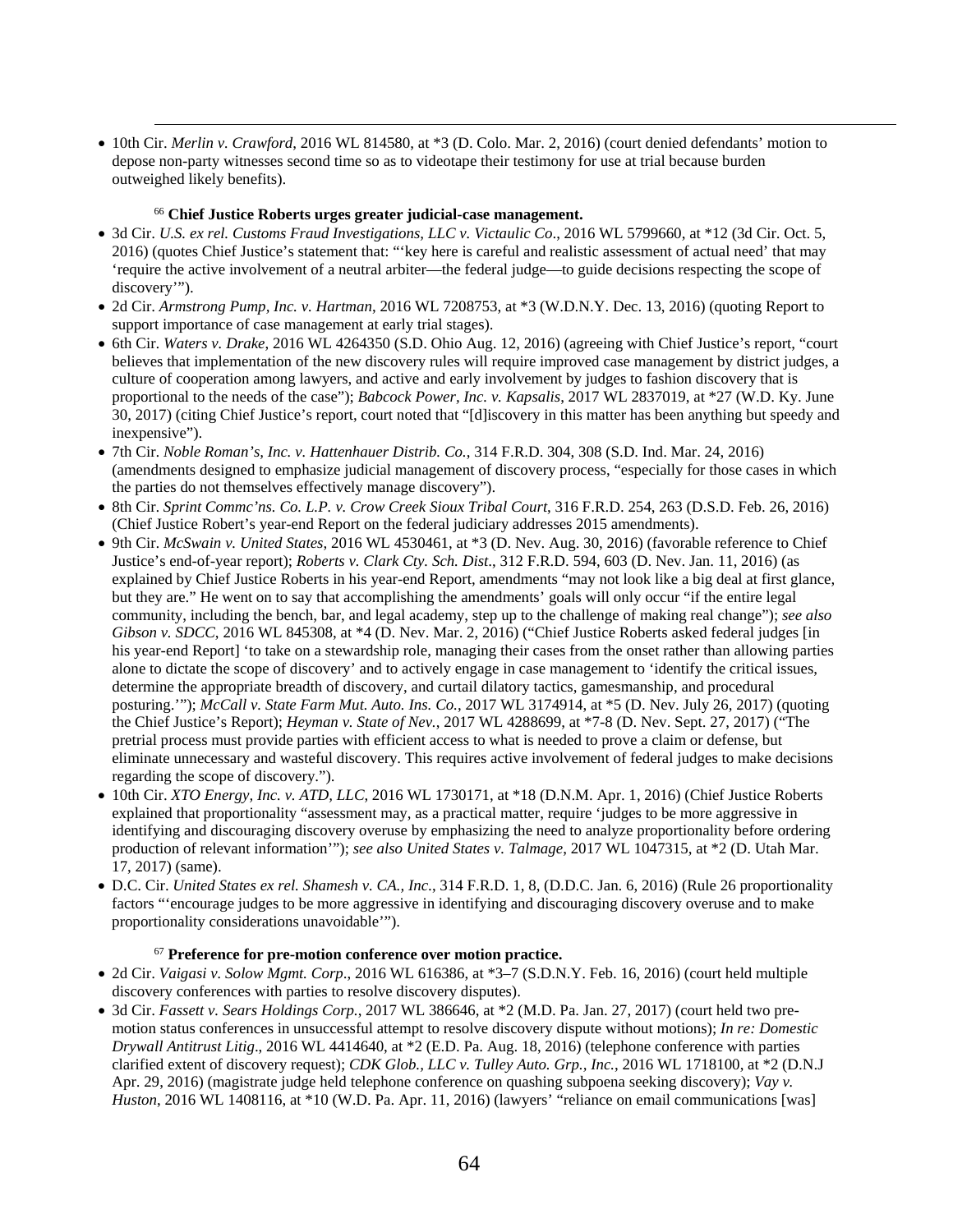- 10th Cir. *Merlin v. Crawford*, 2016 WL 814580, at *3 (D. Colo. Mar. 2, 2016) (court denied defendants' motion to depose non-party witnesses second time so as to videotape their testimony for use at trial because burden outweighed likely benefits).

[66] **Chief Justice Roberts urges greater judicial-case management.**

- 3d Cir. *U.S. ex rel. Customs Fraud Investigations, LLC v. Victaulic Co*., 2016 WL 5799660, at *12 (3d Cir. Oct. 5, 2016) (quotes Chief Justice's statement that: "'key here is careful and realistic assessment of actual need' that may 'require the active involvement of a neutral arbiter—the federal judge—to guide decisions respecting the scope of discovery'").
- 2d Cir. *Armstrong Pump, Inc. v. Hartman*, 2016 WL 7208753, at *3 (W.D.N.Y. Dec. 13, 2016) (quoting Report to support importance of case management at early trial stages).
- 6th Cir. *Waters v. Drake*, 2016 WL 4264350 (S.D. Ohio Aug. 12, 2016) (agreeing with Chief Justice's report, "court believes that implementation of the new discovery rules will require improved case management by district judges, a culture of cooperation among lawyers, and active and early involvement by judges to fashion discovery that is proportional to the needs of the case"); *Babcock Power, Inc. v. Kapsalis*, 2017 WL 2837019, at *27 (W.D. Ky. June 30, 2017) (citing Chief Justice's report, court noted that "[d]iscovery in this matter has been anything but speedy and inexpensive").
- 7th Cir. *Noble Roman's, Inc. v. Hattenhauer Distrib. Co.*, 314 F.R.D. 304, 308 (S.D. Ind. Mar. 24, 2016) (amendments designed to emphasize judicial management of discovery process, "especially for those cases in which the parties do not themselves effectively manage discovery").
- 8th Cir. *Sprint Commc'ns. Co. L.P. v. Crow Creek Sioux Tribal Court*, 316 F.R.D. 254, 263 (D.S.D. Feb. 26, 2016) (Chief Justice Robert's year-end Report on the federal judiciary addresses 2015 amendments).
- 9th Cir. *McSwain v. United States*, 2016 WL 4530461, at *3 (D. Nev. Aug. 30, 2016) (favorable reference to Chief Justice's end-of-year report); *Roberts v. Clark Cty. Sch. Dist*., 312 F.R.D. 594, 603 (D. Nev. Jan. 11, 2016) (as explained by Chief Justice Roberts in his year-end Report, amendments "may not look like a big deal at first glance, but they are." He went on to say that accomplishing the amendments' goals will only occur "if the entire legal community, including the bench, bar, and legal academy, step up to the challenge of making real change"); *see also Gibson v. SDCC*, 2016 WL 845308, at *4 (D. Nev. Mar. 2, 2016) ("Chief Justice Roberts asked federal judges [in his year-end Report] 'to take on a stewardship role, managing their cases from the onset rather than allowing parties alone to dictate the scope of discovery' and to actively engage in case management to 'identify the critical issues, determine the appropriate breadth of discovery, and curtail dilatory tactics, gamesmanship, and procedural posturing.'"); *McCall v. State Farm Mut. Auto. Ins. Co.*, 2017 WL 3174914, at *5 (D. Nev. July 26, 2017) (quoting the Chief Justice's Report); *Heyman v. State of Nev.*, 2017 WL 4288699, at *7-8 (D. Nev. Sept. 27, 2017) ("The pretrial process must provide parties with efficient access to what is needed to prove a claim or defense, but eliminate unnecessary and wasteful discovery. This requires active involvement of federal judges to make decisions regarding the scope of discovery.").
- 10th Cir. *XTO Energy, Inc. v. ATD, LLC*, 2016 WL 1730171, at *18 (D.N.M. Apr. 1, 2016) (Chief Justice Roberts explained that proportionality "assessment may, as a practical matter, require 'judges to be more aggressive in identifying and discouraging discovery overuse by emphasizing the need to analyze proportionality before ordering production of relevant information'"); *see also United States v. Talmage*, 2017 WL 1047315, at *2 (D. Utah Mar. 17, 2017) (same).
- D.C. Cir. *United States ex rel. Shamesh v. CA., Inc.*, 314 F.R.D. 1, 8, (D.D.C. Jan. 6, 2016) (Rule 26 proportionality factors "'encourage judges to be more aggressive in identifying and discouraging discovery overuse and to make proportionality considerations unavoidable'").

[67] **Preference for pre-motion conference over motion practice.**

- 2d Cir. *Vaigasi v. Solow Mgmt. Corp.*, 2016 WL 616386, at *3–7 (S.D.N.Y. Feb. 16, 2016) (court held multiple discovery conferences with parties to resolve discovery disputes).
- 3d Cir. *Fassett v. Sears Holdings Corp.*, 2017 WL 386646, at *2 (M.D. Pa. Jan. 27, 2017) (court held two pre-motion status conferences in unsuccessful attempt to resolve discovery dispute without motions); *In re: Domestic Drywall Antitrust Litig*., 2016 WL 4414640, at *2 (E.D. Pa. Aug. 18, 2016) (telephone conference with parties clarified extent of discovery request); *CDK Glob., LLC v. Tulley Auto. Grp., Inc.*, 2016 WL 1718100, at *2 (D.N.J Apr. 29, 2016) (magistrate judge held telephone conference on quashing subpoena seeking discovery); *Vay v. Huston*, 2016 WL 1408116, at *10 (W.D. Pa. Apr. 11, 2016) (lawyers' "reliance on email communications [was]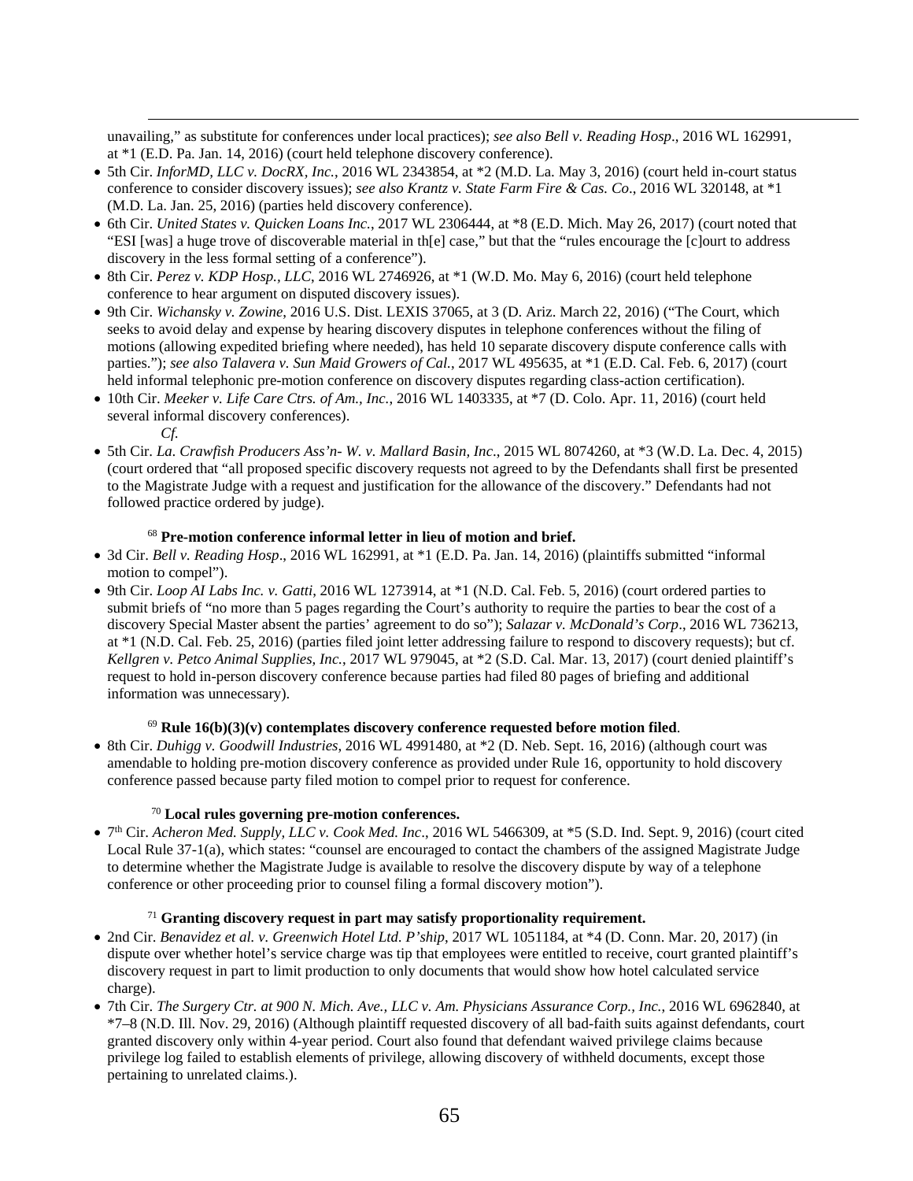unavailing," as substitute for conferences under local practices); *see also Bell v. Reading Hosp*., 2016 WL 162991, at *1 (E.D. Pa. Jan. 14, 2016) (court held telephone discovery conference).

- 5th Cir. *InforMD, LLC v. DocRX, Inc.*, 2016 WL 2343854, at *2 (M.D. La. May 3, 2016) (court held in-court status conference to consider discovery issues); *see also Krantz v. State Farm Fire & Cas. Co*., 2016 WL 320148, at *1 (M.D. La. Jan. 25, 2016) (parties held discovery conference).
- 6th Cir. *United States v. Quicken Loans Inc.*, 2017 WL 2306444, at *8 (E.D. Mich. May 26, 2017) (court noted that "ESI [was] a huge trove of discoverable material in th[e] case," but that the "rules encourage the [c]ourt to address discovery in the less formal setting of a conference").
- 8th Cir. *Perez v. KDP Hosp., LLC*, 2016 WL 2746926, at *1 (W.D. Mo. May 6, 2016) (court held telephone conference to hear argument on disputed discovery issues).
- 9th Cir. *Wichansky v. Zowine*, 2016 U.S. Dist. LEXIS 37065, at 3 (D. Ariz. March 22, 2016) ("The Court, which seeks to avoid delay and expense by hearing discovery disputes in telephone conferences without the filing of motions (allowing expedited briefing where needed), has held 10 separate discovery dispute conference calls with parties."); *see also Talavera v. Sun Maid Growers of Cal.*, 2017 WL 495635, at *1 (E.D. Cal. Feb. 6, 2017) (court held informal telephonic pre-motion conference on discovery disputes regarding class-action certification).
- 10th Cir. *Meeker v. Life Care Ctrs. of Am., Inc.,* 2016 WL 1403335, at *7 (D. Colo. Apr. 11, 2016) (court held several informal discovery conferences).

*Cf.*

- 5th Cir. *La. Crawfish Producers Ass'n- W. v. Mallard Basin, Inc*., 2015 WL 8074260, at *3 (W.D. La. Dec. 4, 2015) (court ordered that "all proposed specific discovery requests not agreed to by the Defendants shall first be presented to the Magistrate Judge with a request and justification for the allowance of the discovery." Defendants had not followed practice ordered by judge).

[68] **Pre-motion conference informal letter in lieu of motion and brief.**

- 3d Cir. *Bell v. Reading Hosp*., 2016 WL 162991, at *1 (E.D. Pa. Jan. 14, 2016) (plaintiffs submitted "informal motion to compel").
- 9th Cir. *Loop AI Labs Inc. v. Gatti*, 2016 WL 1273914, at *1 (N.D. Cal. Feb. 5, 2016) (court ordered parties to submit briefs of "no more than 5 pages regarding the Court's authority to require the parties to bear the cost of a discovery Special Master absent the parties' agreement to do so"); *Salazar v. McDonald's Corp*., 2016 WL 736213, at *1 (N.D. Cal. Feb. 25, 2016) (parties filed joint letter addressing failure to respond to discovery requests); but cf. *Kellgren v. Petco Animal Supplies, Inc.*, 2017 WL 979045, at *2 (S.D. Cal. Mar. 13, 2017) (court denied plaintiff's request to hold in-person discovery conference because parties had filed 80 pages of briefing and additional information was unnecessary).

[69] **Rule 16(b)(3)(v) contemplates discovery conference requested before motion filed**.

- 8th Cir. *Duhigg v. Goodwill Industries*, 2016 WL 4991480, at *2 (D. Neb. Sept. 16, 2016) (although court was amendable to holding pre-motion discovery conference as provided under Rule 16, opportunity to hold discovery conference passed because party filed motion to compel prior to request for conference.

[70] **Local rules governing pre-motion conferences.**

- 7th Cir. *Acheron Med. Supply, LLC v. Cook Med. Inc*., 2016 WL 5466309, at *5 (S.D. Ind. Sept. 9, 2016) (court cited Local Rule 37-1(a), which states: "counsel are encouraged to contact the chambers of the assigned Magistrate Judge to determine whether the Magistrate Judge is available to resolve the discovery dispute by way of a telephone conference or other proceeding prior to counsel filing a formal discovery motion").

[71] **Granting discovery request in part may satisfy proportionality requirement.**

- 2nd Cir. *Benavidez et al. v. Greenwich Hotel Ltd. P'ship*, 2017 WL 1051184, at *4 (D. Conn. Mar. 20, 2017) (in dispute over whether hotel's service charge was tip that employees were entitled to receive, court granted plaintiff's discovery request in part to limit production to only documents that would show how hotel calculated service charge).
- 7th Cir. *The Surgery Ctr. at 900 N. Mich. Ave., LLC v. Am. Physicians Assurance Corp., Inc.*, 2016 WL 6962840, at *7–8 (N.D. Ill. Nov. 29, 2016) (Although plaintiff requested discovery of all bad-faith suits against defendants, court granted discovery only within 4-year period. Court also found that defendant waived privilege claims because privilege log failed to establish elements of privilege, allowing discovery of withheld documents, except those pertaining to unrelated claims.).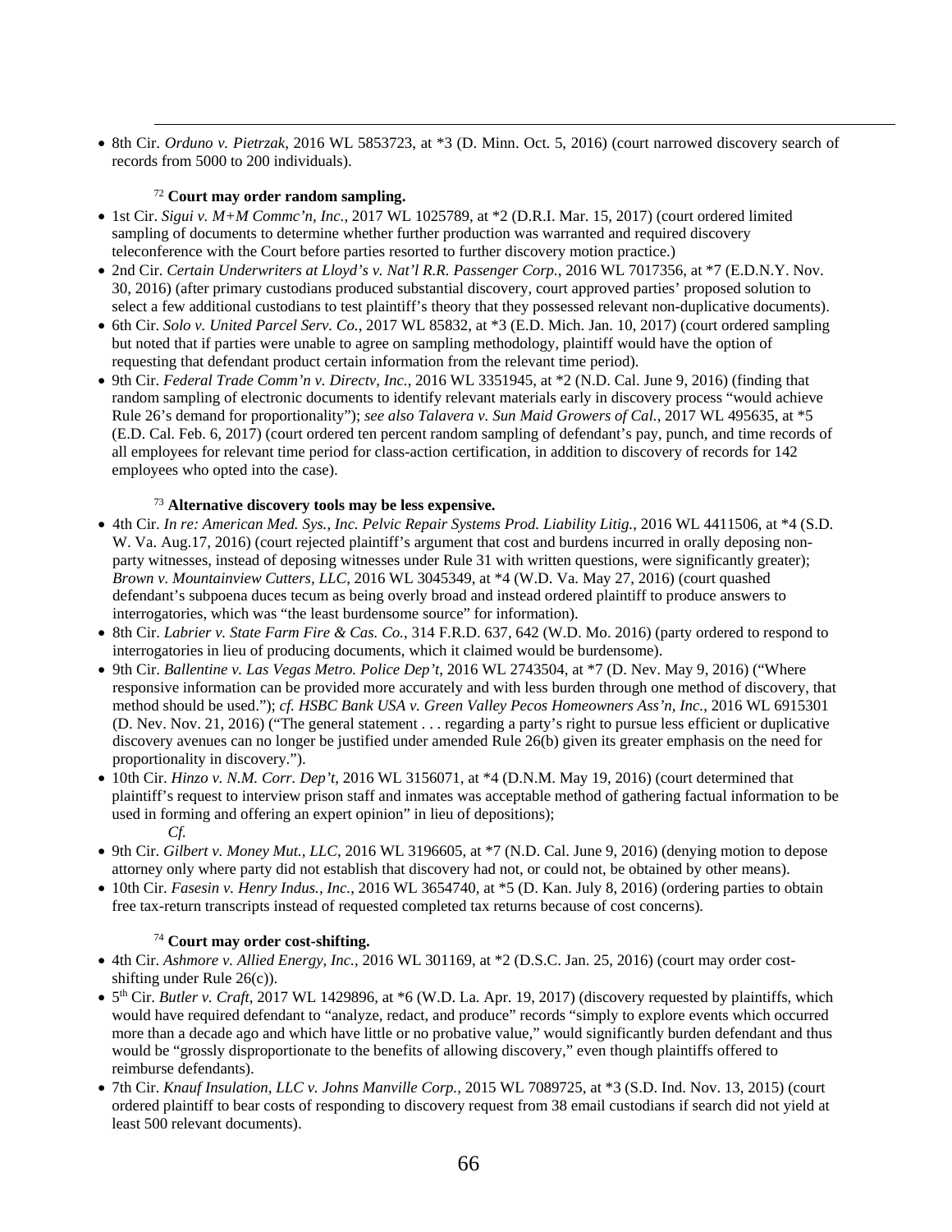- 8th Cir. *Orduno v. Pietrzak*, 2016 WL 5853723, at *3 (D. Minn. Oct. 5, 2016) (court narrowed discovery search of records from 5000 to 200 individuals).

[72] **Court may order random sampling.**

- 1st Cir. *Sigui v. M+M Commc'n, Inc.*, 2017 WL 1025789, at *2 (D.R.I. Mar. 15, 2017) (court ordered limited sampling of documents to determine whether further production was warranted and required discovery teleconference with the Court before parties resorted to further discovery motion practice.)
- 2nd Cir. *Certain Underwriters at Lloyd's v. Nat'l R.R. Passenger Corp.*, 2016 WL 7017356, at *7 (E.D.N.Y. Nov. 30, 2016) (after primary custodians produced substantial discovery, court approved parties' proposed solution to select a few additional custodians to test plaintiff's theory that they possessed relevant non-duplicative documents).
- 6th Cir. *Solo v. United Parcel Serv. Co.*, 2017 WL 85832, at *3 (E.D. Mich. Jan. 10, 2017) (court ordered sampling but noted that if parties were unable to agree on sampling methodology, plaintiff would have the option of requesting that defendant product certain information from the relevant time period).
- 9th Cir. *Federal Trade Comm'n v. Directv, Inc.*, 2016 WL 3351945, at *2 (N.D. Cal. June 9, 2016) (finding that random sampling of electronic documents to identify relevant materials early in discovery process "would achieve Rule 26's demand for proportionality"); *see also Talavera v. Sun Maid Growers of Cal.*, 2017 WL 495635, at *5 (E.D. Cal. Feb. 6, 2017) (court ordered ten percent random sampling of defendant's pay, punch, and time records of all employees for relevant time period for class-action certification, in addition to discovery of records for 142 employees who opted into the case).

[73] **Alternative discovery tools may be less expensive.**

- 4th Cir. *In re: American Med. Sys., Inc. Pelvic Repair Systems Prod. Liability Litig.*, 2016 WL 4411506, at *4 (S.D. W. Va. Aug.17, 2016) (court rejected plaintiff's argument that cost and burdens incurred in orally deposing non-party witnesses, instead of deposing witnesses under Rule 31 with written questions, were significantly greater); *Brown v. Mountainview Cutters, LLC*, 2016 WL 3045349, at *4 (W.D. Va. May 27, 2016) (court quashed defendant's subpoena duces tecum as being overly broad and instead ordered plaintiff to produce answers to interrogatories, which was "the least burdensome source" for information).
- 8th Cir. *Labrier v. State Farm Fire & Cas. Co.*, 314 F.R.D. 637, 642 (W.D. Mo. 2016) (party ordered to respond to interrogatories in lieu of producing documents, which it claimed would be burdensome).
- 9th Cir. *Ballentine v. Las Vegas Metro. Police Dep't*, 2016 WL 2743504, at *7 (D. Nev. May 9, 2016) ("Where responsive information can be provided more accurately and with less burden through one method of discovery, that method should be used."); *cf. HSBC Bank USA v. Green Valley Pecos Homeowners Ass'n, Inc.*, 2016 WL 6915301 (D. Nev. Nov. 21, 2016) ("The general statement . . . regarding a party's right to pursue less efficient or duplicative discovery avenues can no longer be justified under amended Rule 26(b) given its greater emphasis on the need for proportionality in discovery.").
- 10th Cir. *Hinzo v. N.M. Corr. Dep't*, 2016 WL 3156071, at *4 (D.N.M. May 19, 2016) (court determined that plaintiff's request to interview prison staff and inmates was acceptable method of gathering factual information to be used in forming and offering an expert opinion" in lieu of depositions);

*Cf.*

- 9th Cir. *Gilbert v. Money Mut., LLC*, 2016 WL 3196605, at *7 (N.D. Cal. June 9, 2016) (denying motion to depose attorney only where party did not establish that discovery had not, or could not, be obtained by other means).
- 10th Cir. *Fasesin v. Henry Indus., Inc.*, 2016 WL 3654740, at *5 (D. Kan. July 8, 2016) (ordering parties to obtain free tax-return transcripts instead of requested completed tax returns because of cost concerns).

[74] **Court may order cost-shifting.**

- 4th Cir. *Ashmore v. Allied Energy, Inc.*, 2016 WL 301169, at *2 (D.S.C. Jan. 25, 2016) (court may order cost-shifting under Rule 26(c)).
- 5th Cir. *Butler v. Craft*, 2017 WL 1429896, at *6 (W.D. La. Apr. 19, 2017) (discovery requested by plaintiffs, which would have required defendant to "analyze, redact, and produce" records "simply to explore events which occurred more than a decade ago and which have little or no probative value," would significantly burden defendant and thus would be "grossly disproportionate to the benefits of allowing discovery," even though plaintiffs offered to reimburse defendants).
- 7th Cir. *Knauf Insulation, LLC v. Johns Manville Corp.*, 2015 WL 7089725, at *3 (S.D. Ind. Nov. 13, 2015) (court ordered plaintiff to bear costs of responding to discovery request from 38 email custodians if search did not yield at least 500 relevant documents).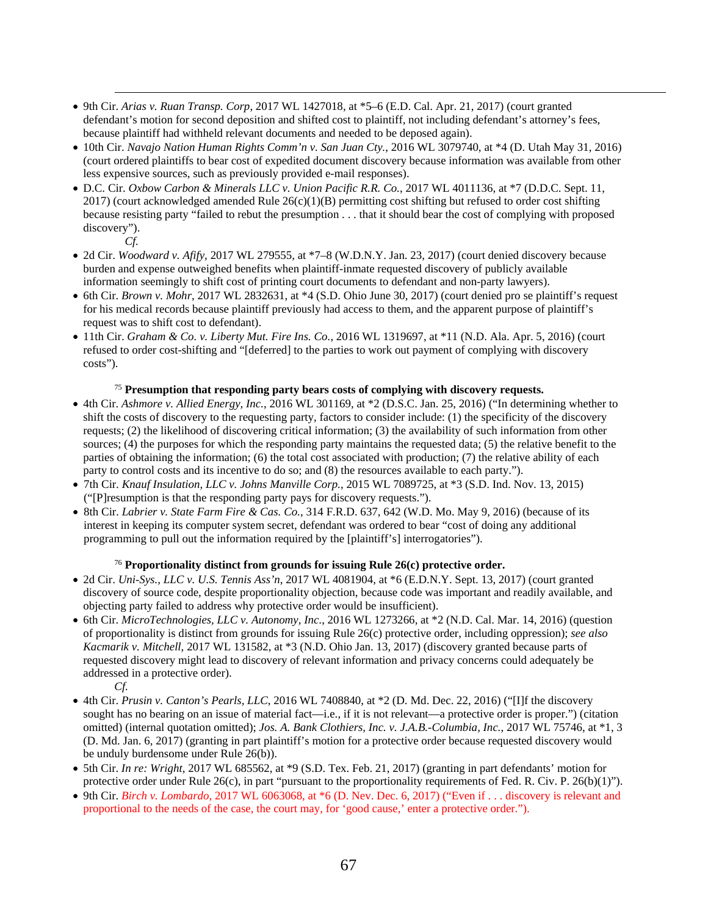- 9th Cir. *Arias v. Ruan Transp. Corp*, 2017 WL 1427018, at *5–6 (E.D. Cal. Apr. 21, 2017) (court granted defendant's motion for second deposition and shifted cost to plaintiff, not including defendant's attorney's fees, because plaintiff had withheld relevant documents and needed to be deposed again).
- 10th Cir. *Navajo Nation Human Rights Comm'n v. San Juan Cty.*, 2016 WL 3079740, at *4 (D. Utah May 31, 2016) (court ordered plaintiffs to bear cost of expedited document discovery because information was available from other less expensive sources, such as previously provided e-mail responses).
- D.C. Cir. *Oxbow Carbon & Minerals LLC v. Union Pacific R.R. Co.*, 2017 WL 4011136, at *7 (D.D.C. Sept. 11, 2017) (court acknowledged amended Rule 26(c)(1)(B) permitting cost shifting but refused to order cost shifting because resisting party "failed to rebut the presumption . . . that it should bear the cost of complying with proposed discovery").

*Cf.*

- 2d Cir. *Woodward v. Afify*, 2017 WL 279555, at *7–8 (W.D.N.Y. Jan. 23, 2017) (court denied discovery because burden and expense outweighed benefits when plaintiff-inmate requested discovery of publicly available information seemingly to shift cost of printing court documents to defendant and non-party lawyers).
- 6th Cir. *Brown v. Mohr*, 2017 WL 2832631, at *4 (S.D. Ohio June 30, 2017) (court denied pro se plaintiff's request for his medical records because plaintiff previously had access to them, and the apparent purpose of plaintiff's request was to shift cost to defendant).
- 11th Cir. *Graham & Co. v. Liberty Mut. Fire Ins. Co.*, 2016 WL 1319697, at *11 (N.D. Ala. Apr. 5, 2016) (court refused to order cost-shifting and "[deferred] to the parties to work out payment of complying with discovery costs").

[75] **Presumption that responding party bears costs of complying with discovery requests.**

- 4th Cir. *Ashmore v. Allied Energy, Inc.*, 2016 WL 301169, at *2 (D.S.C. Jan. 25, 2016) ("In determining whether to shift the costs of discovery to the requesting party, factors to consider include: (1) the specificity of the discovery requests; (2) the likelihood of discovering critical information; (3) the availability of such information from other sources; (4) the purposes for which the responding party maintains the requested data; (5) the relative benefit to the parties of obtaining the information; (6) the total cost associated with production; (7) the relative ability of each party to control costs and its incentive to do so; and (8) the resources available to each party.").
- 7th Cir. *Knauf Insulation, LLC v. Johns Manville Corp.*, 2015 WL 7089725, at *3 (S.D. Ind. Nov. 13, 2015) ("[P]resumption is that the responding party pays for discovery requests.").
- 8th Cir. *Labrier v. State Farm Fire & Cas. Co.*, 314 F.R.D. 637, 642 (W.D. Mo. May 9, 2016) (because of its interest in keeping its computer system secret, defendant was ordered to bear "cost of doing any additional programming to pull out the information required by the [plaintiff's] interrogatories").

[76] **Proportionality distinct from grounds for issuing Rule 26(c) protective order.**

- 2d Cir. *Uni-Sys., LLC v. U.S. Tennis Ass'n*, 2017 WL 4081904, at *6 (E.D.N.Y. Sept. 13, 2017) (court granted discovery of source code, despite proportionality objection, because code was important and readily available, and objecting party failed to address why protective order would be insufficient).
- 6th Cir. *MicroTechnologies, LLC v. Autonomy, Inc.*, 2016 WL 1273266, at *2 (N.D. Cal. Mar. 14, 2016) (question of proportionality is distinct from grounds for issuing Rule 26(c) protective order, including oppression); *see also Kacmarik v. Mitchell*, 2017 WL 131582, at *3 (N.D. Ohio Jan. 13, 2017) (discovery granted because parts of requested discovery might lead to discovery of relevant information and privacy concerns could adequately be addressed in a protective order).

*Cf.*

- 4th Cir. *Prusin v. Canton's Pearls, LLC*, 2016 WL 7408840, at *2 (D. Md. Dec. 22, 2016) ("[I]f the discovery sought has no bearing on an issue of material fact—i.e., if it is not relevant—a protective order is proper.") (citation omitted) (internal quotation omitted); *Jos. A. Bank Clothiers, Inc. v. J.A.B.-Columbia, Inc.*, 2017 WL 75746, at *1, 3 (D. Md. Jan. 6, 2017) (granting in part plaintiff's motion for a protective order because requested discovery would be unduly burdensome under Rule 26(b)).
- 5th Cir. *In re: Wright*, 2017 WL 685562, at *9 (S.D. Tex. Feb. 21, 2017) (granting in part defendants' motion for protective order under Rule 26(c), in part "pursuant to the proportionality requirements of Fed. R. Civ. P. 26(b)(1)").
- 9th Cir. *Birch v. Lombardo*, 2017 WL 6063068, at *6 (D. Nev. Dec. 6, 2017) ("Even if . . . discovery is relevant and proportional to the needs of the case, the court may, for 'good cause,' enter a protective order.").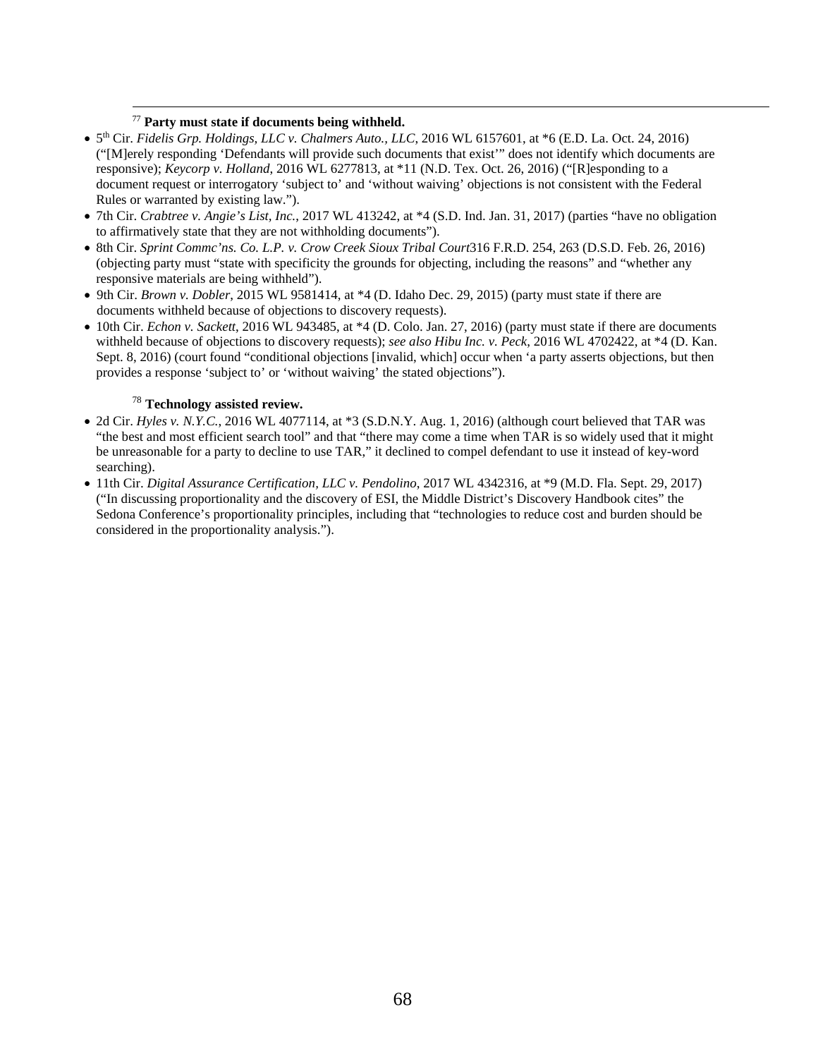[77] **Party must state if documents being withheld.**

- 5th Cir. *Fidelis Grp. Holdings, LLC v. Chalmers Auto., LLC*, 2016 WL 6157601, at *6 (E.D. La. Oct. 24, 2016) ("[M]erely responding 'Defendants will provide such documents that exist'" does not identify which documents are responsive); *Keycorp v. Holland*, 2016 WL 6277813, at *11 (N.D. Tex. Oct. 26, 2016) ("[R]esponding to a document request or interrogatory 'subject to' and 'without waiving' objections is not consistent with the Federal Rules or warranted by existing law.").
- 7th Cir. *Crabtree v. Angie's List, Inc.*, 2017 WL 413242, at *4 (S.D. Ind. Jan. 31, 2017) (parties "have no obligation to affirmatively state that they are not withholding documents").
- 8th Cir. *Sprint Commc'ns. Co. L.P. v. Crow Creek Sioux Tribal Court*316 F.R.D. 254, 263 (D.S.D. Feb. 26, 2016) (objecting party must "state with specificity the grounds for objecting, including the reasons" and "whether any responsive materials are being withheld").
- 9th Cir. *Brown v. Dobler*, 2015 WL 9581414, at *4 (D. Idaho Dec. 29, 2015) (party must state if there are documents withheld because of objections to discovery requests).
- 10th Cir. *Echon v. Sackett*, 2016 WL 943485, at *4 (D. Colo. Jan. 27, 2016) (party must state if there are documents withheld because of objections to discovery requests); *see also Hibu Inc. v. Peck*, 2016 WL 4702422, at *4 (D. Kan. Sept. 8, 2016) (court found "conditional objections [invalid, which] occur when 'a party asserts objections, but then provides a response 'subject to' or 'without waiving' the stated objections").

[78] **Technology assisted review.**

- 2d Cir. *Hyles v. N.Y.C.*, 2016 WL 4077114, at *3 (S.D.N.Y. Aug. 1, 2016) (although court believed that TAR was "the best and most efficient search tool" and that "there may come a time when TAR is so widely used that it might be unreasonable for a party to decline to use TAR," it declined to compel defendant to use it instead of key-word searching).
- 11th Cir. *Digital Assurance Certification, LLC v. Pendolino*, 2017 WL 4342316, at *9 (M.D. Fla. Sept. 29, 2017) ("In discussing proportionality and the discovery of ESI, the Middle District's Discovery Handbook cites" the Sedona Conference's proportionality principles, including that "technologies to reduce cost and burden should be considered in the proportionality analysis.").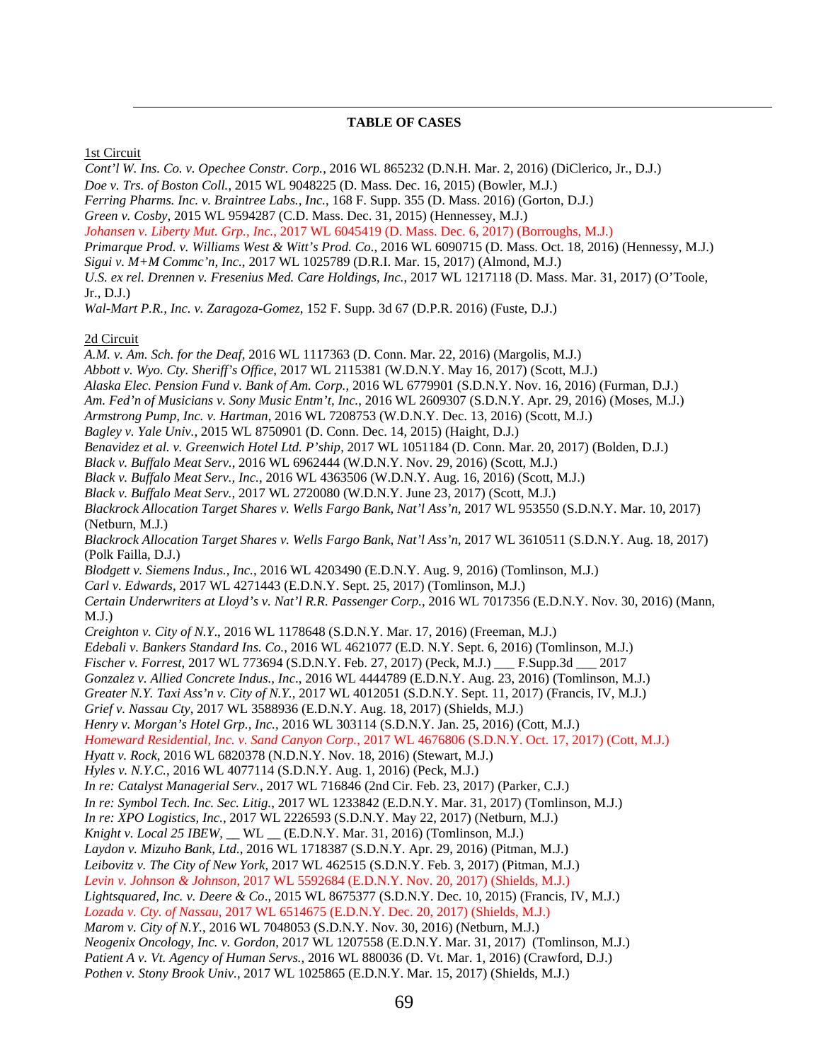**TABLE OF CASES**

1st Circuit

*Cont'l W. Ins. Co. v. Opechee Constr. Corp.*, 2016 WL 865232 (D.N.H. Mar. 2, 2016) (DiClerico, Jr., D.J.)

*Doe v. Trs. of Boston Coll.*, 2015 WL 9048225 (D. Mass. Dec. 16, 2015) (Bowler, M.J.)

*Ferring Pharms. Inc. v. Braintree Labs., Inc.*, 168 F. Supp. 355 (D. Mass. 2016) (Gorton, D.J.)

*Green v. Cosby*, 2015 WL 9594287 (C.D. Mass. Dec. 31, 2015) (Hennessey, M.J.)

*Johansen v. Liberty Mut. Grp., Inc.*, 2017 WL 6045419 (D. Mass. Dec. 6, 2017) (Borroughs, M.J.)

*Primarque Prod. v. Williams West & Witt's Prod. Co.*, 2016 WL 6090715 (D. Mass. Oct. 18, 2016) (Hennessy, M.J.)

*Sigui v. M+M Commc'n, Inc.*, 2017 WL 1025789 (D.R.I. Mar. 15, 2017) (Almond, M.J.)

*U.S. ex rel. Drennen v. Fresenius Med. Care Holdings, Inc.*, 2017 WL 1217118 (D. Mass. Mar. 31, 2017) (O'Toole, Jr., D.J.)

*Wal-Mart P.R., Inc. v. Zaragoza-Gomez*, 152 F. Supp. 3d 67 (D.P.R. 2016) (Fuste, D.J.)

2d Circuit

*A.M. v. Am. Sch. for the Deaf*, 2016 WL 1117363 (D. Conn. Mar. 22, 2016) (Margolis, M.J.)

*Abbott v. Wyo. Cty. Sheriff's Office*, 2017 WL 2115381 (W.D.N.Y. May 16, 2017) (Scott, M.J.)

*Alaska Elec. Pension Fund v. Bank of Am. Corp.*, 2016 WL 6779901 (S.D.N.Y. Nov. 16, 2016) (Furman, D.J.)

*Am. Fed'n of Musicians v. Sony Music Entm't, Inc.*, 2016 WL 2609307 (S.D.N.Y. Apr. 29, 2016) (Moses, M.J.)

*Armstrong Pump, Inc. v. Hartman*, 2016 WL 7208753 (W.D.N.Y. Dec. 13, 2016) (Scott, M.J.)

*Bagley v. Yale Univ.*, 2015 WL 8750901 (D. Conn. Dec. 14, 2015) (Haight, D.J.)

*Benavidez et al. v. Greenwich Hotel Ltd. P'ship*, 2017 WL 1051184 (D. Conn. Mar. 20, 2017) (Bolden, D.J.)

*Black v. Buffalo Meat Serv.*, 2016 WL 6962444 (W.D.N.Y. Nov. 29, 2016) (Scott, M.J.)

*Black v. Buffalo Meat Serv., Inc.*, 2016 WL 4363506 (W.D.N.Y. Aug. 16, 2016) (Scott, M.J.)

*Black v. Buffalo Meat Serv.*, 2017 WL 2720080 (W.D.N.Y. June 23, 2017) (Scott, M.J.)

*Blackrock Allocation Target Shares v. Wells Fargo Bank, Nat'l Ass'n*, 2017 WL 953550 (S.D.N.Y. Mar. 10, 2017) (Netburn, M.J.)

*Blackrock Allocation Target Shares v. Wells Fargo Bank, Nat'l Ass'n*, 2017 WL 3610511 (S.D.N.Y. Aug. 18, 2017) (Polk Failla, D.J.)

*Blodgett v. Siemens Indus., Inc.*, 2016 WL 4203490 (E.D.N.Y. Aug. 9, 2016) (Tomlinson, M.J.)

*Carl v. Edwards*, 2017 WL 4271443 (E.D.N.Y. Sept. 25, 2017) (Tomlinson, M.J.)

*Certain Underwriters at Lloyd's v. Nat'l R.R. Passenger Corp.*, 2016 WL 7017356 (E.D.N.Y. Nov. 30, 2016) (Mann, M.J.)

*Creighton v. City of N.Y.*, 2016 WL 1178648 (S.D.N.Y. Mar. 17, 2016) (Freeman, M.J.)

*Edebali v. Bankers Standard Ins. Co.*, 2016 WL 4621077 (E.D. N.Y. Sept. 6, 2016) (Tomlinson, M.J.)

*Fischer v. Forrest*, 2017 WL 773694 (S.D.N.Y. Feb. 27, 2017) (Peck, M.J.) ___ F.Supp.3d ___ 2017

*Gonzalez v. Allied Concrete Indus., Inc.*, 2016 WL 4444789 (E.D.N.Y. Aug. 23, 2016) (Tomlinson, M.J.)

*Greater N.Y. Taxi Ass'n v. City of N.Y.*, 2017 WL 4012051 (S.D.N.Y. Sept. 11, 2017) (Francis, IV, M.J.)

*Grief v. Nassau Cty*, 2017 WL 3588936 (E.D.N.Y. Aug. 18, 2017) (Shields, M.J.)

*Henry v. Morgan's Hotel Grp., Inc.*, 2016 WL 303114 (S.D.N.Y. Jan. 25, 2016) (Cott, M.J.)

*Homeward Residential, Inc. v. Sand Canyon Corp.*, 2017 WL 4676806 (S.D.N.Y. Oct. 17, 2017) (Cott, M.J.)

*Hyatt v. Rock*, 2016 WL 6820378 (N.D.N.Y. Nov. 18, 2016) (Stewart, M.J.)

*Hyles v. N.Y.C.*, 2016 WL 4077114 (S.D.N.Y. Aug. 1, 2016) (Peck, M.J.)

*In re: Catalyst Managerial Serv.*, 2017 WL 716846 (2nd Cir. Feb. 23, 2017) (Parker, C.J.)

*In re: Symbol Tech. Inc. Sec. Litig.*, 2017 WL 1233842 (E.D.N.Y. Mar. 31, 2017) (Tomlinson, M.J.)

*In re: XPO Logistics, Inc.*, 2017 WL 2226593 (S.D.N.Y. May 22, 2017) (Netburn, M.J.)

*Knight v. Local 25 IBEW*, __ WL __ (E.D.N.Y. Mar. 31, 2016) (Tomlinson, M.J.)

*Laydon v. Mizuho Bank, Ltd.*, 2016 WL 1718387 (S.D.N.Y. Apr. 29, 2016) (Pitman, M.J.)

*Leibovitz v. The City of New York*, 2017 WL 462515 (S.D.N.Y. Feb. 3, 2017) (Pitman, M.J.)

*Levin v. Johnson & Johnson*, 2017 WL 5592684 (E.D.N.Y. Nov. 20, 2017) (Shields, M.J.)

*Lightsquared, Inc. v. Deere & Co*., 2015 WL 8675377 (S.D.N.Y. Dec. 10, 2015) (Francis, IV, M.J.)

*Lozada v. Cty. of Nassau*, 2017 WL 6514675 (E.D.N.Y. Dec. 20, 2017) (Shields, M.J.)

*Marom v. City of N.Y.*, 2016 WL 7048053 (S.D.N.Y. Nov. 30, 2016) (Netburn, M.J.)

*Neogenix Oncology, Inc. v. Gordon*, 2017 WL 1207558 (E.D.N.Y. Mar. 31, 2017) (Tomlinson, M.J.)

*Patient A v. Vt. Agency of Human Servs.*, 2016 WL 880036 (D. Vt. Mar. 1, 2016) (Crawford, D.J.)

*Pothen v. Stony Brook Univ.*, 2017 WL 1025865 (E.D.N.Y. Mar. 15, 2017) (Shields, M.J.)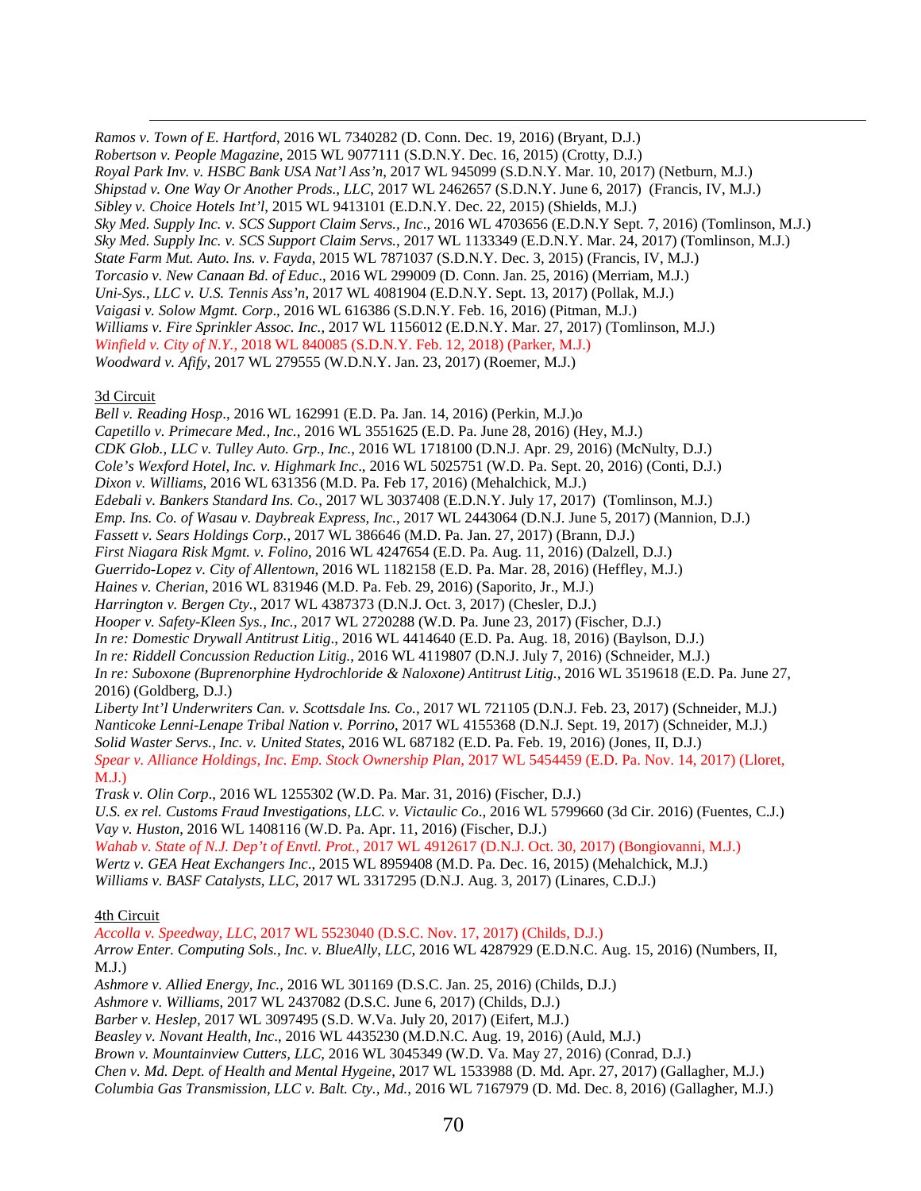*Ramos v. Town of E. Hartford*, 2016 WL 7340282 (D. Conn. Dec. 19, 2016) (Bryant, D.J.)
*Robertson v. People Magazine*, 2015 WL 9077111 (S.D.N.Y. Dec. 16, 2015) (Crotty, D.J.)
*Royal Park Inv. v. HSBC Bank USA Nat'l Ass'n*, 2017 WL 945099 (S.D.N.Y. Mar. 10, 2017) (Netburn, M.J.)
*Shipstad v. One Way Or Another Prods., LLC*, 2017 WL 2462657 (S.D.N.Y. June 6, 2017) (Francis, IV, M.J.)
*Sibley v. Choice Hotels Int'l*, 2015 WL 9413101 (E.D.N.Y. Dec. 22, 2015) (Shields, M.J.)
*Sky Med. Supply Inc. v. SCS Support Claim Servs., Inc*., 2016 WL 4703656 (E.D.N.Y Sept. 7, 2016) (Tomlinson, M.J.)
*Sky Med. Supply Inc. v. SCS Support Claim Servs.*, 2017 WL 1133349 (E.D.N.Y. Mar. 24, 2017) (Tomlinson, M.J.)
*State Farm Mut. Auto. Ins. v. Fayda*, 2015 WL 7871037 (S.D.N.Y. Dec. 3, 2015) (Francis, IV, M.J.)
*Torcasio v. New Canaan Bd. of Educ*., 2016 WL 299009 (D. Conn. Jan. 25, 2016) (Merriam, M.J.)
*Uni-Sys., LLC v. U.S. Tennis Ass'n*, 2017 WL 4081904 (E.D.N.Y. Sept. 13, 2017) (Pollak, M.J.)
*Vaigasi v. Solow Mgmt. Corp*., 2016 WL 616386 (S.D.N.Y. Feb. 16, 2016) (Pitman, M.J.)
*Williams v. Fire Sprinkler Assoc. Inc.*, 2017 WL 1156012 (E.D.N.Y. Mar. 27, 2017) (Tomlinson, M.J.)
*Winfield v. City of N.Y.*, 2018 WL 840085 (S.D.N.Y. Feb. 12, 2018) (Parker, M.J.)
*Woodward v. Afify*, 2017 WL 279555 (W.D.N.Y. Jan. 23, 2017) (Roemer, M.J.)

3d Circuit

*Bell v. Reading Hosp*., 2016 WL 162991 (E.D. Pa. Jan. 14, 2016) (Perkin, M.J.)o
*Capetillo v. Primecare Med., Inc.*, 2016 WL 3551625 (E.D. Pa. June 28, 2016) (Hey, M.J.)
*CDK Glob., LLC v. Tulley Auto. Grp., Inc.*, 2016 WL 1718100 (D.N.J. Apr. 29, 2016) (McNulty, D.J.)
*Cole's Wexford Hotel, Inc. v. Highmark Inc*., 2016 WL 5025751 (W.D. Pa. Sept. 20, 2016) (Conti, D.J.)
*Dixon v. Williams*, 2016 WL 631356 (M.D. Pa. Feb 17, 2016) (Mehalchick, M.J.)
*Edebali v. Bankers Standard Ins. Co.*, 2017 WL 3037408 (E.D.N.Y. July 17, 2017) (Tomlinson, M.J.)
*Emp. Ins. Co. of Wasau v. Daybreak Express, Inc.*, 2017 WL 2443064 (D.N.J. June 5, 2017) (Mannion, D.J.)
*Fassett v. Sears Holdings Corp.*, 2017 WL 386646 (M.D. Pa. Jan. 27, 2017) (Brann, D.J.)
*First Niagara Risk Mgmt. v. Folino*, 2016 WL 4247654 (E.D. Pa. Aug. 11, 2016) (Dalzell, D.J.)
*Guerrido-Lopez v. City of Allentown*, 2016 WL 1182158 (E.D. Pa. Mar. 28, 2016) (Heffley, M.J.)
*Haines v. Cherian*, 2016 WL 831946 (M.D. Pa. Feb. 29, 2016) (Saporito, Jr., M.J.)
*Harrington v. Bergen Cty.*, 2017 WL 4387373 (D.N.J. Oct. 3, 2017) (Chesler, D.J.)
*Hooper v. Safety-Kleen Sys., Inc.*, 2017 WL 2720288 (W.D. Pa. June 23, 2017) (Fischer, D.J.)
*In re: Domestic Drywall Antitrust Litig*., 2016 WL 4414640 (E.D. Pa. Aug. 18, 2016) (Baylson, D.J.)
*In re: Riddell Concussion Reduction Litig.*, 2016 WL 4119807 (D.N.J. July 7, 2016) (Schneider, M.J.)
*In re: Suboxone (Buprenorphine Hydrochloride & Naloxone) Antitrust Litig.*, 2016 WL 3519618 (E.D. Pa. June 27, 2016) (Goldberg, D.J.)
*Liberty Int'l Underwriters Can. v. Scottsdale Ins. Co.*, 2017 WL 721105 (D.N.J. Feb. 23, 2017) (Schneider, M.J.)
*Nanticoke Lenni-Lenape Tribal Nation v. Porrino*, 2017 WL 4155368 (D.N.J. Sept. 19, 2017) (Schneider, M.J.)
*Solid Waster Servs., Inc. v. United States*, 2016 WL 687182 (E.D. Pa. Feb. 19, 2016) (Jones, II, D.J.)
*Spear v. Alliance Holdings, Inc. Emp. Stock Ownership Plan*, 2017 WL 5454459 (E.D. Pa. Nov. 14, 2017) (Lloret, M.J.)
*Trask v. Olin Corp*., 2016 WL 1255302 (W.D. Pa. Mar. 31, 2016) (Fischer, D.J.)
*U.S. ex rel. Customs Fraud Investigations, LLC. v. Victaulic Co*., 2016 WL 5799660 (3d Cir. 2016) (Fuentes, C.J.)
*Vay v. Huston*, 2016 WL 1408116 (W.D. Pa. Apr. 11, 2016) (Fischer, D.J.)
*Wahab v. State of N.J. Dep't of Envtl. Prot.*, 2017 WL 4912617 (D.N.J. Oct. 30, 2017) (Bongiovanni, M.J.)
*Wertz v. GEA Heat Exchangers Inc*., 2015 WL 8959408 (M.D. Pa. Dec. 16, 2015) (Mehalchick, M.J.)
*Williams v. BASF Catalysts, LLC*, 2017 WL 3317295 (D.N.J. Aug. 3, 2017) (Linares, C.D.J.)

4th Circuit

*Accolla v. Speedway, LLC*, 2017 WL 5523040 (D.S.C. Nov. 17, 2017) (Childs, D.J.)
*Arrow Enter. Computing Sols., Inc. v. BlueAlly, LLC*, 2016 WL 4287929 (E.D.N.C. Aug. 15, 2016) (Numbers, II, M.J.)
*Ashmore v. Allied Energy, Inc.*, 2016 WL 301169 (D.S.C. Jan. 25, 2016) (Childs, D.J.)
*Ashmore v. Williams*, 2017 WL 2437082 (D.S.C. June 6, 2017) (Childs, D.J.)
*Barber v. Heslep*, 2017 WL 3097495 (S.D. W.Va. July 20, 2017) (Eifert, M.J.)
*Beasley v. Novant Health, Inc*., 2016 WL 4435230 (M.D.N.C. Aug. 19, 2016) (Auld, M.J.)
*Brown v. Mountainview Cutters, LLC*, 2016 WL 3045349 (W.D. Va. May 27, 2016) (Conrad, D.J.)
*Chen v. Md. Dept. of Health and Mental Hygeine*, 2017 WL 1533988 (D. Md. Apr. 27, 2017) (Gallagher, M.J.)
*Columbia Gas Transmission, LLC v. Balt. Cty., Md.*, 2016 WL 7167979 (D. Md. Dec. 8, 2016) (Gallagher, M.J.)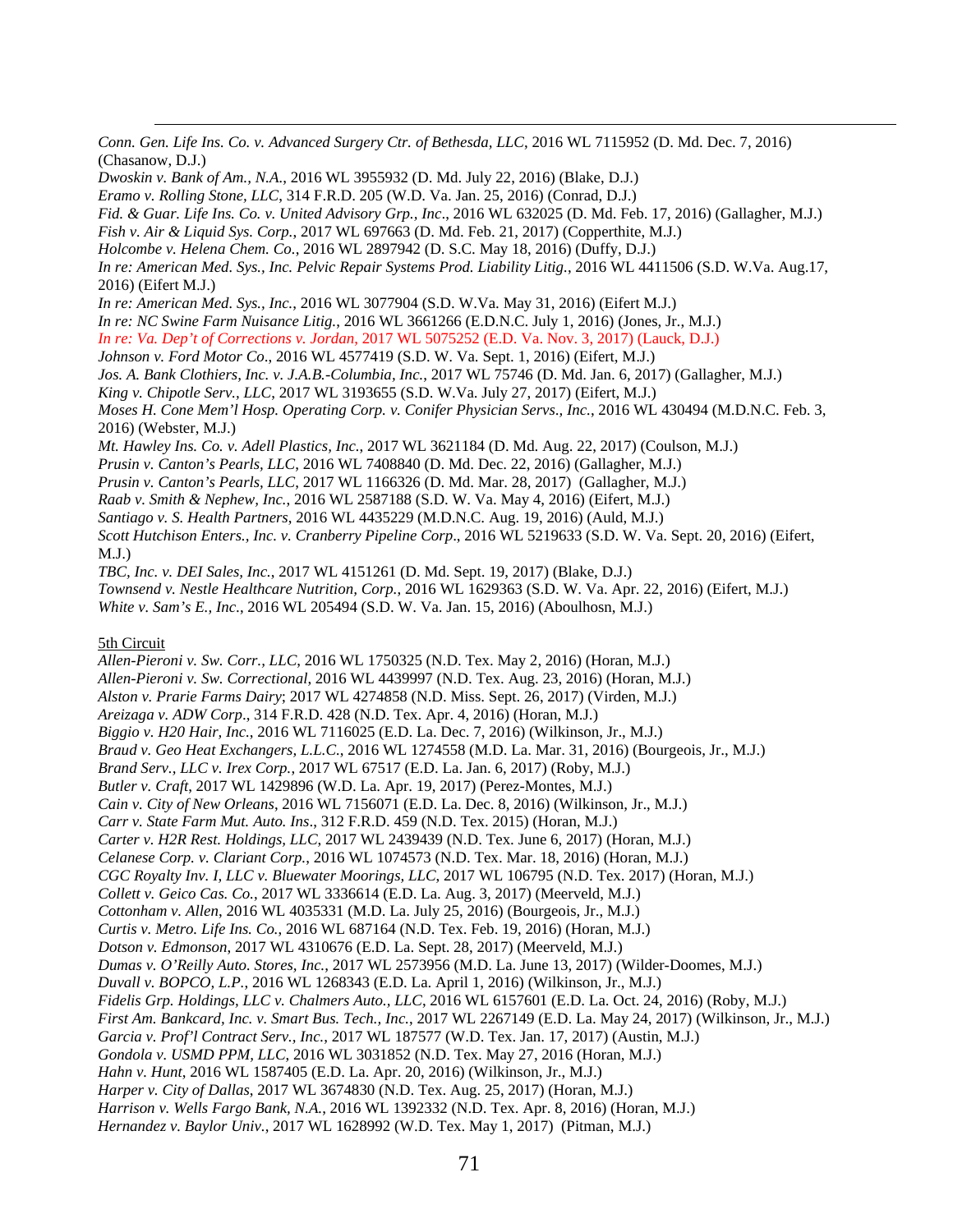*Conn. Gen. Life Ins. Co. v. Advanced Surgery Ctr. of Bethesda, LLC*, 2016 WL 7115952 (D. Md. Dec. 7, 2016) (Chasanow, D.J.)
*Dwoskin v. Bank of Am., N.A.*, 2016 WL 3955932 (D. Md. July 22, 2016) (Blake, D.J.)
*Eramo v. Rolling Stone, LLC*, 314 F.R.D. 205 (W.D. Va. Jan. 25, 2016) (Conrad, D.J.)
*Fid. & Guar. Life Ins. Co. v. United Advisory Grp., Inc*., 2016 WL 632025 (D. Md. Feb. 17, 2016) (Gallagher, M.J.)
*Fish v. Air & Liquid Sys. Corp.*, 2017 WL 697663 (D. Md. Feb. 21, 2017) (Copperthite, M.J.)
*Holcombe v. Helena Chem. Co.*, 2016 WL 2897942 (D. S.C. May 18, 2016) (Duffy, D.J.)
*In re: American Med. Sys., Inc. Pelvic Repair Systems Prod. Liability Litig.*, 2016 WL 4411506 (S.D. W.Va. Aug.17, 2016) (Eifert M.J.)
*In re: American Med. Sys., Inc.*, 2016 WL 3077904 (S.D. W.Va. May 31, 2016) (Eifert M.J.)
*In re: NC Swine Farm Nuisance Litig.*, 2016 WL 3661266 (E.D.N.C. July 1, 2016) (Jones, Jr., M.J.)
*In re: Va. Dep't of Corrections v. Jordan*, 2017 WL 5075252 (E.D. Va. Nov. 3, 2017) (Lauck, D.J.)
*Johnson v. Ford Motor Co*., 2016 WL 4577419 (S.D. W. Va. Sept. 1, 2016) (Eifert, M.J.)
*Jos. A. Bank Clothiers, Inc. v. J.A.B.-Columbia, Inc.*, 2017 WL 75746 (D. Md. Jan. 6, 2017) (Gallagher, M.J.)
*King v. Chipotle Serv., LLC*, 2017 WL 3193655 (S.D. W.Va. July 27, 2017) (Eifert, M.J.)
*Moses H. Cone Mem'l Hosp. Operating Corp. v. Conifer Physician Servs., Inc.*, 2016 WL 430494 (M.D.N.C. Feb. 3, 2016) (Webster, M.J.)
*Mt. Hawley Ins. Co. v. Adell Plastics, Inc.*, 2017 WL 3621184 (D. Md. Aug. 22, 2017) (Coulson, M.J.)
*Prusin v. Canton's Pearls, LLC*, 2016 WL 7408840 (D. Md. Dec. 22, 2016) (Gallagher, M.J.)
*Prusin v. Canton's Pearls, LLC*, 2017 WL 1166326 (D. Md. Mar. 28, 2017) (Gallagher, M.J.)
*Raab v. Smith & Nephew, Inc.*, 2016 WL 2587188 (S.D. W. Va. May 4, 2016) (Eifert, M.J.)
*Santiago v. S. Health Partners*, 2016 WL 4435229 (M.D.N.C. Aug. 19, 2016) (Auld, M.J.)
*Scott Hutchison Enters., Inc. v. Cranberry Pipeline Corp*., 2016 WL 5219633 (S.D. W. Va. Sept. 20, 2016) (Eifert, M.J.)
*TBC, Inc. v. DEI Sales, Inc.*, 2017 WL 4151261 (D. Md. Sept. 19, 2017) (Blake, D.J.)
*Townsend v. Nestle Healthcare Nutrition, Corp.*, 2016 WL 1629363 (S.D. W. Va. Apr. 22, 2016) (Eifert, M.J.)
*White v. Sam's E., Inc*., 2016 WL 205494 (S.D. W. Va. Jan. 15, 2016) (Aboulhosn, M.J.)

5th Circuit

*Allen-Pieroni v. Sw. Corr., LLC*, 2016 WL 1750325 (N.D. Tex. May 2, 2016) (Horan, M.J.)
*Allen-Pieroni v. Sw. Correctional*, 2016 WL 4439997 (N.D. Tex. Aug. 23, 2016) (Horan, M.J.)
*Alston v. Prarie Farms Dairy*; 2017 WL 4274858 (N.D. Miss. Sept. 26, 2017) (Virden, M.J.)
*Areizaga v. ADW Corp*., 314 F.R.D. 428 (N.D. Tex. Apr. 4, 2016) (Horan, M.J.)
*Biggio v. H20 Hair, Inc.*, 2016 WL 7116025 (E.D. La. Dec. 7, 2016) (Wilkinson, Jr., M.J.)
*Braud v. Geo Heat Exchangers, L.L.C*., 2016 WL 1274558 (M.D. La. Mar. 31, 2016) (Bourgeois, Jr., M.J.)
*Brand Serv., LLC v. Irex Corp.*, 2017 WL 67517 (E.D. La. Jan. 6, 2017) (Roby, M.J.)
*Butler v. Craft*, 2017 WL 1429896 (W.D. La. Apr. 19, 2017) (Perez-Montes, M.J.)
*Cain v. City of New Orleans*, 2016 WL 7156071 (E.D. La. Dec. 8, 2016) (Wilkinson, Jr., M.J.)
*Carr v. State Farm Mut. Auto. Ins*., 312 F.R.D. 459 (N.D. Tex. 2015) (Horan, M.J.)
*Carter v. H2R Rest. Holdings, LLC*, 2017 WL 2439439 (N.D. Tex. June 6, 2017) (Horan, M.J.)
*Celanese Corp. v. Clariant Corp.*, 2016 WL 1074573 (N.D. Tex. Mar. 18, 2016) (Horan, M.J.)
*CGC Royalty Inv. I, LLC v. Bluewater Moorings, LLC*, 2017 WL 106795 (N.D. Tex. 2017) (Horan, M.J.)
*Collett v. Geico Cas. Co.*, 2017 WL 3336614 (E.D. La. Aug. 3, 2017) (Meerveld, M.J.)
*Cottonham v. Allen*, 2016 WL 4035331 (M.D. La. July 25, 2016) (Bourgeois, Jr., M.J.)
*Curtis v. Metro. Life Ins. Co.*, 2016 WL 687164 (N.D. Tex. Feb. 19, 2016) (Horan, M.J.)
*Dotson v. Edmonson*, 2017 WL 4310676 (E.D. La. Sept. 28, 2017) (Meerveld, M.J.)
*Dumas v. O'Reilly Auto. Stores, Inc.*, 2017 WL 2573956 (M.D. La. June 13, 2017) (Wilder-Doomes, M.J.)
*Duvall v. BOPCO, L.P.*, 2016 WL 1268343 (E.D. La. April 1, 2016) (Wilkinson, Jr., M.J.)
*Fidelis Grp. Holdings, LLC v. Chalmers Auto., LLC*, 2016 WL 6157601 (E.D. La. Oct. 24, 2016) (Roby, M.J.)
*First Am. Bankcard, Inc. v. Smart Bus. Tech., Inc.*, 2017 WL 2267149 (E.D. La. May 24, 2017) (Wilkinson, Jr., M.J.)
*Garcia v. Prof'l Contract Serv., Inc.*, 2017 WL 187577 (W.D. Tex. Jan. 17, 2017) (Austin, M.J.)
*Gondola v. USMD PPM, LLC*, 2016 WL 3031852 (N.D. Tex. May 27, 2016 (Horan, M.J.)
*Hahn v. Hunt*, 2016 WL 1587405 (E.D. La. Apr. 20, 2016) (Wilkinson, Jr., M.J.)
*Harper v. City of Dallas*, 2017 WL 3674830 (N.D. Tex. Aug. 25, 2017) (Horan, M.J.)
*Harrison v. Wells Fargo Bank, N.A.*, 2016 WL 1392332 (N.D. Tex. Apr. 8, 2016) (Horan, M.J.)
*Hernandez v. Baylor Univ.*, 2017 WL 1628992 (W.D. Tex. May 1, 2017) (Pitman, M.J.)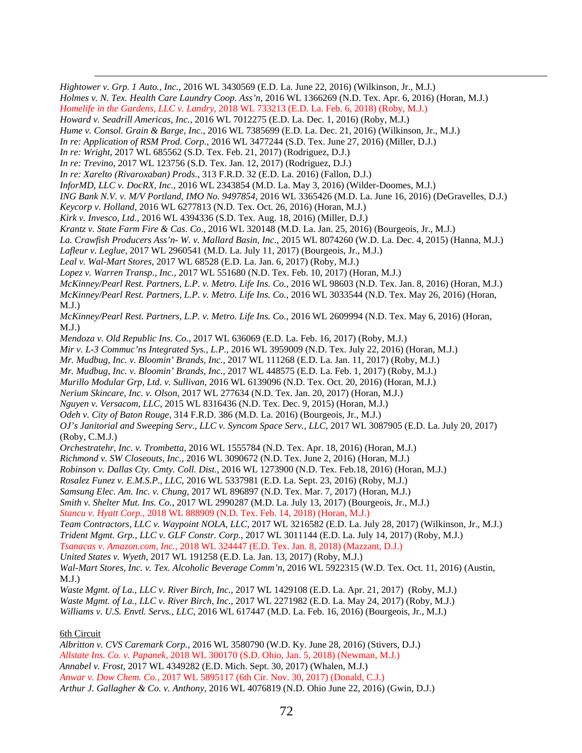*Hightower v. Grp. 1 Auto., Inc.*, 2016 WL 3430569 (E.D. La. June 22, 2016) (Wilkinson, Jr., M.J.)
*Holmes v. N. Tex. Health Care Laundry Coop. Ass'n*, 2016 WL 1366269 (N.D. Tex. Apr. 6, 2016) (Horan, M.J.)
*Homelife in the Gardens, LLC v. Landry*, 2018 WL 733213 (E.D. La. Feb. 6, 2018) (Roby, M.J.)
*Howard v. Seadrill Americas, Inc.*, 2016 WL 7012275 (E.D. La. Dec. 1, 2016) (Roby, M.J.)
*Hume v. Consol. Grain & Barge, Inc.*, 2016 WL 7385699 (E.D. La. Dec. 21, 2016) (Wilkinson, Jr., M.J.)
*In re: Application of RSM Prod. Corp.*, 2016 WL 3477244 (S.D. Tex. June 27, 2016) (Miller, D.J.)
*In re: Wright*, 2017 WL 685562 (S.D. Tex. Feb. 21, 2017) (Rodriguez, D.J.)
*In re: Trevino*, 2017 WL 123756 (S.D. Tex. Jan. 12, 2017) (Rodriguez, D.J.)
*In re: Xarelto (Rivaroxaban) Prods.*, 313 F.R.D. 32 (E.D. La. 2016) (Fallon, D.J.)
*InforMD, LLC v. DocRX, Inc.*, 2016 WL 2343854 (M.D. La. May 3, 2016) (Wilder-Doomes, M.J.)
*ING Bank N.V. v. M/V Portland, IMO No. 9497854*, 2016 WL 3365426 (M.D. La. June 16, 2016) (DeGravelles, D.J.)
*Keycorp v. Holland*, 2016 WL 6277813 (N.D. Tex. Oct. 26, 2016) (Horan, M.J.)
*Kirk v. Invesco, Ltd*., 2016 WL 4394336 (S.D. Tex. Aug. 18, 2016) (Miller, D.J.)
*Krantz v. State Farm Fire & Cas. Co*., 2016 WL 320148 (M.D. La. Jan. 25, 2016) (Bourgeois, Jr., M.J.)
*La. Crawfish Producers Ass'n- W. v. Mallard Basin, Inc*., 2015 WL 8074260 (W.D. La. Dec. 4, 2015) (Hanna, M.J.)
*Lafleur v. Leglue*, 2017 WL 2960541 (M.D. La. July 11, 2017) (Bourgeois, Jr., M.J.)
*Leal v. Wal-Mart Stores*, 2017 WL 68528 (E.D. La. Jan. 6, 2017) (Roby, M.J.)
*Lopez v. Warren Transp., Inc.*, 2017 WL 551680 (N.D. Tex. Feb. 10, 2017) (Horan, M.J.)
*McKinney/Pearl Rest. Partners, L.P. v. Metro. Life Ins. Co*., 2016 WL 98603 (N.D. Tex. Jan. 8, 2016) (Horan, M.J.)
*McKinney/Pearl Rest. Partners, L.P. v. Metro. Life Ins. Co.*, 2016 WL 3033544 (N.D. Tex. May 26, 2016) (Horan, M.J.)
*McKinney/Pearl Rest. Partners, L.P. v. Metro. Life Ins. Co.*, 2016 WL 2609994 (N.D. Tex. May 6, 2016) (Horan, M.J.)
*Mendoza v. Old Republic Ins. Co.*, 2017 WL 636069 (E.D. La. Feb. 16, 2017) (Roby, M.J.)
*Mir v. L-3 Commuc'ns Integrated Sys., L.P.*, 2016 WL 3959009 (N.D. Tex. July 22, 2016) (Horan, M.J.)
*Mr. Mudbug, Inc. v. Bloomin' Brands, Inc.*, 2017 WL 111268 (E.D. La. Jan. 11, 2017) (Roby, M.J.)
*Mr. Mudbug, Inc. v. Bloomin' Brands, Inc.*, 2017 WL 448575 (E.D. La. Feb. 1, 2017) (Roby, M.J.)
*Murillo Modular Grp, Ltd. v. Sullivan*, 2016 WL 6139096 (N.D. Tex. Oct. 20, 2016) (Horan, M.J.)
*Nerium Skincare, Inc. v. Olson*, 2017 WL 277634 (N.D. Tex. Jan. 20, 2017) (Horan, M.J.)
*Nguyen v. Versacom, LLC*, 2015 WL 8316436 (N.D. Tex. Dec. 9, 2015) (Horan, M.J.)
*Odeh v. City of Baton Rouge*, 314 F.R.D. 386 (M.D. La. 2016) (Bourgeois, Jr., M.J.)
*OJ's Janitorial and Sweeping Serv., LLC v. Syncom Space Serv., LLC*, 2017 WL 3087905 (E.D. La. July 20, 2017) (Roby, C.M.J.)
*Orchestratehr, Inc. v. Trombetta*, 2016 WL 1555784 (N.D. Tex. Apr. 18, 2016) (Horan, M.J.)
*Richmond v. SW Closeouts, Inc.*, 2016 WL 3090672 (N.D. Tex. June 2, 2016) (Horan, M.J.)
*Robinson v. Dallas Cty. Cmty. Coll. Dist.*, 2016 WL 1273900 (N.D. Tex. Feb.18, 2016) (Horan, M.J.)
*Rosalez Funez v. E.M.S.P., LLC*, 2016 WL 5337981 (E.D. La. Sept. 23, 2016) (Roby, M.J.)
*Samsung Elec. Am. Inc. v. Chung*, 2017 WL 896897 (N.D. Tex. Mar. 7, 2017) (Horan, M.J.)
*Smith v. Shelter Mut. Ins. Co.*, 2017 WL 2990287 (M.D. La. July 13, 2017) (Bourgeois, Jr., M.J.)
*Stancu v. Hyatt Corp.*, 2018 WL 888909 (N.D. Tex. Feb. 14, 2018) (Horan, M.J.)
*Team Contractors, LLC v. Waypoint NOLA, LLC*, 2017 WL 3216582 (E.D. La. July 28, 2017) (Wilkinson, Jr., M.J.)
*Trident Mgmt. Grp., LLC v. GLF Constr. Corp.*, 2017 WL 3011144 (E.D. La. July 14, 2017) (Roby, M.J.)
*Tsanacas v. Amazon.com, Inc.*, 2018 WL 324447 (E.D. Tex. Jan. 8, 2018) (Mazzant, D.J.)
*United States v. Wyeth*, 2017 WL 191258 (E.D. La. Jan. 13, 2017) (Roby, M.J.)
*Wal-Mart Stores, Inc. v. Tex. Alcoholic Beverage Comm'n*, 2016 WL 5922315 (W.D. Tex. Oct. 11, 2016) (Austin, M.J.)
*Waste Mgmt. of La., LLC v. River Birch, Inc.*, 2017 WL 1429108 (E.D. La. Apr. 21, 2017) (Roby, M.J.)
*Waste Mgmt. of La., LLC v. River Birch, Inc.*, 2017 WL 2271982 (E.D. La. May 24, 2017) (Roby, M.J.)
*Williams v. U.S. Envtl. Servs., LLC*, 2016 WL 617447 (M.D. La. Feb. 16, 2016) (Bourgeois, Jr., M.J.)

6th Circuit

*Albritton v. CVS Caremark Corp.*, 2016 WL 3580790 (W.D. Ky. June 28, 2016) (Stivers, D.J.)
*Allstate Ins. Co. v. Papanek*, 2018 WL 300170 (S.D. Ohio, Jan. 5, 2018) (Newman, M.J.)
*Annabel v. Frost*, 2017 WL 4349282 (E.D. Mich. Sept. 30, 2017) (Whalen, M.J.)
*Anwar v. Dow Chem. Co.*, 2017 WL 5895117 (6th Cir. Nov. 30, 2017) (Donald, C.J.)
*Arthur J. Gallagher & Co. v. Anthony*, 2016 WL 4076819 (N.D. Ohio June 22, 2016) (Gwin, D.J.)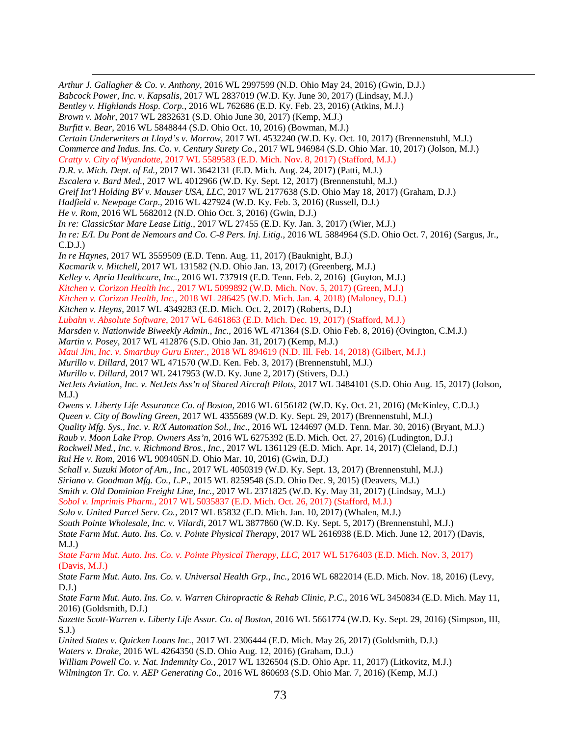*Arthur J. Gallagher & Co. v. Anthony*, 2016 WL 2997599 (N.D. Ohio May 24, 2016) (Gwin, D.J.)
*Babcock Power, Inc. v. Kapsalis*, 2017 WL 2837019 (W.D. Ky. June 30, 2017) (Lindsay, M.J.)
*Bentley v. Highlands Hosp. Corp.*, 2016 WL 762686 (E.D. Ky. Feb. 23, 2016) (Atkins, M.J.)
*Brown v. Mohr*, 2017 WL 2832631 (S.D. Ohio June 30, 2017) (Kemp, M.J.)
*Burfitt v. Bear*, 2016 WL 5848844 (S.D. Ohio Oct. 10, 2016) (Bowman, M.J.)
*Certain Underwriters at Lloyd's v. Morrow*, 2017 WL 4532240 (W.D. Ky. Oct. 10, 2017) (Brennenstuhl, M.J.)
*Commerce and Indus. Ins. Co. v. Century Surety Co.*, 2017 WL 946984 (S.D. Ohio Mar. 10, 2017) (Jolson, M.J.)
*Cratty v. City of Wyandotte*, 2017 WL 5589583 (E.D. Mich. Nov. 8, 2017) (Stafford, M.J.)
*D.R. v. Mich. Dept. of Ed.*, 2017 WL 3642131 (E.D. Mich. Aug. 24, 2017) (Patti, M.J.)
*Escalera v. Bard Med.*, 2017 WL 4012966 (W.D. Ky. Sept. 12, 2017) (Brennenstuhl, M.J.)
*Greif Int'l Holding BV v. Mauser USA, LLC*, 2017 WL 2177638 (S.D. Ohio May 18, 2017) (Graham, D.J.)
*Hadfield v. Newpage Corp.*, 2016 WL 427924 (W.D. Ky. Feb. 3, 2016) (Russell, D.J.)
*He v. Rom*, 2016 WL 5682012 (N.D. Ohio Oct. 3, 2016) (Gwin, D.J.)
*In re: ClassicStar Mare Lease Litig.*, 2017 WL 27455 (E.D. Ky. Jan. 3, 2017) (Wier, M.J.)
*In re: E/I. Du Pont de Nemours and Co. C-8 Pers. Inj. Litig.*, 2016 WL 5884964 (S.D. Ohio Oct. 7, 2016) (Sargus, Jr., C.D.J.)
*In re Haynes*, 2017 WL 3559509 (E.D. Tenn. Aug. 11, 2017) (Bauknight, B.J.)
*Kacmarik v. Mitchell*, 2017 WL 131582 (N.D. Ohio Jan. 13, 2017) (Greenberg, M.J.)
*Kelley v. Apria Healthcare, Inc.*, 2016 WL 737919 (E.D. Tenn. Feb. 2, 2016) (Guyton, M.J.)
*Kitchen v. Corizon Health Inc.*, 2017 WL 5099892 (W.D. Mich. Nov. 5, 2017) (Green, M.J.)
*Kitchen v. Corizon Health, Inc.*, 2018 WL 286425 (W.D. Mich. Jan. 4, 2018) (Maloney, D.J.)
*Kitchen v. Heyns*, 2017 WL 4349283 (E.D. Mich. Oct. 2, 2017) (Roberts, D.J.)
*Lubahn v. Absolute Software*, 2017 WL 6461863 (E.D. Mich. Dec. 19, 2017) (Stafford, M.J.)
*Marsden v. Nationwide Biweekly Admin., Inc.*, 2016 WL 471364 (S.D. Ohio Feb. 8, 2016) (Ovington, C.M.J.)
*Martin v. Posey*, 2017 WL 412876 (S.D. Ohio Jan. 31, 2017) (Kemp, M.J.)
*Maui Jim, Inc. v. Smartbuy Guru Enter.*, 2018 WL 894619 (N.D. Ill. Feb. 14, 2018) (Gilbert, M.J.)
*Murillo v. Dillard*, 2017 WL 471570 (W.D. Ken. Feb. 3, 2017) (Brennenstuhl, M.J.)
*Murillo v. Dillard*, 2017 WL 2417953 (W.D. Ky. June 2, 2017) (Stivers, D.J.)
*NetJets Aviation, Inc. v. NetJets Ass'n of Shared Aircraft Pilots*, 2017 WL 3484101 (S.D. Ohio Aug. 15, 2017) (Jolson, M.J.)
*Owens v. Liberty Life Assurance Co. of Boston*, 2016 WL 6156182 (W.D. Ky. Oct. 21, 2016) (McKinley, C.D.J.)
*Queen v. City of Bowling Green*, 2017 WL 4355689 (W.D. Ky. Sept. 29, 2017) (Brennenstuhl, M.J.)
*Quality Mfg. Sys., Inc. v. R/X Automation Sol., Inc.*, 2016 WL 1244697 (M.D. Tenn. Mar. 30, 2016) (Bryant, M.J.)
*Raub v. Moon Lake Prop. Owners Ass'n*, 2016 WL 6275392 (E.D. Mich. Oct. 27, 2016) (Ludington, D.J.)
*Rockwell Med., Inc. v. Richmond Bros., Inc.*, 2017 WL 1361129 (E.D. Mich. Apr. 14, 2017) (Cleland, D.J.)
*Rui He v. Rom*, 2016 WL 909405N.D. Ohio Mar. 10, 2016) (Gwin, D.J.)
*Schall v. Suzuki Motor of Am., Inc.*, 2017 WL 4050319 (W.D. Ky. Sept. 13, 2017) (Brennenstuhl, M.J.)
*Siriano v. Goodman Mfg. Co., L.P.*, 2015 WL 8259548 (S.D. Ohio Dec. 9, 2015) (Deavers, M.J.)
*Smith v. Old Dominion Freight Line, Inc.*, 2017 WL 2371825 (W.D. Ky. May 31, 2017) (Lindsay, M.J.)
*Sobol v. Imprimis Pharm.*, 2017 WL 5035837 (E.D. Mich. Oct. 26, 2017) (Stafford, M.J.)
*Solo v. United Parcel Serv. Co.*, 2017 WL 85832 (E.D. Mich. Jan. 10, 2017) (Whalen, M.J.)
*South Pointe Wholesale, Inc. v. Vilardi*, 2017 WL 3877860 (W.D. Ky. Sept. 5, 2017) (Brennenstuhl, M.J.)
*State Farm Mut. Auto. Ins. Co. v. Pointe Physical Therapy*, 2017 WL 2616938 (E.D. Mich. June 12, 2017) (Davis, M.J.)
*State Farm Mut. Auto. Ins. Co. v. Pointe Physical Therapy, LLC*, 2017 WL 5176403 (E.D. Mich. Nov. 3, 2017) (Davis, M.J.)
*State Farm Mut. Auto. Ins. Co. v. Universal Health Grp., Inc.*, 2016 WL 6822014 (E.D. Mich. Nov. 18, 2016) (Levy, D.J.)
*State Farm Mut. Auto. Ins. Co. v. Warren Chiropractic & Rehab Clinic, P.C.*, 2016 WL 3450834 (E.D. Mich. May 11, 2016) (Goldsmith, D.J.)
*Suzette Scott-Warren v. Liberty Life Assur. Co. of Boston*, 2016 WL 5661774 (W.D. Ky. Sept. 29, 2016) (Simpson, III, S.J.)
*United States v. Quicken Loans Inc.*, 2017 WL 2306444 (E.D. Mich. May 26, 2017) (Goldsmith, D.J.)
*Waters v. Drake*, 2016 WL 4264350 (S.D. Ohio Aug. 12, 2016) (Graham, D.J.)
*William Powell Co. v. Nat. Indemnity Co.*, 2017 WL 1326504 (S.D. Ohio Apr. 11, 2017) (Litkovitz, M.J.)
*Wilmington Tr. Co. v. AEP Generating Co.*, 2016 WL 860693 (S.D. Ohio Mar. 7, 2016) (Kemp, M.J.)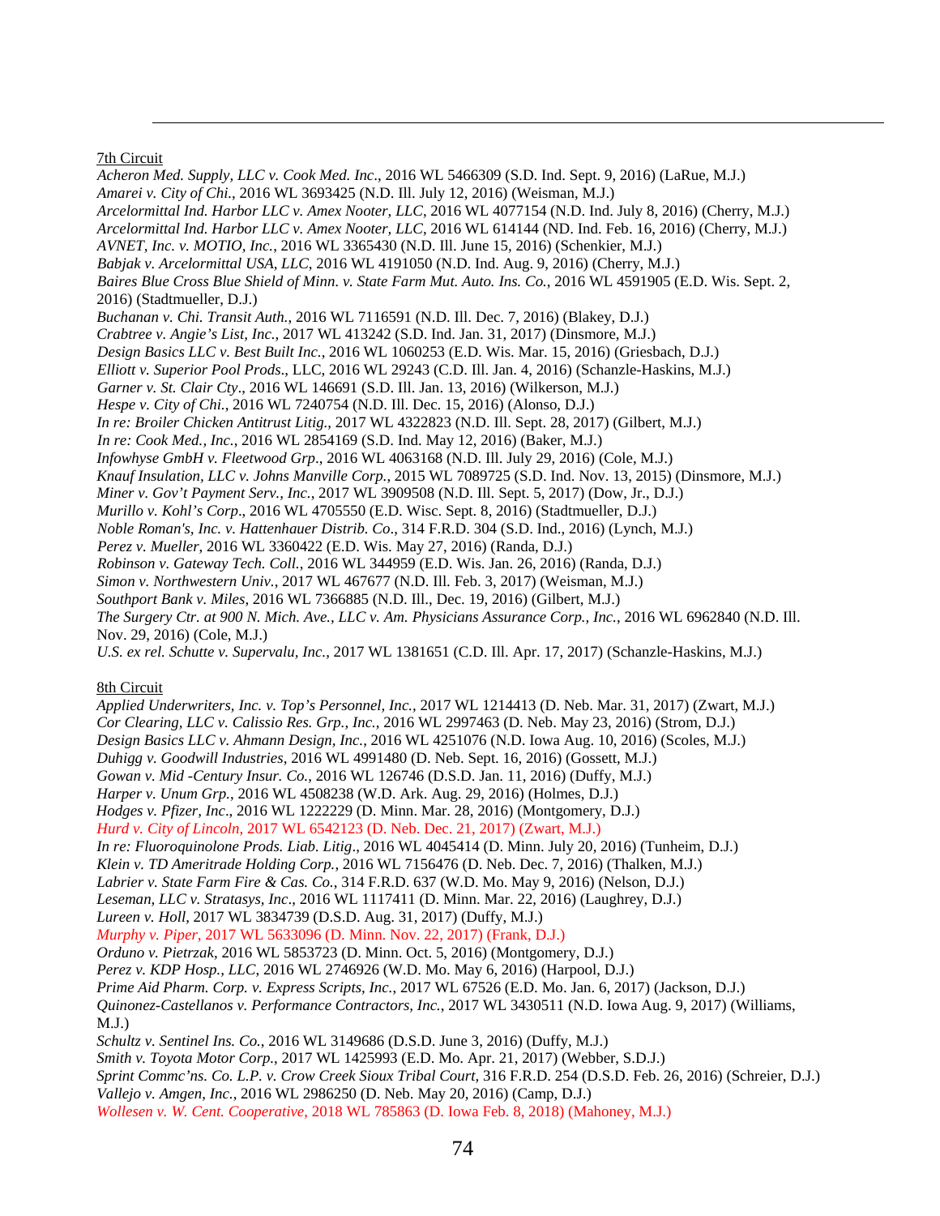7th Circuit

*Acheron Med. Supply, LLC v. Cook Med. Inc*., 2016 WL 5466309 (S.D. Ind. Sept. 9, 2016) (LaRue, M.J.)
*Amarei v. City of Chi.*, 2016 WL 3693425 (N.D. Ill. July 12, 2016) (Weisman, M.J.)
*Arcelormittal Ind. Harbor LLC v. Amex Nooter, LLC*, 2016 WL 4077154 (N.D. Ind. July 8, 2016) (Cherry, M.J.)
*Arcelormittal Ind. Harbor LLC v. Amex Nooter, LLC*, 2016 WL 614144 (ND. Ind. Feb. 16, 2016) (Cherry, M.J.)
*AVNET, Inc. v. MOTIO, Inc.*, 2016 WL 3365430 (N.D. Ill. June 15, 2016) (Schenkier, M.J.)
*Babjak v. Arcelormittal USA, LLC*, 2016 WL 4191050 (N.D. Ind. Aug. 9, 2016) (Cherry, M.J.)
*Baires Blue Cross Blue Shield of Minn. v. State Farm Mut. Auto. Ins. Co.*, 2016 WL 4591905 (E.D. Wis. Sept. 2, 2016) (Stadtmueller, D.J.)
*Buchanan v. Chi. Transit Auth.*, 2016 WL 7116591 (N.D. Ill. Dec. 7, 2016) (Blakey, D.J.)
*Crabtree v. Angie's List, Inc*., 2017 WL 413242 (S.D. Ind. Jan. 31, 2017) (Dinsmore, M.J.)
*Design Basics LLC v. Best Built Inc.*, 2016 WL 1060253 (E.D. Wis. Mar. 15, 2016) (Griesbach, D.J.)
*Elliott v. Superior Pool Prods*., LLC, 2016 WL 29243 (C.D. Ill. Jan. 4, 2016) (Schanzle-Haskins, M.J.)
*Garner v. St. Clair Cty*., 2016 WL 146691 (S.D. Ill. Jan. 13, 2016) (Wilkerson, M.J.)
*Hespe v. City of Chi.*, 2016 WL 7240754 (N.D. Ill. Dec. 15, 2016) (Alonso, D.J.)
*In re: Broiler Chicken Antitrust Litig.*, 2017 WL 4322823 (N.D. Ill. Sept. 28, 2017) (Gilbert, M.J.)
*In re: Cook Med., Inc.*, 2016 WL 2854169 (S.D. Ind. May 12, 2016) (Baker, M.J.)
*Infowhyse GmbH v. Fleetwood Grp*., 2016 WL 4063168 (N.D. Ill. July 29, 2016) (Cole, M.J.)
*Knauf Insulation, LLC v. Johns Manville Corp.*, 2015 WL 7089725 (S.D. Ind. Nov. 13, 2015) (Dinsmore, M.J.)
*Miner v. Gov't Payment Serv., Inc.*, 2017 WL 3909508 (N.D. Ill. Sept. 5, 2017) (Dow, Jr., D.J.)
*Murillo v. Kohl's Corp*., 2016 WL 4705550 (E.D. Wisc. Sept. 8, 2016) (Stadtmueller, D.J.)
*Noble Roman's, Inc. v. Hattenhauer Distrib. Co*., 314 F.R.D. 304 (S.D. Ind., 2016) (Lynch, M.J.)
*Perez v. Mueller*, 2016 WL 3360422 (E.D. Wis. May 27, 2016) (Randa, D.J.)
*Robinson v. Gateway Tech. Coll.*, 2016 WL 344959 (E.D. Wis. Jan. 26, 2016) (Randa, D.J.)
*Simon v. Northwestern Univ.*, 2017 WL 467677 (N.D. Ill. Feb. 3, 2017) (Weisman, M.J.)
*Southport Bank v. Miles*, 2016 WL 7366885 (N.D. Ill., Dec. 19, 2016) (Gilbert, M.J.)
*The Surgery Ctr. at 900 N. Mich. Ave., LLC v. Am. Physicians Assurance Corp., Inc.*, 2016 WL 6962840 (N.D. Ill. Nov. 29, 2016) (Cole, M.J.)
*U.S. ex rel. Schutte v. Supervalu, Inc.*, 2017 WL 1381651 (C.D. Ill. Apr. 17, 2017) (Schanzle-Haskins, M.J.)

8th Circuit

*Applied Underwriters, Inc. v. Top's Personnel, Inc.*, 2017 WL 1214413 (D. Neb. Mar. 31, 2017) (Zwart, M.J.)
*Cor Clearing, LLC v. Calissio Res. Grp., Inc.*, 2016 WL 2997463 (D. Neb. May 23, 2016) (Strom, D.J.)
*Design Basics LLC v. Ahmann Design, Inc.*, 2016 WL 4251076 (N.D. Iowa Aug. 10, 2016) (Scoles, M.J.)
*Duhigg v. Goodwill Industries*, 2016 WL 4991480 (D. Neb. Sept. 16, 2016) (Gossett, M.J.)
*Gowan v. Mid -Century Insur. Co.*, 2016 WL 126746 (D.S.D. Jan. 11, 2016) (Duffy, M.J.)
*Harper v. Unum Grp.*, 2016 WL 4508238 (W.D. Ark. Aug. 29, 2016) (Holmes, D.J.)
*Hodges v. Pfizer, Inc*., 2016 WL 1222229 (D. Minn. Mar. 28, 2016) (Montgomery, D.J.)
*Hurd v. City of Lincoln*, 2017 WL 6542123 (D. Neb. Dec. 21, 2017) (Zwart, M.J.)
*In re: Fluoroquinolone Prods. Liab. Litig*., 2016 WL 4045414 (D. Minn. July 20, 2016) (Tunheim, D.J.)
*Klein v. TD Ameritrade Holding Corp.*, 2016 WL 7156476 (D. Neb. Dec. 7, 2016) (Thalken, M.J.)
*Labrier v. State Farm Fire & Cas. Co.*, 314 F.R.D. 637 (W.D. Mo. May 9, 2016) (Nelson, D.J.)
*Leseman, LLC v. Stratasys, Inc*., 2016 WL 1117411 (D. Minn. Mar. 22, 2016) (Laughrey, D.J.)
*Lureen v. Holl*, 2017 WL 3834739 (D.S.D. Aug. 31, 2017) (Duffy, M.J.)
*Murphy v. Piper*, 2017 WL 5633096 (D. Minn. Nov. 22, 2017) (Frank, D.J.)
*Orduno v. Pietrzak*, 2016 WL 5853723 (D. Minn. Oct. 5, 2016) (Montgomery, D.J.)
*Perez v. KDP Hosp., LLC*, 2016 WL 2746926 (W.D. Mo. May 6, 2016) (Harpool, D.J.)
*Prime Aid Pharm. Corp. v. Express Scripts, Inc.*, 2017 WL 67526 (E.D. Mo. Jan. 6, 2017) (Jackson, D.J.)
*Quinonez-Castellanos v. Performance Contractors, Inc.*, 2017 WL 3430511 (N.D. Iowa Aug. 9, 2017) (Williams, M.J.)
*Schultz v. Sentinel Ins. Co.*, 2016 WL 3149686 (D.S.D. June 3, 2016) (Duffy, M.J.)
*Smith v. Toyota Motor Corp.*, 2017 WL 1425993 (E.D. Mo. Apr. 21, 2017) (Webber, S.D.J.)
*Sprint Commc'ns. Co. L.P. v. Crow Creek Sioux Tribal Court*, 316 F.R.D. 254 (D.S.D. Feb. 26, 2016) (Schreier, D.J.)
*Vallejo v. Amgen, Inc.*, 2016 WL 2986250 (D. Neb. May 20, 2016) (Camp, D.J.)
*Wollesen v. W. Cent. Cooperative*, 2018 WL 785863 (D. Iowa Feb. 8, 2018) (Mahoney, M.J.)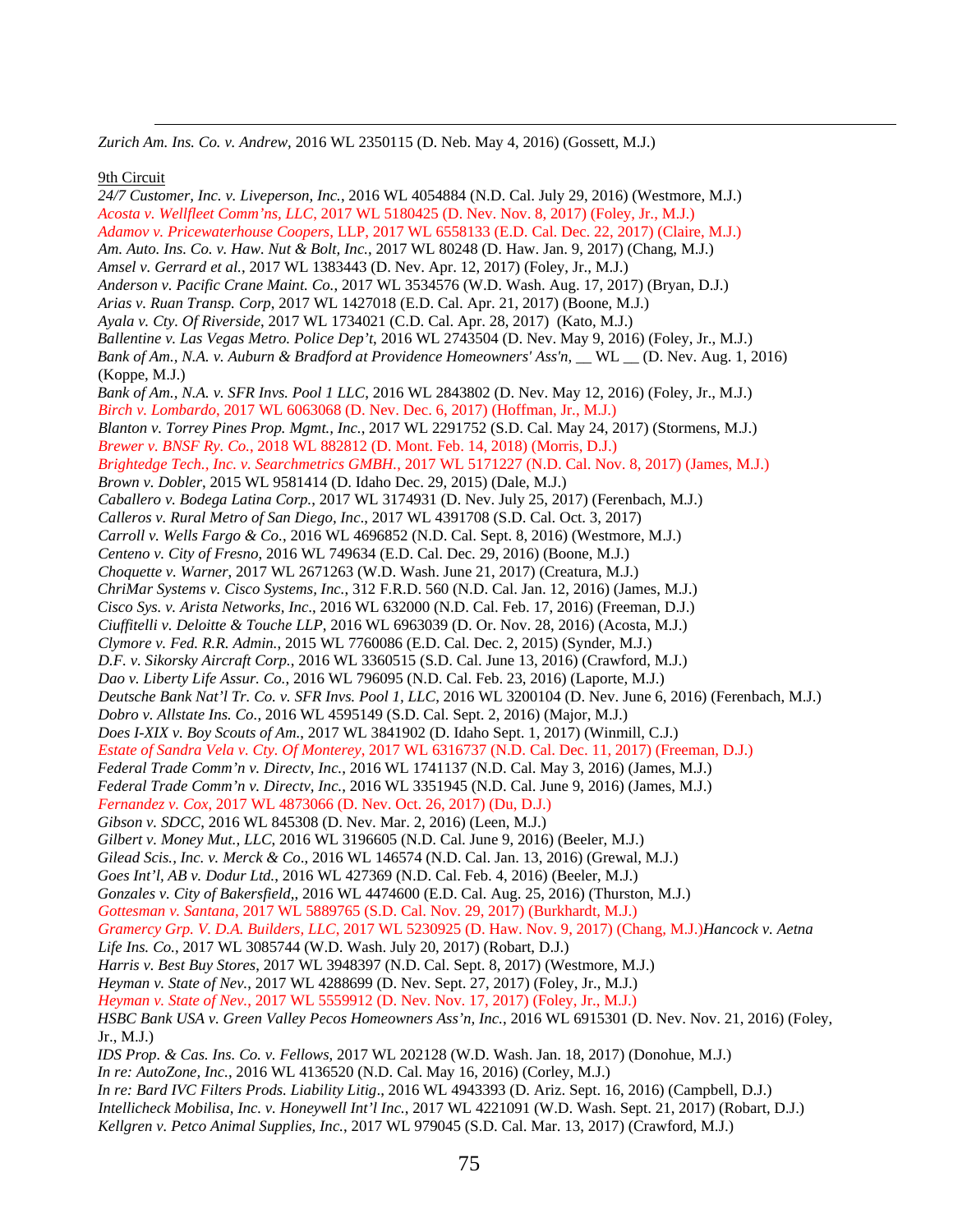*Zurich Am. Ins. Co. v. Andrew*, 2016 WL 2350115 (D. Neb. May 4, 2016) (Gossett, M.J.)

9th Circuit

*24/7 Customer, Inc. v. Liveperson, Inc.*, 2016 WL 4054884 (N.D. Cal. July 29, 2016) (Westmore, M.J.)
*Acosta v. Wellfleet Comm'ns, LLC*, 2017 WL 5180425 (D. Nev. Nov. 8, 2017) (Foley, Jr., M.J.)
*Adamov v. Pricewaterhouse Coopers*, LLP, 2017 WL 6558133 (E.D. Cal. Dec. 22, 2017) (Claire, M.J.)
*Am. Auto. Ins. Co. v. Haw. Nut & Bolt, Inc.*, 2017 WL 80248 (D. Haw. Jan. 9, 2017) (Chang, M.J.)
*Amsel v. Gerrard et al.*, 2017 WL 1383443 (D. Nev. Apr. 12, 2017) (Foley, Jr., M.J.)
*Anderson v. Pacific Crane Maint. Co.*, 2017 WL 3534576 (W.D. Wash. Aug. 17, 2017) (Bryan, D.J.)
*Arias v. Ruan Transp. Corp*, 2017 WL 1427018 (E.D. Cal. Apr. 21, 2017) (Boone, M.J.)
*Ayala v. Cty. Of Riverside*, 2017 WL 1734021 (C.D. Cal. Apr. 28, 2017) (Kato, M.J.)
*Ballentine v. Las Vegas Metro. Police Dep't*, 2016 WL 2743504 (D. Nev. May 9, 2016) (Foley, Jr., M.J.)
*Bank of Am., N.A. v. Auburn & Bradford at Providence Homeowners' Ass'n*, __ WL __ (D. Nev. Aug. 1, 2016) (Koppe, M.J.)
*Bank of Am., N.A. v. SFR Invs. Pool 1 LLC*, 2016 WL 2843802 (D. Nev. May 12, 2016) (Foley, Jr., M.J.)
*Birch v. Lombardo*, 2017 WL 6063068 (D. Nev. Dec. 6, 2017) (Hoffman, Jr., M.J.)
*Blanton v. Torrey Pines Prop. Mgmt., Inc.*, 2017 WL 2291752 (S.D. Cal. May 24, 2017) (Stormens, M.J.)
*Brewer v. BNSF Ry. Co.*, 2018 WL 882812 (D. Mont. Feb. 14, 2018) (Morris, D.J.)
*Brightedge Tech., Inc. v. Searchmetrics GMBH.*, 2017 WL 5171227 (N.D. Cal. Nov. 8, 2017) (James, M.J.)
*Brown v. Dobler*, 2015 WL 9581414 (D. Idaho Dec. 29, 2015) (Dale, M.J.)
*Caballero v. Bodega Latina Corp.*, 2017 WL 3174931 (D. Nev. July 25, 2017) (Ferenbach, M.J.)
*Calleros v. Rural Metro of San Diego, Inc*., 2017 WL 4391708 (S.D. Cal. Oct. 3, 2017)
*Carroll v. Wells Fargo & Co.*, 2016 WL 4696852 (N.D. Cal. Sept. 8, 2016) (Westmore, M.J.)
*Centeno v. City of Fresno*, 2016 WL 749634 (E.D. Cal. Dec. 29, 2016) (Boone, M.J.)
*Choquette v. Warner*, 2017 WL 2671263 (W.D. Wash. June 21, 2017) (Creatura, M.J.)
*ChriMar Systems v. Cisco Systems, Inc.*, 312 F.R.D. 560 (N.D. Cal. Jan. 12, 2016) (James, M.J.)
*Cisco Sys. v. Arista Networks, Inc*., 2016 WL 632000 (N.D. Cal. Feb. 17, 2016) (Freeman, D.J.)
*Ciuffitelli v. Deloitte & Touche LLP*, 2016 WL 6963039 (D. Or. Nov. 28, 2016) (Acosta, M.J.)
*Clymore v. Fed. R.R. Admin.*, 2015 WL 7760086 (E.D. Cal. Dec. 2, 2015) (Synder, M.J.)
*D.F. v. Sikorsky Aircraft Corp.*, 2016 WL 3360515 (S.D. Cal. June 13, 2016) (Crawford, M.J.)
*Dao v. Liberty Life Assur. Co.*, 2016 WL 796095 (N.D. Cal. Feb. 23, 2016) (Laporte, M.J.)
*Deutsche Bank Nat'l Tr. Co. v. SFR Invs. Pool 1, LLC*, 2016 WL 3200104 (D. Nev. June 6, 2016) (Ferenbach, M.J.)
*Dobro v. Allstate Ins. Co.*, 2016 WL 4595149 (S.D. Cal. Sept. 2, 2016) (Major, M.J.)
*Does I-XIX v. Boy Scouts of Am.*, 2017 WL 3841902 (D. Idaho Sept. 1, 2017) (Winmill, C.J.)
*Estate of Sandra Vela v. Cty. Of Monterey*, 2017 WL 6316737 (N.D. Cal. Dec. 11, 2017) (Freeman, D.J.)
*Federal Trade Comm'n v. Directv, Inc.*, 2016 WL 1741137 (N.D. Cal. May 3, 2016) (James, M.J.)
*Federal Trade Comm'n v. Directv, Inc.*, 2016 WL 3351945 (N.D. Cal. June 9, 2016) (James, M.J.)
*Fernandez v. Cox*, 2017 WL 4873066 (D. Nev. Oct. 26, 2017) (Du, D.J.)
*Gibson v. SDCC*, 2016 WL 845308 (D. Nev. Mar. 2, 2016) (Leen, M.J.)
*Gilbert v. Money Mut., LLC*, 2016 WL 3196605 (N.D. Cal. June 9, 2016) (Beeler, M.J.)
*Gilead Scis., Inc. v. Merck & Co*., 2016 WL 146574 (N.D. Cal. Jan. 13, 2016) (Grewal, M.J.)
*Goes Int'l, AB v. Dodur Ltd.*, 2016 WL 427369 (N.D. Cal. Feb. 4, 2016) (Beeler, M.J.)
*Gonzales v. City of Bakersfield,*, 2016 WL 4474600 (E.D. Cal. Aug. 25, 2016) (Thurston, M.J.)
*Gottesman v. Santana*, 2017 WL 5889765 (S.D. Cal. Nov. 29, 2017) (Burkhardt, M.J.)
*Gramercy Grp. V. D.A. Builders, LLC*, 2017 WL 5230925 (D. Haw. Nov. 9, 2017) (Chang, M.J.)*Hancock v. Aetna Life Ins. Co.*, 2017 WL 3085744 (W.D. Wash. July 20, 2017) (Robart, D.J.)
*Harris v. Best Buy Stores*, 2017 WL 3948397 (N.D. Cal. Sept. 8, 2017) (Westmore, M.J.)
*Heyman v. State of Nev.*, 2017 WL 4288699 (D. Nev. Sept. 27, 2017) (Foley, Jr., M.J.)
*Heyman v. State of Nev.*, 2017 WL 5559912 (D. Nev. Nov. 17, 2017) (Foley, Jr., M.J.)
*HSBC Bank USA v. Green Valley Pecos Homeowners Ass'n, Inc.*, 2016 WL 6915301 (D. Nev. Nov. 21, 2016) (Foley, Jr., M.J.)
*IDS Prop. & Cas. Ins. Co. v. Fellows*, 2017 WL 202128 (W.D. Wash. Jan. 18, 2017) (Donohue, M.J.)
*In re: AutoZone, Inc.*, 2016 WL 4136520 (N.D. Cal. May 16, 2016) (Corley, M.J.)
*In re: Bard IVC Filters Prods. Liability Litig*., 2016 WL 4943393 (D. Ariz. Sept. 16, 2016) (Campbell, D.J.)
*Intellicheck Mobilisa, Inc. v. Honeywell Int'l Inc.*, 2017 WL 4221091 (W.D. Wash. Sept. 21, 2017) (Robart, D.J.)
*Kellgren v. Petco Animal Supplies, Inc.*, 2017 WL 979045 (S.D. Cal. Mar. 13, 2017) (Crawford, M.J.)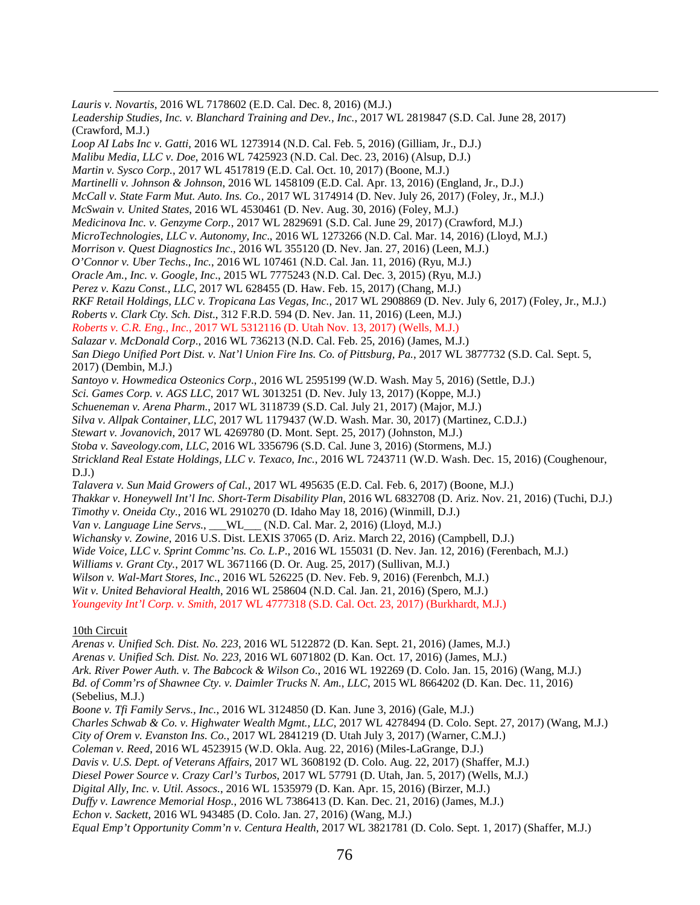*Lauris v. Novartis*, 2016 WL 7178602 (E.D. Cal. Dec. 8, 2016) (M.J.)
*Leadership Studies, Inc. v. Blanchard Training and Dev., Inc.*, 2017 WL 2819847 (S.D. Cal. June 28, 2017) (Crawford, M.J.)
*Loop AI Labs Inc v. Gatti*, 2016 WL 1273914 (N.D. Cal. Feb. 5, 2016) (Gilliam, Jr., D.J.)
*Malibu Media, LLC v. Doe*, 2016 WL 7425923 (N.D. Cal. Dec. 23, 2016) (Alsup, D.J.)
*Martin v. Sysco Corp.*, 2017 WL 4517819 (E.D. Cal. Oct. 10, 2017) (Boone, M.J.)
*Martinelli v. Johnson & Johnson*, 2016 WL 1458109 (E.D. Cal. Apr. 13, 2016) (England, Jr., D.J.)
*McCall v. State Farm Mut. Auto. Ins. Co.*, 2017 WL 3174914 (D. Nev. July 26, 2017) (Foley, Jr., M.J.)
*McSwain v. United States*, 2016 WL 4530461 (D. Nev. Aug. 30, 2016) (Foley, M.J.)
*Medicinova Inc. v. Genzyme Corp.*, 2017 WL 2829691 (S.D. Cal. June 29, 2017) (Crawford, M.J.)
*MicroTechnologies, LLC v. Autonomy, Inc*., 2016 WL 1273266 (N.D. Cal. Mar. 14, 2016) (Lloyd, M.J.)
*Morrison v. Quest Diagnostics Inc*., 2016 WL 355120 (D. Nev. Jan. 27, 2016) (Leen, M.J.)
*O'Connor v. Uber Techs., Inc.*, 2016 WL 107461 (N.D. Cal. Jan. 11, 2016) (Ryu, M.J.)
*Oracle Am., Inc. v. Google, Inc*., 2015 WL 7775243 (N.D. Cal. Dec. 3, 2015) (Ryu, M.J.)
*Perez v. Kazu Const., LLC*, 2017 WL 628455 (D. Haw. Feb. 15, 2017) (Chang, M.J.)
*RKF Retail Holdings, LLC v. Tropicana Las Vegas, Inc.*, 2017 WL 2908869 (D. Nev. July 6, 2017) (Foley, Jr., M.J.)
*Roberts v. Clark Cty. Sch. Dist*., 312 F.R.D. 594 (D. Nev. Jan. 11, 2016) (Leen, M.J.)
*Roberts v. C.R. Eng., Inc.*, 2017 WL 5312116 (D. Utah Nov. 13, 2017) (Wells, M.J.)
*Salazar v. McDonald Corp*., 2016 WL 736213 (N.D. Cal. Feb. 25, 2016) (James, M.J.)
*San Diego Unified Port Dist. v. Nat'l Union Fire Ins. Co. of Pittsburg, Pa.*, 2017 WL 3877732 (S.D. Cal. Sept. 5, 2017) (Dembin, M.J.)
*Santoyo v. Howmedica Osteonics Corp*., 2016 WL 2595199 (W.D. Wash. May 5, 2016) (Settle, D.J.)
*Sci. Games Corp. v. AGS LLC*, 2017 WL 3013251 (D. Nev. July 13, 2017) (Koppe, M.J.)
*Schueneman v. Arena Pharm.*, 2017 WL 3118739 (S.D. Cal. July 21, 2017) (Major, M.J.)
*Silva v. Allpak Container, LLC*, 2017 WL 1179437 (W.D. Wash. Mar. 30, 2017) (Martinez, C.D.J.)
*Stewart v. Jovanovich*, 2017 WL 4269780 (D. Mont. Sept. 25, 2017) (Johnston, M.J.)
*Stoba v. Saveology.com, LLC*, 2016 WL 3356796 (S.D. Cal. June 3, 2016) (Stormens, M.J.)
*Strickland Real Estate Holdings, LLC v. Texaco, Inc.*, 2016 WL 7243711 (W.D. Wash. Dec. 15, 2016) (Coughenour, D.J.)
*Talavera v. Sun Maid Growers of Cal.*, 2017 WL 495635 (E.D. Cal. Feb. 6, 2017) (Boone, M.J.)
*Thakkar v. Honeywell Int'l Inc. Short-Term Disability Plan*, 2016 WL 6832708 (D. Ariz. Nov. 21, 2016) (Tuchi, D.J.)
*Timothy v. Oneida Cty.*, 2016 WL 2910270 (D. Idaho May 18, 2016) (Winmill, D.J.)
*Van v. Language Line Servs.*, ___WL___ (N.D. Cal. Mar. 2, 2016) (Lloyd, M.J.)
*Wichansky v. Zowine*, 2016 U.S. Dist. LEXIS 37065 (D. Ariz. March 22, 2016) (Campbell, D.J.)
*Wide Voice, LLC v. Sprint Commc'ns. Co. L.P*., 2016 WL 155031 (D. Nev. Jan. 12, 2016) (Ferenbach, M.J.)
*Williams v. Grant Cty.*, 2017 WL 3671166 (D. Or. Aug. 25, 2017) (Sullivan, M.J.)
*Wilson v. Wal-Mart Stores, Inc*., 2016 WL 526225 (D. Nev. Feb. 9, 2016) (Ferenbch, M.J.)
*Wit v. United Behavioral Health*, 2016 WL 258604 (N.D. Cal. Jan. 21, 2016) (Spero, M.J.)
*Youngevity Int'l Corp. v. Smith*, 2017 WL 4777318 (S.D. Cal. Oct. 23, 2017) (Burkhardt, M.J.)

10th Circuit

*Arenas v. Unified Sch. Dist. No. 223*, 2016 WL 5122872 (D. Kan. Sept. 21, 2016) (James, M.J.)
*Arenas v. Unified Sch. Dist. No. 223*, 2016 WL 6071802 (D. Kan. Oct. 17, 2016) (James, M.J.)
*Ark. River Power Auth. v. The Babcock & Wilson Co*., 2016 WL 192269 (D. Colo. Jan. 15, 2016) (Wang, M.J.)
*Bd. of Comm'rs of Shawnee Cty. v. Daimler Trucks N. Am., LLC*, 2015 WL 8664202 (D. Kan. Dec. 11, 2016) (Sebelius, M.J.)
*Boone v. Tfi Family Servs., Inc.*, 2016 WL 3124850 (D. Kan. June 3, 2016) (Gale, M.J.)
*Charles Schwab & Co. v. Highwater Wealth Mgmt., LLC*, 2017 WL 4278494 (D. Colo. Sept. 27, 2017) (Wang, M.J.)
*City of Orem v. Evanston Ins. Co.*, 2017 WL 2841219 (D. Utah July 3, 2017) (Warner, C.M.J.)
*Coleman v. Reed*, 2016 WL 4523915 (W.D. Okla. Aug. 22, 2016) (Miles-LaGrange, D.J.)
*Davis v. U.S. Dept. of Veterans Affairs*, 2017 WL 3608192 (D. Colo. Aug. 22, 2017) (Shaffer, M.J.)
*Diesel Power Source v. Crazy Carl's Turbos*, 2017 WL 57791 (D. Utah, Jan. 5, 2017) (Wells, M.J.)
*Digital Ally, Inc. v. Util. Assocs.*, 2016 WL 1535979 (D. Kan. Apr. 15, 2016) (Birzer, M.J.)
*Duffy v. Lawrence Memorial Hosp.*, 2016 WL 7386413 (D. Kan. Dec. 21, 2016) (James, M.J.)
*Echon v. Sackett*, 2016 WL 943485 (D. Colo. Jan. 27, 2016) (Wang, M.J.)
*Equal Emp't Opportunity Comm'n v. Centura Health*, 2017 WL 3821781 (D. Colo. Sept. 1, 2017) (Shaffer, M.J.)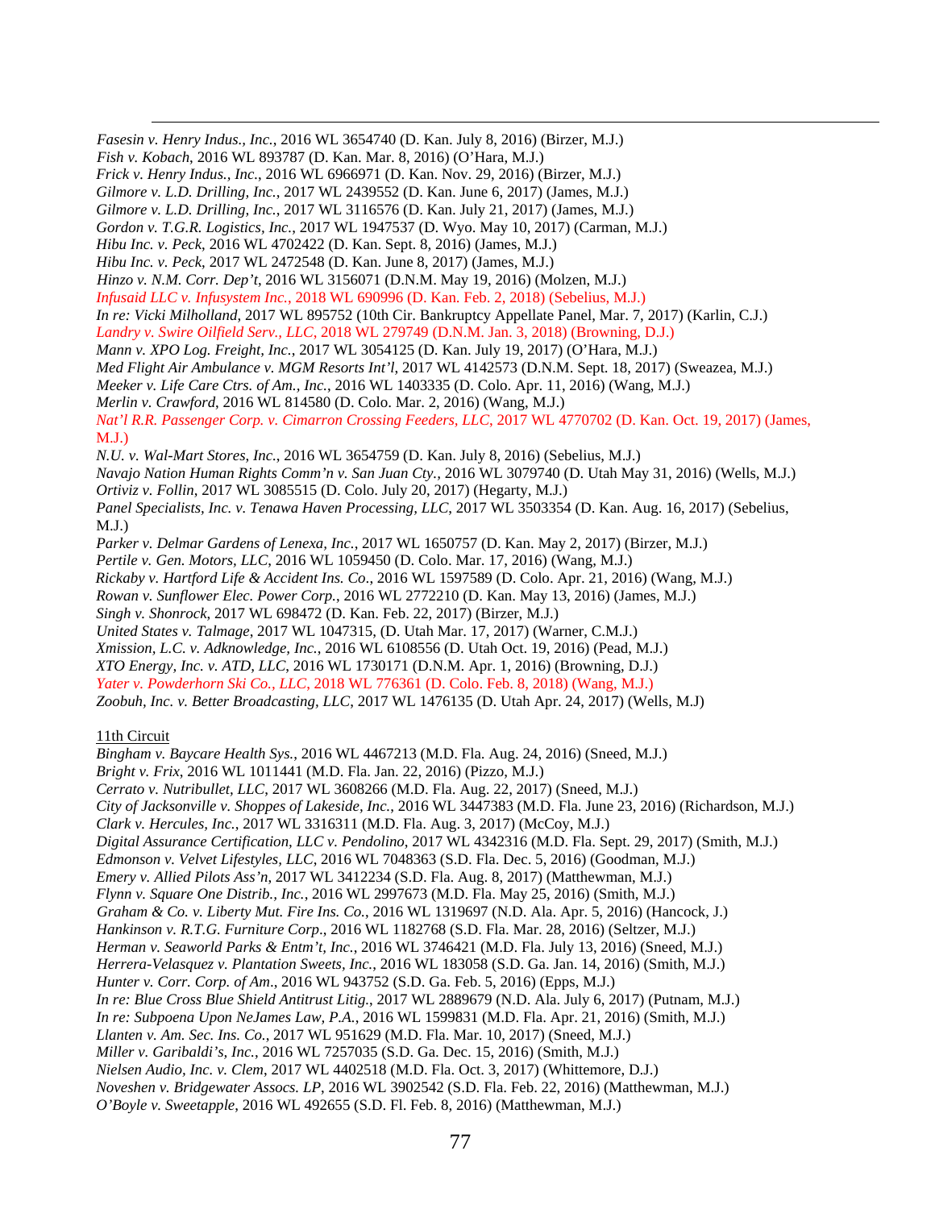*Fasesin v. Henry Indus., Inc.*, 2016 WL 3654740 (D. Kan. July 8, 2016) (Birzer, M.J.)
*Fish v. Kobach*, 2016 WL 893787 (D. Kan. Mar. 8, 2016) (O'Hara, M.J.)
*Frick v. Henry Indus., Inc.*, 2016 WL 6966971 (D. Kan. Nov. 29, 2016) (Birzer, M.J.)
*Gilmore v. L.D. Drilling, Inc.*, 2017 WL 2439552 (D. Kan. June 6, 2017) (James, M.J.)
*Gilmore v. L.D. Drilling, Inc.*, 2017 WL 3116576 (D. Kan. July 21, 2017) (James, M.J.)
*Gordon v. T.G.R. Logistics, Inc.*, 2017 WL 1947537 (D. Wyo. May 10, 2017) (Carman, M.J.)
*Hibu Inc. v. Peck*, 2016 WL 4702422 (D. Kan. Sept. 8, 2016) (James, M.J.)
*Hibu Inc. v. Peck*, 2017 WL 2472548 (D. Kan. June 8, 2017) (James, M.J.)
*Hinzo v. N.M. Corr. Dep't*, 2016 WL 3156071 (D.N.M. May 19, 2016) (Molzen, M.J.)
*Infusaid LLC v. Infusystem Inc.*, 2018 WL 690996 (D. Kan. Feb. 2, 2018) (Sebelius, M.J.)
*In re: Vicki Milholland*, 2017 WL 895752 (10th Cir. Bankruptcy Appellate Panel, Mar. 7, 2017) (Karlin, C.J.)
*Landry v. Swire Oilfield Serv., LLC*, 2018 WL 279749 (D.N.M. Jan. 3, 2018) (Browning, D.J.)
*Mann v. XPO Log. Freight, Inc.*, 2017 WL 3054125 (D. Kan. July 19, 2017) (O'Hara, M.J.)
*Med Flight Air Ambulance v. MGM Resorts Int'l*, 2017 WL 4142573 (D.N.M. Sept. 18, 2017) (Sweazea, M.J.)
*Meeker v. Life Care Ctrs. of Am., Inc.*, 2016 WL 1403335 (D. Colo. Apr. 11, 2016) (Wang, M.J.)
*Merlin v. Crawford*, 2016 WL 814580 (D. Colo. Mar. 2, 2016) (Wang, M.J.)
*Nat'l R.R. Passenger Corp. v. Cimarron Crossing Feeders, LLC*, 2017 WL 4770702 (D. Kan. Oct. 19, 2017) (James, M.J.)
*N.U. v. Wal-Mart Stores, Inc.*, 2016 WL 3654759 (D. Kan. July 8, 2016) (Sebelius, M.J.)
*Navajo Nation Human Rights Comm'n v. San Juan Cty.*, 2016 WL 3079740 (D. Utah May 31, 2016) (Wells, M.J.)
*Ortiviz v. Follin*, 2017 WL 3085515 (D. Colo. July 20, 2017) (Hegarty, M.J.)
*Panel Specialists, Inc. v. Tenawa Haven Processing, LLC*, 2017 WL 3503354 (D. Kan. Aug. 16, 2017) (Sebelius, M.J.)
*Parker v. Delmar Gardens of Lenexa, Inc.*, 2017 WL 1650757 (D. Kan. May 2, 2017) (Birzer, M.J.)
*Pertile v. Gen. Motors, LLC*, 2016 WL 1059450 (D. Colo. Mar. 17, 2016) (Wang, M.J.)
*Rickaby v. Hartford Life & Accident Ins. Co.*, 2016 WL 1597589 (D. Colo. Apr. 21, 2016) (Wang, M.J.)
*Rowan v. Sunflower Elec. Power Corp.*, 2016 WL 2772210 (D. Kan. May 13, 2016) (James, M.J.)
*Singh v. Shonrock*, 2017 WL 698472 (D. Kan. Feb. 22, 2017) (Birzer, M.J.)
*United States v. Talmage*, 2017 WL 1047315, (D. Utah Mar. 17, 2017) (Warner, C.M.J.)
*Xmission, L.C. v. Adknowledge, Inc.*, 2016 WL 6108556 (D. Utah Oct. 19, 2016) (Pead, M.J.)
*XTO Energy, Inc. v. ATD, LLC*, 2016 WL 1730171 (D.N.M. Apr. 1, 2016) (Browning, D.J.)
*Yater v. Powderhorn Ski Co., LLC*, 2018 WL 776361 (D. Colo. Feb. 8, 2018) (Wang, M.J.)
*Zoobuh, Inc. v. Better Broadcasting, LLC*, 2017 WL 1476135 (D. Utah Apr. 24, 2017) (Wells, M.J)

11th Circuit

*Bingham v. Baycare Health Sys.*, 2016 WL 4467213 (M.D. Fla. Aug. 24, 2016) (Sneed, M.J.)
*Bright v. Frix*, 2016 WL 1011441 (M.D. Fla. Jan. 22, 2016) (Pizzo, M.J.)
*Cerrato v. Nutribullet, LLC*, 2017 WL 3608266 (M.D. Fla. Aug. 22, 2017) (Sneed, M.J.)
*City of Jacksonville v. Shoppes of Lakeside, Inc.*, 2016 WL 3447383 (M.D. Fla. June 23, 2016) (Richardson, M.J.)
*Clark v. Hercules, Inc.*, 2017 WL 3316311 (M.D. Fla. Aug. 3, 2017) (McCoy, M.J.)
*Digital Assurance Certification, LLC v. Pendolino*, 2017 WL 4342316 (M.D. Fla. Sept. 29, 2017) (Smith, M.J.)
*Edmonson v. Velvet Lifestyles, LLC*, 2016 WL 7048363 (S.D. Fla. Dec. 5, 2016) (Goodman, M.J.)
*Emery v. Allied Pilots Ass'n*, 2017 WL 3412234 (S.D. Fla. Aug. 8, 2017) (Matthewman, M.J.)
*Flynn v. Square One Distrib., Inc.*, 2016 WL 2997673 (M.D. Fla. May 25, 2016) (Smith, M.J.)
*Graham & Co. v. Liberty Mut. Fire Ins. Co.*, 2016 WL 1319697 (N.D. Ala. Apr. 5, 2016) (Hancock, J.)
*Hankinson v. R.T.G. Furniture Corp.*, 2016 WL 1182768 (S.D. Fla. Mar. 28, 2016) (Seltzer, M.J.)
*Herman v. Seaworld Parks & Entm't, Inc.*, 2016 WL 3746421 (M.D. Fla. July 13, 2016) (Sneed, M.J.)
*Herrera-Velasquez v. Plantation Sweets, Inc.*, 2016 WL 183058 (S.D. Ga. Jan. 14, 2016) (Smith, M.J.)
*Hunter v. Corr. Corp. of Am.*, 2016 WL 943752 (S.D. Ga. Feb. 5, 2016) (Epps, M.J.)
*In re: Blue Cross Blue Shield Antitrust Litig.*, 2017 WL 2889679 (N.D. Ala. July 6, 2017) (Putnam, M.J.)
*In re: Subpoena Upon NeJames Law, P.A.*, 2016 WL 1599831 (M.D. Fla. Apr. 21, 2016) (Smith, M.J.)
*Llanten v. Am. Sec. Ins. Co.*, 2017 WL 951629 (M.D. Fla. Mar. 10, 2017) (Sneed, M.J.)
*Miller v. Garibaldi's, Inc.*, 2016 WL 7257035 (S.D. Ga. Dec. 15, 2016) (Smith, M.J.)
*Nielsen Audio, Inc. v. Clem*, 2017 WL 4402518 (M.D. Fla. Oct. 3, 2017) (Whittemore, D.J.)
*Noveshen v. Bridgewater Assocs. LP*, 2016 WL 3902542 (S.D. Fla. Feb. 22, 2016) (Matthewman, M.J.)
*O'Boyle v. Sweetapple*, 2016 WL 492655 (S.D. Fl. Feb. 8, 2016) (Matthewman, M.J.)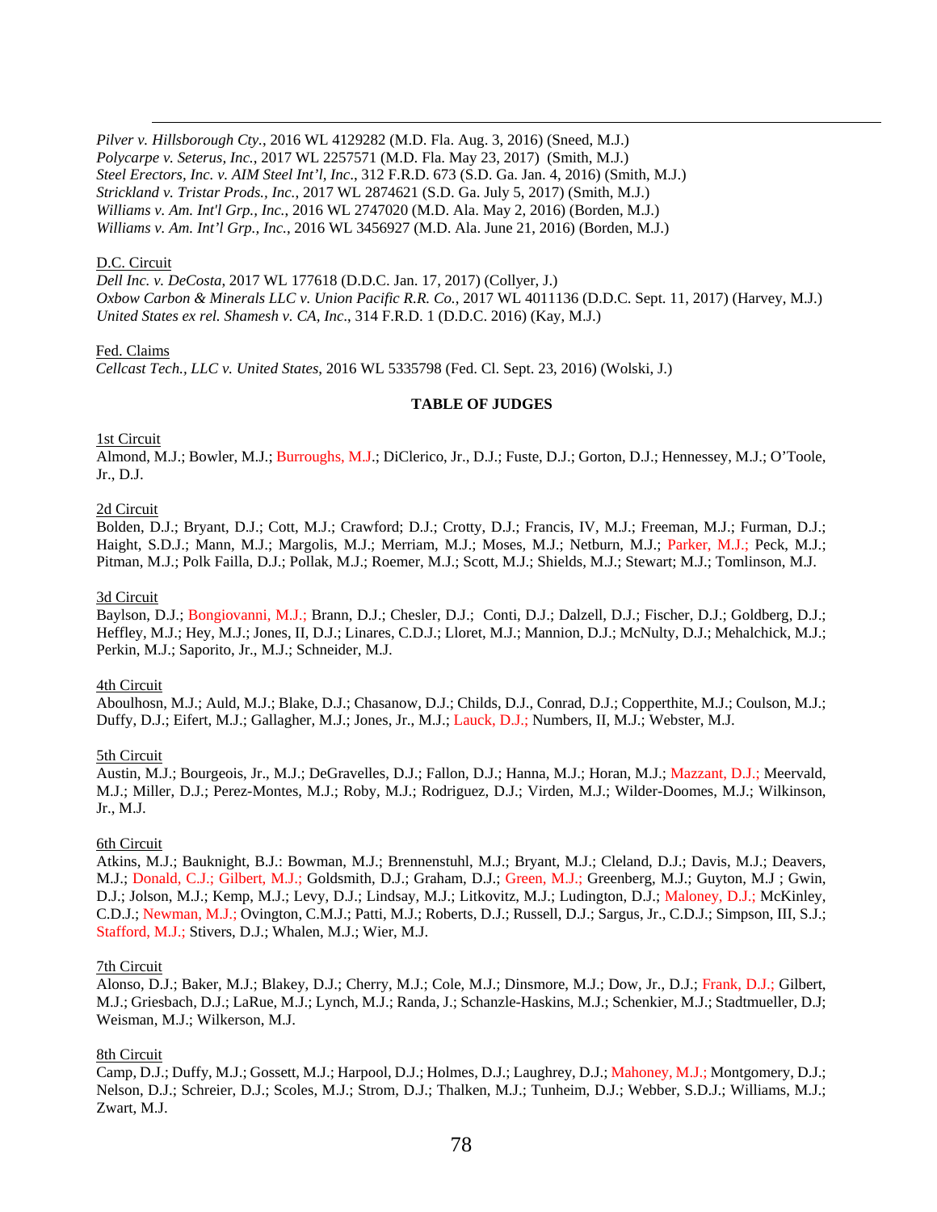*Pilver v. Hillsborough Cty.*, 2016 WL 4129282 (M.D. Fla. Aug. 3, 2016) (Sneed, M.J.)
*Polycarpe v. Seterus, Inc.*, 2017 WL 2257571 (M.D. Fla. May 23, 2017) (Smith, M.J.)
*Steel Erectors, Inc. v. AIM Steel Int'l, Inc*., 312 F.R.D. 673 (S.D. Ga. Jan. 4, 2016) (Smith, M.J.)
*Strickland v. Tristar Prods., Inc.*, 2017 WL 2874621 (S.D. Ga. July 5, 2017) (Smith, M.J.)
*Williams v. Am. Int'l Grp., Inc.*, 2016 WL 2747020 (M.D. Ala. May 2, 2016) (Borden, M.J.)
*Williams v. Am. Int'l Grp., Inc.*, 2016 WL 3456927 (M.D. Ala. June 21, 2016) (Borden, M.J.)

D.C. Circuit
*Dell Inc. v. DeCosta*, 2017 WL 177618 (D.D.C. Jan. 17, 2017) (Collyer, J.)
*Oxbow Carbon & Minerals LLC v. Union Pacific R.R. Co.*, 2017 WL 4011136 (D.D.C. Sept. 11, 2017) (Harvey, M.J.)
*United States ex rel. Shamesh v. CA, Inc*., 314 F.R.D. 1 (D.D.C. 2016) (Kay, M.J.)

Fed. Claims
*Cellcast Tech., LLC v. United States*, 2016 WL 5335798 (Fed. Cl. Sept. 23, 2016) (Wolski, J.)

## TABLE OF JUDGES

1st Circuit
Almond, M.J.; Bowler, M.J.; Burroughs, M.J.; DiClerico, Jr., D.J.; Fuste, D.J.; Gorton, D.J.; Hennessey, M.J.; O'Toole, Jr., D.J.

2d Circuit
Bolden, D.J.; Bryant, D.J.; Cott, M.J.; Crawford; D.J.; Crotty, D.J.; Francis, IV, M.J.; Freeman, M.J.; Furman, D.J.; Haight, S.D.J.; Mann, M.J.; Margolis, M.J.; Merriam, M.J.; Moses, M.J.; Netburn, M.J.; Parker, M.J.; Peck, M.J.; Pitman, M.J.; Polk Failla, D.J.; Pollak, M.J.; Roemer, M.J.; Scott, M.J.; Shields, M.J.; Stewart; M.J.; Tomlinson, M.J.

3d Circuit
Baylson, D.J.; Bongiovanni, M.J.; Brann, D.J.; Chesler, D.J.; Conti, D.J.; Dalzell, D.J.; Fischer, D.J.; Goldberg, D.J.; Heffley, M.J.; Hey, M.J.; Jones, II, D.J.; Linares, C.D.J.; Lloret, M.J.; Mannion, D.J.; McNulty, D.J.; Mehalchick, M.J.; Perkin, M.J.; Saporito, Jr., M.J.; Schneider, M.J.

4th Circuit
Aboulhosn, M.J.; Auld, M.J.; Blake, D.J.; Chasanow, D.J.; Childs, D.J., Conrad, D.J.; Copperthite, M.J.; Coulson, M.J.; Duffy, D.J.; Eifert, M.J.; Gallagher, M.J.; Jones, Jr., M.J.; Lauck, D.J.; Numbers, II, M.J.; Webster, M.J.

5th Circuit
Austin, M.J.; Bourgeois, Jr., M.J.; DeGravelles, D.J.; Fallon, D.J.; Hanna, M.J.; Horan, M.J.; Mazzant, D.J.; Meervald, M.J.; Miller, D.J.; Perez-Montes, M.J.; Roby, M.J.; Rodriguez, D.J.; Virden, M.J.; Wilder-Doomes, M.J.; Wilkinson, Jr., M.J.

6th Circuit
Atkins, M.J.; Bauknight, B.J.: Bowman, M.J.; Brennenstuhl, M.J.; Bryant, M.J.; Cleland, D.J.; Davis, M.J.; Deavers, M.J.; Donald, C.J.; Gilbert, M.J.; Goldsmith, D.J.; Graham, D.J.; Green, M.J.; Greenberg, M.J.; Guyton, M.J ; Gwin, D.J.; Jolson, M.J.; Kemp, M.J.; Levy, D.J.; Lindsay, M.J.; Litkovitz, M.J.; Ludington, D.J.; Maloney, D.J.; McKinley, C.D.J.; Newman, M.J.; Ovington, C.M.J.; Patti, M.J.; Roberts, D.J.; Russell, D.J.; Sargus, Jr., C.D.J.; Simpson, III, S.J.; Stafford, M.J.; Stivers, D.J.; Whalen, M.J.; Wier, M.J.

7th Circuit
Alonso, D.J.; Baker, M.J.; Blakey, D.J.; Cherry, M.J.; Cole, M.J.; Dinsmore, M.J.; Dow, Jr., D.J.; Frank, D.J.; Gilbert, M.J.; Griesbach, D.J.; LaRue, M.J.; Lynch, M.J.; Randa, J.; Schanzle-Haskins, M.J.; Schenkier, M.J.; Stadtmueller, D.J; Weisman, M.J.; Wilkerson, M.J.

8th Circuit
Camp, D.J.; Duffy, M.J.; Gossett, M.J.; Harpool, D.J.; Holmes, D.J.; Laughrey, D.J.; Mahoney, M.J.; Montgomery, D.J.; Nelson, D.J.; Schreier, D.J.; Scoles, M.J.; Strom, D.J.; Thalken, M.J.; Tunheim, D.J.; Webber, S.D.J.; Williams, M.J.; Zwart, M.J.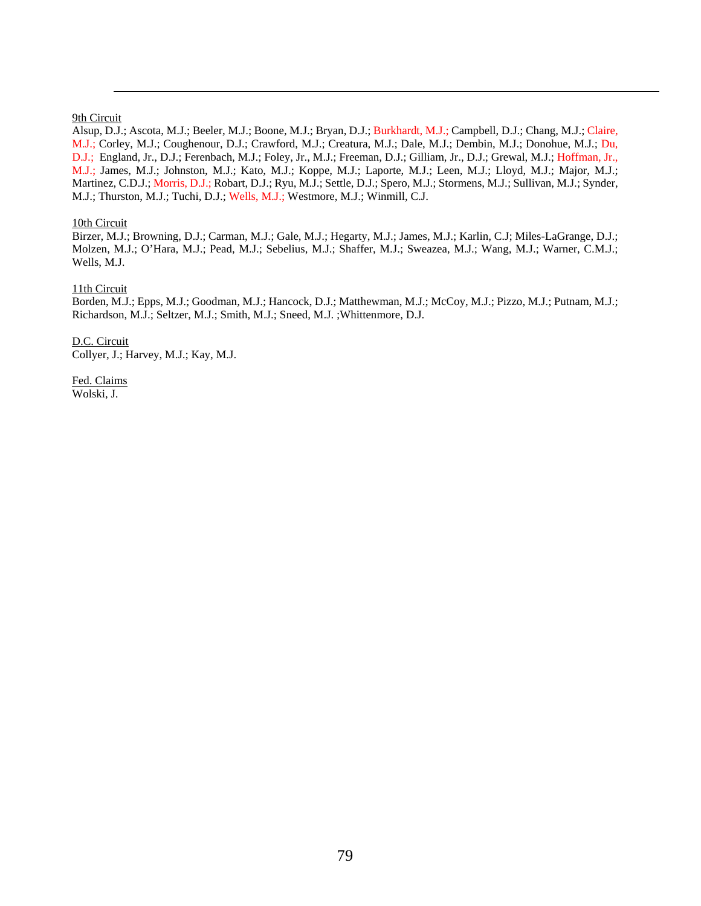9th Circuit

Alsup, D.J.; Ascota, M.J.; Beeler, M.J.; Boone, M.J.; Bryan, D.J.; Burkhardt, M.J.; Campbell, D.J.; Chang, M.J.; Claire, M.J.; Corley, M.J.; Coughenour, D.J.; Crawford, M.J.; Creatura, M.J.; Dale, M.J.; Dembin, M.J.; Donohue, M.J.; Du, D.J.; England, Jr., D.J.; Ferenbach, M.J.; Foley, Jr., M.J.; Freeman, D.J.; Gilliam, Jr., D.J.; Grewal, M.J.; Hoffman, Jr., M.J.; James, M.J.; Johnston, M.J.; Kato, M.J.; Koppe, M.J.; Laporte, M.J.; Leen, M.J.; Lloyd, M.J.; Major, M.J.; Martinez, C.D.J.; Morris, D.J.; Robart, D.J.; Ryu, M.J.; Settle, D.J.; Spero, M.J.; Stormens, M.J.; Sullivan, M.J.; Synder, M.J.; Thurston, M.J.; Tuchi, D.J.; Wells, M.J.; Westmore, M.J.; Winmill, C.J.

10th Circuit

Birzer, M.J.; Browning, D.J.; Carman, M.J.; Gale, M.J.; Hegarty, M.J.; James, M.J.; Karlin, C.J; Miles-LaGrange, D.J.; Molzen, M.J.; O'Hara, M.J.; Pead, M.J.; Sebelius, M.J.; Shaffer, M.J.; Sweazea, M.J.; Wang, M.J.; Warner, C.M.J.; Wells, M.J.

11th Circuit

Borden, M.J.; Epps, M.J.; Goodman, M.J.; Hancock, D.J.; Matthewman, M.J.; McCoy, M.J.; Pizzo, M.J.; Putnam, M.J.; Richardson, M.J.; Seltzer, M.J.; Smith, M.J.; Sneed, M.J. ;Whittenmore, D.J.

D.C. Circuit

Collyer, J.; Harvey, M.J.; Kay, M.J.

Fed. Claims

Wolski, J.